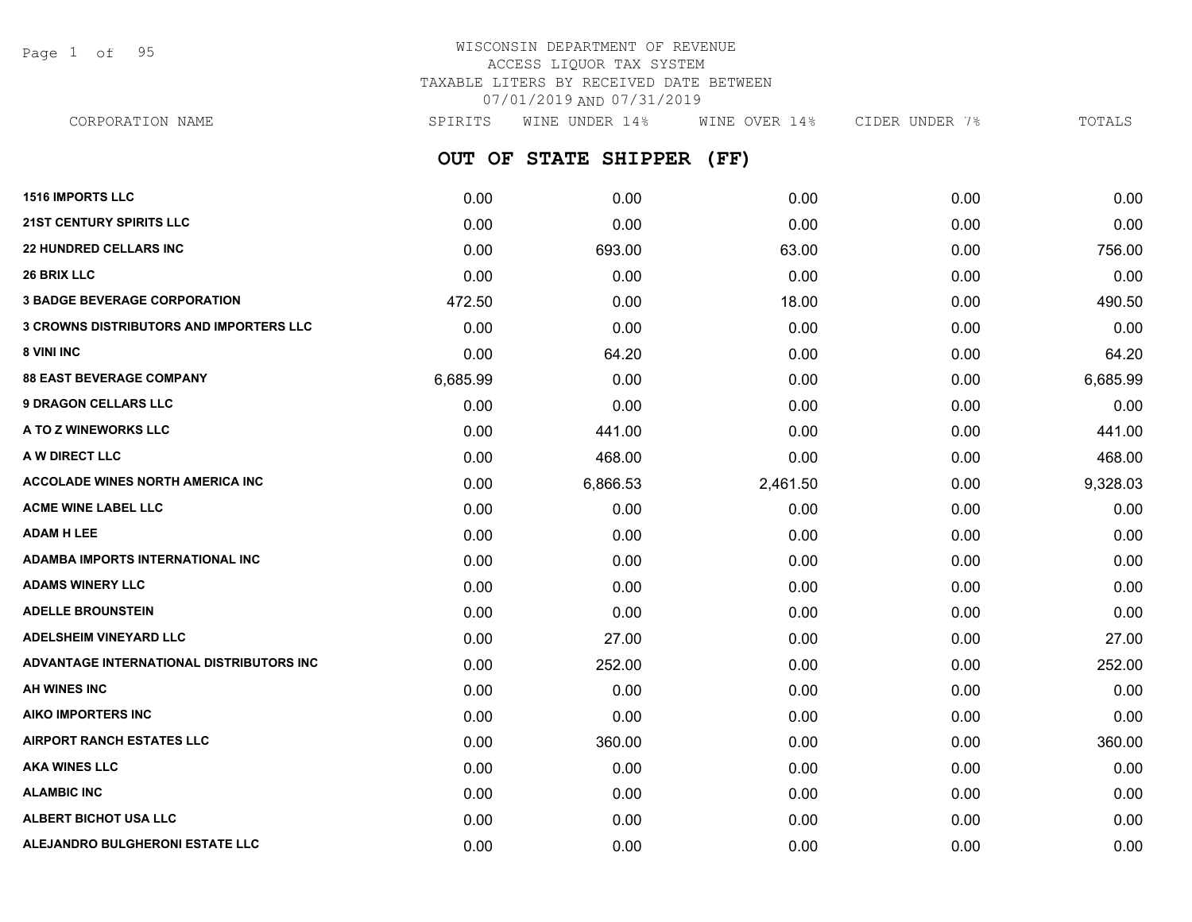WISCONSIN DEPARTMENT OF REVENUE
ACCESS LIQUOR TAX SYSTEM
TAXABLE LITERS BY RECEIVED DATE BETWEEN
07/01/2019 AND 07/31/2019

## OUT OF STATE SHIPPER (FF)

| CORPORATION NAME | SPIRITS | WINE UNDER 14% | WINE OVER 14% | CIDER UNDER 7% | TOTALS |
|---|---|---|---|---|---|
| 1516 IMPORTS LLC | 0.00 | 0.00 | 0.00 | 0.00 | 0.00 |
| 21ST CENTURY SPIRITS LLC | 0.00 | 0.00 | 0.00 | 0.00 | 0.00 |
| 22 HUNDRED CELLARS INC | 0.00 | 693.00 | 63.00 | 0.00 | 756.00 |
| 26 BRIX LLC | 0.00 | 0.00 | 0.00 | 0.00 | 0.00 |
| 3 BADGE BEVERAGE CORPORATION | 472.50 | 0.00 | 18.00 | 0.00 | 490.50 |
| 3 CROWNS DISTRIBUTORS AND IMPORTERS LLC | 0.00 | 0.00 | 0.00 | 0.00 | 0.00 |
| 8 VINI INC | 0.00 | 64.20 | 0.00 | 0.00 | 64.20 |
| 88 EAST BEVERAGE COMPANY | 6,685.99 | 0.00 | 0.00 | 0.00 | 6,685.99 |
| 9 DRAGON CELLARS LLC | 0.00 | 0.00 | 0.00 | 0.00 | 0.00 |
| A TO Z WINEWORKS LLC | 0.00 | 441.00 | 0.00 | 0.00 | 441.00 |
| A W DIRECT LLC | 0.00 | 468.00 | 0.00 | 0.00 | 468.00 |
| ACCOLADE WINES NORTH AMERICA INC | 0.00 | 6,866.53 | 2,461.50 | 0.00 | 9,328.03 |
| ACME WINE LABEL LLC | 0.00 | 0.00 | 0.00 | 0.00 | 0.00 |
| ADAM H LEE | 0.00 | 0.00 | 0.00 | 0.00 | 0.00 |
| ADAMBA IMPORTS INTERNATIONAL INC | 0.00 | 0.00 | 0.00 | 0.00 | 0.00 |
| ADAMS WINERY LLC | 0.00 | 0.00 | 0.00 | 0.00 | 0.00 |
| ADELLE BROUNSTEIN | 0.00 | 0.00 | 0.00 | 0.00 | 0.00 |
| ADELSHEIM VINEYARD LLC | 0.00 | 27.00 | 0.00 | 0.00 | 27.00 |
| ADVANTAGE INTERNATIONAL DISTRIBUTORS INC | 0.00 | 252.00 | 0.00 | 0.00 | 252.00 |
| AH WINES INC | 0.00 | 0.00 | 0.00 | 0.00 | 0.00 |
| AIKO IMPORTERS INC | 0.00 | 0.00 | 0.00 | 0.00 | 0.00 |
| AIRPORT RANCH ESTATES LLC | 0.00 | 360.00 | 0.00 | 0.00 | 360.00 |
| AKA WINES LLC | 0.00 | 0.00 | 0.00 | 0.00 | 0.00 |
| ALAMBIC INC | 0.00 | 0.00 | 0.00 | 0.00 | 0.00 |
| ALBERT BICHOT USA LLC | 0.00 | 0.00 | 0.00 | 0.00 | 0.00 |
| ALEJANDRO BULGHERONI ESTATE LLC | 0.00 | 0.00 | 0.00 | 0.00 | 0.00 |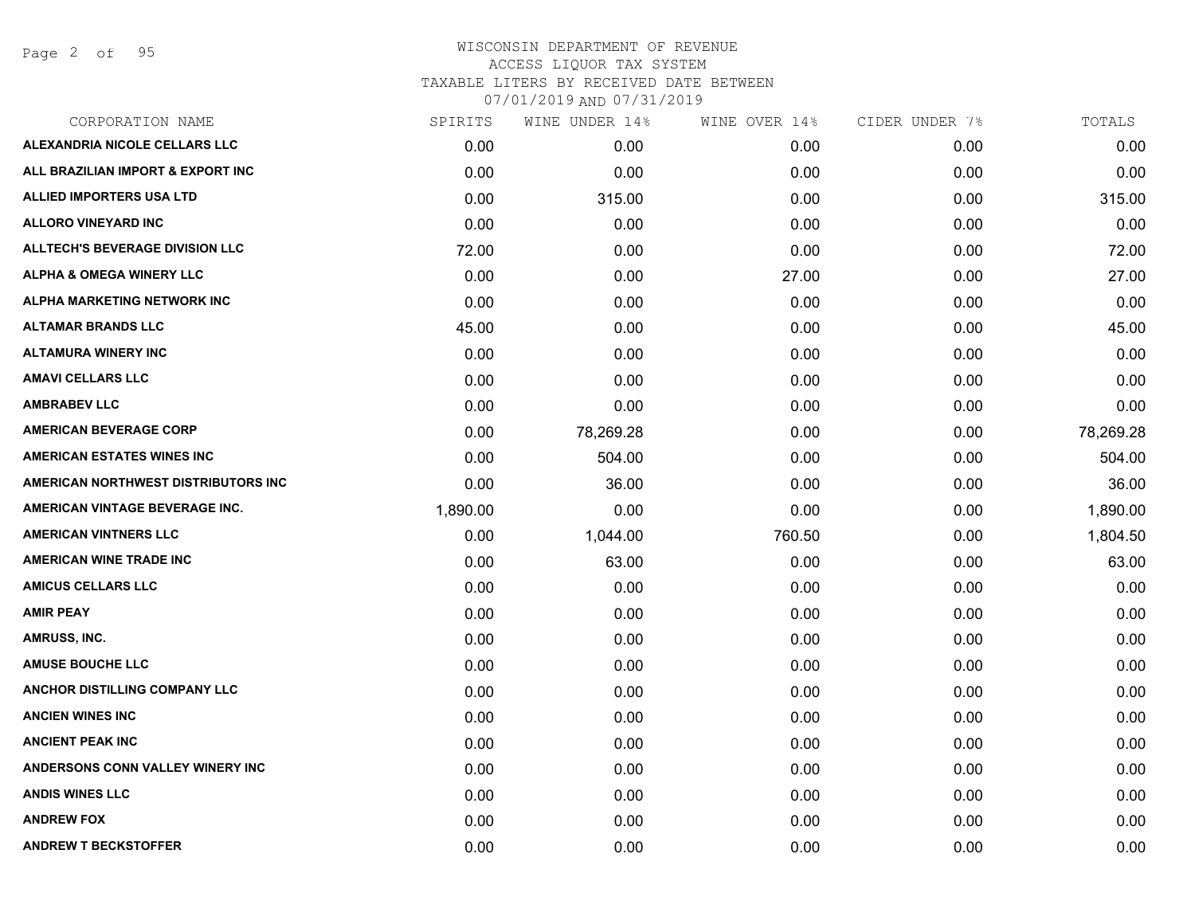# WISCONSIN DEPARTMENT OF REVENUE
## ACCESS LIQUOR TAX SYSTEM
### TAXABLE LITERS BY RECEIVED DATE BETWEEN 07/01/2019 AND 07/31/2019

| CORPORATION NAME | SPIRITS | WINE UNDER 14% | WINE OVER 14% | CIDER UNDER 7% | TOTALS |
|---|---|---|---|---|---|
| ALEXANDRIA NICOLE CELLARS LLC | 0.00 | 0.00 | 0.00 | 0.00 | 0.00 |
| ALL BRAZILIAN IMPORT & EXPORT INC | 0.00 | 0.00 | 0.00 | 0.00 | 0.00 |
| ALLIED IMPORTERS USA LTD | 0.00 | 315.00 | 0.00 | 0.00 | 315.00 |
| ALLORO VINEYARD INC | 0.00 | 0.00 | 0.00 | 0.00 | 0.00 |
| ALLTECH'S BEVERAGE DIVISION LLC | 72.00 | 0.00 | 0.00 | 0.00 | 72.00 |
| ALPHA & OMEGA WINERY LLC | 0.00 | 0.00 | 27.00 | 0.00 | 27.00 |
| ALPHA MARKETING NETWORK INC | 0.00 | 0.00 | 0.00 | 0.00 | 0.00 |
| ALTAMAR BRANDS LLC | 45.00 | 0.00 | 0.00 | 0.00 | 45.00 |
| ALTAMURA WINERY INC | 0.00 | 0.00 | 0.00 | 0.00 | 0.00 |
| AMAVI CELLARS LLC | 0.00 | 0.00 | 0.00 | 0.00 | 0.00 |
| AMBRABEV LLC | 0.00 | 0.00 | 0.00 | 0.00 | 0.00 |
| AMERICAN BEVERAGE CORP | 0.00 | 78,269.28 | 0.00 | 0.00 | 78,269.28 |
| AMERICAN ESTATES WINES INC | 0.00 | 504.00 | 0.00 | 0.00 | 504.00 |
| AMERICAN NORTHWEST DISTRIBUTORS INC | 0.00 | 36.00 | 0.00 | 0.00 | 36.00 |
| AMERICAN VINTAGE BEVERAGE INC. | 1,890.00 | 0.00 | 0.00 | 0.00 | 1,890.00 |
| AMERICAN VINTNERS LLC | 0.00 | 1,044.00 | 760.50 | 0.00 | 1,804.50 |
| AMERICAN WINE TRADE INC | 0.00 | 63.00 | 0.00 | 0.00 | 63.00 |
| AMICUS CELLARS LLC | 0.00 | 0.00 | 0.00 | 0.00 | 0.00 |
| AMIR PEAY | 0.00 | 0.00 | 0.00 | 0.00 | 0.00 |
| AMRUSS, INC. | 0.00 | 0.00 | 0.00 | 0.00 | 0.00 |
| AMUSE BOUCHE LLC | 0.00 | 0.00 | 0.00 | 0.00 | 0.00 |
| ANCHOR DISTILLING COMPANY LLC | 0.00 | 0.00 | 0.00 | 0.00 | 0.00 |
| ANCIEN WINES INC | 0.00 | 0.00 | 0.00 | 0.00 | 0.00 |
| ANCIENT PEAK INC | 0.00 | 0.00 | 0.00 | 0.00 | 0.00 |
| ANDERSONS CONN VALLEY WINERY INC | 0.00 | 0.00 | 0.00 | 0.00 | 0.00 |
| ANDIS WINES LLC | 0.00 | 0.00 | 0.00 | 0.00 | 0.00 |
| ANDREW FOX | 0.00 | 0.00 | 0.00 | 0.00 | 0.00 |
| ANDREW T BECKSTOFFER | 0.00 | 0.00 | 0.00 | 0.00 | 0.00 |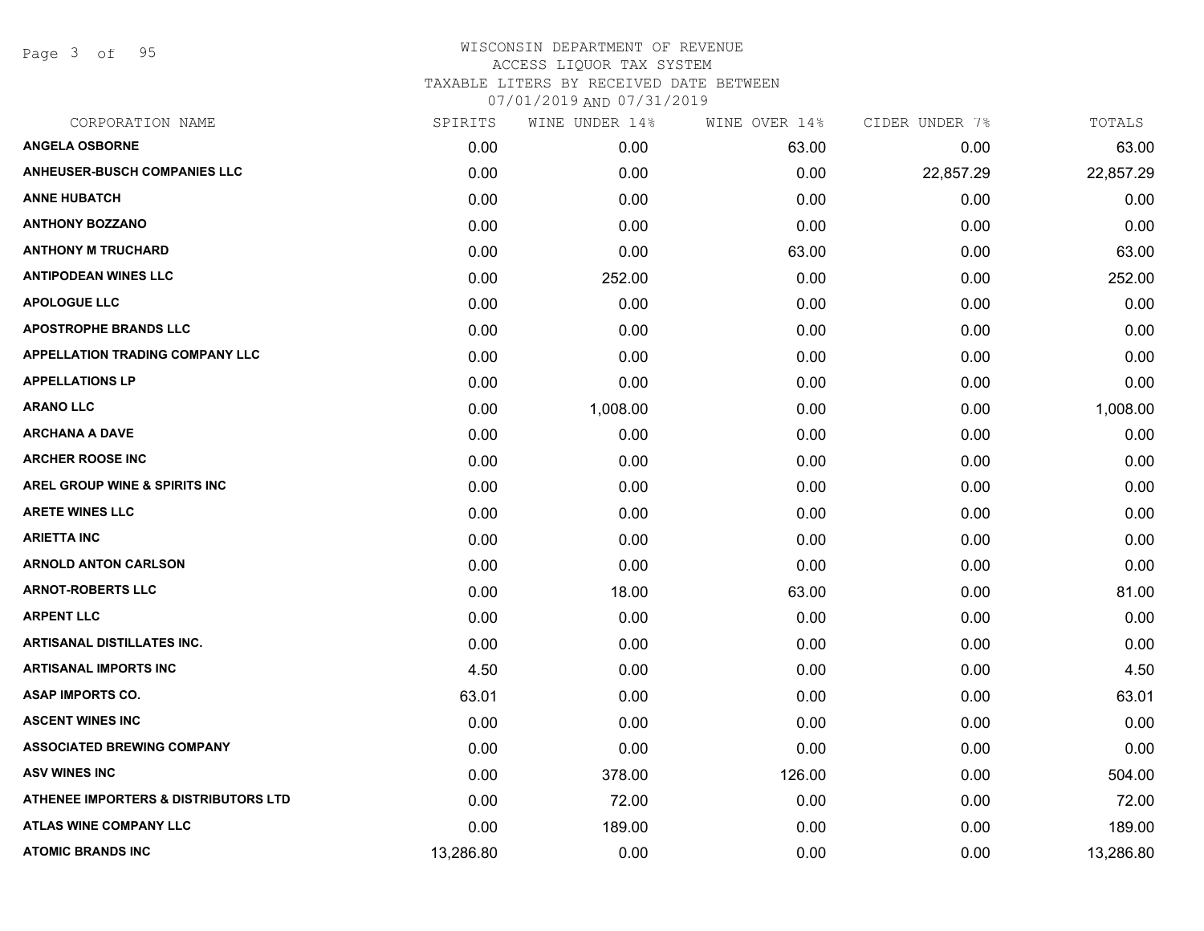# WISCONSIN DEPARTMENT OF REVENUE
## ACCESS LIQUOR TAX SYSTEM
### TAXABLE LITERS BY RECEIVED DATE BETWEEN 07/01/2019 AND 07/31/2019

| CORPORATION NAME | SPIRITS | WINE UNDER 14% | WINE OVER 14% | CIDER UNDER 7% | TOTALS |
|---|---|---|---|---|---|
| ANGELA OSBORNE | 0.00 | 0.00 | 63.00 | 0.00 | 63.00 |
| ANHEUSER-BUSCH COMPANIES LLC | 0.00 | 0.00 | 0.00 | 22,857.29 | 22,857.29 |
| ANNE HUBATCH | 0.00 | 0.00 | 0.00 | 0.00 | 0.00 |
| ANTHONY BOZZANO | 0.00 | 0.00 | 0.00 | 0.00 | 0.00 |
| ANTHONY M TRUCHARD | 0.00 | 0.00 | 63.00 | 0.00 | 63.00 |
| ANTIPODEAN WINES LLC | 0.00 | 252.00 | 0.00 | 0.00 | 252.00 |
| APOLOGUE LLC | 0.00 | 0.00 | 0.00 | 0.00 | 0.00 |
| APOSTROPHE BRANDS LLC | 0.00 | 0.00 | 0.00 | 0.00 | 0.00 |
| APPELLATION TRADING COMPANY LLC | 0.00 | 0.00 | 0.00 | 0.00 | 0.00 |
| APPELLATIONS LP | 0.00 | 0.00 | 0.00 | 0.00 | 0.00 |
| ARANO LLC | 0.00 | 1,008.00 | 0.00 | 0.00 | 1,008.00 |
| ARCHANA A DAVE | 0.00 | 0.00 | 0.00 | 0.00 | 0.00 |
| ARCHER ROOSE INC | 0.00 | 0.00 | 0.00 | 0.00 | 0.00 |
| AREL GROUP WINE & SPIRITS INC | 0.00 | 0.00 | 0.00 | 0.00 | 0.00 |
| ARETE WINES LLC | 0.00 | 0.00 | 0.00 | 0.00 | 0.00 |
| ARIETTA INC | 0.00 | 0.00 | 0.00 | 0.00 | 0.00 |
| ARNOLD ANTON CARLSON | 0.00 | 0.00 | 0.00 | 0.00 | 0.00 |
| ARNOT-ROBERTS LLC | 0.00 | 18.00 | 63.00 | 0.00 | 81.00 |
| ARPENT LLC | 0.00 | 0.00 | 0.00 | 0.00 | 0.00 |
| ARTISANAL DISTILLATES INC. | 0.00 | 0.00 | 0.00 | 0.00 | 0.00 |
| ARTISANAL IMPORTS INC | 4.50 | 0.00 | 0.00 | 0.00 | 4.50 |
| ASAP IMPORTS CO. | 63.01 | 0.00 | 0.00 | 0.00 | 63.01 |
| ASCENT WINES INC | 0.00 | 0.00 | 0.00 | 0.00 | 0.00 |
| ASSOCIATED BREWING COMPANY | 0.00 | 0.00 | 0.00 | 0.00 | 0.00 |
| ASV WINES INC | 0.00 | 378.00 | 126.00 | 0.00 | 504.00 |
| ATHENEE IMPORTERS & DISTRIBUTORS LTD | 0.00 | 72.00 | 0.00 | 0.00 | 72.00 |
| ATLAS WINE COMPANY LLC | 0.00 | 189.00 | 0.00 | 0.00 | 189.00 |
| ATOMIC BRANDS INC | 13,286.80 | 0.00 | 0.00 | 0.00 | 13,286.80 |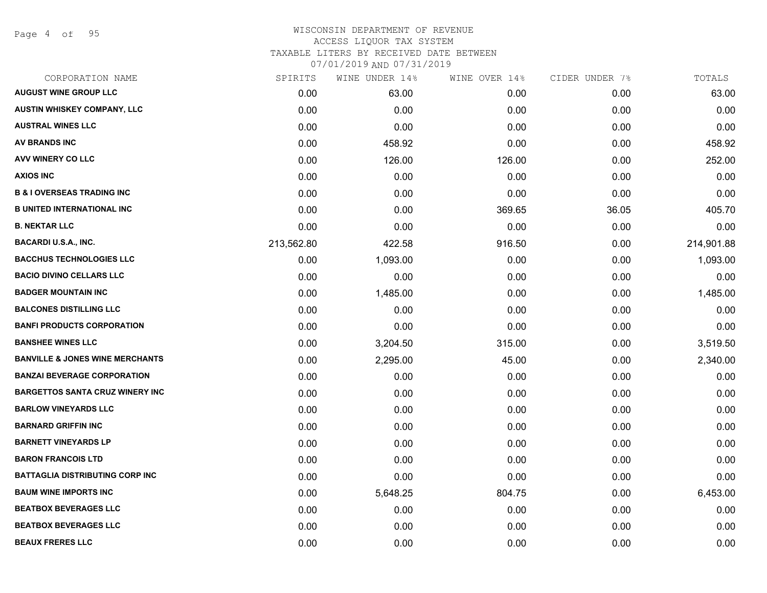# WISCONSIN DEPARTMENT OF REVENUE

ACCESS LIQUOR TAX SYSTEM

TAXABLE LITERS BY RECEIVED DATE BETWEEN

07/01/2019 AND 07/31/2019

| CORPORATION NAME | SPIRITS | WINE UNDER 14% | WINE OVER 14% | CIDER UNDER 7% | TOTALS |
|---|---|---|---|---|---|
| **AUGUST WINE GROUP LLC** | 0.00 | 63.00 | 0.00 | 0.00 | 63.00 |
| **AUSTIN WHISKEY COMPANY, LLC** | 0.00 | 0.00 | 0.00 | 0.00 | 0.00 |
| **AUSTRAL WINES LLC** | 0.00 | 0.00 | 0.00 | 0.00 | 0.00 |
| **AV BRANDS INC** | 0.00 | 458.92 | 0.00 | 0.00 | 458.92 |
| **AVV WINERY CO LLC** | 0.00 | 126.00 | 126.00 | 0.00 | 252.00 |
| **AXIOS INC** | 0.00 | 0.00 | 0.00 | 0.00 | 0.00 |
| **B & I OVERSEAS TRADING INC** | 0.00 | 0.00 | 0.00 | 0.00 | 0.00 |
| **B UNITED INTERNATIONAL INC** | 0.00 | 0.00 | 369.65 | 36.05 | 405.70 |
| **B. NEKTAR LLC** | 0.00 | 0.00 | 0.00 | 0.00 | 0.00 |
| **BACARDI U.S.A., INC.** | 213,562.80 | 422.58 | 916.50 | 0.00 | 214,901.88 |
| **BACCHUS TECHNOLOGIES LLC** | 0.00 | 1,093.00 | 0.00 | 0.00 | 1,093.00 |
| **BACIO DIVINO CELLARS LLC** | 0.00 | 0.00 | 0.00 | 0.00 | 0.00 |
| **BADGER MOUNTAIN INC** | 0.00 | 1,485.00 | 0.00 | 0.00 | 1,485.00 |
| **BALCONES DISTILLING LLC** | 0.00 | 0.00 | 0.00 | 0.00 | 0.00 |
| **BANFI PRODUCTS CORPORATION** | 0.00 | 0.00 | 0.00 | 0.00 | 0.00 |
| **BANSHEE WINES LLC** | 0.00 | 3,204.50 | 315.00 | 0.00 | 3,519.50 |
| **BANVILLE & JONES WINE MERCHANTS** | 0.00 | 2,295.00 | 45.00 | 0.00 | 2,340.00 |
| **BANZAI BEVERAGE CORPORATION** | 0.00 | 0.00 | 0.00 | 0.00 | 0.00 |
| **BARGETTOS SANTA CRUZ WINERY INC** | 0.00 | 0.00 | 0.00 | 0.00 | 0.00 |
| **BARLOW VINEYARDS LLC** | 0.00 | 0.00 | 0.00 | 0.00 | 0.00 |
| **BARNARD GRIFFIN INC** | 0.00 | 0.00 | 0.00 | 0.00 | 0.00 |
| **BARNETT VINEYARDS LP** | 0.00 | 0.00 | 0.00 | 0.00 | 0.00 |
| **BARON FRANCOIS LTD** | 0.00 | 0.00 | 0.00 | 0.00 | 0.00 |
| **BATTAGLIA DISTRIBUTING CORP INC** | 0.00 | 0.00 | 0.00 | 0.00 | 0.00 |
| **BAUM WINE IMPORTS INC** | 0.00 | 5,648.25 | 804.75 | 0.00 | 6,453.00 |
| **BEATBOX BEVERAGES LLC** | 0.00 | 0.00 | 0.00 | 0.00 | 0.00 |
| **BEATBOX BEVERAGES LLC** | 0.00 | 0.00 | 0.00 | 0.00 | 0.00 |
| **BEAUX FRERES LLC** | 0.00 | 0.00 | 0.00 | 0.00 | 0.00 |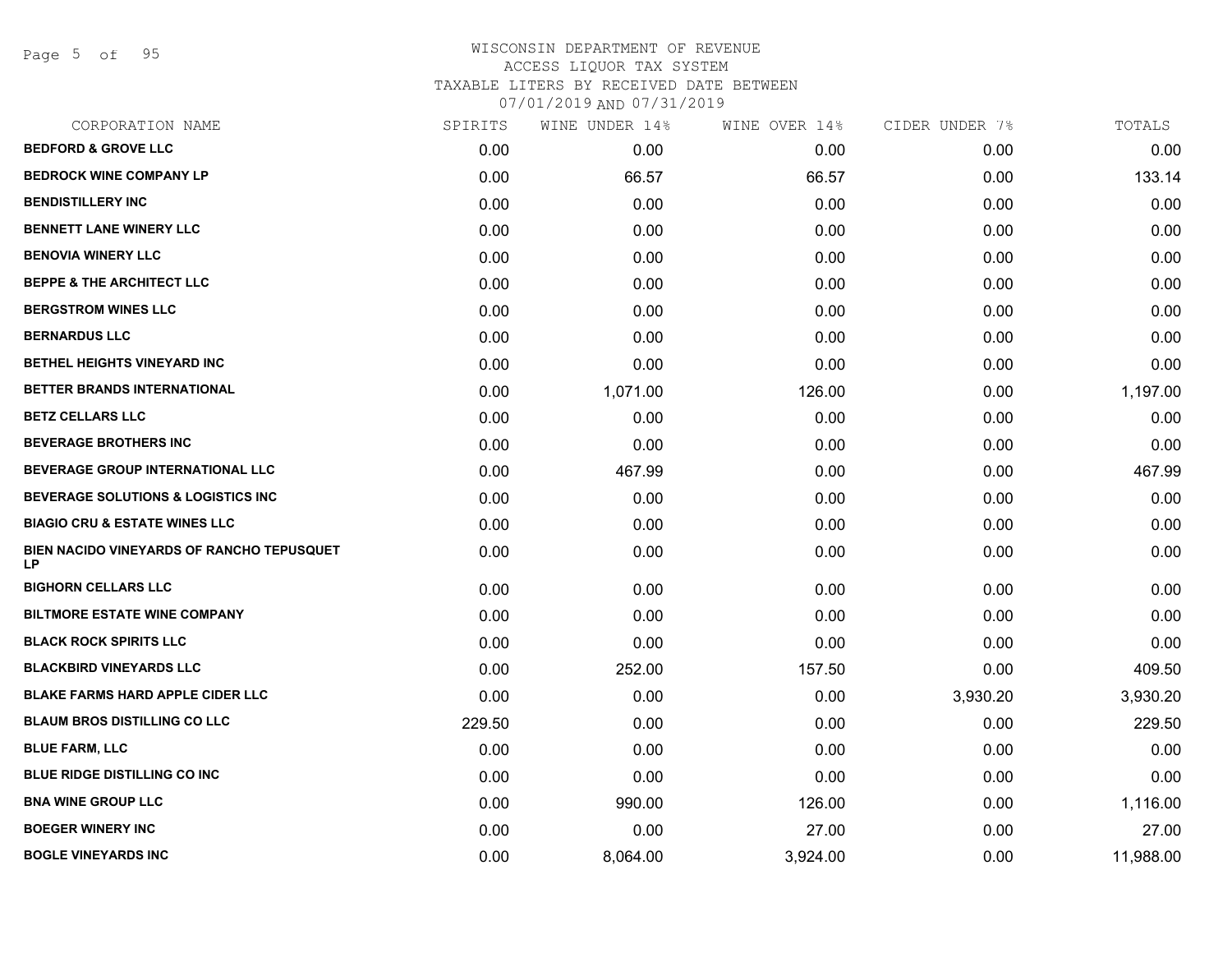WISCONSIN DEPARTMENT OF REVENUE
ACCESS LIQUOR TAX SYSTEM
TAXABLE LITERS BY RECEIVED DATE BETWEEN
07/01/2019 AND 07/31/2019

| CORPORATION NAME | SPIRITS | WINE UNDER 14% | WINE OVER 14% | CIDER UNDER 7% | TOTALS |
|---|---|---|---|---|---|
| BEDFORD & GROVE LLC | 0.00 | 0.00 | 0.00 | 0.00 | 0.00 |
| BEDROCK WINE COMPANY LP | 0.00 | 66.57 | 66.57 | 0.00 | 133.14 |
| BENDISTILLERY INC | 0.00 | 0.00 | 0.00 | 0.00 | 0.00 |
| BENNETT LANE WINERY LLC | 0.00 | 0.00 | 0.00 | 0.00 | 0.00 |
| BENOVIA WINERY LLC | 0.00 | 0.00 | 0.00 | 0.00 | 0.00 |
| BEPPE & THE ARCHITECT LLC | 0.00 | 0.00 | 0.00 | 0.00 | 0.00 |
| BERGSTROM WINES LLC | 0.00 | 0.00 | 0.00 | 0.00 | 0.00 |
| BERNARDUS LLC | 0.00 | 0.00 | 0.00 | 0.00 | 0.00 |
| BETHEL HEIGHTS VINEYARD INC | 0.00 | 0.00 | 0.00 | 0.00 | 0.00 |
| BETTER BRANDS INTERNATIONAL | 0.00 | 1,071.00 | 126.00 | 0.00 | 1,197.00 |
| BETZ CELLARS LLC | 0.00 | 0.00 | 0.00 | 0.00 | 0.00 |
| BEVERAGE BROTHERS INC | 0.00 | 0.00 | 0.00 | 0.00 | 0.00 |
| BEVERAGE GROUP INTERNATIONAL LLC | 0.00 | 467.99 | 0.00 | 0.00 | 467.99 |
| BEVERAGE SOLUTIONS & LOGISTICS INC | 0.00 | 0.00 | 0.00 | 0.00 | 0.00 |
| BIAGIO CRU & ESTATE WINES LLC | 0.00 | 0.00 | 0.00 | 0.00 | 0.00 |
| BIEN NACIDO VINEYARDS OF RANCHO TEPUSQUET LP | 0.00 | 0.00 | 0.00 | 0.00 | 0.00 |
| BIGHORN CELLARS LLC | 0.00 | 0.00 | 0.00 | 0.00 | 0.00 |
| BILTMORE ESTATE WINE COMPANY | 0.00 | 0.00 | 0.00 | 0.00 | 0.00 |
| BLACK ROCK SPIRITS LLC | 0.00 | 0.00 | 0.00 | 0.00 | 0.00 |
| BLACKBIRD VINEYARDS LLC | 0.00 | 252.00 | 157.50 | 0.00 | 409.50 |
| BLAKE FARMS HARD APPLE CIDER LLC | 0.00 | 0.00 | 0.00 | 3,930.20 | 3,930.20 |
| BLAUM BROS DISTILLING CO LLC | 229.50 | 0.00 | 0.00 | 0.00 | 229.50 |
| BLUE FARM, LLC | 0.00 | 0.00 | 0.00 | 0.00 | 0.00 |
| BLUE RIDGE DISTILLING CO INC | 0.00 | 0.00 | 0.00 | 0.00 | 0.00 |
| BNA WINE GROUP LLC | 0.00 | 990.00 | 126.00 | 0.00 | 1,116.00 |
| BOEGER WINERY INC | 0.00 | 0.00 | 27.00 | 0.00 | 27.00 |
| BOGLE VINEYARDS INC | 0.00 | 8,064.00 | 3,924.00 | 0.00 | 11,988.00 |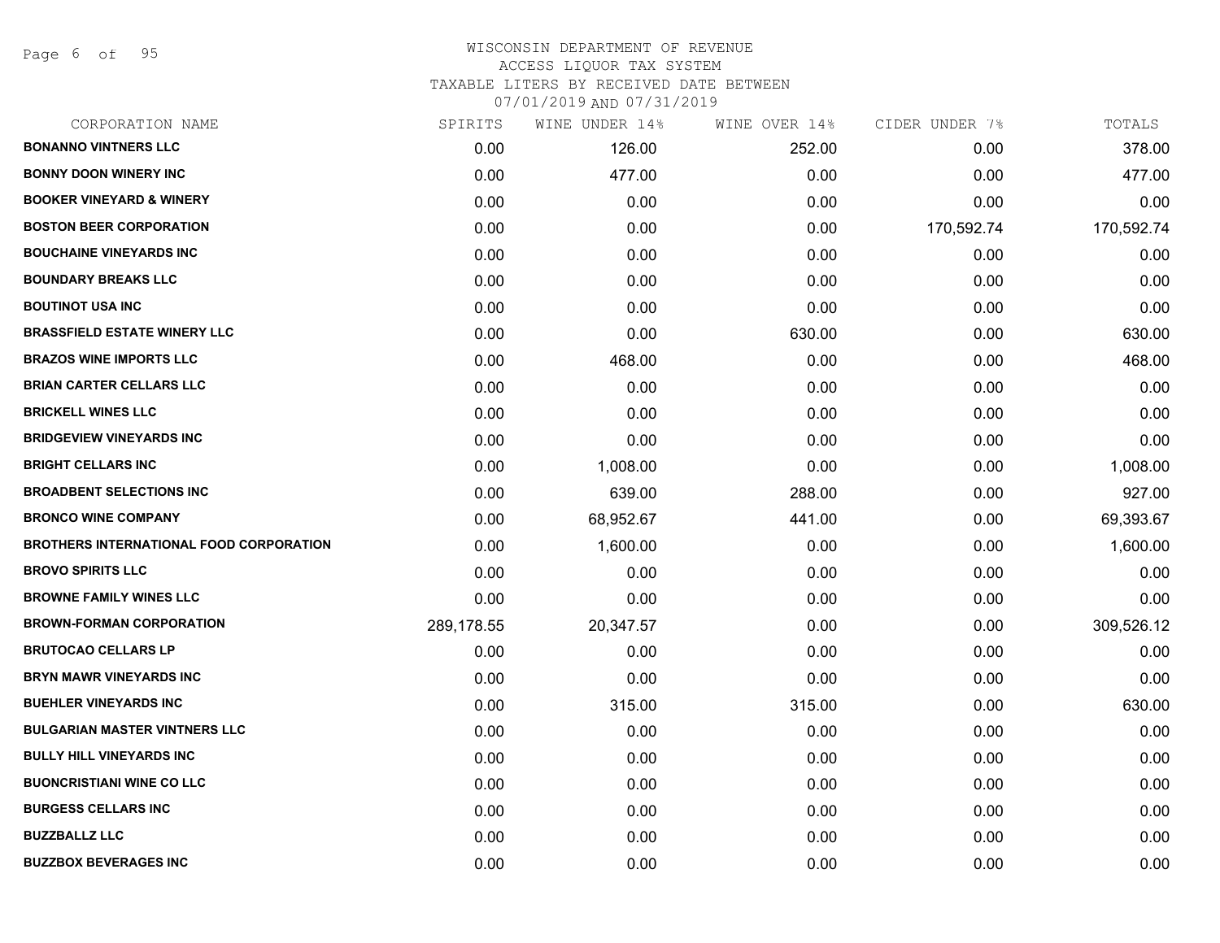WISCONSIN DEPARTMENT OF REVENUE
ACCESS LIQUOR TAX SYSTEM
TAXABLE LITERS BY RECEIVED DATE BETWEEN
07/01/2019 AND 07/31/2019

| CORPORATION NAME | SPIRITS | WINE UNDER 14% | WINE OVER 14% | CIDER UNDER 7% | TOTALS |
|---|---|---|---|---|---|
| **BONANNO VINTNERS LLC** | 0.00 | 126.00 | 252.00 | 0.00 | 378.00 |
| **BONNY DOON WINERY INC** | 0.00 | 477.00 | 0.00 | 0.00 | 477.00 |
| **BOOKER VINEYARD & WINERY** | 0.00 | 0.00 | 0.00 | 0.00 | 0.00 |
| **BOSTON BEER CORPORATION** | 0.00 | 0.00 | 0.00 | 170,592.74 | 170,592.74 |
| **BOUCHAINE VINEYARDS INC** | 0.00 | 0.00 | 0.00 | 0.00 | 0.00 |
| **BOUNDARY BREAKS LLC** | 0.00 | 0.00 | 0.00 | 0.00 | 0.00 |
| **BOUTINOT USA INC** | 0.00 | 0.00 | 0.00 | 0.00 | 0.00 |
| **BRASSFIELD ESTATE WINERY LLC** | 0.00 | 0.00 | 630.00 | 0.00 | 630.00 |
| **BRAZOS WINE IMPORTS LLC** | 0.00 | 468.00 | 0.00 | 0.00 | 468.00 |
| **BRIAN CARTER CELLARS LLC** | 0.00 | 0.00 | 0.00 | 0.00 | 0.00 |
| **BRICKELL WINES LLC** | 0.00 | 0.00 | 0.00 | 0.00 | 0.00 |
| **BRIDGEVIEW VINEYARDS INC** | 0.00 | 0.00 | 0.00 | 0.00 | 0.00 |
| **BRIGHT CELLARS INC** | 0.00 | 1,008.00 | 0.00 | 0.00 | 1,008.00 |
| **BROADBENT SELECTIONS INC** | 0.00 | 639.00 | 288.00 | 0.00 | 927.00 |
| **BRONCO WINE COMPANY** | 0.00 | 68,952.67 | 441.00 | 0.00 | 69,393.67 |
| **BROTHERS INTERNATIONAL FOOD CORPORATION** | 0.00 | 1,600.00 | 0.00 | 0.00 | 1,600.00 |
| **BROVO SPIRITS LLC** | 0.00 | 0.00 | 0.00 | 0.00 | 0.00 |
| **BROWNE FAMILY WINES LLC** | 0.00 | 0.00 | 0.00 | 0.00 | 0.00 |
| **BROWN-FORMAN CORPORATION** | 289,178.55 | 20,347.57 | 0.00 | 0.00 | 309,526.12 |
| **BRUTOCAO CELLARS LP** | 0.00 | 0.00 | 0.00 | 0.00 | 0.00 |
| **BRYN MAWR VINEYARDS INC** | 0.00 | 0.00 | 0.00 | 0.00 | 0.00 |
| **BUEHLER VINEYARDS INC** | 0.00 | 315.00 | 315.00 | 0.00 | 630.00 |
| **BULGARIAN MASTER VINTNERS LLC** | 0.00 | 0.00 | 0.00 | 0.00 | 0.00 |
| **BULLY HILL VINEYARDS INC** | 0.00 | 0.00 | 0.00 | 0.00 | 0.00 |
| **BUONCRISTIANI WINE CO LLC** | 0.00 | 0.00 | 0.00 | 0.00 | 0.00 |
| **BURGESS CELLARS INC** | 0.00 | 0.00 | 0.00 | 0.00 | 0.00 |
| **BUZZBALLZ LLC** | 0.00 | 0.00 | 0.00 | 0.00 | 0.00 |
| **BUZZBOX BEVERAGES INC** | 0.00 | 0.00 | 0.00 | 0.00 | 0.00 |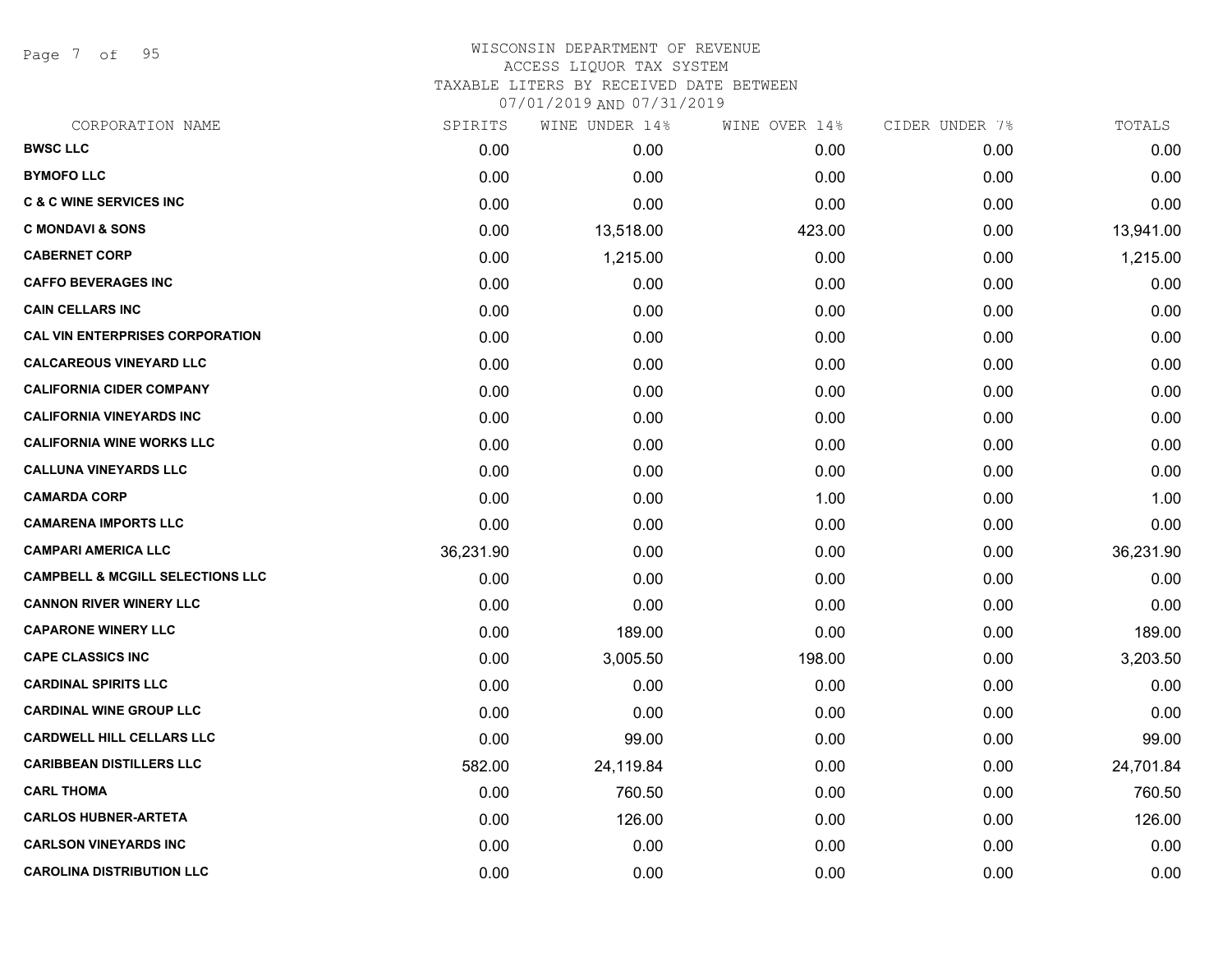WISCONSIN DEPARTMENT OF REVENUE
ACCESS LIQUOR TAX SYSTEM
TAXABLE LITERS BY RECEIVED DATE BETWEEN
07/01/2019 AND 07/31/2019

| CORPORATION NAME | SPIRITS | WINE UNDER 14% | WINE OVER 14% | CIDER UNDER 7% | TOTALS |
|---|---|---|---|---|---|
| **BWSC LLC** | 0.00 | 0.00 | 0.00 | 0.00 | 0.00 |
| **BYMOFO LLC** | 0.00 | 0.00 | 0.00 | 0.00 | 0.00 |
| **C & C WINE SERVICES INC** | 0.00 | 0.00 | 0.00 | 0.00 | 0.00 |
| **C MONDAVI & SONS** | 0.00 | 13,518.00 | 423.00 | 0.00 | 13,941.00 |
| **CABERNET CORP** | 0.00 | 1,215.00 | 0.00 | 0.00 | 1,215.00 |
| **CAFFO BEVERAGES INC** | 0.00 | 0.00 | 0.00 | 0.00 | 0.00 |
| **CAIN CELLARS INC** | 0.00 | 0.00 | 0.00 | 0.00 | 0.00 |
| **CAL VIN ENTERPRISES CORPORATION** | 0.00 | 0.00 | 0.00 | 0.00 | 0.00 |
| **CALCAREOUS VINEYARD LLC** | 0.00 | 0.00 | 0.00 | 0.00 | 0.00 |
| **CALIFORNIA CIDER COMPANY** | 0.00 | 0.00 | 0.00 | 0.00 | 0.00 |
| **CALIFORNIA VINEYARDS INC** | 0.00 | 0.00 | 0.00 | 0.00 | 0.00 |
| **CALIFORNIA WINE WORKS LLC** | 0.00 | 0.00 | 0.00 | 0.00 | 0.00 |
| **CALLUNA VINEYARDS LLC** | 0.00 | 0.00 | 0.00 | 0.00 | 0.00 |
| **CAMARDA CORP** | 0.00 | 0.00 | 1.00 | 0.00 | 1.00 |
| **CAMARENA IMPORTS LLC** | 0.00 | 0.00 | 0.00 | 0.00 | 0.00 |
| **CAMPARI AMERICA LLC** | 36,231.90 | 0.00 | 0.00 | 0.00 | 36,231.90 |
| **CAMPBELL & MCGILL SELECTIONS LLC** | 0.00 | 0.00 | 0.00 | 0.00 | 0.00 |
| **CANNON RIVER WINERY LLC** | 0.00 | 0.00 | 0.00 | 0.00 | 0.00 |
| **CAPARONE WINERY LLC** | 0.00 | 189.00 | 0.00 | 0.00 | 189.00 |
| **CAPE CLASSICS INC** | 0.00 | 3,005.50 | 198.00 | 0.00 | 3,203.50 |
| **CARDINAL SPIRITS LLC** | 0.00 | 0.00 | 0.00 | 0.00 | 0.00 |
| **CARDINAL WINE GROUP LLC** | 0.00 | 0.00 | 0.00 | 0.00 | 0.00 |
| **CARDWELL HILL CELLARS LLC** | 0.00 | 99.00 | 0.00 | 0.00 | 99.00 |
| **CARIBBEAN DISTILLERS LLC** | 582.00 | 24,119.84 | 0.00 | 0.00 | 24,701.84 |
| **CARL THOMA** | 0.00 | 760.50 | 0.00 | 0.00 | 760.50 |
| **CARLOS HUBNER-ARTETA** | 0.00 | 126.00 | 0.00 | 0.00 | 126.00 |
| **CARLSON VINEYARDS INC** | 0.00 | 0.00 | 0.00 | 0.00 | 0.00 |
| **CAROLINA DISTRIBUTION LLC** | 0.00 | 0.00 | 0.00 | 0.00 | 0.00 |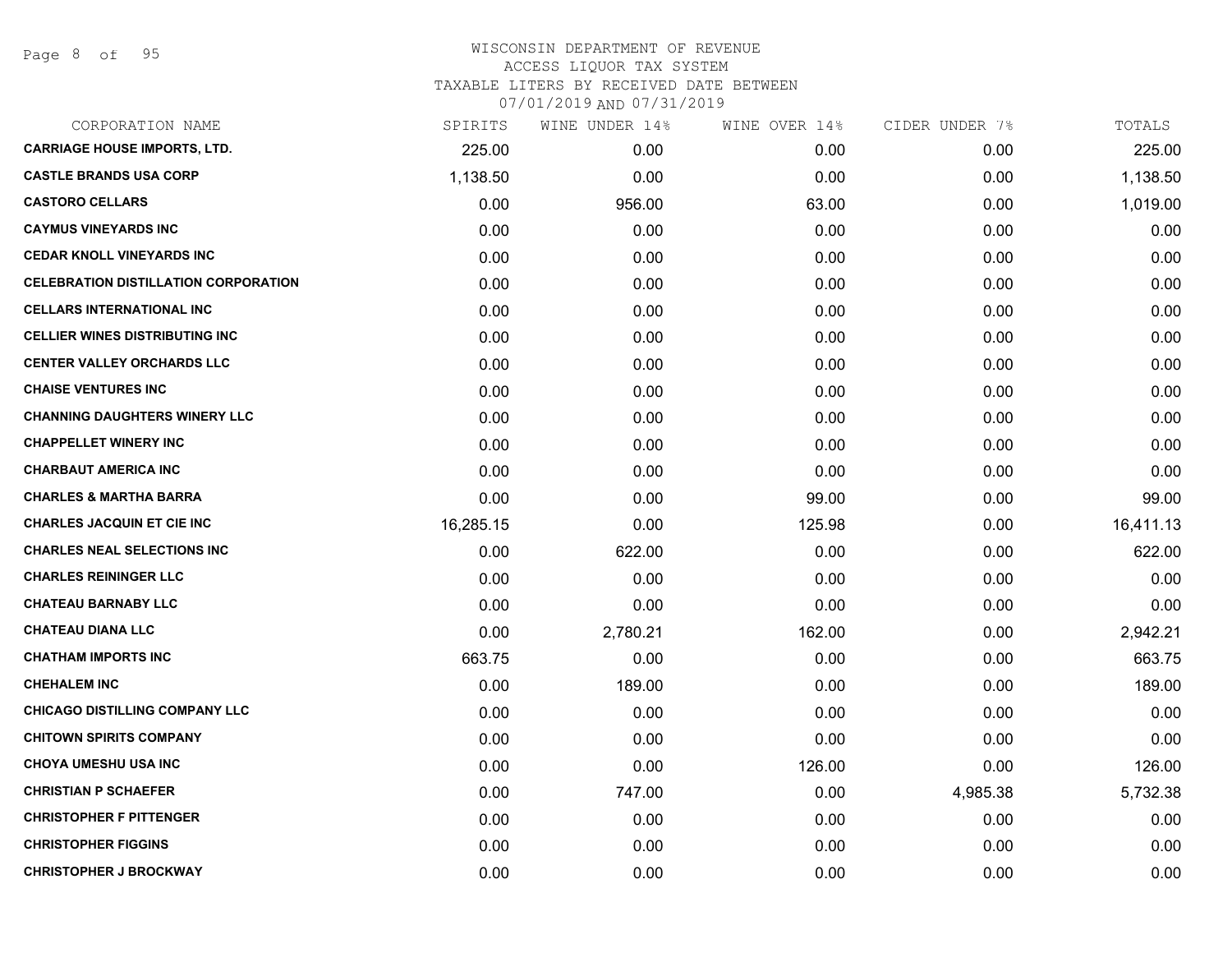# WISCONSIN DEPARTMENT OF REVENUE
## ACCESS LIQUOR TAX SYSTEM
### TAXABLE LITERS BY RECEIVED DATE BETWEEN 07/01/2019 AND 07/31/2019

| CORPORATION NAME | SPIRITS | WINE UNDER 14% | WINE OVER 14% | CIDER UNDER 7% | TOTALS |
|---|---|---|---|---|---|
| **CARRIAGE HOUSE IMPORTS, LTD.** | 225.00 | 0.00 | 0.00 | 0.00 | 225.00 |
| **CASTLE BRANDS USA CORP** | 1,138.50 | 0.00 | 0.00 | 0.00 | 1,138.50 |
| **CASTORO CELLARS** | 0.00 | 956.00 | 63.00 | 0.00 | 1,019.00 |
| **CAYMUS VINEYARDS INC** | 0.00 | 0.00 | 0.00 | 0.00 | 0.00 |
| **CEDAR KNOLL VINEYARDS INC** | 0.00 | 0.00 | 0.00 | 0.00 | 0.00 |
| **CELEBRATION DISTILLATION CORPORATION** | 0.00 | 0.00 | 0.00 | 0.00 | 0.00 |
| **CELLARS INTERNATIONAL INC** | 0.00 | 0.00 | 0.00 | 0.00 | 0.00 |
| **CELLIER WINES DISTRIBUTING INC** | 0.00 | 0.00 | 0.00 | 0.00 | 0.00 |
| **CENTER VALLEY ORCHARDS LLC** | 0.00 | 0.00 | 0.00 | 0.00 | 0.00 |
| **CHAISE VENTURES INC** | 0.00 | 0.00 | 0.00 | 0.00 | 0.00 |
| **CHANNING DAUGHTERS WINERY LLC** | 0.00 | 0.00 | 0.00 | 0.00 | 0.00 |
| **CHAPPELLET WINERY INC** | 0.00 | 0.00 | 0.00 | 0.00 | 0.00 |
| **CHARBAUT AMERICA INC** | 0.00 | 0.00 | 0.00 | 0.00 | 0.00 |
| **CHARLES & MARTHA BARRA** | 0.00 | 0.00 | 99.00 | 0.00 | 99.00 |
| **CHARLES JACQUIN ET CIE INC** | 16,285.15 | 0.00 | 125.98 | 0.00 | 16,411.13 |
| **CHARLES NEAL SELECTIONS INC** | 0.00 | 622.00 | 0.00 | 0.00 | 622.00 |
| **CHARLES REININGER LLC** | 0.00 | 0.00 | 0.00 | 0.00 | 0.00 |
| **CHATEAU BARNABY LLC** | 0.00 | 0.00 | 0.00 | 0.00 | 0.00 |
| **CHATEAU DIANA LLC** | 0.00 | 2,780.21 | 162.00 | 0.00 | 2,942.21 |
| **CHATHAM IMPORTS INC** | 663.75 | 0.00 | 0.00 | 0.00 | 663.75 |
| **CHEHALEM INC** | 0.00 | 189.00 | 0.00 | 0.00 | 189.00 |
| **CHICAGO DISTILLING COMPANY LLC** | 0.00 | 0.00 | 0.00 | 0.00 | 0.00 |
| **CHITOWN SPIRITS COMPANY** | 0.00 | 0.00 | 0.00 | 0.00 | 0.00 |
| **CHOYA UMESHU USA INC** | 0.00 | 0.00 | 126.00 | 0.00 | 126.00 |
| **CHRISTIAN P SCHAEFER** | 0.00 | 747.00 | 0.00 | 4,985.38 | 5,732.38 |
| **CHRISTOPHER F PITTENGER** | 0.00 | 0.00 | 0.00 | 0.00 | 0.00 |
| **CHRISTOPHER FIGGINS** | 0.00 | 0.00 | 0.00 | 0.00 | 0.00 |
| **CHRISTOPHER J BROCKWAY** | 0.00 | 0.00 | 0.00 | 0.00 | 0.00 |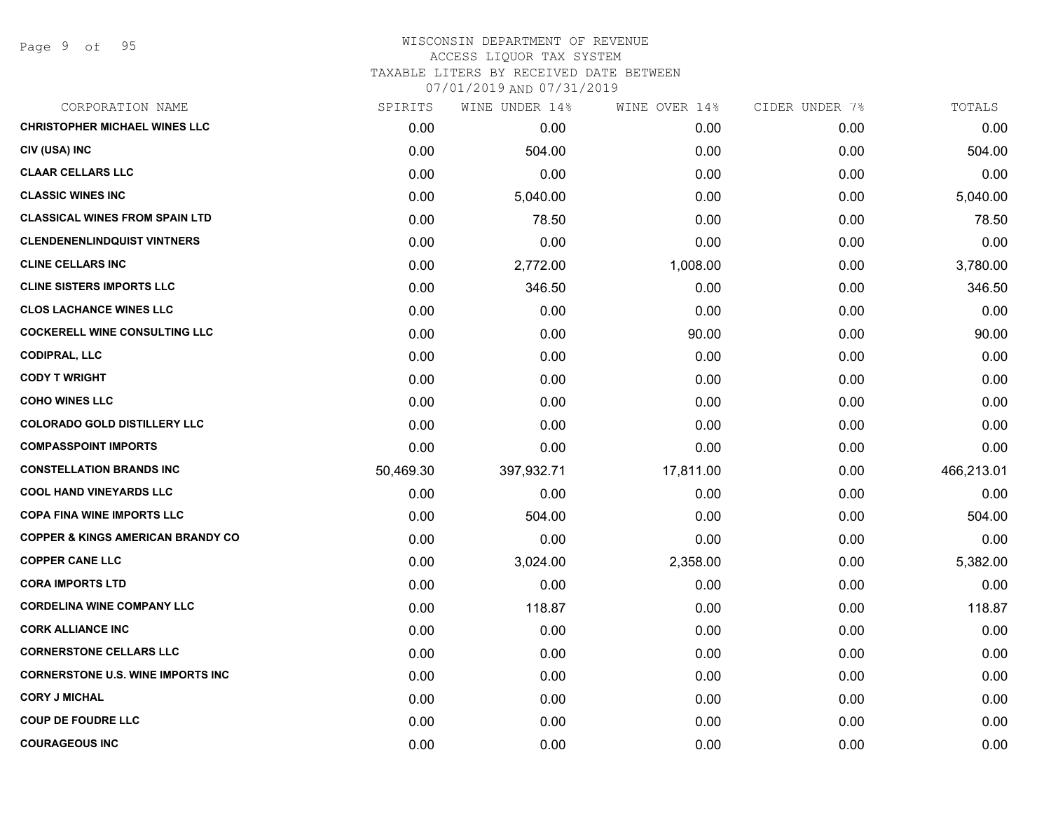# WISCONSIN DEPARTMENT OF REVENUE
## ACCESS LIQUOR TAX SYSTEM
### TAXABLE LITERS BY RECEIVED DATE BETWEEN 07/01/2019 AND 07/31/2019

| CORPORATION NAME | SPIRITS | WINE UNDER 14% | WINE OVER 14% | CIDER UNDER 7% | TOTALS |
|---|---|---|---|---|---|
| CHRISTOPHER MICHAEL WINES LLC | 0.00 | 0.00 | 0.00 | 0.00 | 0.00 |
| CIV (USA) INC | 0.00 | 504.00 | 0.00 | 0.00 | 504.00 |
| CLAAR CELLARS LLC | 0.00 | 0.00 | 0.00 | 0.00 | 0.00 |
| CLASSIC WINES INC | 0.00 | 5,040.00 | 0.00 | 0.00 | 5,040.00 |
| CLASSICAL WINES FROM SPAIN LTD | 0.00 | 78.50 | 0.00 | 0.00 | 78.50 |
| CLENDENENLINDQUIST VINTNERS | 0.00 | 0.00 | 0.00 | 0.00 | 0.00 |
| CLINE CELLARS INC | 0.00 | 2,772.00 | 1,008.00 | 0.00 | 3,780.00 |
| CLINE SISTERS IMPORTS LLC | 0.00 | 346.50 | 0.00 | 0.00 | 346.50 |
| CLOS LACHANCE WINES LLC | 0.00 | 0.00 | 0.00 | 0.00 | 0.00 |
| COCKERELL WINE CONSULTING LLC | 0.00 | 0.00 | 90.00 | 0.00 | 90.00 |
| CODIPRAL, LLC | 0.00 | 0.00 | 0.00 | 0.00 | 0.00 |
| CODY T WRIGHT | 0.00 | 0.00 | 0.00 | 0.00 | 0.00 |
| COHO WINES LLC | 0.00 | 0.00 | 0.00 | 0.00 | 0.00 |
| COLORADO GOLD DISTILLERY LLC | 0.00 | 0.00 | 0.00 | 0.00 | 0.00 |
| COMPASSPOINT IMPORTS | 0.00 | 0.00 | 0.00 | 0.00 | 0.00 |
| CONSTELLATION BRANDS INC | 50,469.30 | 397,932.71 | 17,811.00 | 0.00 | 466,213.01 |
| COOL HAND VINEYARDS LLC | 0.00 | 0.00 | 0.00 | 0.00 | 0.00 |
| COPA FINA WINE IMPORTS LLC | 0.00 | 504.00 | 0.00 | 0.00 | 504.00 |
| COPPER & KINGS AMERICAN BRANDY CO | 0.00 | 0.00 | 0.00 | 0.00 | 0.00 |
| COPPER CANE LLC | 0.00 | 3,024.00 | 2,358.00 | 0.00 | 5,382.00 |
| CORA IMPORTS LTD | 0.00 | 0.00 | 0.00 | 0.00 | 0.00 |
| CORDELINA WINE COMPANY LLC | 0.00 | 118.87 | 0.00 | 0.00 | 118.87 |
| CORK ALLIANCE INC | 0.00 | 0.00 | 0.00 | 0.00 | 0.00 |
| CORNERSTONE CELLARS LLC | 0.00 | 0.00 | 0.00 | 0.00 | 0.00 |
| CORNERSTONE U.S. WINE IMPORTS INC | 0.00 | 0.00 | 0.00 | 0.00 | 0.00 |
| CORY J MICHAL | 0.00 | 0.00 | 0.00 | 0.00 | 0.00 |
| COUP DE FOUDRE LLC | 0.00 | 0.00 | 0.00 | 0.00 | 0.00 |
| COURAGEOUS INC | 0.00 | 0.00 | 0.00 | 0.00 | 0.00 |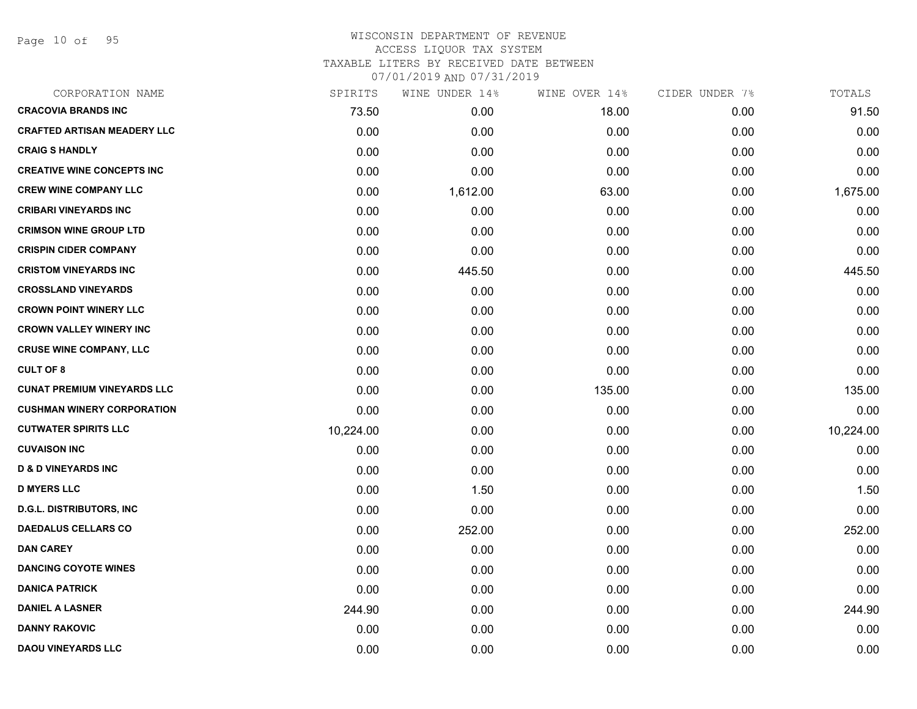# WISCONSIN DEPARTMENT OF REVENUE
## ACCESS LIQUOR TAX SYSTEM
## TAXABLE LITERS BY RECEIVED DATE BETWEEN 07/01/2019 AND 07/31/2019

| CORPORATION NAME | SPIRITS | WINE UNDER 14% | WINE OVER 14% | CIDER UNDER 7% | TOTALS |
|---|---|---|---|---|---|
| CRACOVIA BRANDS INC | 73.50 | 0.00 | 18.00 | 0.00 | 91.50 |
| CRAFTED ARTISAN MEADERY LLC | 0.00 | 0.00 | 0.00 | 0.00 | 0.00 |
| CRAIG S HANDLY | 0.00 | 0.00 | 0.00 | 0.00 | 0.00 |
| CREATIVE WINE CONCEPTS INC | 0.00 | 0.00 | 0.00 | 0.00 | 0.00 |
| CREW WINE COMPANY LLC | 0.00 | 1,612.00 | 63.00 | 0.00 | 1,675.00 |
| CRIBARI VINEYARDS INC | 0.00 | 0.00 | 0.00 | 0.00 | 0.00 |
| CRIMSON WINE GROUP LTD | 0.00 | 0.00 | 0.00 | 0.00 | 0.00 |
| CRISPIN CIDER COMPANY | 0.00 | 0.00 | 0.00 | 0.00 | 0.00 |
| CRISTOM VINEYARDS INC | 0.00 | 445.50 | 0.00 | 0.00 | 445.50 |
| CROSSLAND VINEYARDS | 0.00 | 0.00 | 0.00 | 0.00 | 0.00 |
| CROWN POINT WINERY LLC | 0.00 | 0.00 | 0.00 | 0.00 | 0.00 |
| CROWN VALLEY WINERY INC | 0.00 | 0.00 | 0.00 | 0.00 | 0.00 |
| CRUSE WINE COMPANY, LLC | 0.00 | 0.00 | 0.00 | 0.00 | 0.00 |
| CULT OF 8 | 0.00 | 0.00 | 0.00 | 0.00 | 0.00 |
| CUNAT PREMIUM VINEYARDS LLC | 0.00 | 0.00 | 135.00 | 0.00 | 135.00 |
| CUSHMAN WINERY CORPORATION | 0.00 | 0.00 | 0.00 | 0.00 | 0.00 |
| CUTWATER SPIRITS LLC | 10,224.00 | 0.00 | 0.00 | 0.00 | 10,224.00 |
| CUVAISON INC | 0.00 | 0.00 | 0.00 | 0.00 | 0.00 |
| D & D VINEYARDS INC | 0.00 | 0.00 | 0.00 | 0.00 | 0.00 |
| D MYERS LLC | 0.00 | 1.50 | 0.00 | 0.00 | 1.50 |
| D.G.L. DISTRIBUTORS, INC | 0.00 | 0.00 | 0.00 | 0.00 | 0.00 |
| DAEDALUS CELLARS CO | 0.00 | 252.00 | 0.00 | 0.00 | 252.00 |
| DAN CAREY | 0.00 | 0.00 | 0.00 | 0.00 | 0.00 |
| DANCING COYOTE WINES | 0.00 | 0.00 | 0.00 | 0.00 | 0.00 |
| DANICA PATRICK | 0.00 | 0.00 | 0.00 | 0.00 | 0.00 |
| DANIEL A LASNER | 244.90 | 0.00 | 0.00 | 0.00 | 244.90 |
| DANNY RAKOVIC | 0.00 | 0.00 | 0.00 | 0.00 | 0.00 |
| DAOU VINEYARDS LLC | 0.00 | 0.00 | 0.00 | 0.00 | 0.00 |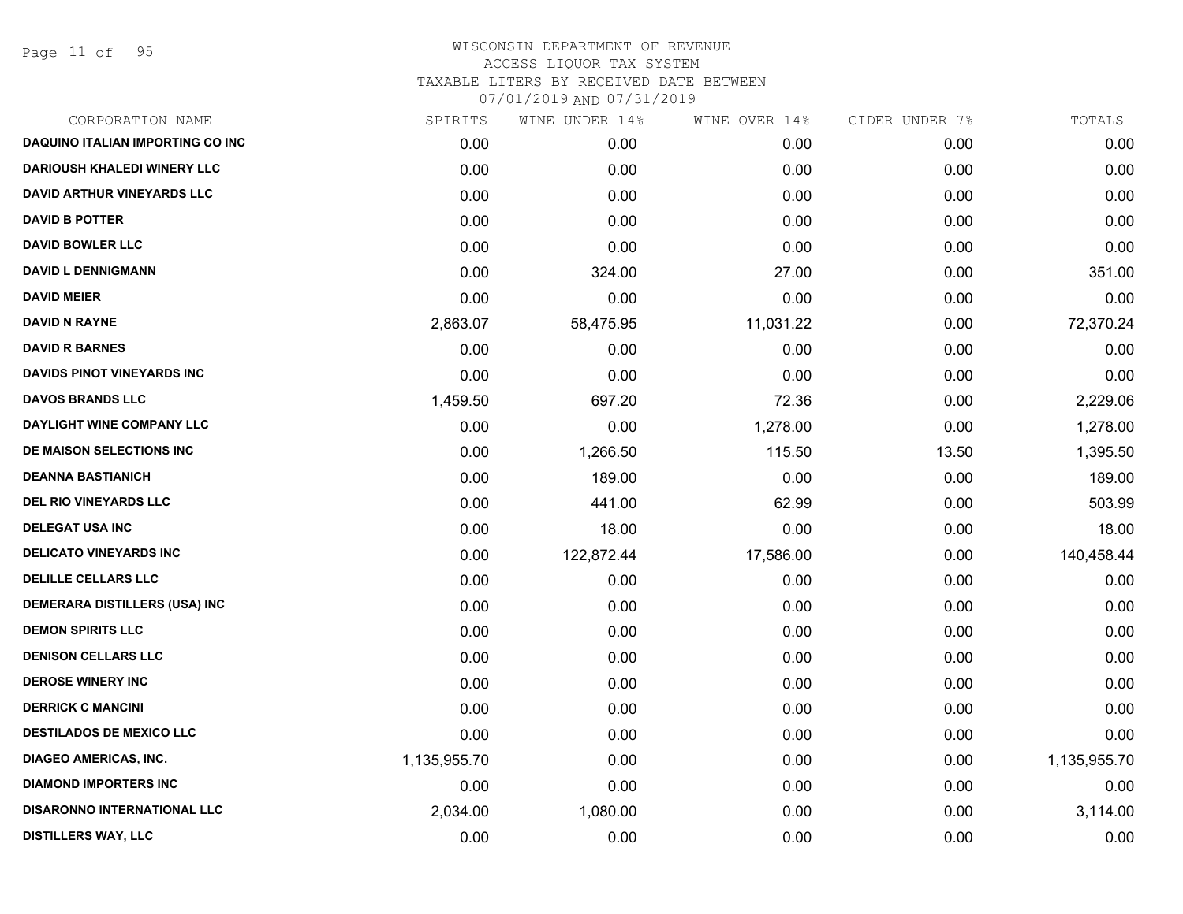# WISCONSIN DEPARTMENT OF REVENUE

ACCESS LIQUOR TAX SYSTEM

TAXABLE LITERS BY RECEIVED DATE BETWEEN

07/01/2019 AND 07/31/2019

| CORPORATION NAME | SPIRITS | WINE UNDER 14% | WINE OVER 14% | CIDER UNDER 7% | TOTALS |
|---|---|---|---|---|---|
| DAQUINO ITALIAN IMPORTING CO INC | 0.00 | 0.00 | 0.00 | 0.00 | 0.00 |
| DARIOUSH KHALEDI WINERY LLC | 0.00 | 0.00 | 0.00 | 0.00 | 0.00 |
| DAVID ARTHUR VINEYARDS LLC | 0.00 | 0.00 | 0.00 | 0.00 | 0.00 |
| DAVID B POTTER | 0.00 | 0.00 | 0.00 | 0.00 | 0.00 |
| DAVID BOWLER LLC | 0.00 | 0.00 | 0.00 | 0.00 | 0.00 |
| DAVID L DENNIGMANN | 0.00 | 324.00 | 27.00 | 0.00 | 351.00 |
| DAVID MEIER | 0.00 | 0.00 | 0.00 | 0.00 | 0.00 |
| DAVID N RAYNE | 2,863.07 | 58,475.95 | 11,031.22 | 0.00 | 72,370.24 |
| DAVID R BARNES | 0.00 | 0.00 | 0.00 | 0.00 | 0.00 |
| DAVIDS PINOT VINEYARDS INC | 0.00 | 0.00 | 0.00 | 0.00 | 0.00 |
| DAVOS BRANDS LLC | 1,459.50 | 697.20 | 72.36 | 0.00 | 2,229.06 |
| DAYLIGHT WINE COMPANY LLC | 0.00 | 0.00 | 1,278.00 | 0.00 | 1,278.00 |
| DE MAISON SELECTIONS INC | 0.00 | 1,266.50 | 115.50 | 13.50 | 1,395.50 |
| DEANNA BASTIANICH | 0.00 | 189.00 | 0.00 | 0.00 | 189.00 |
| DEL RIO VINEYARDS LLC | 0.00 | 441.00 | 62.99 | 0.00 | 503.99 |
| DELEGAT USA INC | 0.00 | 18.00 | 0.00 | 0.00 | 18.00 |
| DELICATO VINEYARDS INC | 0.00 | 122,872.44 | 17,586.00 | 0.00 | 140,458.44 |
| DELILLE CELLARS LLC | 0.00 | 0.00 | 0.00 | 0.00 | 0.00 |
| DEMERARA DISTILLERS (USA) INC | 0.00 | 0.00 | 0.00 | 0.00 | 0.00 |
| DEMON SPIRITS LLC | 0.00 | 0.00 | 0.00 | 0.00 | 0.00 |
| DENISON CELLARS LLC | 0.00 | 0.00 | 0.00 | 0.00 | 0.00 |
| DEROSE WINERY INC | 0.00 | 0.00 | 0.00 | 0.00 | 0.00 |
| DERRICK C MANCINI | 0.00 | 0.00 | 0.00 | 0.00 | 0.00 |
| DESTILADOS DE MEXICO LLC | 0.00 | 0.00 | 0.00 | 0.00 | 0.00 |
| DIAGEO AMERICAS, INC. | 1,135,955.70 | 0.00 | 0.00 | 0.00 | 1,135,955.70 |
| DIAMOND IMPORTERS INC | 0.00 | 0.00 | 0.00 | 0.00 | 0.00 |
| DISARONNO INTERNATIONAL LLC | 2,034.00 | 1,080.00 | 0.00 | 0.00 | 3,114.00 |
| DISTILLERS WAY, LLC | 0.00 | 0.00 | 0.00 | 0.00 | 0.00 |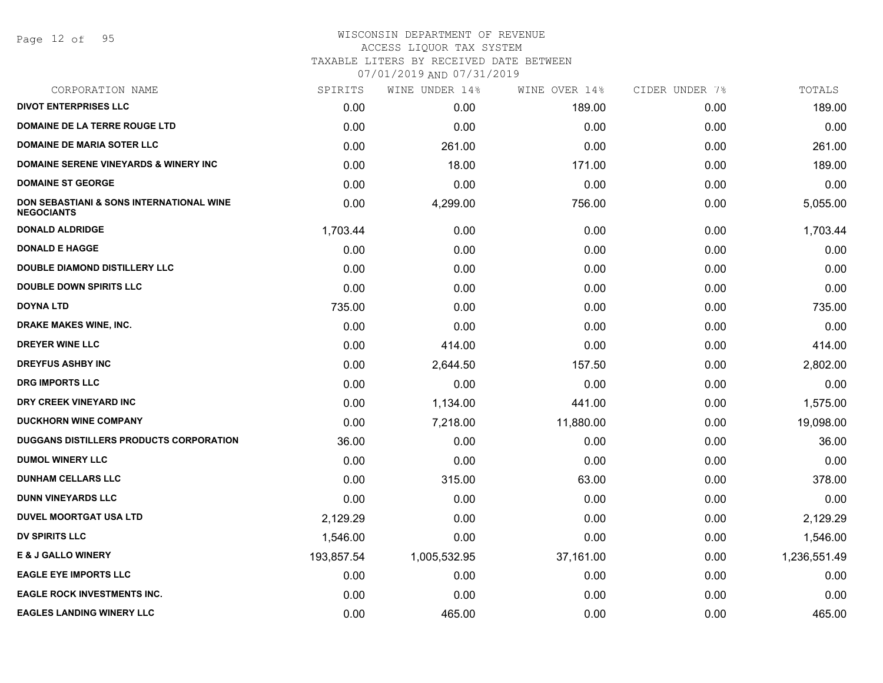# WISCONSIN DEPARTMENT OF REVENUE
## ACCESS LIQUOR TAX SYSTEM
### TAXABLE LITERS BY RECEIVED DATE BETWEEN 07/01/2019 AND 07/31/2019

| CORPORATION NAME | SPIRITS | WINE UNDER 14% | WINE OVER 14% | CIDER UNDER 7% | TOTALS |
|---|---|---|---|---|---|
| DIVOT ENTERPRISES LLC | 0.00 | 0.00 | 189.00 | 0.00 | 189.00 |
| DOMAINE DE LA TERRE ROUGE LTD | 0.00 | 0.00 | 0.00 | 0.00 | 0.00 |
| DOMAINE DE MARIA SOTER LLC | 0.00 | 261.00 | 0.00 | 0.00 | 261.00 |
| DOMAINE SERENE VINEYARDS & WINERY INC | 0.00 | 18.00 | 171.00 | 0.00 | 189.00 |
| DOMAINE ST GEORGE | 0.00 | 0.00 | 0.00 | 0.00 | 0.00 |
| DON SEBASTIANI & SONS INTERNATIONAL WINE NEGOCIANTS | 0.00 | 4,299.00 | 756.00 | 0.00 | 5,055.00 |
| DONALD ALDRIDGE | 1,703.44 | 0.00 | 0.00 | 0.00 | 1,703.44 |
| DONALD E HAGGE | 0.00 | 0.00 | 0.00 | 0.00 | 0.00 |
| DOUBLE DIAMOND DISTILLERY LLC | 0.00 | 0.00 | 0.00 | 0.00 | 0.00 |
| DOUBLE DOWN SPIRITS LLC | 0.00 | 0.00 | 0.00 | 0.00 | 0.00 |
| DOYNA LTD | 735.00 | 0.00 | 0.00 | 0.00 | 735.00 |
| DRAKE MAKES WINE, INC. | 0.00 | 0.00 | 0.00 | 0.00 | 0.00 |
| DREYER WINE LLC | 0.00 | 414.00 | 0.00 | 0.00 | 414.00 |
| DREYFUS ASHBY INC | 0.00 | 2,644.50 | 157.50 | 0.00 | 2,802.00 |
| DRG IMPORTS LLC | 0.00 | 0.00 | 0.00 | 0.00 | 0.00 |
| DRY CREEK VINEYARD INC | 0.00 | 1,134.00 | 441.00 | 0.00 | 1,575.00 |
| DUCKHORN WINE COMPANY | 0.00 | 7,218.00 | 11,880.00 | 0.00 | 19,098.00 |
| DUGGANS DISTILLERS PRODUCTS CORPORATION | 36.00 | 0.00 | 0.00 | 0.00 | 36.00 |
| DUMOL WINERY LLC | 0.00 | 0.00 | 0.00 | 0.00 | 0.00 |
| DUNHAM CELLARS LLC | 0.00 | 315.00 | 63.00 | 0.00 | 378.00 |
| DUNN VINEYARDS LLC | 0.00 | 0.00 | 0.00 | 0.00 | 0.00 |
| DUVEL MOORTGAT USA LTD | 2,129.29 | 0.00 | 0.00 | 0.00 | 2,129.29 |
| DV SPIRITS LLC | 1,546.00 | 0.00 | 0.00 | 0.00 | 1,546.00 |
| E & J GALLO WINERY | 193,857.54 | 1,005,532.95 | 37,161.00 | 0.00 | 1,236,551.49 |
| EAGLE EYE IMPORTS LLC | 0.00 | 0.00 | 0.00 | 0.00 | 0.00 |
| EAGLE ROCK INVESTMENTS INC. | 0.00 | 0.00 | 0.00 | 0.00 | 0.00 |
| EAGLES LANDING WINERY LLC | 0.00 | 465.00 | 0.00 | 0.00 | 465.00 |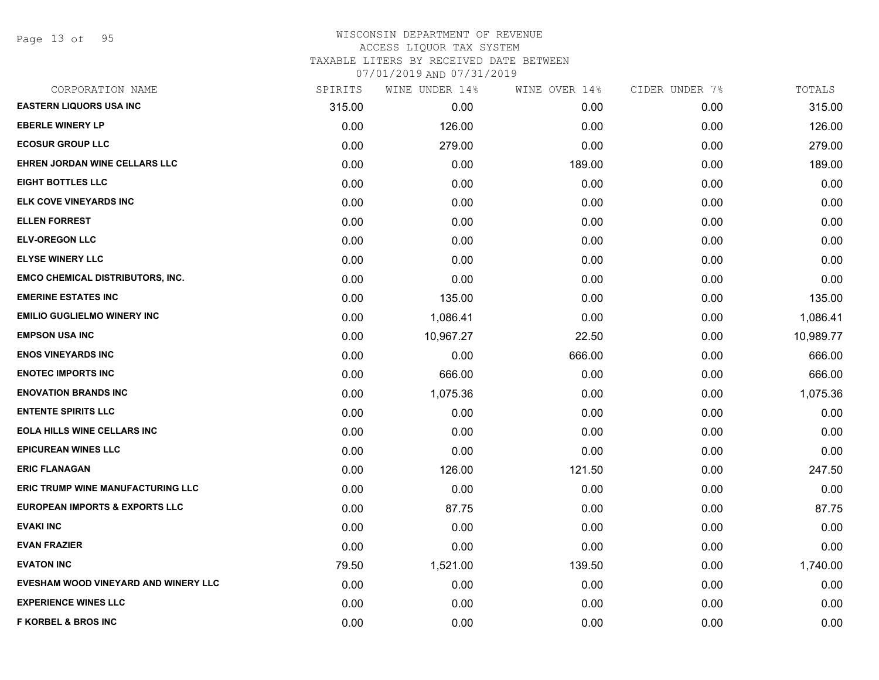# WISCONSIN DEPARTMENT OF REVENUE

ACCESS LIQUOR TAX SYSTEM

TAXABLE LITERS BY RECEIVED DATE BETWEEN

07/01/2019 AND 07/31/2019

| CORPORATION NAME | SPIRITS | WINE UNDER 14% | WINE OVER 14% | CIDER UNDER 7% | TOTALS |
|---|---|---|---|---|---|
| EASTERN LIQUORS USA INC | 315.00 | 0.00 | 0.00 | 0.00 | 315.00 |
| EBERLE WINERY LP | 0.00 | 126.00 | 0.00 | 0.00 | 126.00 |
| ECOSUR GROUP LLC | 0.00 | 279.00 | 0.00 | 0.00 | 279.00 |
| EHREN JORDAN WINE CELLARS LLC | 0.00 | 0.00 | 189.00 | 0.00 | 189.00 |
| EIGHT BOTTLES LLC | 0.00 | 0.00 | 0.00 | 0.00 | 0.00 |
| ELK COVE VINEYARDS INC | 0.00 | 0.00 | 0.00 | 0.00 | 0.00 |
| ELLEN FORREST | 0.00 | 0.00 | 0.00 | 0.00 | 0.00 |
| ELV-OREGON LLC | 0.00 | 0.00 | 0.00 | 0.00 | 0.00 |
| ELYSE WINERY LLC | 0.00 | 0.00 | 0.00 | 0.00 | 0.00 |
| EMCO CHEMICAL DISTRIBUTORS, INC. | 0.00 | 0.00 | 0.00 | 0.00 | 0.00 |
| EMERINE ESTATES INC | 0.00 | 135.00 | 0.00 | 0.00 | 135.00 |
| EMILIO GUGLIELMO WINERY INC | 0.00 | 1,086.41 | 0.00 | 0.00 | 1,086.41 |
| EMPSON USA INC | 0.00 | 10,967.27 | 22.50 | 0.00 | 10,989.77 |
| ENOS VINEYARDS INC | 0.00 | 0.00 | 666.00 | 0.00 | 666.00 |
| ENOTEC IMPORTS INC | 0.00 | 666.00 | 0.00 | 0.00 | 666.00 |
| ENOVATION BRANDS INC | 0.00 | 1,075.36 | 0.00 | 0.00 | 1,075.36 |
| ENTENTE SPIRITS LLC | 0.00 | 0.00 | 0.00 | 0.00 | 0.00 |
| EOLA HILLS WINE CELLARS INC | 0.00 | 0.00 | 0.00 | 0.00 | 0.00 |
| EPICUREAN WINES LLC | 0.00 | 0.00 | 0.00 | 0.00 | 0.00 |
| ERIC FLANAGAN | 0.00 | 126.00 | 121.50 | 0.00 | 247.50 |
| ERIC TRUMP WINE MANUFACTURING LLC | 0.00 | 0.00 | 0.00 | 0.00 | 0.00 |
| EUROPEAN IMPORTS & EXPORTS LLC | 0.00 | 87.75 | 0.00 | 0.00 | 87.75 |
| EVAKI INC | 0.00 | 0.00 | 0.00 | 0.00 | 0.00 |
| EVAN FRAZIER | 0.00 | 0.00 | 0.00 | 0.00 | 0.00 |
| EVATON INC | 79.50 | 1,521.00 | 139.50 | 0.00 | 1,740.00 |
| EVESHAM WOOD VINEYARD AND WINERY LLC | 0.00 | 0.00 | 0.00 | 0.00 | 0.00 |
| EXPERIENCE WINES LLC | 0.00 | 0.00 | 0.00 | 0.00 | 0.00 |
| F KORBEL & BROS INC | 0.00 | 0.00 | 0.00 | 0.00 | 0.00 |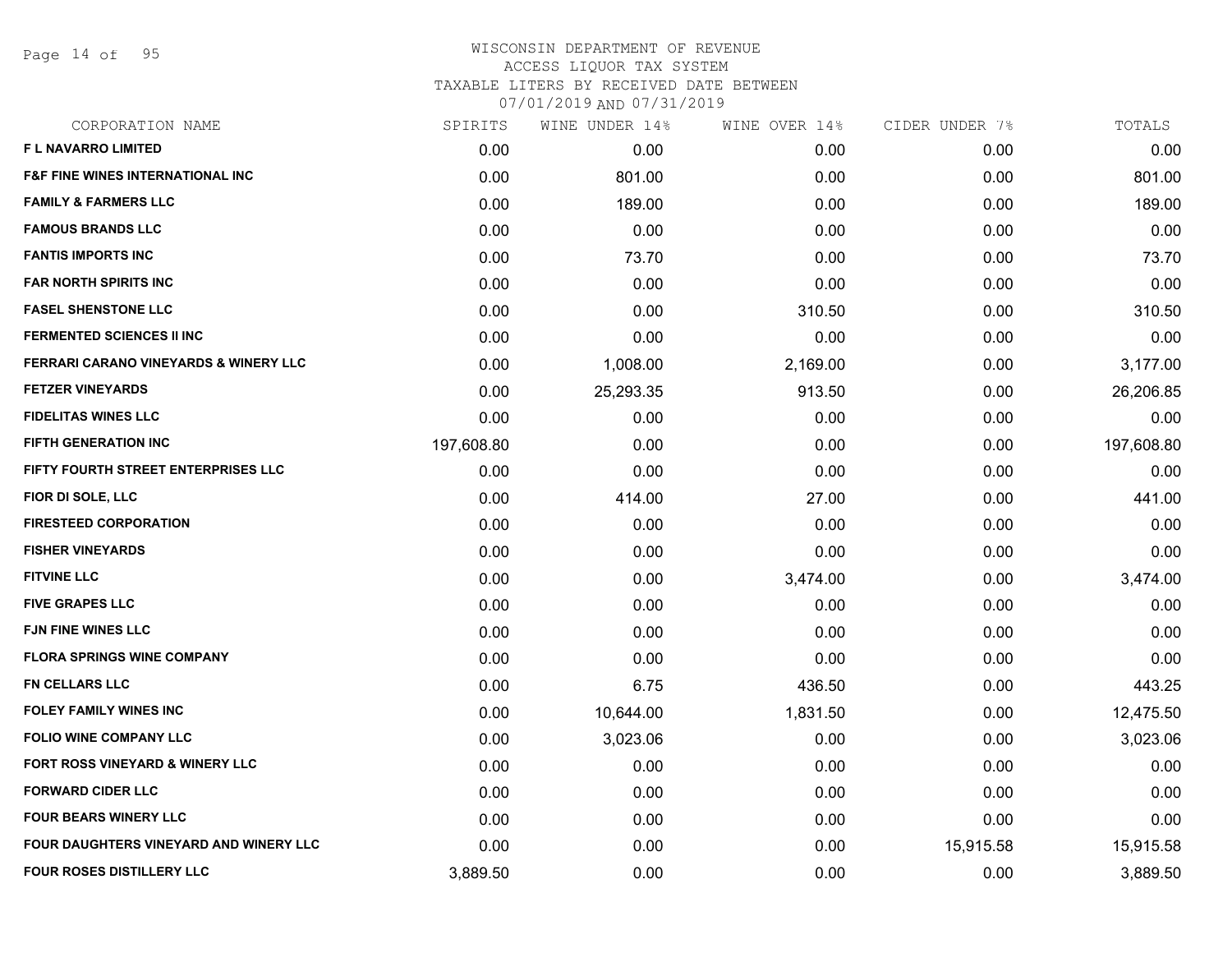# WISCONSIN DEPARTMENT OF REVENUE
## ACCESS LIQUOR TAX SYSTEM
### TAXABLE LITERS BY RECEIVED DATE BETWEEN 07/01/2019 AND 07/31/2019

| CORPORATION NAME | SPIRITS | WINE UNDER 14% | WINE OVER 14% | CIDER UNDER 7% | TOTALS |
|---|---|---|---|---|---|
| F L NAVARRO LIMITED | 0.00 | 0.00 | 0.00 | 0.00 | 0.00 |
| F&F FINE WINES INTERNATIONAL INC | 0.00 | 801.00 | 0.00 | 0.00 | 801.00 |
| FAMILY & FARMERS LLC | 0.00 | 189.00 | 0.00 | 0.00 | 189.00 |
| FAMOUS BRANDS LLC | 0.00 | 0.00 | 0.00 | 0.00 | 0.00 |
| FANTIS IMPORTS INC | 0.00 | 73.70 | 0.00 | 0.00 | 73.70 |
| FAR NORTH SPIRITS INC | 0.00 | 0.00 | 0.00 | 0.00 | 0.00 |
| FASEL SHENSTONE LLC | 0.00 | 0.00 | 310.50 | 0.00 | 310.50 |
| FERMENTED SCIENCES II INC | 0.00 | 0.00 | 0.00 | 0.00 | 0.00 |
| FERRARI CARANO VINEYARDS & WINERY LLC | 0.00 | 1,008.00 | 2,169.00 | 0.00 | 3,177.00 |
| FETZER VINEYARDS | 0.00 | 25,293.35 | 913.50 | 0.00 | 26,206.85 |
| FIDELITAS WINES LLC | 0.00 | 0.00 | 0.00 | 0.00 | 0.00 |
| FIFTH GENERATION INC | 197,608.80 | 0.00 | 0.00 | 0.00 | 197,608.80 |
| FIFTY FOURTH STREET ENTERPRISES LLC | 0.00 | 0.00 | 0.00 | 0.00 | 0.00 |
| FIOR DI SOLE, LLC | 0.00 | 414.00 | 27.00 | 0.00 | 441.00 |
| FIRESTEED CORPORATION | 0.00 | 0.00 | 0.00 | 0.00 | 0.00 |
| FISHER VINEYARDS | 0.00 | 0.00 | 0.00 | 0.00 | 0.00 |
| FITVINE LLC | 0.00 | 0.00 | 3,474.00 | 0.00 | 3,474.00 |
| FIVE GRAPES LLC | 0.00 | 0.00 | 0.00 | 0.00 | 0.00 |
| FJN FINE WINES LLC | 0.00 | 0.00 | 0.00 | 0.00 | 0.00 |
| FLORA SPRINGS WINE COMPANY | 0.00 | 0.00 | 0.00 | 0.00 | 0.00 |
| FN CELLARS LLC | 0.00 | 6.75 | 436.50 | 0.00 | 443.25 |
| FOLEY FAMILY WINES INC | 0.00 | 10,644.00 | 1,831.50 | 0.00 | 12,475.50 |
| FOLIO WINE COMPANY LLC | 0.00 | 3,023.06 | 0.00 | 0.00 | 3,023.06 |
| FORT ROSS VINEYARD & WINERY LLC | 0.00 | 0.00 | 0.00 | 0.00 | 0.00 |
| FORWARD CIDER LLC | 0.00 | 0.00 | 0.00 | 0.00 | 0.00 |
| FOUR BEARS WINERY LLC | 0.00 | 0.00 | 0.00 | 0.00 | 0.00 |
| FOUR DAUGHTERS VINEYARD AND WINERY LLC | 0.00 | 0.00 | 0.00 | 15,915.58 | 15,915.58 |
| FOUR ROSES DISTILLERY LLC | 3,889.50 | 0.00 | 0.00 | 0.00 | 3,889.50 |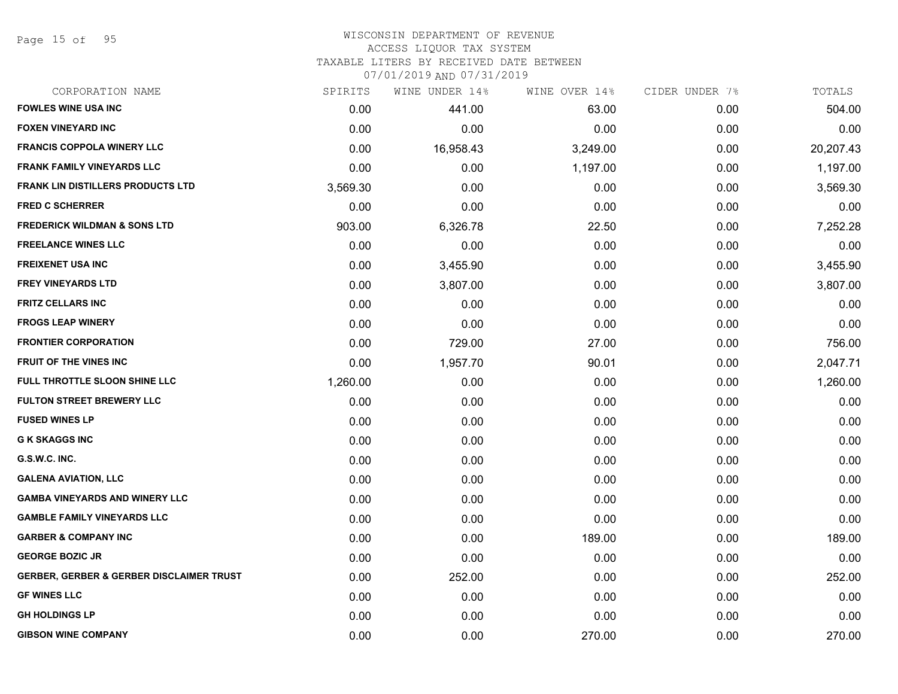WISCONSIN DEPARTMENT OF REVENUE
ACCESS LIQUOR TAX SYSTEM
TAXABLE LITERS BY RECEIVED DATE BETWEEN
07/01/2019 AND 07/31/2019

| CORPORATION NAME | SPIRITS | WINE UNDER 14% | WINE OVER 14% | CIDER UNDER 7% | TOTALS |
|---|---|---|---|---|---|
| **FOWLES WINE USA INC** | 0.00 | 441.00 | 63.00 | 0.00 | 504.00 |
| **FOXEN VINEYARD INC** | 0.00 | 0.00 | 0.00 | 0.00 | 0.00 |
| **FRANCIS COPPOLA WINERY LLC** | 0.00 | 16,958.43 | 3,249.00 | 0.00 | 20,207.43 |
| **FRANK FAMILY VINEYARDS LLC** | 0.00 | 0.00 | 1,197.00 | 0.00 | 1,197.00 |
| **FRANK LIN DISTILLERS PRODUCTS LTD** | 3,569.30 | 0.00 | 0.00 | 0.00 | 3,569.30 |
| **FRED C SCHERRER** | 0.00 | 0.00 | 0.00 | 0.00 | 0.00 |
| **FREDERICK WILDMAN & SONS LTD** | 903.00 | 6,326.78 | 22.50 | 0.00 | 7,252.28 |
| **FREELANCE WINES LLC** | 0.00 | 0.00 | 0.00 | 0.00 | 0.00 |
| **FREIXENET USA INC** | 0.00 | 3,455.90 | 0.00 | 0.00 | 3,455.90 |
| **FREY VINEYARDS LTD** | 0.00 | 3,807.00 | 0.00 | 0.00 | 3,807.00 |
| **FRITZ CELLARS INC** | 0.00 | 0.00 | 0.00 | 0.00 | 0.00 |
| **FROGS LEAP WINERY** | 0.00 | 0.00 | 0.00 | 0.00 | 0.00 |
| **FRONTIER CORPORATION** | 0.00 | 729.00 | 27.00 | 0.00 | 756.00 |
| **FRUIT OF THE VINES INC** | 0.00 | 1,957.70 | 90.01 | 0.00 | 2,047.71 |
| **FULL THROTTLE SLOON SHINE LLC** | 1,260.00 | 0.00 | 0.00 | 0.00 | 1,260.00 |
| **FULTON STREET BREWERY LLC** | 0.00 | 0.00 | 0.00 | 0.00 | 0.00 |
| **FUSED WINES LP** | 0.00 | 0.00 | 0.00 | 0.00 | 0.00 |
| **G K SKAGGS INC** | 0.00 | 0.00 | 0.00 | 0.00 | 0.00 |
| **G.S.W.C. INC.** | 0.00 | 0.00 | 0.00 | 0.00 | 0.00 |
| **GALENA AVIATION, LLC** | 0.00 | 0.00 | 0.00 | 0.00 | 0.00 |
| **GAMBA VINEYARDS AND WINERY LLC** | 0.00 | 0.00 | 0.00 | 0.00 | 0.00 |
| **GAMBLE FAMILY VINEYARDS LLC** | 0.00 | 0.00 | 0.00 | 0.00 | 0.00 |
| **GARBER & COMPANY INC** | 0.00 | 0.00 | 189.00 | 0.00 | 189.00 |
| **GEORGE BOZIC JR** | 0.00 | 0.00 | 0.00 | 0.00 | 0.00 |
| **GERBER, GERBER & GERBER DISCLAIMER TRUST** | 0.00 | 252.00 | 0.00 | 0.00 | 252.00 |
| **GF WINES LLC** | 0.00 | 0.00 | 0.00 | 0.00 | 0.00 |
| **GH HOLDINGS LP** | 0.00 | 0.00 | 0.00 | 0.00 | 0.00 |
| **GIBSON WINE COMPANY** | 0.00 | 0.00 | 270.00 | 0.00 | 270.00 |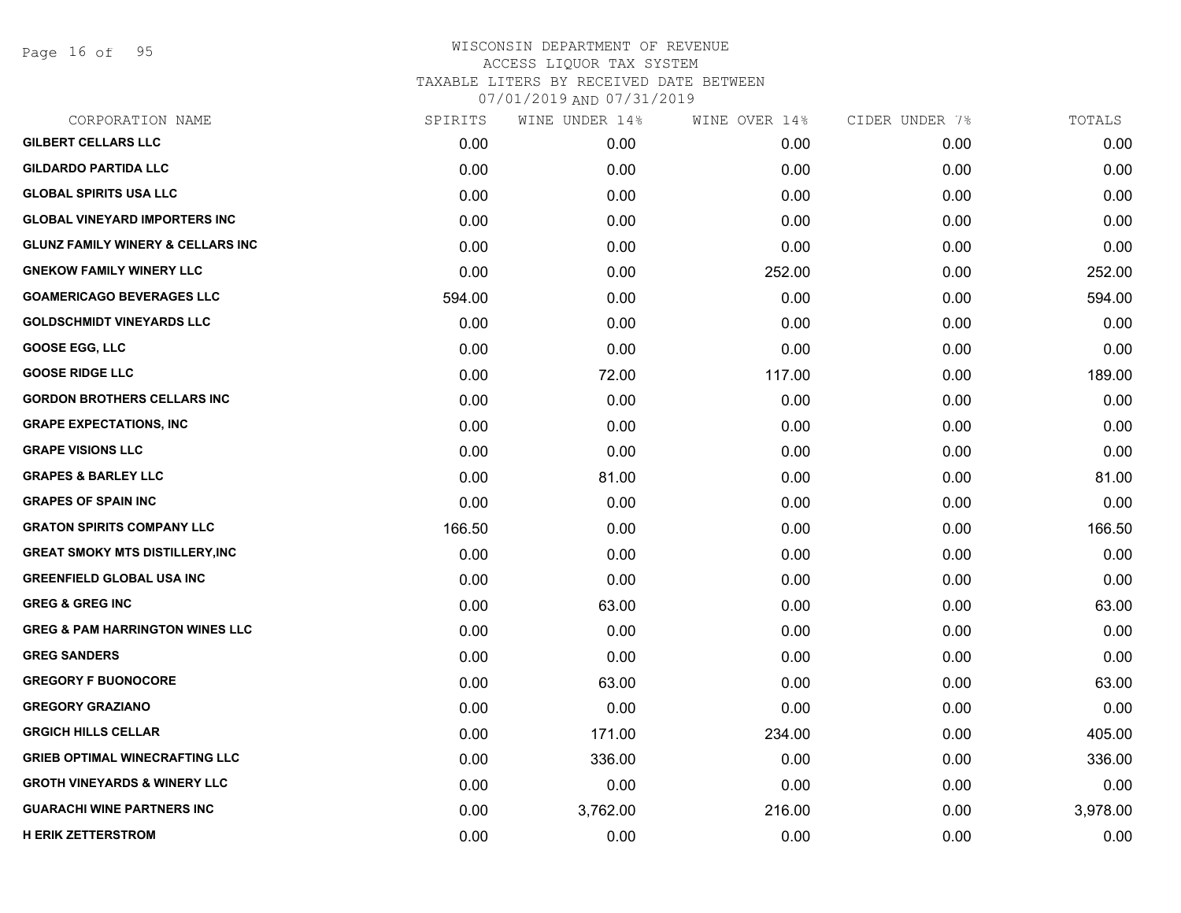# WISCONSIN DEPARTMENT OF REVENUE
## ACCESS LIQUOR TAX SYSTEM
### TAXABLE LITERS BY RECEIVED DATE BETWEEN 07/01/2019 AND 07/31/2019

| CORPORATION NAME | SPIRITS | WINE UNDER 14% | WINE OVER 14% | CIDER UNDER 7% | TOTALS |
|---|---|---|---|---|---|
| GILBERT CELLARS LLC | 0.00 | 0.00 | 0.00 | 0.00 | 0.00 |
| GILDARDO PARTIDA LLC | 0.00 | 0.00 | 0.00 | 0.00 | 0.00 |
| GLOBAL SPIRITS USA LLC | 0.00 | 0.00 | 0.00 | 0.00 | 0.00 |
| GLOBAL VINEYARD IMPORTERS INC | 0.00 | 0.00 | 0.00 | 0.00 | 0.00 |
| GLUNZ FAMILY WINERY & CELLARS INC | 0.00 | 0.00 | 0.00 | 0.00 | 0.00 |
| GNEKOW FAMILY WINERY LLC | 0.00 | 0.00 | 252.00 | 0.00 | 252.00 |
| GOAMERICAGO BEVERAGES LLC | 594.00 | 0.00 | 0.00 | 0.00 | 594.00 |
| GOLDSCHMIDT VINEYARDS LLC | 0.00 | 0.00 | 0.00 | 0.00 | 0.00 |
| GOOSE EGG, LLC | 0.00 | 0.00 | 0.00 | 0.00 | 0.00 |
| GOOSE RIDGE LLC | 0.00 | 72.00 | 117.00 | 0.00 | 189.00 |
| GORDON BROTHERS CELLARS INC | 0.00 | 0.00 | 0.00 | 0.00 | 0.00 |
| GRAPE EXPECTATIONS, INC | 0.00 | 0.00 | 0.00 | 0.00 | 0.00 |
| GRAPE VISIONS LLC | 0.00 | 0.00 | 0.00 | 0.00 | 0.00 |
| GRAPES & BARLEY LLC | 0.00 | 81.00 | 0.00 | 0.00 | 81.00 |
| GRAPES OF SPAIN INC | 0.00 | 0.00 | 0.00 | 0.00 | 0.00 |
| GRATON SPIRITS COMPANY LLC | 166.50 | 0.00 | 0.00 | 0.00 | 166.50 |
| GREAT SMOKY MTS DISTILLERY,INC | 0.00 | 0.00 | 0.00 | 0.00 | 0.00 |
| GREENFIELD GLOBAL USA INC | 0.00 | 0.00 | 0.00 | 0.00 | 0.00 |
| GREG & GREG INC | 0.00 | 63.00 | 0.00 | 0.00 | 63.00 |
| GREG & PAM HARRINGTON WINES LLC | 0.00 | 0.00 | 0.00 | 0.00 | 0.00 |
| GREG SANDERS | 0.00 | 0.00 | 0.00 | 0.00 | 0.00 |
| GREGORY F BUONOCORE | 0.00 | 63.00 | 0.00 | 0.00 | 63.00 |
| GREGORY GRAZIANO | 0.00 | 0.00 | 0.00 | 0.00 | 0.00 |
| GRGICH HILLS CELLAR | 0.00 | 171.00 | 234.00 | 0.00 | 405.00 |
| GRIEB OPTIMAL WINECRAFTING LLC | 0.00 | 336.00 | 0.00 | 0.00 | 336.00 |
| GROTH VINEYARDS & WINERY LLC | 0.00 | 0.00 | 0.00 | 0.00 | 0.00 |
| GUARACHI WINE PARTNERS INC | 0.00 | 3,762.00 | 216.00 | 0.00 | 3,978.00 |
| H ERIK ZETTERSTROM | 0.00 | 0.00 | 0.00 | 0.00 | 0.00 |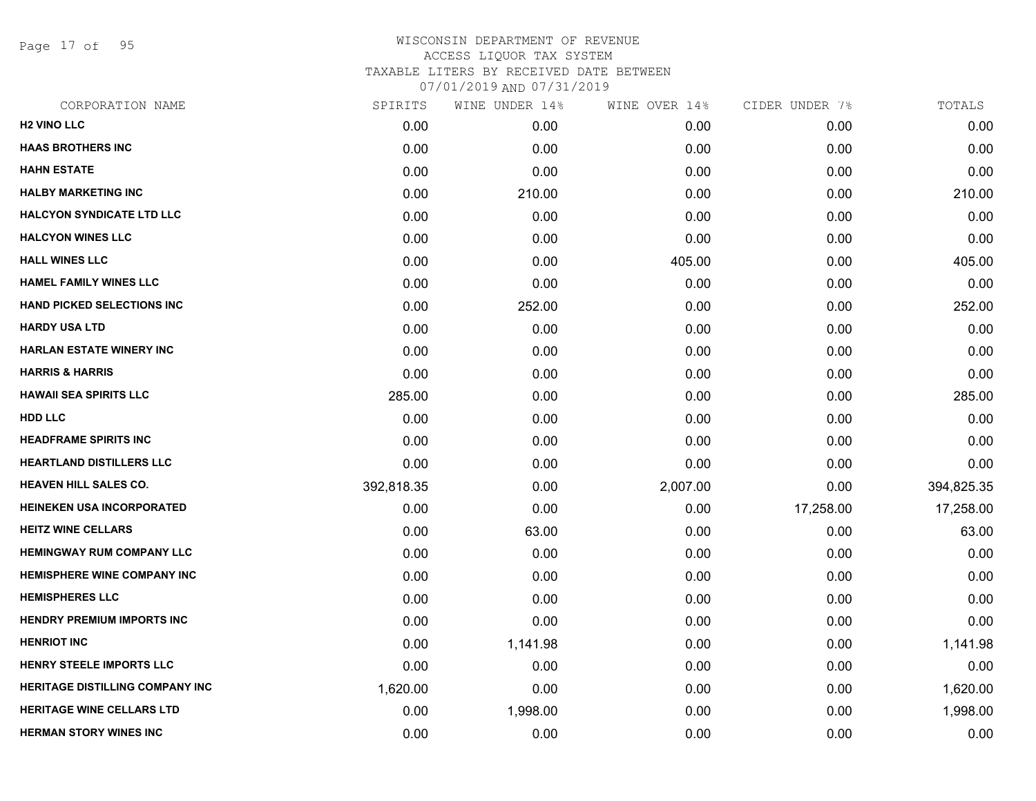# WISCONSIN DEPARTMENT OF REVENUE
## ACCESS LIQUOR TAX SYSTEM
### TAXABLE LITERS BY RECEIVED DATE BETWEEN 07/01/2019 AND 07/31/2019

| CORPORATION NAME | SPIRITS | WINE UNDER 14% | WINE OVER 14% | CIDER UNDER 7% | TOTALS |
|---|---|---|---|---|---|
| H2 VINO LLC | 0.00 | 0.00 | 0.00 | 0.00 | 0.00 |
| HAAS BROTHERS INC | 0.00 | 0.00 | 0.00 | 0.00 | 0.00 |
| HAHN ESTATE | 0.00 | 0.00 | 0.00 | 0.00 | 0.00 |
| HALBY MARKETING INC | 0.00 | 210.00 | 0.00 | 0.00 | 210.00 |
| HALCYON SYNDICATE LTD LLC | 0.00 | 0.00 | 0.00 | 0.00 | 0.00 |
| HALCYON WINES LLC | 0.00 | 0.00 | 0.00 | 0.00 | 0.00 |
| HALL WINES LLC | 0.00 | 0.00 | 405.00 | 0.00 | 405.00 |
| HAMEL FAMILY WINES LLC | 0.00 | 0.00 | 0.00 | 0.00 | 0.00 |
| HAND PICKED SELECTIONS INC | 0.00 | 252.00 | 0.00 | 0.00 | 252.00 |
| HARDY USA LTD | 0.00 | 0.00 | 0.00 | 0.00 | 0.00 |
| HARLAN ESTATE WINERY INC | 0.00 | 0.00 | 0.00 | 0.00 | 0.00 |
| HARRIS & HARRIS | 0.00 | 0.00 | 0.00 | 0.00 | 0.00 |
| HAWAII SEA SPIRITS LLC | 285.00 | 0.00 | 0.00 | 0.00 | 285.00 |
| HDD LLC | 0.00 | 0.00 | 0.00 | 0.00 | 0.00 |
| HEADFRAME SPIRITS INC | 0.00 | 0.00 | 0.00 | 0.00 | 0.00 |
| HEARTLAND DISTILLERS LLC | 0.00 | 0.00 | 0.00 | 0.00 | 0.00 |
| HEAVEN HILL SALES CO. | 392,818.35 | 0.00 | 2,007.00 | 0.00 | 394,825.35 |
| HEINEKEN USA INCORPORATED | 0.00 | 0.00 | 0.00 | 17,258.00 | 17,258.00 |
| HEITZ WINE CELLARS | 0.00 | 63.00 | 0.00 | 0.00 | 63.00 |
| HEMINGWAY RUM COMPANY LLC | 0.00 | 0.00 | 0.00 | 0.00 | 0.00 |
| HEMISPHERE WINE COMPANY INC | 0.00 | 0.00 | 0.00 | 0.00 | 0.00 |
| HEMISPHERES LLC | 0.00 | 0.00 | 0.00 | 0.00 | 0.00 |
| HENDRY PREMIUM IMPORTS INC | 0.00 | 0.00 | 0.00 | 0.00 | 0.00 |
| HENRIOT INC | 0.00 | 1,141.98 | 0.00 | 0.00 | 1,141.98 |
| HENRY STEELE IMPORTS LLC | 0.00 | 0.00 | 0.00 | 0.00 | 0.00 |
| HERITAGE DISTILLING COMPANY INC | 1,620.00 | 0.00 | 0.00 | 0.00 | 1,620.00 |
| HERITAGE WINE CELLARS LTD | 0.00 | 1,998.00 | 0.00 | 0.00 | 1,998.00 |
| HERMAN STORY WINES INC | 0.00 | 0.00 | 0.00 | 0.00 | 0.00 |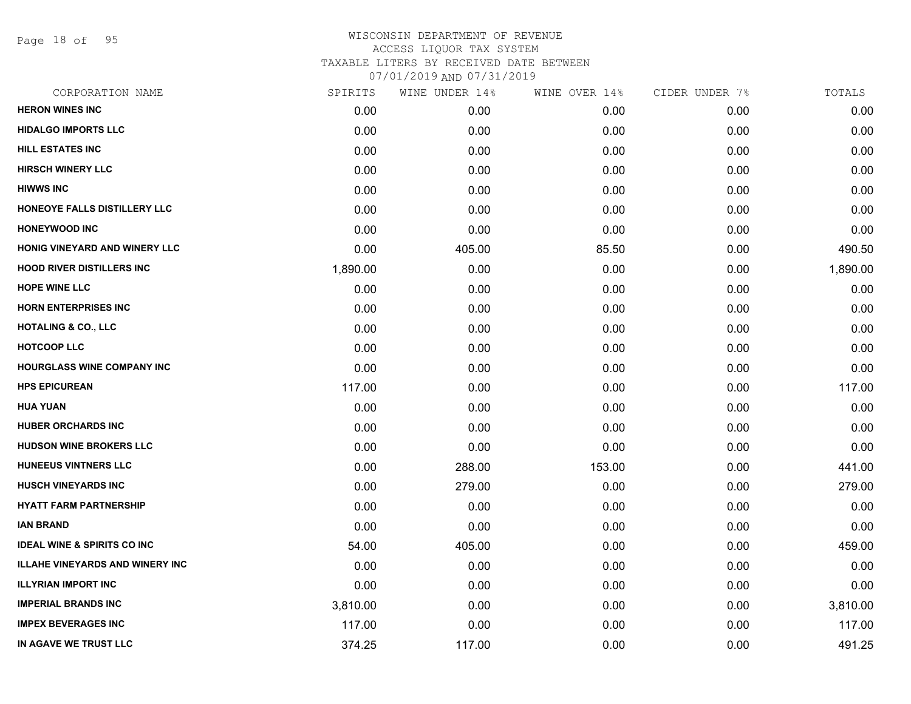# WISCONSIN DEPARTMENT OF REVENUE
## ACCESS LIQUOR TAX SYSTEM
## TAXABLE LITERS BY RECEIVED DATE BETWEEN 07/01/2019 AND 07/31/2019

| CORPORATION NAME | SPIRITS | WINE UNDER 14% | WINE OVER 14% | CIDER UNDER 7% | TOTALS |
|---|---|---|---|---|---|
| HERON WINES INC | 0.00 | 0.00 | 0.00 | 0.00 | 0.00 |
| HIDALGO IMPORTS LLC | 0.00 | 0.00 | 0.00 | 0.00 | 0.00 |
| HILL ESTATES INC | 0.00 | 0.00 | 0.00 | 0.00 | 0.00 |
| HIRSCH WINERY LLC | 0.00 | 0.00 | 0.00 | 0.00 | 0.00 |
| HIWWS INC | 0.00 | 0.00 | 0.00 | 0.00 | 0.00 |
| HONEOYE FALLS DISTILLERY LLC | 0.00 | 0.00 | 0.00 | 0.00 | 0.00 |
| HONEYWOOD INC | 0.00 | 0.00 | 0.00 | 0.00 | 0.00 |
| HONIG VINEYARD AND WINERY LLC | 0.00 | 405.00 | 85.50 | 0.00 | 490.50 |
| HOOD RIVER DISTILLERS INC | 1,890.00 | 0.00 | 0.00 | 0.00 | 1,890.00 |
| HOPE WINE LLC | 0.00 | 0.00 | 0.00 | 0.00 | 0.00 |
| HORN ENTERPRISES INC | 0.00 | 0.00 | 0.00 | 0.00 | 0.00 |
| HOTALING & CO., LLC | 0.00 | 0.00 | 0.00 | 0.00 | 0.00 |
| HOTCOOP LLC | 0.00 | 0.00 | 0.00 | 0.00 | 0.00 |
| HOURGLASS WINE COMPANY INC | 0.00 | 0.00 | 0.00 | 0.00 | 0.00 |
| HPS EPICUREAN | 117.00 | 0.00 | 0.00 | 0.00 | 117.00 |
| HUA YUAN | 0.00 | 0.00 | 0.00 | 0.00 | 0.00 |
| HUBER ORCHARDS INC | 0.00 | 0.00 | 0.00 | 0.00 | 0.00 |
| HUDSON WINE BROKERS LLC | 0.00 | 0.00 | 0.00 | 0.00 | 0.00 |
| HUNEEUS VINTNERS LLC | 0.00 | 288.00 | 153.00 | 0.00 | 441.00 |
| HUSCH VINEYARDS INC | 0.00 | 279.00 | 0.00 | 0.00 | 279.00 |
| HYATT FARM PARTNERSHIP | 0.00 | 0.00 | 0.00 | 0.00 | 0.00 |
| IAN BRAND | 0.00 | 0.00 | 0.00 | 0.00 | 0.00 |
| IDEAL WINE & SPIRITS CO INC | 54.00 | 405.00 | 0.00 | 0.00 | 459.00 |
| ILLAHE VINEYARDS AND WINERY INC | 0.00 | 0.00 | 0.00 | 0.00 | 0.00 |
| ILLYRIAN IMPORT INC | 0.00 | 0.00 | 0.00 | 0.00 | 0.00 |
| IMPERIAL BRANDS INC | 3,810.00 | 0.00 | 0.00 | 0.00 | 3,810.00 |
| IMPEX BEVERAGES INC | 117.00 | 0.00 | 0.00 | 0.00 | 117.00 |
| IN AGAVE WE TRUST LLC | 374.25 | 117.00 | 0.00 | 0.00 | 491.25 |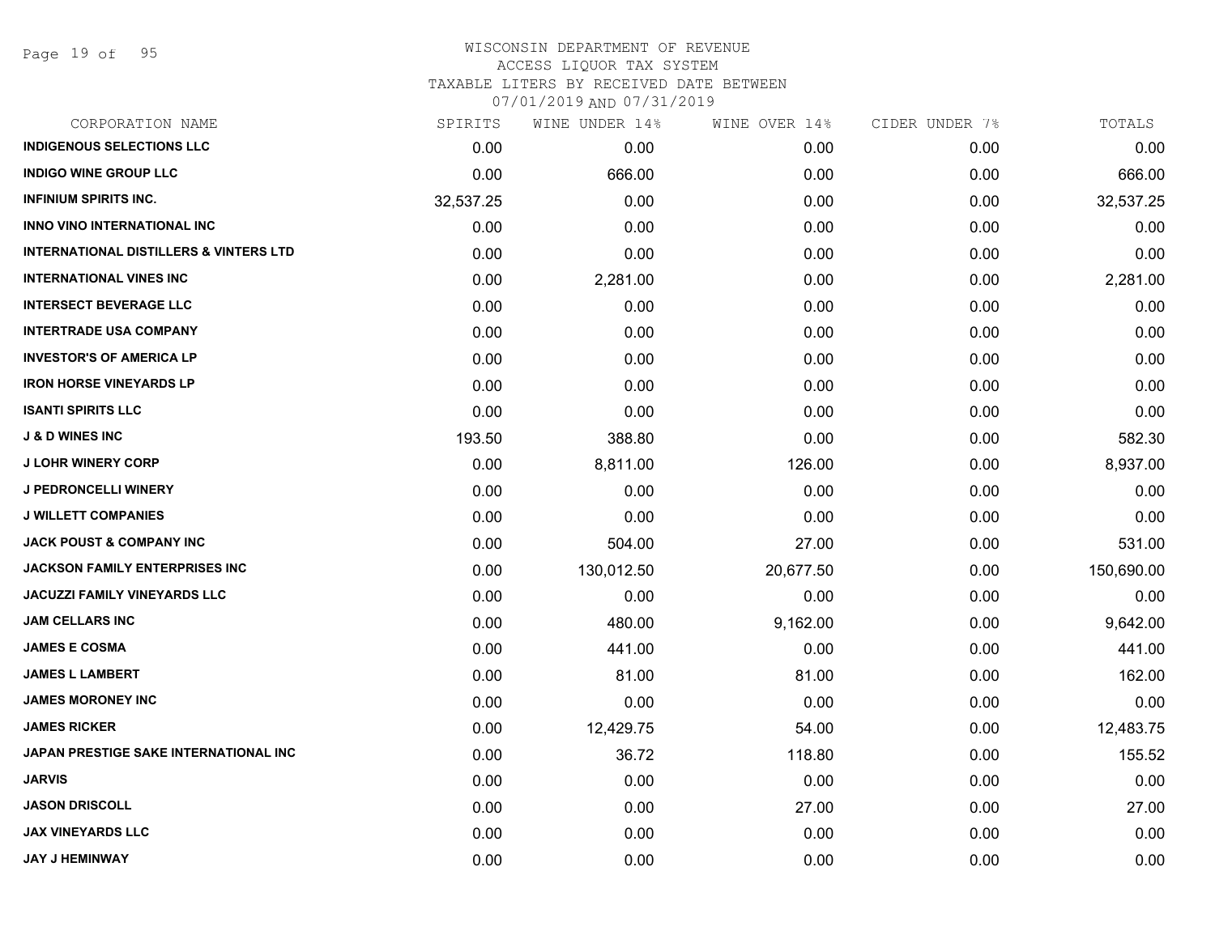# WISCONSIN DEPARTMENT OF REVENUE
ACCESS LIQUOR TAX SYSTEM
TAXABLE LITERS BY RECEIVED DATE BETWEEN
07/01/2019 AND 07/31/2019

| CORPORATION NAME | SPIRITS | WINE UNDER 14% | WINE OVER 14% | CIDER UNDER 7% | TOTALS |
|---|---|---|---|---|---|
| INDIGENOUS SELECTIONS LLC | 0.00 | 0.00 | 0.00 | 0.00 | 0.00 |
| INDIGO WINE GROUP LLC | 0.00 | 666.00 | 0.00 | 0.00 | 666.00 |
| INFINIUM SPIRITS INC. | 32,537.25 | 0.00 | 0.00 | 0.00 | 32,537.25 |
| INNO VINO INTERNATIONAL INC | 0.00 | 0.00 | 0.00 | 0.00 | 0.00 |
| INTERNATIONAL DISTILLERS & VINTERS LTD | 0.00 | 0.00 | 0.00 | 0.00 | 0.00 |
| INTERNATIONAL VINES INC | 0.00 | 2,281.00 | 0.00 | 0.00 | 2,281.00 |
| INTERSECT BEVERAGE LLC | 0.00 | 0.00 | 0.00 | 0.00 | 0.00 |
| INTERTRADE USA COMPANY | 0.00 | 0.00 | 0.00 | 0.00 | 0.00 |
| INVESTOR'S OF AMERICA LP | 0.00 | 0.00 | 0.00 | 0.00 | 0.00 |
| IRON HORSE VINEYARDS LP | 0.00 | 0.00 | 0.00 | 0.00 | 0.00 |
| ISANTI SPIRITS LLC | 0.00 | 0.00 | 0.00 | 0.00 | 0.00 |
| J & D WINES INC | 193.50 | 388.80 | 0.00 | 0.00 | 582.30 |
| J LOHR WINERY CORP | 0.00 | 8,811.00 | 126.00 | 0.00 | 8,937.00 |
| J PEDRONCELLI WINERY | 0.00 | 0.00 | 0.00 | 0.00 | 0.00 |
| J WILLETT COMPANIES | 0.00 | 0.00 | 0.00 | 0.00 | 0.00 |
| JACK POUST & COMPANY INC | 0.00 | 504.00 | 27.00 | 0.00 | 531.00 |
| JACKSON FAMILY ENTERPRISES INC | 0.00 | 130,012.50 | 20,677.50 | 0.00 | 150,690.00 |
| JACUZZI FAMILY VINEYARDS LLC | 0.00 | 0.00 | 0.00 | 0.00 | 0.00 |
| JAM CELLARS INC | 0.00 | 480.00 | 9,162.00 | 0.00 | 9,642.00 |
| JAMES E COSMA | 0.00 | 441.00 | 0.00 | 0.00 | 441.00 |
| JAMES L LAMBERT | 0.00 | 81.00 | 81.00 | 0.00 | 162.00 |
| JAMES MORONEY INC | 0.00 | 0.00 | 0.00 | 0.00 | 0.00 |
| JAMES RICKER | 0.00 | 12,429.75 | 54.00 | 0.00 | 12,483.75 |
| JAPAN PRESTIGE SAKE INTERNATIONAL INC | 0.00 | 36.72 | 118.80 | 0.00 | 155.52 |
| JARVIS | 0.00 | 0.00 | 0.00 | 0.00 | 0.00 |
| JASON DRISCOLL | 0.00 | 0.00 | 27.00 | 0.00 | 27.00 |
| JAX VINEYARDS LLC | 0.00 | 0.00 | 0.00 | 0.00 | 0.00 |
| JAY J HEMINWAY | 0.00 | 0.00 | 0.00 | 0.00 | 0.00 |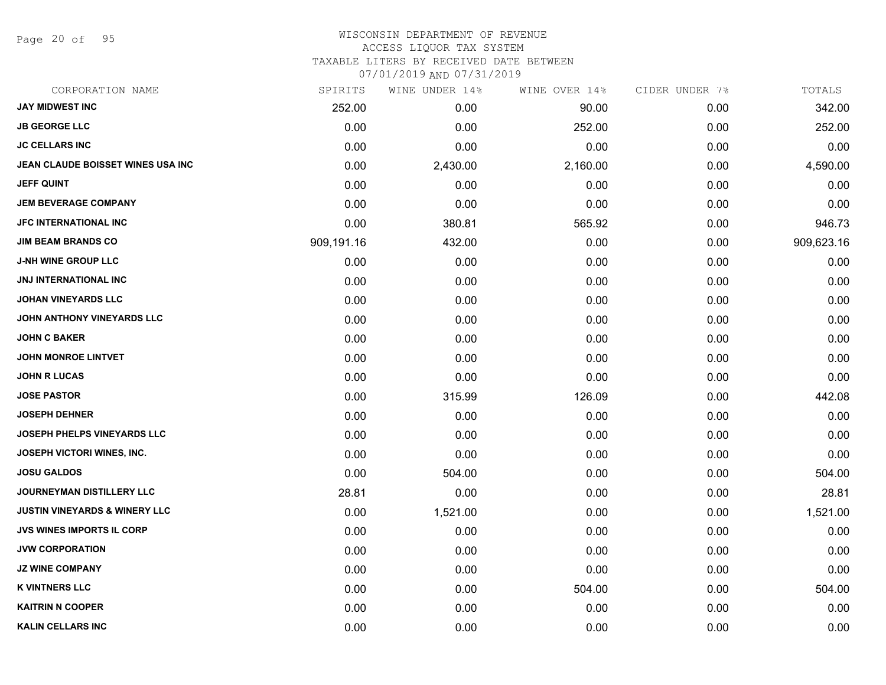# WISCONSIN DEPARTMENT OF REVENUE
## ACCESS LIQUOR TAX SYSTEM
### TAXABLE LITERS BY RECEIVED DATE BETWEEN 07/01/2019 AND 07/31/2019

| CORPORATION NAME | SPIRITS | WINE UNDER 14% | WINE OVER 14% | CIDER UNDER 7% | TOTALS |
|---|---|---|---|---|---|
| JAY MIDWEST INC | 252.00 | 0.00 | 90.00 | 0.00 | 342.00 |
| JB GEORGE LLC | 0.00 | 0.00 | 252.00 | 0.00 | 252.00 |
| JC CELLARS INC | 0.00 | 0.00 | 0.00 | 0.00 | 0.00 |
| JEAN CLAUDE BOISSET WINES USA INC | 0.00 | 2,430.00 | 2,160.00 | 0.00 | 4,590.00 |
| JEFF QUINT | 0.00 | 0.00 | 0.00 | 0.00 | 0.00 |
| JEM BEVERAGE COMPANY | 0.00 | 0.00 | 0.00 | 0.00 | 0.00 |
| JFC INTERNATIONAL INC | 0.00 | 380.81 | 565.92 | 0.00 | 946.73 |
| JIM BEAM BRANDS CO | 909,191.16 | 432.00 | 0.00 | 0.00 | 909,623.16 |
| J-NH WINE GROUP LLC | 0.00 | 0.00 | 0.00 | 0.00 | 0.00 |
| JNJ INTERNATIONAL INC | 0.00 | 0.00 | 0.00 | 0.00 | 0.00 |
| JOHAN VINEYARDS LLC | 0.00 | 0.00 | 0.00 | 0.00 | 0.00 |
| JOHN ANTHONY VINEYARDS LLC | 0.00 | 0.00 | 0.00 | 0.00 | 0.00 |
| JOHN C BAKER | 0.00 | 0.00 | 0.00 | 0.00 | 0.00 |
| JOHN MONROE LINTVET | 0.00 | 0.00 | 0.00 | 0.00 | 0.00 |
| JOHN R LUCAS | 0.00 | 0.00 | 0.00 | 0.00 | 0.00 |
| JOSE PASTOR | 0.00 | 315.99 | 126.09 | 0.00 | 442.08 |
| JOSEPH DEHNER | 0.00 | 0.00 | 0.00 | 0.00 | 0.00 |
| JOSEPH PHELPS VINEYARDS LLC | 0.00 | 0.00 | 0.00 | 0.00 | 0.00 |
| JOSEPH VICTORI WINES, INC. | 0.00 | 0.00 | 0.00 | 0.00 | 0.00 |
| JOSU GALDOS | 0.00 | 504.00 | 0.00 | 0.00 | 504.00 |
| JOURNEYMAN DISTILLERY LLC | 28.81 | 0.00 | 0.00 | 0.00 | 28.81 |
| JUSTIN VINEYARDS & WINERY LLC | 0.00 | 1,521.00 | 0.00 | 0.00 | 1,521.00 |
| JVS WINES IMPORTS IL CORP | 0.00 | 0.00 | 0.00 | 0.00 | 0.00 |
| JVW CORPORATION | 0.00 | 0.00 | 0.00 | 0.00 | 0.00 |
| JZ WINE COMPANY | 0.00 | 0.00 | 0.00 | 0.00 | 0.00 |
| K VINTNERS LLC | 0.00 | 0.00 | 504.00 | 0.00 | 504.00 |
| KAITRIN N COOPER | 0.00 | 0.00 | 0.00 | 0.00 | 0.00 |
| KALIN CELLARS INC | 0.00 | 0.00 | 0.00 | 0.00 | 0.00 |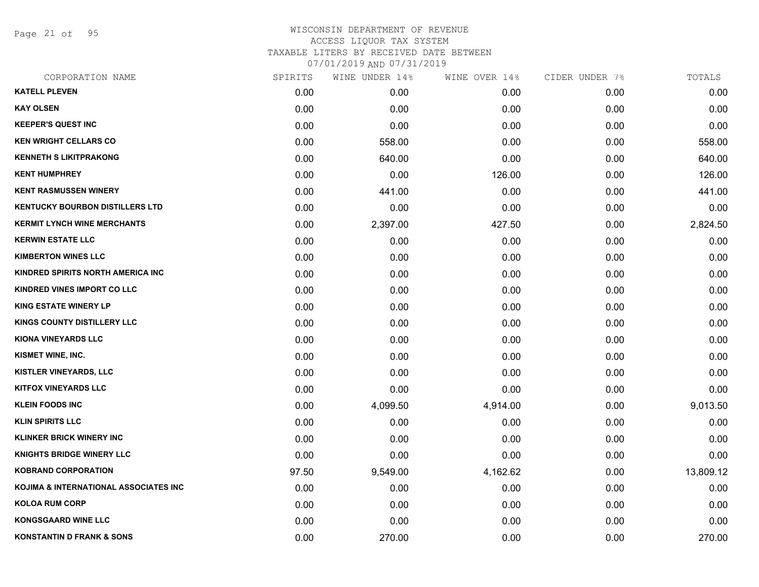# WISCONSIN DEPARTMENT OF REVENUE
ACCESS LIQUOR TAX SYSTEM
TAXABLE LITERS BY RECEIVED DATE BETWEEN
07/01/2019 AND 07/31/2019

| CORPORATION NAME | SPIRITS | WINE UNDER 14% | WINE OVER 14% | CIDER UNDER 7% | TOTALS |
|---|---|---|---|---|---|
| KATELL PLEVEN | 0.00 | 0.00 | 0.00 | 0.00 | 0.00 |
| KAY OLSEN | 0.00 | 0.00 | 0.00 | 0.00 | 0.00 |
| KEEPER'S QUEST INC | 0.00 | 0.00 | 0.00 | 0.00 | 0.00 |
| KEN WRIGHT CELLARS CO | 0.00 | 558.00 | 0.00 | 0.00 | 558.00 |
| KENNETH S LIKITPRAKONG | 0.00 | 640.00 | 0.00 | 0.00 | 640.00 |
| KENT HUMPHREY | 0.00 | 0.00 | 126.00 | 0.00 | 126.00 |
| KENT RASMUSSEN WINERY | 0.00 | 441.00 | 0.00 | 0.00 | 441.00 |
| KENTUCKY BOURBON DISTILLERS LTD | 0.00 | 0.00 | 0.00 | 0.00 | 0.00 |
| KERMIT LYNCH WINE MERCHANTS | 0.00 | 2,397.00 | 427.50 | 0.00 | 2,824.50 |
| KERWIN ESTATE LLC | 0.00 | 0.00 | 0.00 | 0.00 | 0.00 |
| KIMBERTON WINES LLC | 0.00 | 0.00 | 0.00 | 0.00 | 0.00 |
| KINDRED SPIRITS NORTH AMERICA INC | 0.00 | 0.00 | 0.00 | 0.00 | 0.00 |
| KINDRED VINES IMPORT CO LLC | 0.00 | 0.00 | 0.00 | 0.00 | 0.00 |
| KING ESTATE WINERY LP | 0.00 | 0.00 | 0.00 | 0.00 | 0.00 |
| KINGS COUNTY DISTILLERY LLC | 0.00 | 0.00 | 0.00 | 0.00 | 0.00 |
| KIONA VINEYARDS LLC | 0.00 | 0.00 | 0.00 | 0.00 | 0.00 |
| KISMET WINE, INC. | 0.00 | 0.00 | 0.00 | 0.00 | 0.00 |
| KISTLER VINEYARDS, LLC | 0.00 | 0.00 | 0.00 | 0.00 | 0.00 |
| KITFOX VINEYARDS LLC | 0.00 | 0.00 | 0.00 | 0.00 | 0.00 |
| KLEIN FOODS INC | 0.00 | 4,099.50 | 4,914.00 | 0.00 | 9,013.50 |
| KLIN SPIRITS LLC | 0.00 | 0.00 | 0.00 | 0.00 | 0.00 |
| KLINKER BRICK WINERY INC | 0.00 | 0.00 | 0.00 | 0.00 | 0.00 |
| KNIGHTS BRIDGE WINERY LLC | 0.00 | 0.00 | 0.00 | 0.00 | 0.00 |
| KOBRAND CORPORATION | 97.50 | 9,549.00 | 4,162.62 | 0.00 | 13,809.12 |
| KOJIMA & INTERNATIONAL ASSOCIATES INC | 0.00 | 0.00 | 0.00 | 0.00 | 0.00 |
| KOLOA RUM CORP | 0.00 | 0.00 | 0.00 | 0.00 | 0.00 |
| KONGSGAARD WINE LLC | 0.00 | 0.00 | 0.00 | 0.00 | 0.00 |
| KONSTANTIN D FRANK & SONS | 0.00 | 270.00 | 0.00 | 0.00 | 270.00 |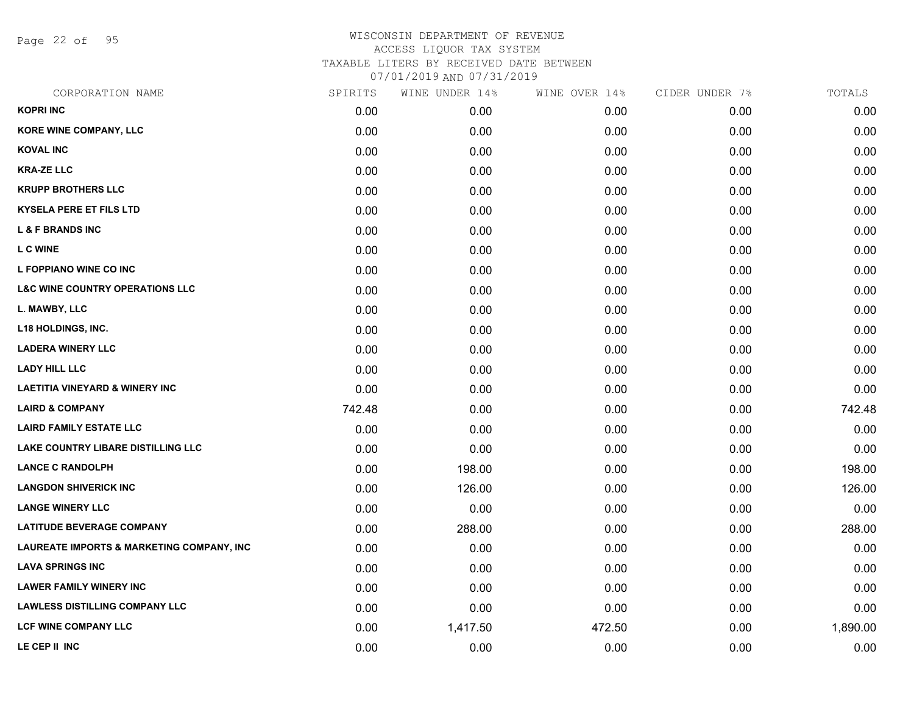WISCONSIN DEPARTMENT OF REVENUE
ACCESS LIQUOR TAX SYSTEM
TAXABLE LITERS BY RECEIVED DATE BETWEEN
07/01/2019 AND 07/31/2019

| CORPORATION NAME | SPIRITS | WINE UNDER 14% | WINE OVER 14% | CIDER UNDER 7% | TOTALS |
|---|---|---|---|---|---|
| KOPRI INC | 0.00 | 0.00 | 0.00 | 0.00 | 0.00 |
| KORE WINE COMPANY, LLC | 0.00 | 0.00 | 0.00 | 0.00 | 0.00 |
| KOVAL INC | 0.00 | 0.00 | 0.00 | 0.00 | 0.00 |
| KRA-ZE LLC | 0.00 | 0.00 | 0.00 | 0.00 | 0.00 |
| KRUPP BROTHERS LLC | 0.00 | 0.00 | 0.00 | 0.00 | 0.00 |
| KYSELA PERE ET FILS LTD | 0.00 | 0.00 | 0.00 | 0.00 | 0.00 |
| L & F BRANDS INC | 0.00 | 0.00 | 0.00 | 0.00 | 0.00 |
| L C WINE | 0.00 | 0.00 | 0.00 | 0.00 | 0.00 |
| L FOPPIANO WINE CO INC | 0.00 | 0.00 | 0.00 | 0.00 | 0.00 |
| L&C WINE COUNTRY OPERATIONS LLC | 0.00 | 0.00 | 0.00 | 0.00 | 0.00 |
| L. MAWBY, LLC | 0.00 | 0.00 | 0.00 | 0.00 | 0.00 |
| L18 HOLDINGS, INC. | 0.00 | 0.00 | 0.00 | 0.00 | 0.00 |
| LADERA WINERY LLC | 0.00 | 0.00 | 0.00 | 0.00 | 0.00 |
| LADY HILL LLC | 0.00 | 0.00 | 0.00 | 0.00 | 0.00 |
| LAETITIA VINEYARD & WINERY INC | 0.00 | 0.00 | 0.00 | 0.00 | 0.00 |
| LAIRD & COMPANY | 742.48 | 0.00 | 0.00 | 0.00 | 742.48 |
| LAIRD FAMILY ESTATE LLC | 0.00 | 0.00 | 0.00 | 0.00 | 0.00 |
| LAKE COUNTRY LIBARE DISTILLING LLC | 0.00 | 0.00 | 0.00 | 0.00 | 0.00 |
| LANCE C RANDOLPH | 0.00 | 198.00 | 0.00 | 0.00 | 198.00 |
| LANGDON SHIVERICK INC | 0.00 | 126.00 | 0.00 | 0.00 | 126.00 |
| LANGE WINERY LLC | 0.00 | 0.00 | 0.00 | 0.00 | 0.00 |
| LATITUDE BEVERAGE COMPANY | 0.00 | 288.00 | 0.00 | 0.00 | 288.00 |
| LAUREATE IMPORTS & MARKETING COMPANY, INC | 0.00 | 0.00 | 0.00 | 0.00 | 0.00 |
| LAVA SPRINGS INC | 0.00 | 0.00 | 0.00 | 0.00 | 0.00 |
| LAWER FAMILY WINERY INC | 0.00 | 0.00 | 0.00 | 0.00 | 0.00 |
| LAWLESS DISTILLING COMPANY LLC | 0.00 | 0.00 | 0.00 | 0.00 | 0.00 |
| LCF WINE COMPANY LLC | 0.00 | 1,417.50 | 472.50 | 0.00 | 1,890.00 |
| LE CEP II INC | 0.00 | 0.00 | 0.00 | 0.00 | 0.00 |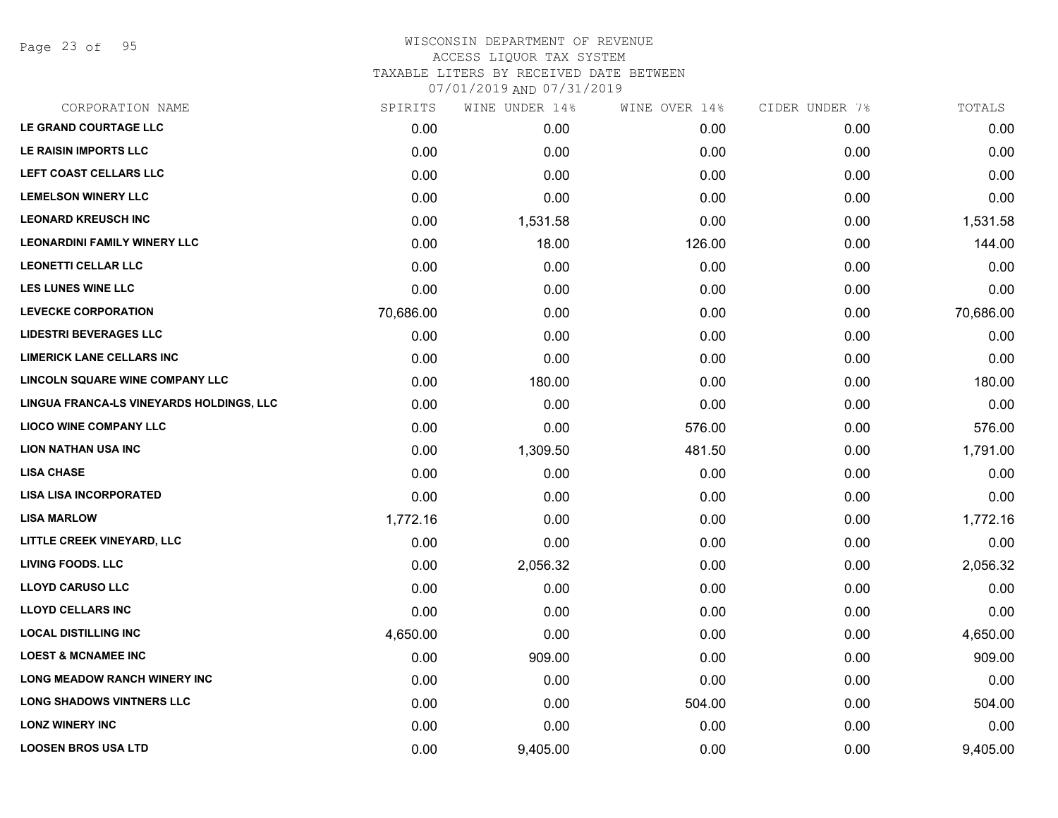WISCONSIN DEPARTMENT OF REVENUE
ACCESS LIQUOR TAX SYSTEM
TAXABLE LITERS BY RECEIVED DATE BETWEEN
07/01/2019 AND 07/31/2019

| CORPORATION NAME | SPIRITS | WINE UNDER 14% | WINE OVER 14% | CIDER UNDER 7% | TOTALS |
|---|---|---|---|---|---|
| LE GRAND COURTAGE LLC | 0.00 | 0.00 | 0.00 | 0.00 | 0.00 |
| LE RAISIN IMPORTS LLC | 0.00 | 0.00 | 0.00 | 0.00 | 0.00 |
| LEFT COAST CELLARS LLC | 0.00 | 0.00 | 0.00 | 0.00 | 0.00 |
| LEMELSON WINERY LLC | 0.00 | 0.00 | 0.00 | 0.00 | 0.00 |
| LEONARD KREUSCH INC | 0.00 | 1,531.58 | 0.00 | 0.00 | 1,531.58 |
| LEONARDINI FAMILY WINERY LLC | 0.00 | 18.00 | 126.00 | 0.00 | 144.00 |
| LEONETTI CELLAR LLC | 0.00 | 0.00 | 0.00 | 0.00 | 0.00 |
| LES LUNES WINE LLC | 0.00 | 0.00 | 0.00 | 0.00 | 0.00 |
| LEVECKE CORPORATION | 70,686.00 | 0.00 | 0.00 | 0.00 | 70,686.00 |
| LIDESTRI BEVERAGES LLC | 0.00 | 0.00 | 0.00 | 0.00 | 0.00 |
| LIMERICK LANE CELLARS INC | 0.00 | 0.00 | 0.00 | 0.00 | 0.00 |
| LINCOLN SQUARE WINE COMPANY LLC | 0.00 | 180.00 | 0.00 | 0.00 | 180.00 |
| LINGUA FRANCA-LS VINEYARDS HOLDINGS, LLC | 0.00 | 0.00 | 0.00 | 0.00 | 0.00 |
| LIOCO WINE COMPANY LLC | 0.00 | 0.00 | 576.00 | 0.00 | 576.00 |
| LION NATHAN USA INC | 0.00 | 1,309.50 | 481.50 | 0.00 | 1,791.00 |
| LISA CHASE | 0.00 | 0.00 | 0.00 | 0.00 | 0.00 |
| LISA LISA INCORPORATED | 0.00 | 0.00 | 0.00 | 0.00 | 0.00 |
| LISA MARLOW | 1,772.16 | 0.00 | 0.00 | 0.00 | 1,772.16 |
| LITTLE CREEK VINEYARD, LLC | 0.00 | 0.00 | 0.00 | 0.00 | 0.00 |
| LIVING FOODS. LLC | 0.00 | 2,056.32 | 0.00 | 0.00 | 2,056.32 |
| LLOYD CARUSO LLC | 0.00 | 0.00 | 0.00 | 0.00 | 0.00 |
| LLOYD CELLARS INC | 0.00 | 0.00 | 0.00 | 0.00 | 0.00 |
| LOCAL DISTILLING INC | 4,650.00 | 0.00 | 0.00 | 0.00 | 4,650.00 |
| LOEST & MCNAMEE INC | 0.00 | 909.00 | 0.00 | 0.00 | 909.00 |
| LONG MEADOW RANCH WINERY INC | 0.00 | 0.00 | 0.00 | 0.00 | 0.00 |
| LONG SHADOWS VINTNERS LLC | 0.00 | 0.00 | 504.00 | 0.00 | 504.00 |
| LONZ WINERY INC | 0.00 | 0.00 | 0.00 | 0.00 | 0.00 |
| LOOSEN BROS USA LTD | 0.00 | 9,405.00 | 0.00 | 0.00 | 9,405.00 |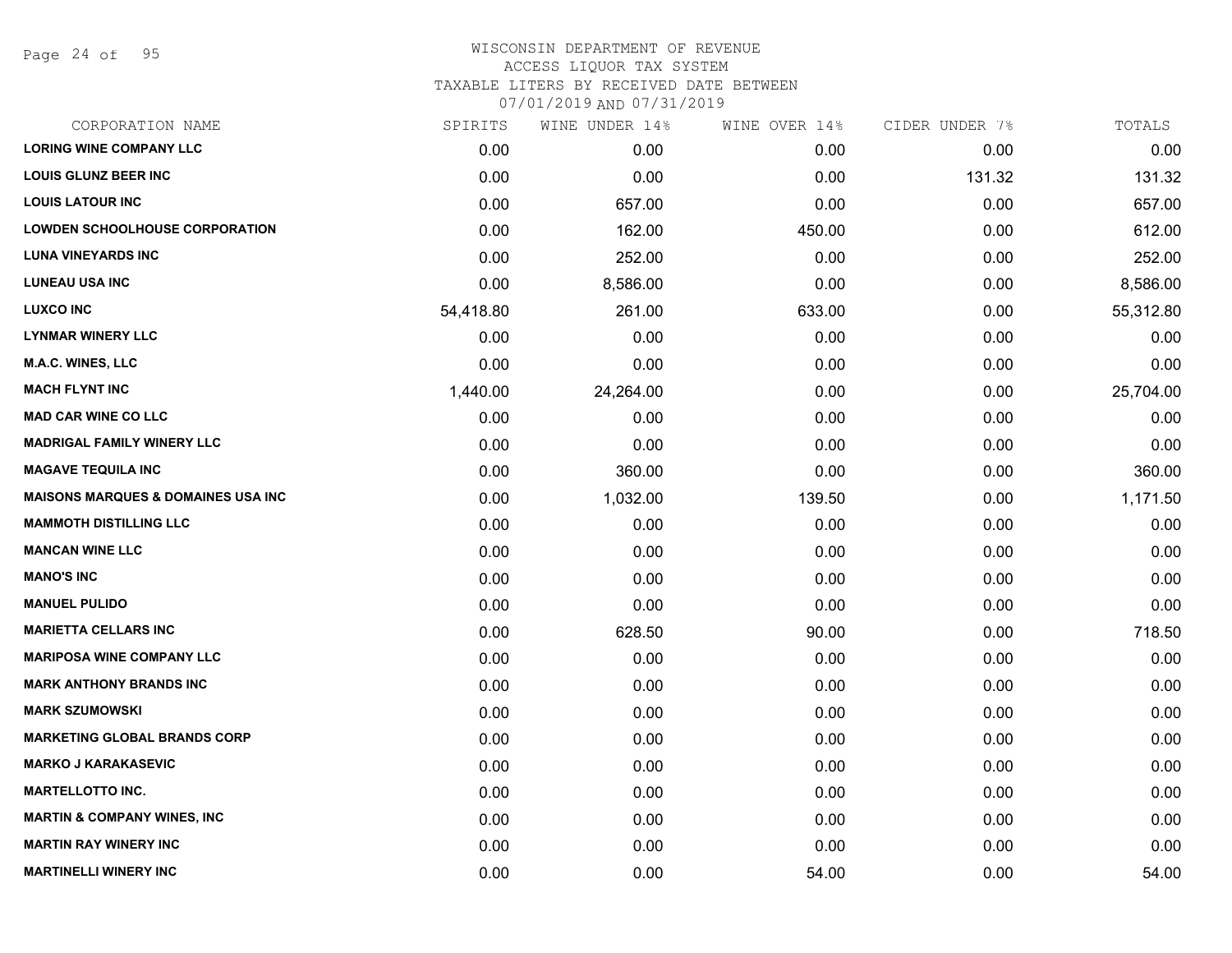WISCONSIN DEPARTMENT OF REVENUE
ACCESS LIQUOR TAX SYSTEM
TAXABLE LITERS BY RECEIVED DATE BETWEEN
07/01/2019 AND 07/31/2019

| CORPORATION NAME | SPIRITS | WINE UNDER 14% | WINE OVER 14% | CIDER UNDER 7% | TOTALS |
|---|---|---|---|---|---|
| LORING WINE COMPANY LLC | 0.00 | 0.00 | 0.00 | 0.00 | 0.00 |
| LOUIS GLUNZ BEER INC | 0.00 | 0.00 | 0.00 | 131.32 | 131.32 |
| LOUIS LATOUR INC | 0.00 | 657.00 | 0.00 | 0.00 | 657.00 |
| LOWDEN SCHOOLHOUSE CORPORATION | 0.00 | 162.00 | 450.00 | 0.00 | 612.00 |
| LUNA VINEYARDS INC | 0.00 | 252.00 | 0.00 | 0.00 | 252.00 |
| LUNEAU USA INC | 0.00 | 8,586.00 | 0.00 | 0.00 | 8,586.00 |
| LUXCO INC | 54,418.80 | 261.00 | 633.00 | 0.00 | 55,312.80 |
| LYNMAR WINERY LLC | 0.00 | 0.00 | 0.00 | 0.00 | 0.00 |
| M.A.C. WINES, LLC | 0.00 | 0.00 | 0.00 | 0.00 | 0.00 |
| MACH FLYNT INC | 1,440.00 | 24,264.00 | 0.00 | 0.00 | 25,704.00 |
| MAD CAR WINE CO LLC | 0.00 | 0.00 | 0.00 | 0.00 | 0.00 |
| MADRIGAL FAMILY WINERY LLC | 0.00 | 0.00 | 0.00 | 0.00 | 0.00 |
| MAGAVE TEQUILA INC | 0.00 | 360.00 | 0.00 | 0.00 | 360.00 |
| MAISONS MARQUES & DOMAINES USA INC | 0.00 | 1,032.00 | 139.50 | 0.00 | 1,171.50 |
| MAMMOTH DISTILLING LLC | 0.00 | 0.00 | 0.00 | 0.00 | 0.00 |
| MANCAN WINE LLC | 0.00 | 0.00 | 0.00 | 0.00 | 0.00 |
| MANO'S INC | 0.00 | 0.00 | 0.00 | 0.00 | 0.00 |
| MANUEL PULIDO | 0.00 | 0.00 | 0.00 | 0.00 | 0.00 |
| MARIETTA CELLARS INC | 0.00 | 628.50 | 90.00 | 0.00 | 718.50 |
| MARIPOSA WINE COMPANY LLC | 0.00 | 0.00 | 0.00 | 0.00 | 0.00 |
| MARK ANTHONY BRANDS INC | 0.00 | 0.00 | 0.00 | 0.00 | 0.00 |
| MARK SZUMOWSKI | 0.00 | 0.00 | 0.00 | 0.00 | 0.00 |
| MARKETING GLOBAL BRANDS CORP | 0.00 | 0.00 | 0.00 | 0.00 | 0.00 |
| MARKO J KARAKASEVIC | 0.00 | 0.00 | 0.00 | 0.00 | 0.00 |
| MARTELLOTTO INC. | 0.00 | 0.00 | 0.00 | 0.00 | 0.00 |
| MARTIN & COMPANY WINES, INC | 0.00 | 0.00 | 0.00 | 0.00 | 0.00 |
| MARTIN RAY WINERY INC | 0.00 | 0.00 | 0.00 | 0.00 | 0.00 |
| MARTINELLI WINERY INC | 0.00 | 0.00 | 54.00 | 0.00 | 54.00 |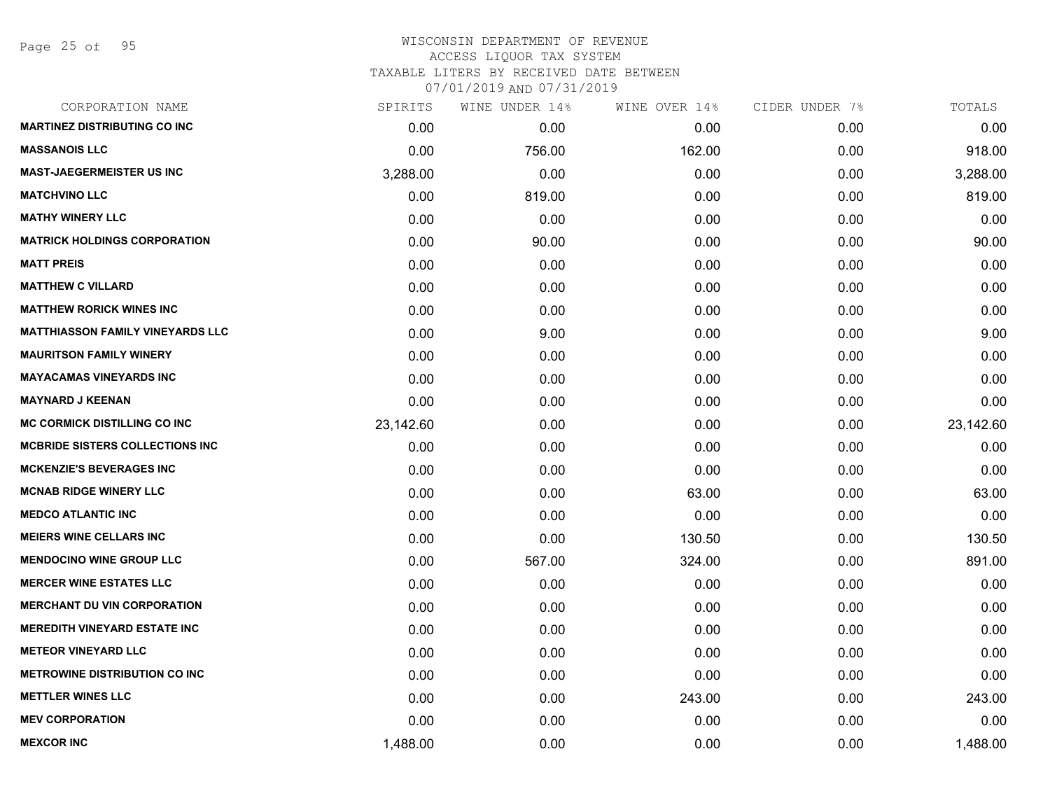WISCONSIN DEPARTMENT OF REVENUE
ACCESS LIQUOR TAX SYSTEM
TAXABLE LITERS BY RECEIVED DATE BETWEEN
07/01/2019 AND 07/31/2019

| CORPORATION NAME | SPIRITS | WINE UNDER 14% | WINE OVER 14% | CIDER UNDER 7% | TOTALS |
|---|---|---|---|---|---|
| **MARTINEZ DISTRIBUTING CO INC** | 0.00 | 0.00 | 0.00 | 0.00 | 0.00 |
| **MASSANOIS LLC** | 0.00 | 756.00 | 162.00 | 0.00 | 918.00 |
| **MAST-JAEGERMEISTER US INC** | 3,288.00 | 0.00 | 0.00 | 0.00 | 3,288.00 |
| **MATCHVINO LLC** | 0.00 | 819.00 | 0.00 | 0.00 | 819.00 |
| **MATHY WINERY LLC** | 0.00 | 0.00 | 0.00 | 0.00 | 0.00 |
| **MATRICK HOLDINGS CORPORATION** | 0.00 | 90.00 | 0.00 | 0.00 | 90.00 |
| **MATT PREIS** | 0.00 | 0.00 | 0.00 | 0.00 | 0.00 |
| **MATTHEW C VILLARD** | 0.00 | 0.00 | 0.00 | 0.00 | 0.00 |
| **MATTHEW RORICK WINES INC** | 0.00 | 0.00 | 0.00 | 0.00 | 0.00 |
| **MATTHIASSON FAMILY VINEYARDS LLC** | 0.00 | 9.00 | 0.00 | 0.00 | 9.00 |
| **MAURITSON FAMILY WINERY** | 0.00 | 0.00 | 0.00 | 0.00 | 0.00 |
| **MAYACAMAS VINEYARDS INC** | 0.00 | 0.00 | 0.00 | 0.00 | 0.00 |
| **MAYNARD J KEENAN** | 0.00 | 0.00 | 0.00 | 0.00 | 0.00 |
| **MC CORMICK DISTILLING CO INC** | 23,142.60 | 0.00 | 0.00 | 0.00 | 23,142.60 |
| **MCBRIDE SISTERS COLLECTIONS INC** | 0.00 | 0.00 | 0.00 | 0.00 | 0.00 |
| **MCKENZIE'S BEVERAGES INC** | 0.00 | 0.00 | 0.00 | 0.00 | 0.00 |
| **MCNAB RIDGE WINERY LLC** | 0.00 | 0.00 | 63.00 | 0.00 | 63.00 |
| **MEDCO ATLANTIC INC** | 0.00 | 0.00 | 0.00 | 0.00 | 0.00 |
| **MEIERS WINE CELLARS INC** | 0.00 | 0.00 | 130.50 | 0.00 | 130.50 |
| **MENDOCINO WINE GROUP LLC** | 0.00 | 567.00 | 324.00 | 0.00 | 891.00 |
| **MERCER WINE ESTATES LLC** | 0.00 | 0.00 | 0.00 | 0.00 | 0.00 |
| **MERCHANT DU VIN CORPORATION** | 0.00 | 0.00 | 0.00 | 0.00 | 0.00 |
| **MEREDITH VINEYARD ESTATE INC** | 0.00 | 0.00 | 0.00 | 0.00 | 0.00 |
| **METEOR VINEYARD LLC** | 0.00 | 0.00 | 0.00 | 0.00 | 0.00 |
| **METROWINE DISTRIBUTION CO INC** | 0.00 | 0.00 | 0.00 | 0.00 | 0.00 |
| **METTLER WINES LLC** | 0.00 | 0.00 | 243.00 | 0.00 | 243.00 |
| **MEV CORPORATION** | 0.00 | 0.00 | 0.00 | 0.00 | 0.00 |
| **MEXCOR INC** | 1,488.00 | 0.00 | 0.00 | 0.00 | 1,488.00 |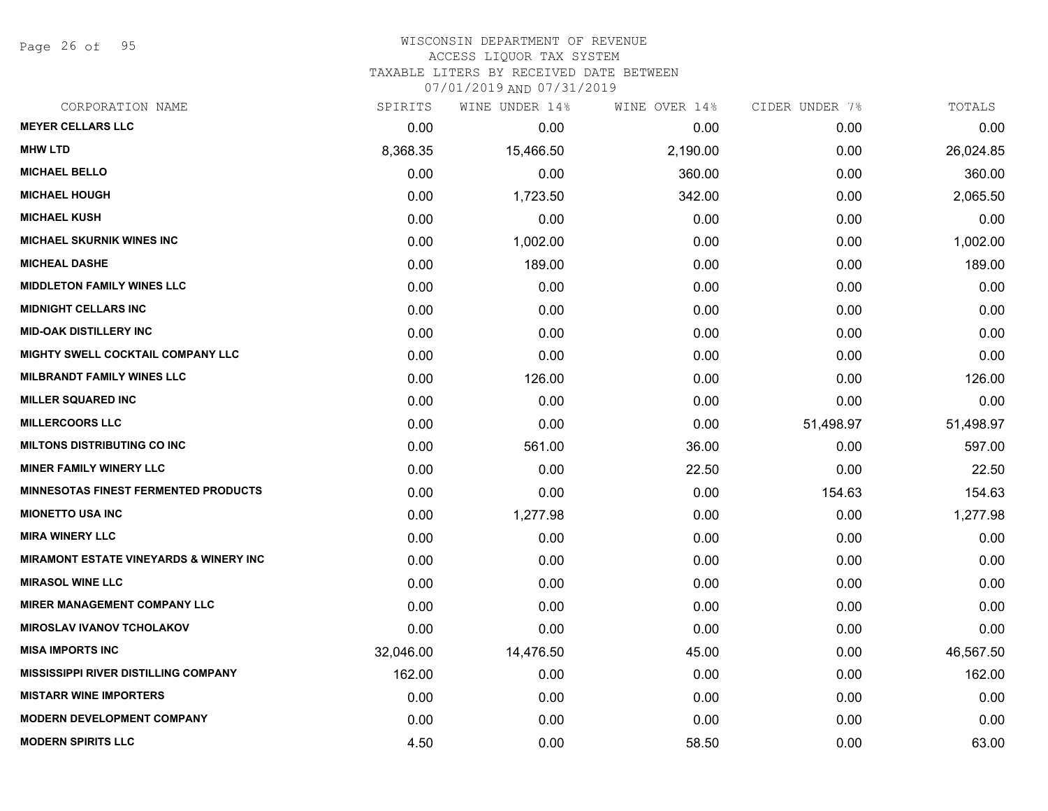# WISCONSIN DEPARTMENT OF REVENUE
ACCESS LIQUOR TAX SYSTEM
TAXABLE LITERS BY RECEIVED DATE BETWEEN
07/01/2019 AND 07/31/2019

| CORPORATION NAME | SPIRITS | WINE UNDER 14% | WINE OVER 14% | CIDER UNDER 7% | TOTALS |
|---|---|---|---|---|---|
| MEYER CELLARS LLC | 0.00 | 0.00 | 0.00 | 0.00 | 0.00 |
| MHW LTD | 8,368.35 | 15,466.50 | 2,190.00 | 0.00 | 26,024.85 |
| MICHAEL BELLO | 0.00 | 0.00 | 360.00 | 0.00 | 360.00 |
| MICHAEL HOUGH | 0.00 | 1,723.50 | 342.00 | 0.00 | 2,065.50 |
| MICHAEL KUSH | 0.00 | 0.00 | 0.00 | 0.00 | 0.00 |
| MICHAEL SKURNIK WINES INC | 0.00 | 1,002.00 | 0.00 | 0.00 | 1,002.00 |
| MICHEAL DASHE | 0.00 | 189.00 | 0.00 | 0.00 | 189.00 |
| MIDDLETON FAMILY WINES LLC | 0.00 | 0.00 | 0.00 | 0.00 | 0.00 |
| MIDNIGHT CELLARS INC | 0.00 | 0.00 | 0.00 | 0.00 | 0.00 |
| MID-OAK DISTILLERY INC | 0.00 | 0.00 | 0.00 | 0.00 | 0.00 |
| MIGHTY SWELL COCKTAIL COMPANY LLC | 0.00 | 0.00 | 0.00 | 0.00 | 0.00 |
| MILBRANDT FAMILY WINES LLC | 0.00 | 126.00 | 0.00 | 0.00 | 126.00 |
| MILLER SQUARED INC | 0.00 | 0.00 | 0.00 | 0.00 | 0.00 |
| MILLERCOORS LLC | 0.00 | 0.00 | 0.00 | 51,498.97 | 51,498.97 |
| MILTONS DISTRIBUTING CO INC | 0.00 | 561.00 | 36.00 | 0.00 | 597.00 |
| MINER FAMILY WINERY LLC | 0.00 | 0.00 | 22.50 | 0.00 | 22.50 |
| MINNESOTAS FINEST FERMENTED PRODUCTS | 0.00 | 0.00 | 0.00 | 154.63 | 154.63 |
| MIONETTO USA INC | 0.00 | 1,277.98 | 0.00 | 0.00 | 1,277.98 |
| MIRA WINERY LLC | 0.00 | 0.00 | 0.00 | 0.00 | 0.00 |
| MIRAMONT ESTATE VINEYARDS & WINERY INC | 0.00 | 0.00 | 0.00 | 0.00 | 0.00 |
| MIRASOL WINE LLC | 0.00 | 0.00 | 0.00 | 0.00 | 0.00 |
| MIRER MANAGEMENT COMPANY LLC | 0.00 | 0.00 | 0.00 | 0.00 | 0.00 |
| MIROSLAV IVANOV TCHOLAKOV | 0.00 | 0.00 | 0.00 | 0.00 | 0.00 |
| MISA IMPORTS INC | 32,046.00 | 14,476.50 | 45.00 | 0.00 | 46,567.50 |
| MISSISSIPPI RIVER DISTILLING COMPANY | 162.00 | 0.00 | 0.00 | 0.00 | 162.00 |
| MISTARR WINE IMPORTERS | 0.00 | 0.00 | 0.00 | 0.00 | 0.00 |
| MODERN DEVELOPMENT COMPANY | 0.00 | 0.00 | 0.00 | 0.00 | 0.00 |
| MODERN SPIRITS LLC | 4.50 | 0.00 | 58.50 | 0.00 | 63.00 |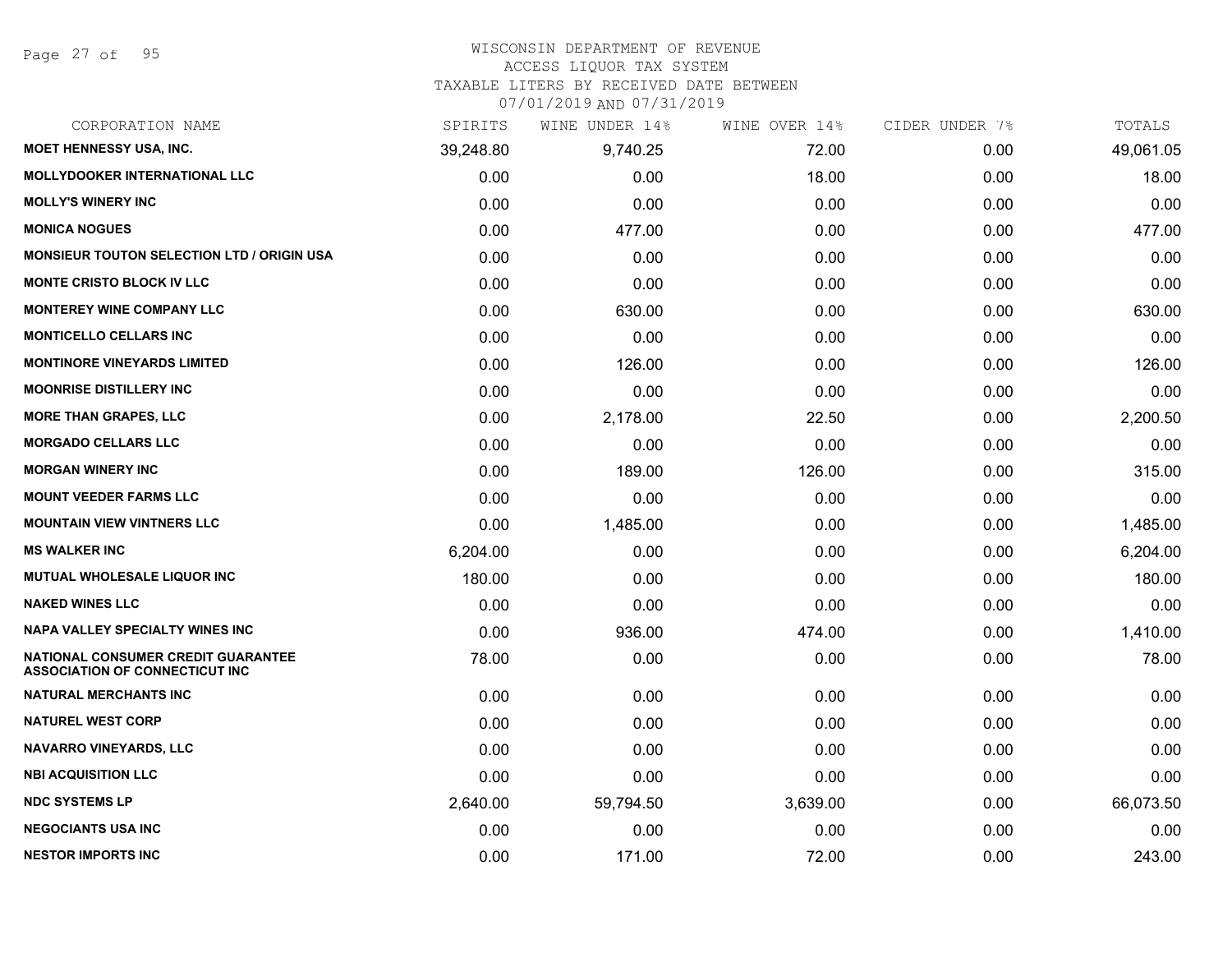WISCONSIN DEPARTMENT OF REVENUE
ACCESS LIQUOR TAX SYSTEM
TAXABLE LITERS BY RECEIVED DATE BETWEEN
07/01/2019 AND 07/31/2019

| CORPORATION NAME | SPIRITS | WINE UNDER 14% | WINE OVER 14% | CIDER UNDER 7% | TOTALS |
|---|---|---|---|---|---|
| **MOET HENNESSY USA, INC.** | 39,248.80 | 9,740.25 | 72.00 | 0.00 | 49,061.05 |
| **MOLLYDOOKER INTERNATIONAL LLC** | 0.00 | 0.00 | 18.00 | 0.00 | 18.00 |
| **MOLLY'S WINERY INC** | 0.00 | 0.00 | 0.00 | 0.00 | 0.00 |
| **MONICA NOGUES** | 0.00 | 477.00 | 0.00 | 0.00 | 477.00 |
| **MONSIEUR TOUTON SELECTION LTD / ORIGIN USA** | 0.00 | 0.00 | 0.00 | 0.00 | 0.00 |
| **MONTE CRISTO BLOCK IV LLC** | 0.00 | 0.00 | 0.00 | 0.00 | 0.00 |
| **MONTEREY WINE COMPANY LLC** | 0.00 | 630.00 | 0.00 | 0.00 | 630.00 |
| **MONTICELLO CELLARS INC** | 0.00 | 0.00 | 0.00 | 0.00 | 0.00 |
| **MONTINORE VINEYARDS LIMITED** | 0.00 | 126.00 | 0.00 | 0.00 | 126.00 |
| **MOONRISE DISTILLERY INC** | 0.00 | 0.00 | 0.00 | 0.00 | 0.00 |
| **MORE THAN GRAPES, LLC** | 0.00 | 2,178.00 | 22.50 | 0.00 | 2,200.50 |
| **MORGADO CELLARS LLC** | 0.00 | 0.00 | 0.00 | 0.00 | 0.00 |
| **MORGAN WINERY INC** | 0.00 | 189.00 | 126.00 | 0.00 | 315.00 |
| **MOUNT VEEDER FARMS LLC** | 0.00 | 0.00 | 0.00 | 0.00 | 0.00 |
| **MOUNTAIN VIEW VINTNERS LLC** | 0.00 | 1,485.00 | 0.00 | 0.00 | 1,485.00 |
| **MS WALKER INC** | 6,204.00 | 0.00 | 0.00 | 0.00 | 6,204.00 |
| **MUTUAL WHOLESALE LIQUOR INC** | 180.00 | 0.00 | 0.00 | 0.00 | 180.00 |
| **NAKED WINES LLC** | 0.00 | 0.00 | 0.00 | 0.00 | 0.00 |
| **NAPA VALLEY SPECIALTY WINES INC** | 0.00 | 936.00 | 474.00 | 0.00 | 1,410.00 |
| **NATIONAL CONSUMER CREDIT GUARANTEE ASSOCIATION OF CONNECTICUT INC** | 78.00 | 0.00 | 0.00 | 0.00 | 78.00 |
| **NATURAL MERCHANTS INC** | 0.00 | 0.00 | 0.00 | 0.00 | 0.00 |
| **NATUREL WEST CORP** | 0.00 | 0.00 | 0.00 | 0.00 | 0.00 |
| **NAVARRO VINEYARDS, LLC** | 0.00 | 0.00 | 0.00 | 0.00 | 0.00 |
| **NBI ACQUISITION LLC** | 0.00 | 0.00 | 0.00 | 0.00 | 0.00 |
| **NDC SYSTEMS LP** | 2,640.00 | 59,794.50 | 3,639.00 | 0.00 | 66,073.50 |
| **NEGOCIANTS USA INC** | 0.00 | 0.00 | 0.00 | 0.00 | 0.00 |
| **NESTOR IMPORTS INC** | 0.00 | 171.00 | 72.00 | 0.00 | 243.00 |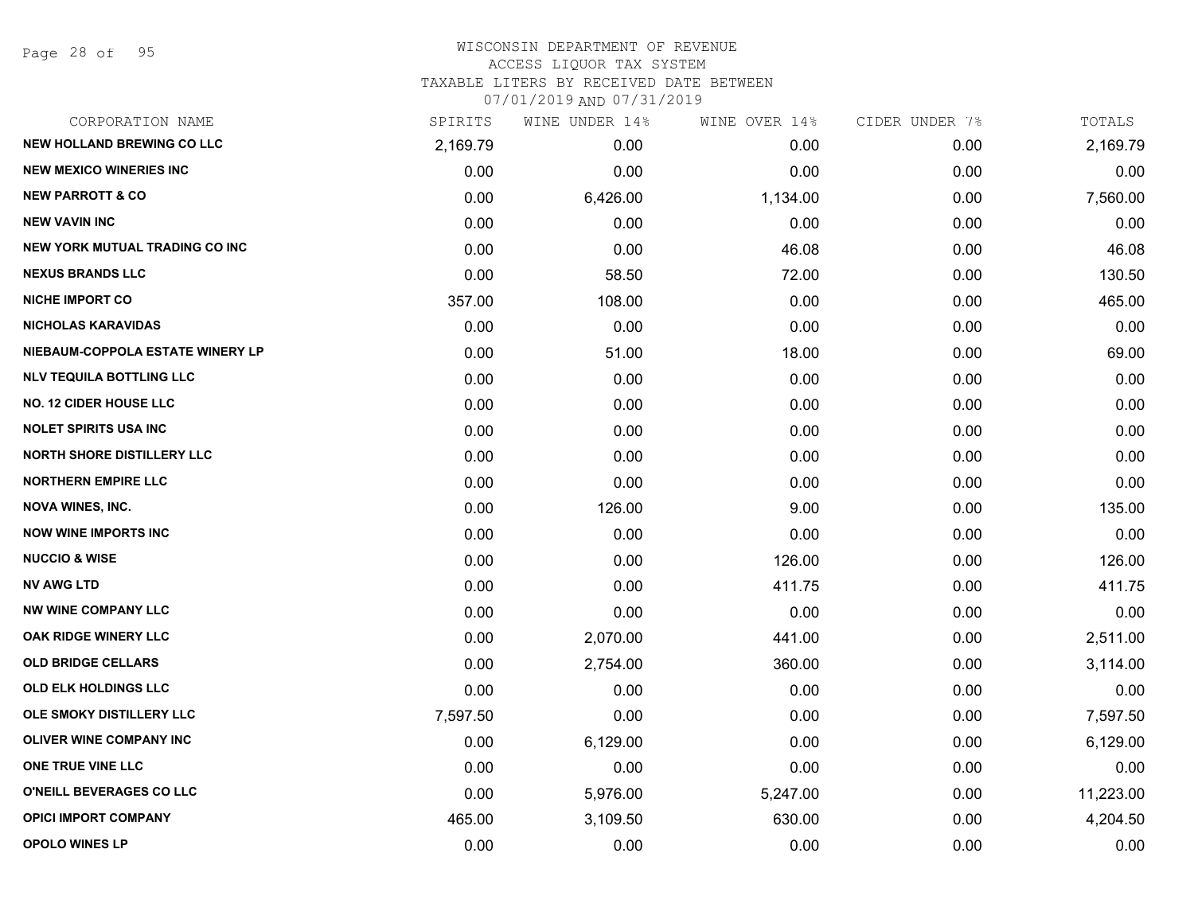WISCONSIN DEPARTMENT OF REVENUE
ACCESS LIQUOR TAX SYSTEM
TAXABLE LITERS BY RECEIVED DATE BETWEEN
07/01/2019 AND 07/31/2019

| CORPORATION NAME | SPIRITS | WINE UNDER 14% | WINE OVER 14% | CIDER UNDER 7% | TOTALS |
|---|---|---|---|---|---|
| NEW HOLLAND BREWING CO LLC | 2,169.79 | 0.00 | 0.00 | 0.00 | 2,169.79 |
| NEW MEXICO WINERIES INC | 0.00 | 0.00 | 0.00 | 0.00 | 0.00 |
| NEW PARROTT & CO | 0.00 | 6,426.00 | 1,134.00 | 0.00 | 7,560.00 |
| NEW VAVIN INC | 0.00 | 0.00 | 0.00 | 0.00 | 0.00 |
| NEW YORK MUTUAL TRADING CO INC | 0.00 | 0.00 | 46.08 | 0.00 | 46.08 |
| NEXUS BRANDS LLC | 0.00 | 58.50 | 72.00 | 0.00 | 130.50 |
| NICHE IMPORT CO | 357.00 | 108.00 | 0.00 | 0.00 | 465.00 |
| NICHOLAS KARAVIDAS | 0.00 | 0.00 | 0.00 | 0.00 | 0.00 |
| NIEBAUM-COPPOLA ESTATE WINERY LP | 0.00 | 51.00 | 18.00 | 0.00 | 69.00 |
| NLV TEQUILA BOTTLING LLC | 0.00 | 0.00 | 0.00 | 0.00 | 0.00 |
| NO. 12 CIDER HOUSE LLC | 0.00 | 0.00 | 0.00 | 0.00 | 0.00 |
| NOLET SPIRITS USA INC | 0.00 | 0.00 | 0.00 | 0.00 | 0.00 |
| NORTH SHORE DISTILLERY LLC | 0.00 | 0.00 | 0.00 | 0.00 | 0.00 |
| NORTHERN EMPIRE LLC | 0.00 | 0.00 | 0.00 | 0.00 | 0.00 |
| NOVA WINES, INC. | 0.00 | 126.00 | 9.00 | 0.00 | 135.00 |
| NOW WINE IMPORTS INC | 0.00 | 0.00 | 0.00 | 0.00 | 0.00 |
| NUCCIO & WISE | 0.00 | 0.00 | 126.00 | 0.00 | 126.00 |
| NV AWG LTD | 0.00 | 0.00 | 411.75 | 0.00 | 411.75 |
| NW WINE COMPANY LLC | 0.00 | 0.00 | 0.00 | 0.00 | 0.00 |
| OAK RIDGE WINERY LLC | 0.00 | 2,070.00 | 441.00 | 0.00 | 2,511.00 |
| OLD BRIDGE CELLARS | 0.00 | 2,754.00 | 360.00 | 0.00 | 3,114.00 |
| OLD ELK HOLDINGS LLC | 0.00 | 0.00 | 0.00 | 0.00 | 0.00 |
| OLE SMOKY DISTILLERY LLC | 7,597.50 | 0.00 | 0.00 | 0.00 | 7,597.50 |
| OLIVER WINE COMPANY INC | 0.00 | 6,129.00 | 0.00 | 0.00 | 6,129.00 |
| ONE TRUE VINE LLC | 0.00 | 0.00 | 0.00 | 0.00 | 0.00 |
| O'NEILL BEVERAGES CO LLC | 0.00 | 5,976.00 | 5,247.00 | 0.00 | 11,223.00 |
| OPICI IMPORT COMPANY | 465.00 | 3,109.50 | 630.00 | 0.00 | 4,204.50 |
| OPOLO WINES LP | 0.00 | 0.00 | 0.00 | 0.00 | 0.00 |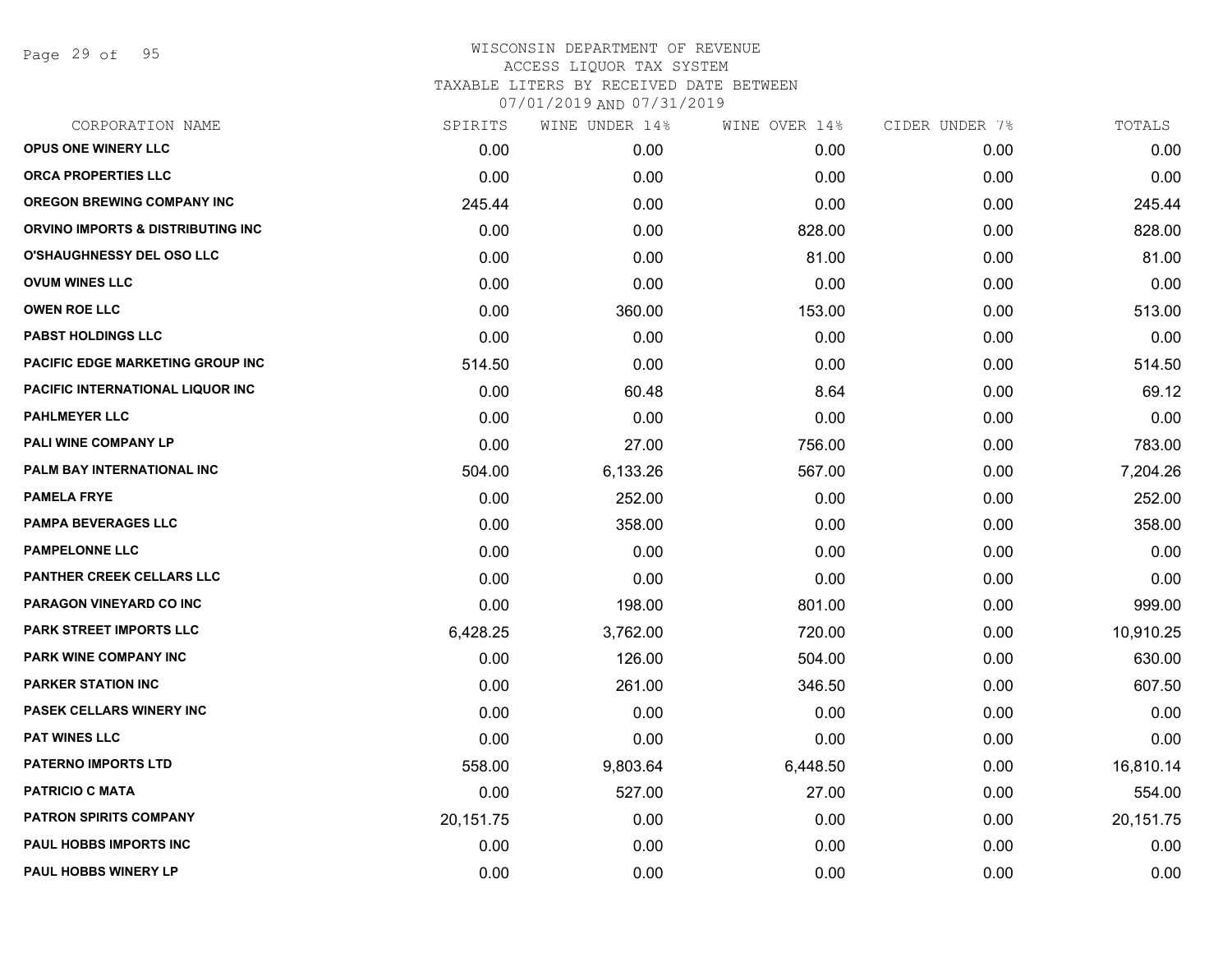# WISCONSIN DEPARTMENT OF REVENUE
## ACCESS LIQUOR TAX SYSTEM
### TAXABLE LITERS BY RECEIVED DATE BETWEEN 07/01/2019 AND 07/31/2019

| CORPORATION NAME | SPIRITS | WINE UNDER 14% | WINE OVER 14% | CIDER UNDER 7% | TOTALS |
|---|---|---|---|---|---|
| OPUS ONE WINERY LLC | 0.00 | 0.00 | 0.00 | 0.00 | 0.00 |
| ORCA PROPERTIES LLC | 0.00 | 0.00 | 0.00 | 0.00 | 0.00 |
| OREGON BREWING COMPANY INC | 245.44 | 0.00 | 0.00 | 0.00 | 245.44 |
| ORVINO IMPORTS & DISTRIBUTING INC | 0.00 | 0.00 | 828.00 | 0.00 | 828.00 |
| O'SHAUGHNESSY DEL OSO LLC | 0.00 | 0.00 | 81.00 | 0.00 | 81.00 |
| OVUM WINES LLC | 0.00 | 0.00 | 0.00 | 0.00 | 0.00 |
| OWEN ROE LLC | 0.00 | 360.00 | 153.00 | 0.00 | 513.00 |
| PABST HOLDINGS LLC | 0.00 | 0.00 | 0.00 | 0.00 | 0.00 |
| PACIFIC EDGE MARKETING GROUP INC | 514.50 | 0.00 | 0.00 | 0.00 | 514.50 |
| PACIFIC INTERNATIONAL LIQUOR INC | 0.00 | 60.48 | 8.64 | 0.00 | 69.12 |
| PAHLMEYER LLC | 0.00 | 0.00 | 0.00 | 0.00 | 0.00 |
| PALI WINE COMPANY LP | 0.00 | 27.00 | 756.00 | 0.00 | 783.00 |
| PALM BAY INTERNATIONAL INC | 504.00 | 6,133.26 | 567.00 | 0.00 | 7,204.26 |
| PAMELA FRYE | 0.00 | 252.00 | 0.00 | 0.00 | 252.00 |
| PAMPA BEVERAGES LLC | 0.00 | 358.00 | 0.00 | 0.00 | 358.00 |
| PAMPELONNE LLC | 0.00 | 0.00 | 0.00 | 0.00 | 0.00 |
| PANTHER CREEK CELLARS LLC | 0.00 | 0.00 | 0.00 | 0.00 | 0.00 |
| PARAGON VINEYARD CO INC | 0.00 | 198.00 | 801.00 | 0.00 | 999.00 |
| PARK STREET IMPORTS LLC | 6,428.25 | 3,762.00 | 720.00 | 0.00 | 10,910.25 |
| PARK WINE COMPANY INC | 0.00 | 126.00 | 504.00 | 0.00 | 630.00 |
| PARKER STATION INC | 0.00 | 261.00 | 346.50 | 0.00 | 607.50 |
| PASEK CELLARS WINERY INC | 0.00 | 0.00 | 0.00 | 0.00 | 0.00 |
| PAT WINES LLC | 0.00 | 0.00 | 0.00 | 0.00 | 0.00 |
| PATERNO IMPORTS LTD | 558.00 | 9,803.64 | 6,448.50 | 0.00 | 16,810.14 |
| PATRICIO C MATA | 0.00 | 527.00 | 27.00 | 0.00 | 554.00 |
| PATRON SPIRITS COMPANY | 20,151.75 | 0.00 | 0.00 | 0.00 | 20,151.75 |
| PAUL HOBBS IMPORTS INC | 0.00 | 0.00 | 0.00 | 0.00 | 0.00 |
| PAUL HOBBS WINERY LP | 0.00 | 0.00 | 0.00 | 0.00 | 0.00 |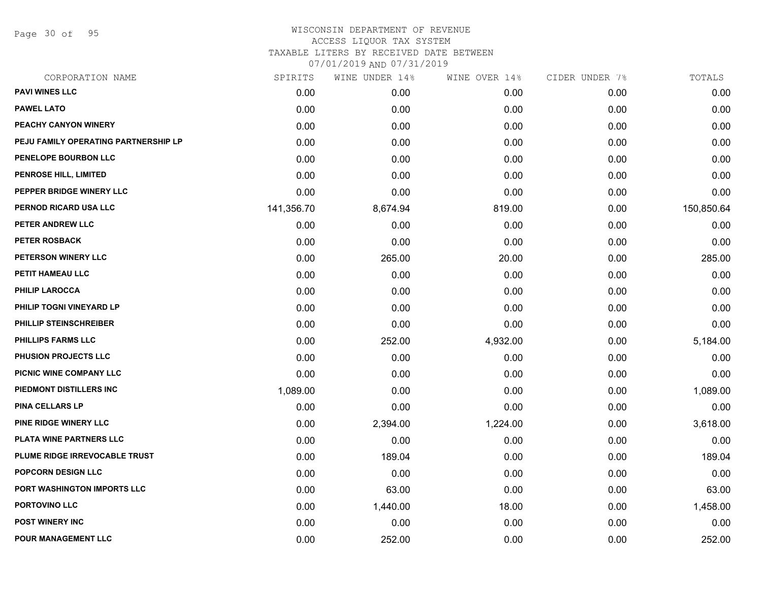WISCONSIN DEPARTMENT OF REVENUE
ACCESS LIQUOR TAX SYSTEM
TAXABLE LITERS BY RECEIVED DATE BETWEEN
07/01/2019 AND 07/31/2019

| CORPORATION NAME | SPIRITS | WINE UNDER 14% | WINE OVER 14% | CIDER UNDER 7% | TOTALS |
|---|---|---|---|---|---|
| PAVI WINES LLC | 0.00 | 0.00 | 0.00 | 0.00 | 0.00 |
| PAWEL LATO | 0.00 | 0.00 | 0.00 | 0.00 | 0.00 |
| PEACHY CANYON WINERY | 0.00 | 0.00 | 0.00 | 0.00 | 0.00 |
| PEJU FAMILY OPERATING PARTNERSHIP LP | 0.00 | 0.00 | 0.00 | 0.00 | 0.00 |
| PENELOPE BOURBON LLC | 0.00 | 0.00 | 0.00 | 0.00 | 0.00 |
| PENROSE HILL, LIMITED | 0.00 | 0.00 | 0.00 | 0.00 | 0.00 |
| PEPPER BRIDGE WINERY LLC | 0.00 | 0.00 | 0.00 | 0.00 | 0.00 |
| PERNOD RICARD USA LLC | 141,356.70 | 8,674.94 | 819.00 | 0.00 | 150,850.64 |
| PETER ANDREW LLC | 0.00 | 0.00 | 0.00 | 0.00 | 0.00 |
| PETER ROSBACK | 0.00 | 0.00 | 0.00 | 0.00 | 0.00 |
| PETERSON WINERY LLC | 0.00 | 265.00 | 20.00 | 0.00 | 285.00 |
| PETIT HAMEAU LLC | 0.00 | 0.00 | 0.00 | 0.00 | 0.00 |
| PHILIP LAROCCA | 0.00 | 0.00 | 0.00 | 0.00 | 0.00 |
| PHILIP TOGNI VINEYARD LP | 0.00 | 0.00 | 0.00 | 0.00 | 0.00 |
| PHILLIP STEINSCHREIBER | 0.00 | 0.00 | 0.00 | 0.00 | 0.00 |
| PHILLIPS FARMS LLC | 0.00 | 252.00 | 4,932.00 | 0.00 | 5,184.00 |
| PHUSION PROJECTS LLC | 0.00 | 0.00 | 0.00 | 0.00 | 0.00 |
| PICNIC WINE COMPANY LLC | 0.00 | 0.00 | 0.00 | 0.00 | 0.00 |
| PIEDMONT DISTILLERS INC | 1,089.00 | 0.00 | 0.00 | 0.00 | 1,089.00 |
| PINA CELLARS LP | 0.00 | 0.00 | 0.00 | 0.00 | 0.00 |
| PINE RIDGE WINERY LLC | 0.00 | 2,394.00 | 1,224.00 | 0.00 | 3,618.00 |
| PLATA WINE PARTNERS LLC | 0.00 | 0.00 | 0.00 | 0.00 | 0.00 |
| PLUME RIDGE IRREVOCABLE TRUST | 0.00 | 189.04 | 0.00 | 0.00 | 189.04 |
| POPCORN DESIGN LLC | 0.00 | 0.00 | 0.00 | 0.00 | 0.00 |
| PORT WASHINGTON IMPORTS LLC | 0.00 | 63.00 | 0.00 | 0.00 | 63.00 |
| PORTOVINO LLC | 0.00 | 1,440.00 | 18.00 | 0.00 | 1,458.00 |
| POST WINERY INC | 0.00 | 0.00 | 0.00 | 0.00 | 0.00 |
| POUR MANAGEMENT LLC | 0.00 | 252.00 | 0.00 | 0.00 | 252.00 |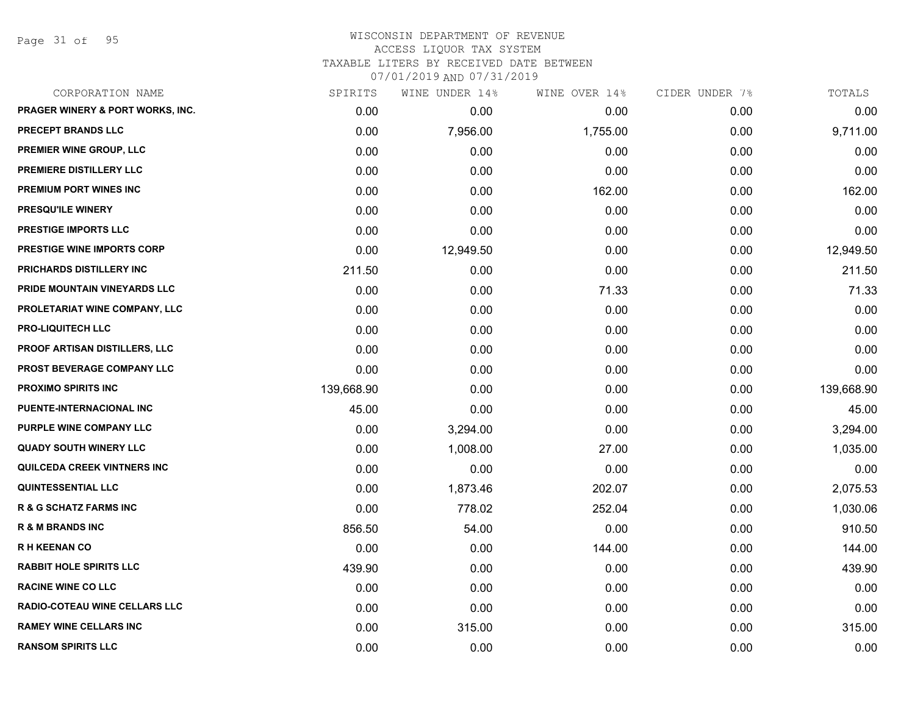WISCONSIN DEPARTMENT OF REVENUE
ACCESS LIQUOR TAX SYSTEM
TAXABLE LITERS BY RECEIVED DATE BETWEEN
07/01/2019 AND 07/31/2019

| CORPORATION NAME | SPIRITS | WINE UNDER 14% | WINE OVER 14% | CIDER UNDER 7% | TOTALS |
|---|---|---|---|---|---|
| PRAGER WINERY & PORT WORKS, INC. | 0.00 | 0.00 | 0.00 | 0.00 | 0.00 |
| PRECEPT BRANDS LLC | 0.00 | 7,956.00 | 1,755.00 | 0.00 | 9,711.00 |
| PREMIER WINE GROUP, LLC | 0.00 | 0.00 | 0.00 | 0.00 | 0.00 |
| PREMIERE DISTILLERY LLC | 0.00 | 0.00 | 0.00 | 0.00 | 0.00 |
| PREMIUM PORT WINES INC | 0.00 | 0.00 | 162.00 | 0.00 | 162.00 |
| PRESQU'ILE WINERY | 0.00 | 0.00 | 0.00 | 0.00 | 0.00 |
| PRESTIGE IMPORTS LLC | 0.00 | 0.00 | 0.00 | 0.00 | 0.00 |
| PRESTIGE WINE IMPORTS CORP | 0.00 | 12,949.50 | 0.00 | 0.00 | 12,949.50 |
| PRICHARDS DISTILLERY INC | 211.50 | 0.00 | 0.00 | 0.00 | 211.50 |
| PRIDE MOUNTAIN VINEYARDS LLC | 0.00 | 0.00 | 71.33 | 0.00 | 71.33 |
| PROLETARIAT WINE COMPANY, LLC | 0.00 | 0.00 | 0.00 | 0.00 | 0.00 |
| PRO-LIQUITECH LLC | 0.00 | 0.00 | 0.00 | 0.00 | 0.00 |
| PROOF ARTISAN DISTILLERS, LLC | 0.00 | 0.00 | 0.00 | 0.00 | 0.00 |
| PROST BEVERAGE COMPANY LLC | 0.00 | 0.00 | 0.00 | 0.00 | 0.00 |
| PROXIMO SPIRITS INC | 139,668.90 | 0.00 | 0.00 | 0.00 | 139,668.90 |
| PUENTE-INTERNACIONAL INC | 45.00 | 0.00 | 0.00 | 0.00 | 45.00 |
| PURPLE WINE COMPANY LLC | 0.00 | 3,294.00 | 0.00 | 0.00 | 3,294.00 |
| QUADY SOUTH WINERY LLC | 0.00 | 1,008.00 | 27.00 | 0.00 | 1,035.00 |
| QUILCEDA CREEK VINTNERS INC | 0.00 | 0.00 | 0.00 | 0.00 | 0.00 |
| QUINTESSENTIAL LLC | 0.00 | 1,873.46 | 202.07 | 0.00 | 2,075.53 |
| R & G SCHATZ FARMS INC | 0.00 | 778.02 | 252.04 | 0.00 | 1,030.06 |
| R & M BRANDS INC | 856.50 | 54.00 | 0.00 | 0.00 | 910.50 |
| R H KEENAN CO | 0.00 | 0.00 | 144.00 | 0.00 | 144.00 |
| RABBIT HOLE SPIRITS LLC | 439.90 | 0.00 | 0.00 | 0.00 | 439.90 |
| RACINE WINE CO LLC | 0.00 | 0.00 | 0.00 | 0.00 | 0.00 |
| RADIO-COTEAU WINE CELLARS LLC | 0.00 | 0.00 | 0.00 | 0.00 | 0.00 |
| RAMEY WINE CELLARS INC | 0.00 | 315.00 | 0.00 | 0.00 | 315.00 |
| RANSOM SPIRITS LLC | 0.00 | 0.00 | 0.00 | 0.00 | 0.00 |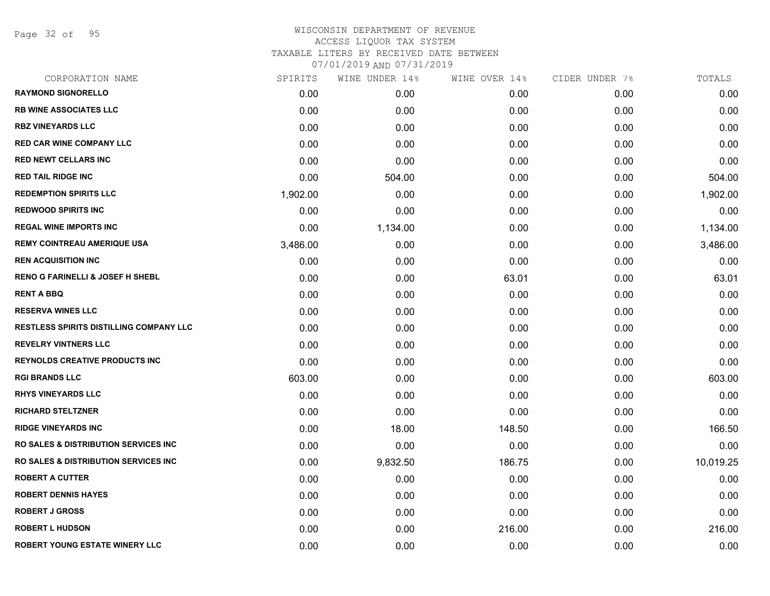WISCONSIN DEPARTMENT OF REVENUE
ACCESS LIQUOR TAX SYSTEM
TAXABLE LITERS BY RECEIVED DATE BETWEEN
07/01/2019 AND 07/31/2019

| CORPORATION NAME | SPIRITS | WINE UNDER 14% | WINE OVER 14% | CIDER UNDER 7% | TOTALS |
|---|---|---|---|---|---|
| RAYMOND SIGNORELLO | 0.00 | 0.00 | 0.00 | 0.00 | 0.00 |
| RB WINE ASSOCIATES LLC | 0.00 | 0.00 | 0.00 | 0.00 | 0.00 |
| RBZ VINEYARDS LLC | 0.00 | 0.00 | 0.00 | 0.00 | 0.00 |
| RED CAR WINE COMPANY LLC | 0.00 | 0.00 | 0.00 | 0.00 | 0.00 |
| RED NEWT CELLARS INC | 0.00 | 0.00 | 0.00 | 0.00 | 0.00 |
| RED TAIL RIDGE INC | 0.00 | 504.00 | 0.00 | 0.00 | 504.00 |
| REDEMPTION SPIRITS LLC | 1,902.00 | 0.00 | 0.00 | 0.00 | 1,902.00 |
| REDWOOD SPIRITS INC | 0.00 | 0.00 | 0.00 | 0.00 | 0.00 |
| REGAL WINE IMPORTS INC | 0.00 | 1,134.00 | 0.00 | 0.00 | 1,134.00 |
| REMY COINTREAU AMERIQUE USA | 3,486.00 | 0.00 | 0.00 | 0.00 | 3,486.00 |
| REN ACQUISITION INC | 0.00 | 0.00 | 0.00 | 0.00 | 0.00 |
| RENO G FARINELLI & JOSEF H SHEBL | 0.00 | 0.00 | 63.01 | 0.00 | 63.01 |
| RENT A BBQ | 0.00 | 0.00 | 0.00 | 0.00 | 0.00 |
| RESERVA WINES LLC | 0.00 | 0.00 | 0.00 | 0.00 | 0.00 |
| RESTLESS SPIRITS DISTILLING COMPANY LLC | 0.00 | 0.00 | 0.00 | 0.00 | 0.00 |
| REVELRY VINTNERS LLC | 0.00 | 0.00 | 0.00 | 0.00 | 0.00 |
| REYNOLDS CREATIVE PRODUCTS INC | 0.00 | 0.00 | 0.00 | 0.00 | 0.00 |
| RGI BRANDS LLC | 603.00 | 0.00 | 0.00 | 0.00 | 603.00 |
| RHYS VINEYARDS LLC | 0.00 | 0.00 | 0.00 | 0.00 | 0.00 |
| RICHARD STELTZNER | 0.00 | 0.00 | 0.00 | 0.00 | 0.00 |
| RIDGE VINEYARDS INC | 0.00 | 18.00 | 148.50 | 0.00 | 166.50 |
| RO SALES & DISTRIBUTION SERVICES INC | 0.00 | 0.00 | 0.00 | 0.00 | 0.00 |
| RO SALES & DISTRIBUTION SERVICES INC | 0.00 | 9,832.50 | 186.75 | 0.00 | 10,019.25 |
| ROBERT A CUTTER | 0.00 | 0.00 | 0.00 | 0.00 | 0.00 |
| ROBERT DENNIS HAYES | 0.00 | 0.00 | 0.00 | 0.00 | 0.00 |
| ROBERT J GROSS | 0.00 | 0.00 | 0.00 | 0.00 | 0.00 |
| ROBERT L HUDSON | 0.00 | 0.00 | 216.00 | 0.00 | 216.00 |
| ROBERT YOUNG ESTATE WINERY LLC | 0.00 | 0.00 | 0.00 | 0.00 | 0.00 |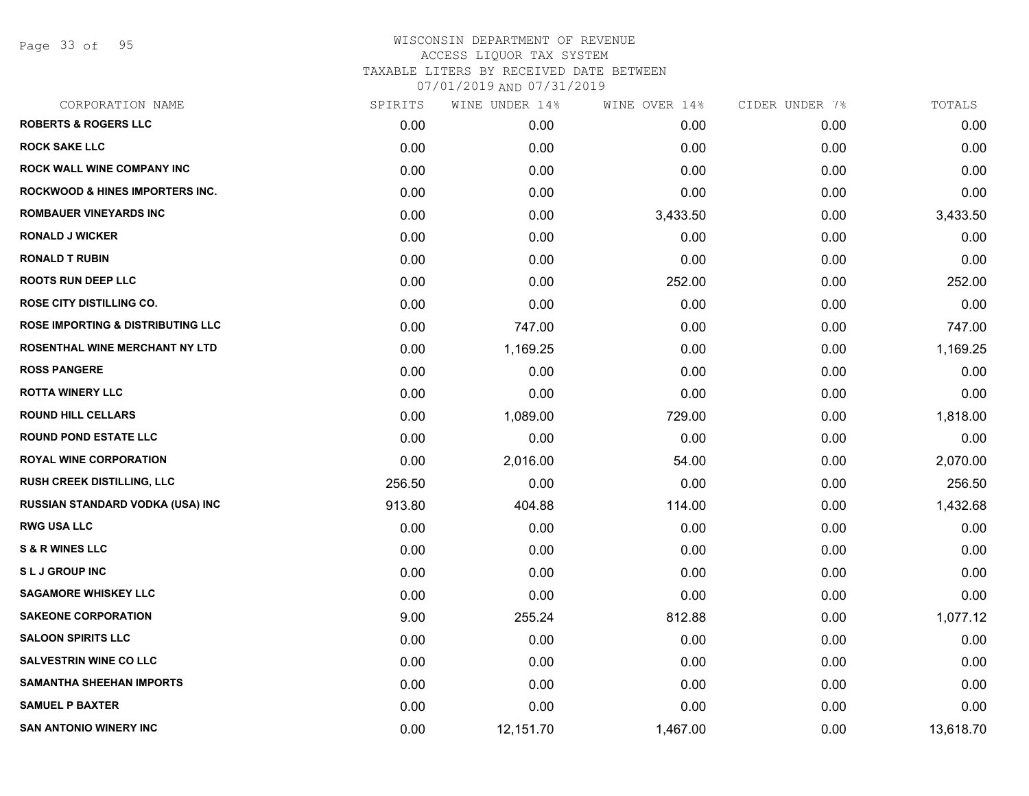WISCONSIN DEPARTMENT OF REVENUE
ACCESS LIQUOR TAX SYSTEM
TAXABLE LITERS BY RECEIVED DATE BETWEEN
07/01/2019 AND 07/31/2019

| CORPORATION NAME | SPIRITS | WINE UNDER 14% | WINE OVER 14% | CIDER UNDER 7% | TOTALS |
|---|---|---|---|---|---|
| ROBERTS & ROGERS LLC | 0.00 | 0.00 | 0.00 | 0.00 | 0.00 |
| ROCK SAKE LLC | 0.00 | 0.00 | 0.00 | 0.00 | 0.00 |
| ROCK WALL WINE COMPANY INC | 0.00 | 0.00 | 0.00 | 0.00 | 0.00 |
| ROCKWOOD & HINES IMPORTERS INC. | 0.00 | 0.00 | 0.00 | 0.00 | 0.00 |
| ROMBAUER VINEYARDS INC | 0.00 | 0.00 | 3,433.50 | 0.00 | 3,433.50 |
| RONALD J WICKER | 0.00 | 0.00 | 0.00 | 0.00 | 0.00 |
| RONALD T RUBIN | 0.00 | 0.00 | 0.00 | 0.00 | 0.00 |
| ROOTS RUN DEEP LLC | 0.00 | 0.00 | 252.00 | 0.00 | 252.00 |
| ROSE CITY DISTILLING CO. | 0.00 | 0.00 | 0.00 | 0.00 | 0.00 |
| ROSE IMPORTING & DISTRIBUTING LLC | 0.00 | 747.00 | 0.00 | 0.00 | 747.00 |
| ROSENTHAL WINE MERCHANT NY LTD | 0.00 | 1,169.25 | 0.00 | 0.00 | 1,169.25 |
| ROSS PANGERE | 0.00 | 0.00 | 0.00 | 0.00 | 0.00 |
| ROTTA WINERY LLC | 0.00 | 0.00 | 0.00 | 0.00 | 0.00 |
| ROUND HILL CELLARS | 0.00 | 1,089.00 | 729.00 | 0.00 | 1,818.00 |
| ROUND POND ESTATE LLC | 0.00 | 0.00 | 0.00 | 0.00 | 0.00 |
| ROYAL WINE CORPORATION | 0.00 | 2,016.00 | 54.00 | 0.00 | 2,070.00 |
| RUSH CREEK DISTILLING, LLC | 256.50 | 0.00 | 0.00 | 0.00 | 256.50 |
| RUSSIAN STANDARD VODKA (USA) INC | 913.80 | 404.88 | 114.00 | 0.00 | 1,432.68 |
| RWG USA LLC | 0.00 | 0.00 | 0.00 | 0.00 | 0.00 |
| S & R WINES LLC | 0.00 | 0.00 | 0.00 | 0.00 | 0.00 |
| S L J GROUP INC | 0.00 | 0.00 | 0.00 | 0.00 | 0.00 |
| SAGAMORE WHISKEY LLC | 0.00 | 0.00 | 0.00 | 0.00 | 0.00 |
| SAKEONE CORPORATION | 9.00 | 255.24 | 812.88 | 0.00 | 1,077.12 |
| SALOON SPIRITS LLC | 0.00 | 0.00 | 0.00 | 0.00 | 0.00 |
| SALVESTRIN WINE CO LLC | 0.00 | 0.00 | 0.00 | 0.00 | 0.00 |
| SAMANTHA SHEEHAN IMPORTS | 0.00 | 0.00 | 0.00 | 0.00 | 0.00 |
| SAMUEL P BAXTER | 0.00 | 0.00 | 0.00 | 0.00 | 0.00 |
| SAN ANTONIO WINERY INC | 0.00 | 12,151.70 | 1,467.00 | 0.00 | 13,618.70 |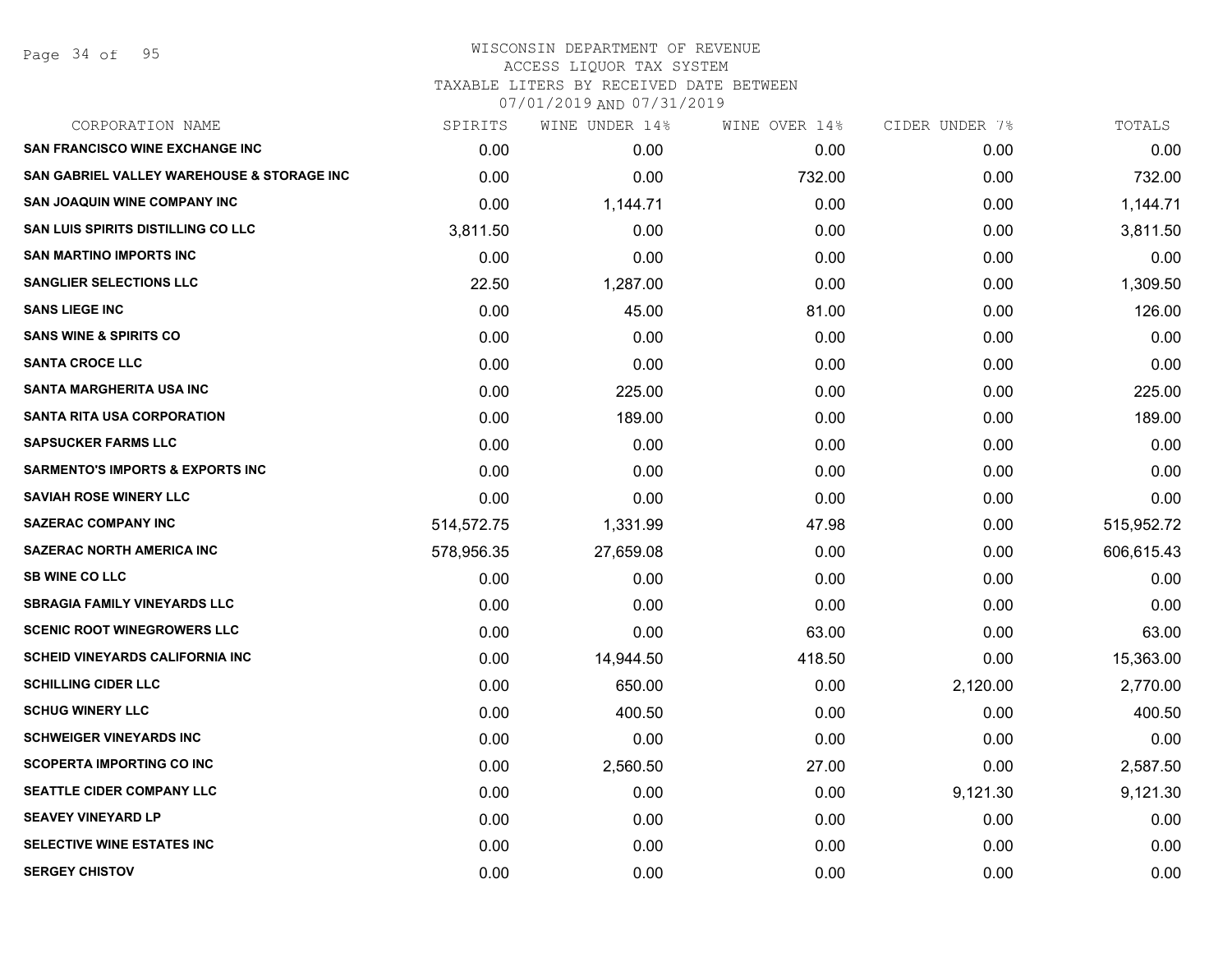WISCONSIN DEPARTMENT OF REVENUE
ACCESS LIQUOR TAX SYSTEM
TAXABLE LITERS BY RECEIVED DATE BETWEEN
07/01/2019 AND 07/31/2019

| CORPORATION NAME | SPIRITS | WINE UNDER 14% | WINE OVER 14% | CIDER UNDER 7% | TOTALS |
|---|---|---|---|---|---|
| SAN FRANCISCO WINE EXCHANGE INC | 0.00 | 0.00 | 0.00 | 0.00 | 0.00 |
| SAN GABRIEL VALLEY WAREHOUSE & STORAGE INC | 0.00 | 0.00 | 732.00 | 0.00 | 732.00 |
| SAN JOAQUIN WINE COMPANY INC | 0.00 | 1,144.71 | 0.00 | 0.00 | 1,144.71 |
| SAN LUIS SPIRITS DISTILLING CO LLC | 3,811.50 | 0.00 | 0.00 | 0.00 | 3,811.50 |
| SAN MARTINO IMPORTS INC | 0.00 | 0.00 | 0.00 | 0.00 | 0.00 |
| SANGLIER SELECTIONS LLC | 22.50 | 1,287.00 | 0.00 | 0.00 | 1,309.50 |
| SANS LIEGE INC | 0.00 | 45.00 | 81.00 | 0.00 | 126.00 |
| SANS WINE & SPIRITS CO | 0.00 | 0.00 | 0.00 | 0.00 | 0.00 |
| SANTA CROCE LLC | 0.00 | 0.00 | 0.00 | 0.00 | 0.00 |
| SANTA MARGHERITA USA INC | 0.00 | 225.00 | 0.00 | 0.00 | 225.00 |
| SANTA RITA USA CORPORATION | 0.00 | 189.00 | 0.00 | 0.00 | 189.00 |
| SAPSUCKER FARMS LLC | 0.00 | 0.00 | 0.00 | 0.00 | 0.00 |
| SARMENTO'S IMPORTS & EXPORTS INC | 0.00 | 0.00 | 0.00 | 0.00 | 0.00 |
| SAVIAH ROSE WINERY LLC | 0.00 | 0.00 | 0.00 | 0.00 | 0.00 |
| SAZERAC COMPANY INC | 514,572.75 | 1,331.99 | 47.98 | 0.00 | 515,952.72 |
| SAZERAC NORTH AMERICA INC | 578,956.35 | 27,659.08 | 0.00 | 0.00 | 606,615.43 |
| SB WINE CO LLC | 0.00 | 0.00 | 0.00 | 0.00 | 0.00 |
| SBRAGIA FAMILY VINEYARDS LLC | 0.00 | 0.00 | 0.00 | 0.00 | 0.00 |
| SCENIC ROOT WINEGROWERS LLC | 0.00 | 0.00 | 63.00 | 0.00 | 63.00 |
| SCHEID VINEYARDS CALIFORNIA INC | 0.00 | 14,944.50 | 418.50 | 0.00 | 15,363.00 |
| SCHILLING CIDER LLC | 0.00 | 650.00 | 0.00 | 2,120.00 | 2,770.00 |
| SCHUG WINERY LLC | 0.00 | 400.50 | 0.00 | 0.00 | 400.50 |
| SCHWEIGER VINEYARDS INC | 0.00 | 0.00 | 0.00 | 0.00 | 0.00 |
| SCOPERTA IMPORTING CO INC | 0.00 | 2,560.50 | 27.00 | 0.00 | 2,587.50 |
| SEATTLE CIDER COMPANY LLC | 0.00 | 0.00 | 0.00 | 9,121.30 | 9,121.30 |
| SEAVEY VINEYARD LP | 0.00 | 0.00 | 0.00 | 0.00 | 0.00 |
| SELECTIVE WINE ESTATES INC | 0.00 | 0.00 | 0.00 | 0.00 | 0.00 |
| SERGEY CHISTOV | 0.00 | 0.00 | 0.00 | 0.00 | 0.00 |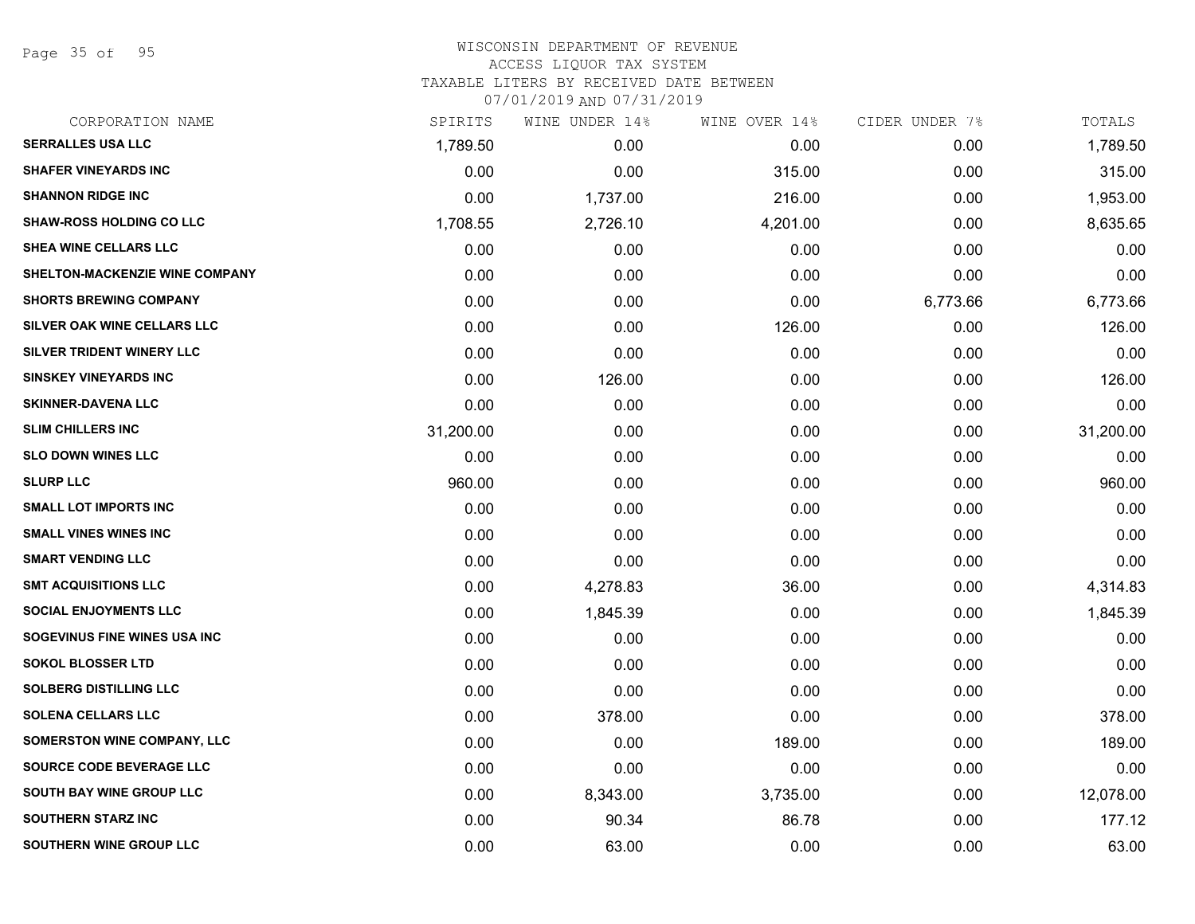# WISCONSIN DEPARTMENT OF REVENUE
## ACCESS LIQUOR TAX SYSTEM
### TAXABLE LITERS BY RECEIVED DATE BETWEEN 07/01/2019 AND 07/31/2019

| CORPORATION NAME | SPIRITS | WINE UNDER 14% | WINE OVER 14% | CIDER UNDER 7% | TOTALS |
|---|---|---|---|---|---|
| SERRALLES USA LLC | 1,789.50 | 0.00 | 0.00 | 0.00 | 1,789.50 |
| SHAFER VINEYARDS INC | 0.00 | 0.00 | 315.00 | 0.00 | 315.00 |
| SHANNON RIDGE INC | 0.00 | 1,737.00 | 216.00 | 0.00 | 1,953.00 |
| SHAW-ROSS HOLDING CO LLC | 1,708.55 | 2,726.10 | 4,201.00 | 0.00 | 8,635.65 |
| SHEA WINE CELLARS LLC | 0.00 | 0.00 | 0.00 | 0.00 | 0.00 |
| SHELTON-MACKENZIE WINE COMPANY | 0.00 | 0.00 | 0.00 | 0.00 | 0.00 |
| SHORTS BREWING COMPANY | 0.00 | 0.00 | 0.00 | 6,773.66 | 6,773.66 |
| SILVER OAK WINE CELLARS LLC | 0.00 | 0.00 | 126.00 | 0.00 | 126.00 |
| SILVER TRIDENT WINERY LLC | 0.00 | 0.00 | 0.00 | 0.00 | 0.00 |
| SINSKEY VINEYARDS INC | 0.00 | 126.00 | 0.00 | 0.00 | 126.00 |
| SKINNER-DAVENA LLC | 0.00 | 0.00 | 0.00 | 0.00 | 0.00 |
| SLIM CHILLERS INC | 31,200.00 | 0.00 | 0.00 | 0.00 | 31,200.00 |
| SLO DOWN WINES LLC | 0.00 | 0.00 | 0.00 | 0.00 | 0.00 |
| SLURP LLC | 960.00 | 0.00 | 0.00 | 0.00 | 960.00 |
| SMALL LOT IMPORTS INC | 0.00 | 0.00 | 0.00 | 0.00 | 0.00 |
| SMALL VINES WINES INC | 0.00 | 0.00 | 0.00 | 0.00 | 0.00 |
| SMART VENDING LLC | 0.00 | 0.00 | 0.00 | 0.00 | 0.00 |
| SMT ACQUISITIONS LLC | 0.00 | 4,278.83 | 36.00 | 0.00 | 4,314.83 |
| SOCIAL ENJOYMENTS LLC | 0.00 | 1,845.39 | 0.00 | 0.00 | 1,845.39 |
| SOGEVINUS FINE WINES USA INC | 0.00 | 0.00 | 0.00 | 0.00 | 0.00 |
| SOKOL BLOSSER LTD | 0.00 | 0.00 | 0.00 | 0.00 | 0.00 |
| SOLBERG DISTILLING LLC | 0.00 | 0.00 | 0.00 | 0.00 | 0.00 |
| SOLENA CELLARS LLC | 0.00 | 378.00 | 0.00 | 0.00 | 378.00 |
| SOMERSTON WINE COMPANY, LLC | 0.00 | 0.00 | 189.00 | 0.00 | 189.00 |
| SOURCE CODE BEVERAGE LLC | 0.00 | 0.00 | 0.00 | 0.00 | 0.00 |
| SOUTH BAY WINE GROUP LLC | 0.00 | 8,343.00 | 3,735.00 | 0.00 | 12,078.00 |
| SOUTHERN STARZ INC | 0.00 | 90.34 | 86.78 | 0.00 | 177.12 |
| SOUTHERN WINE GROUP LLC | 0.00 | 63.00 | 0.00 | 0.00 | 63.00 |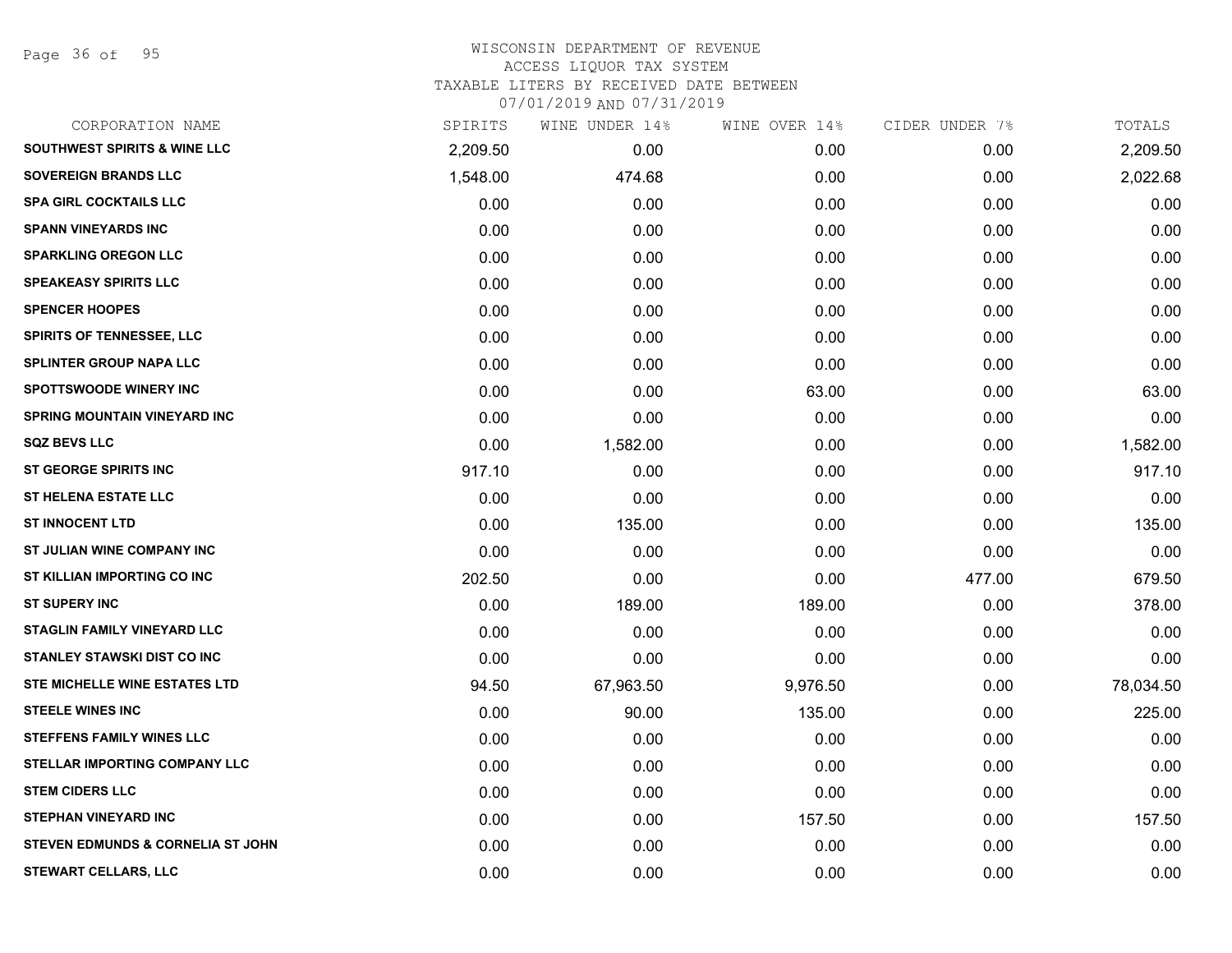WISCONSIN DEPARTMENT OF REVENUE
ACCESS LIQUOR TAX SYSTEM
TAXABLE LITERS BY RECEIVED DATE BETWEEN
07/01/2019 AND 07/31/2019

| CORPORATION NAME | SPIRITS | WINE UNDER 14% | WINE OVER 14% | CIDER UNDER 7% | TOTALS |
|---|---|---|---|---|---|
| **SOUTHWEST SPIRITS & WINE LLC** | 2,209.50 | 0.00 | 0.00 | 0.00 | 2,209.50 |
| **SOVEREIGN BRANDS LLC** | 1,548.00 | 474.68 | 0.00 | 0.00 | 2,022.68 |
| **SPA GIRL COCKTAILS LLC** | 0.00 | 0.00 | 0.00 | 0.00 | 0.00 |
| **SPANN VINEYARDS INC** | 0.00 | 0.00 | 0.00 | 0.00 | 0.00 |
| **SPARKLING OREGON LLC** | 0.00 | 0.00 | 0.00 | 0.00 | 0.00 |
| **SPEAKEASY SPIRITS LLC** | 0.00 | 0.00 | 0.00 | 0.00 | 0.00 |
| **SPENCER HOOPES** | 0.00 | 0.00 | 0.00 | 0.00 | 0.00 |
| **SPIRITS OF TENNESSEE, LLC** | 0.00 | 0.00 | 0.00 | 0.00 | 0.00 |
| **SPLINTER GROUP NAPA LLC** | 0.00 | 0.00 | 0.00 | 0.00 | 0.00 |
| **SPOTTSWOODE WINERY INC** | 0.00 | 0.00 | 63.00 | 0.00 | 63.00 |
| **SPRING MOUNTAIN VINEYARD INC** | 0.00 | 0.00 | 0.00 | 0.00 | 0.00 |
| **SQZ BEVS LLC** | 0.00 | 1,582.00 | 0.00 | 0.00 | 1,582.00 |
| **ST GEORGE SPIRITS INC** | 917.10 | 0.00 | 0.00 | 0.00 | 917.10 |
| **ST HELENA ESTATE LLC** | 0.00 | 0.00 | 0.00 | 0.00 | 0.00 |
| **ST INNOCENT LTD** | 0.00 | 135.00 | 0.00 | 0.00 | 135.00 |
| **ST JULIAN WINE COMPANY INC** | 0.00 | 0.00 | 0.00 | 0.00 | 0.00 |
| **ST KILLIAN IMPORTING CO INC** | 202.50 | 0.00 | 0.00 | 477.00 | 679.50 |
| **ST SUPERY INC** | 0.00 | 189.00 | 189.00 | 0.00 | 378.00 |
| **STAGLIN FAMILY VINEYARD LLC** | 0.00 | 0.00 | 0.00 | 0.00 | 0.00 |
| **STANLEY STAWSKI DIST CO INC** | 0.00 | 0.00 | 0.00 | 0.00 | 0.00 |
| **STE MICHELLE WINE ESTATES LTD** | 94.50 | 67,963.50 | 9,976.50 | 0.00 | 78,034.50 |
| **STEELE WINES INC** | 0.00 | 90.00 | 135.00 | 0.00 | 225.00 |
| **STEFFENS FAMILY WINES LLC** | 0.00 | 0.00 | 0.00 | 0.00 | 0.00 |
| **STELLAR IMPORTING COMPANY LLC** | 0.00 | 0.00 | 0.00 | 0.00 | 0.00 |
| **STEM CIDERS LLC** | 0.00 | 0.00 | 0.00 | 0.00 | 0.00 |
| **STEPHAN VINEYARD INC** | 0.00 | 0.00 | 157.50 | 0.00 | 157.50 |
| **STEVEN EDMUNDS & CORNELIA ST JOHN** | 0.00 | 0.00 | 0.00 | 0.00 | 0.00 |
| **STEWART CELLARS, LLC** | 0.00 | 0.00 | 0.00 | 0.00 | 0.00 |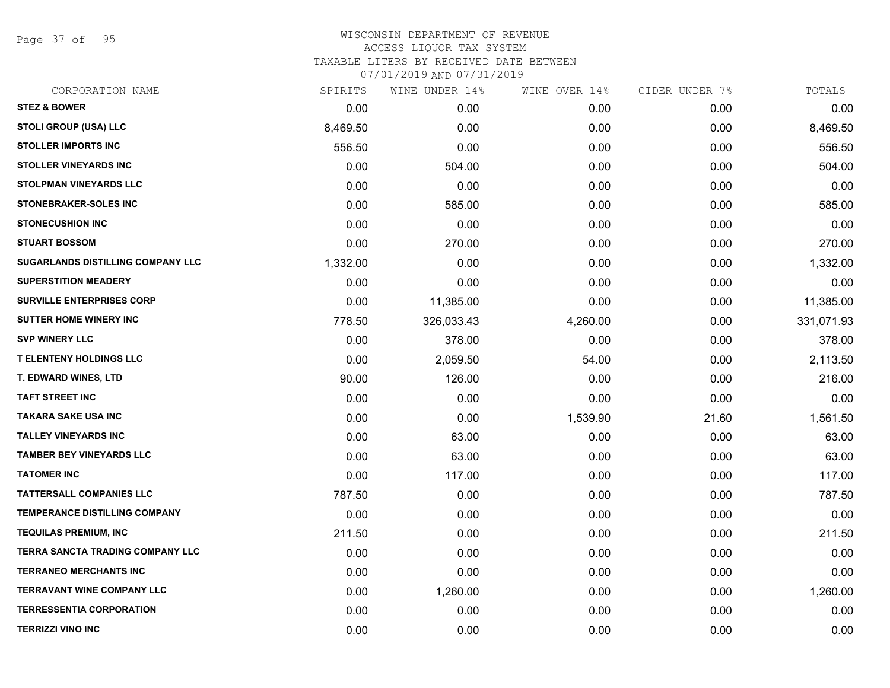# WISCONSIN DEPARTMENT OF REVENUE
## ACCESS LIQUOR TAX SYSTEM
### TAXABLE LITERS BY RECEIVED DATE BETWEEN 07/01/2019 AND 07/31/2019

| CORPORATION NAME | SPIRITS | WINE UNDER 14% | WINE OVER 14% | CIDER UNDER 7% | TOTALS |
|---|---|---|---|---|---|
| STEZ & BOWER | 0.00 | 0.00 | 0.00 | 0.00 | 0.00 |
| STOLI GROUP (USA) LLC | 8,469.50 | 0.00 | 0.00 | 0.00 | 8,469.50 |
| STOLLER IMPORTS INC | 556.50 | 0.00 | 0.00 | 0.00 | 556.50 |
| STOLLER VINEYARDS INC | 0.00 | 504.00 | 0.00 | 0.00 | 504.00 |
| STOLPMAN VINEYARDS LLC | 0.00 | 0.00 | 0.00 | 0.00 | 0.00 |
| STONEBRAKER-SOLES INC | 0.00 | 585.00 | 0.00 | 0.00 | 585.00 |
| STONECUSHION INC | 0.00 | 0.00 | 0.00 | 0.00 | 0.00 |
| STUART BOSSOM | 0.00 | 270.00 | 0.00 | 0.00 | 270.00 |
| SUGARLANDS DISTILLING COMPANY LLC | 1,332.00 | 0.00 | 0.00 | 0.00 | 1,332.00 |
| SUPERSTITION MEADERY | 0.00 | 0.00 | 0.00 | 0.00 | 0.00 |
| SURVILLE ENTERPRISES CORP | 0.00 | 11,385.00 | 0.00 | 0.00 | 11,385.00 |
| SUTTER HOME WINERY INC | 778.50 | 326,033.43 | 4,260.00 | 0.00 | 331,071.93 |
| SVP WINERY LLC | 0.00 | 378.00 | 0.00 | 0.00 | 378.00 |
| T ELENTENY HOLDINGS LLC | 0.00 | 2,059.50 | 54.00 | 0.00 | 2,113.50 |
| T. EDWARD WINES, LTD | 90.00 | 126.00 | 0.00 | 0.00 | 216.00 |
| TAFT STREET INC | 0.00 | 0.00 | 0.00 | 0.00 | 0.00 |
| TAKARA SAKE USA INC | 0.00 | 0.00 | 1,539.90 | 21.60 | 1,561.50 |
| TALLEY VINEYARDS INC | 0.00 | 63.00 | 0.00 | 0.00 | 63.00 |
| TAMBER BEY VINEYARDS LLC | 0.00 | 63.00 | 0.00 | 0.00 | 63.00 |
| TATOMER INC | 0.00 | 117.00 | 0.00 | 0.00 | 117.00 |
| TATTERSALL COMPANIES LLC | 787.50 | 0.00 | 0.00 | 0.00 | 787.50 |
| TEMPERANCE DISTILLING COMPANY | 0.00 | 0.00 | 0.00 | 0.00 | 0.00 |
| TEQUILAS PREMIUM, INC | 211.50 | 0.00 | 0.00 | 0.00 | 211.50 |
| TERRA SANCTA TRADING COMPANY LLC | 0.00 | 0.00 | 0.00 | 0.00 | 0.00 |
| TERRANEO MERCHANTS INC | 0.00 | 0.00 | 0.00 | 0.00 | 0.00 |
| TERRAVANT WINE COMPANY LLC | 0.00 | 1,260.00 | 0.00 | 0.00 | 1,260.00 |
| TERRESSENTIA CORPORATION | 0.00 | 0.00 | 0.00 | 0.00 | 0.00 |
| TERRIZZI VINO INC | 0.00 | 0.00 | 0.00 | 0.00 | 0.00 |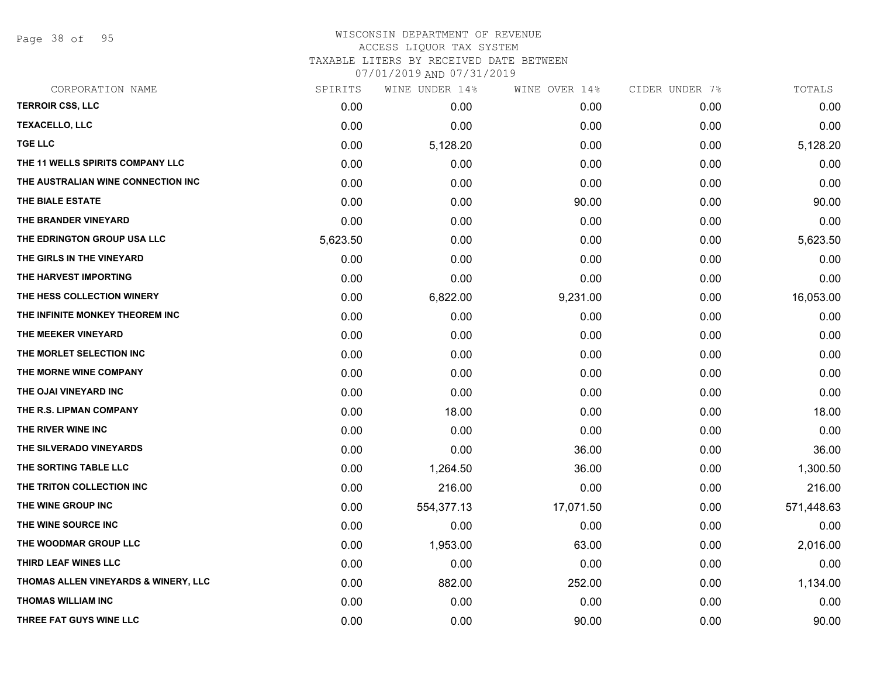WISCONSIN DEPARTMENT OF REVENUE
ACCESS LIQUOR TAX SYSTEM
TAXABLE LITERS BY RECEIVED DATE BETWEEN
07/01/2019 AND 07/31/2019

| CORPORATION NAME | SPIRITS | WINE UNDER 14% | WINE OVER 14% | CIDER UNDER 7% | TOTALS |
|---|---|---|---|---|---|
| TERROIR CSS, LLC | 0.00 | 0.00 | 0.00 | 0.00 | 0.00 |
| TEXACELLO, LLC | 0.00 | 0.00 | 0.00 | 0.00 | 0.00 |
| TGE LLC | 0.00 | 5,128.20 | 0.00 | 0.00 | 5,128.20 |
| THE 11 WELLS SPIRITS COMPANY LLC | 0.00 | 0.00 | 0.00 | 0.00 | 0.00 |
| THE AUSTRALIAN WINE CONNECTION INC | 0.00 | 0.00 | 0.00 | 0.00 | 0.00 |
| THE BIALE ESTATE | 0.00 | 0.00 | 90.00 | 0.00 | 90.00 |
| THE BRANDER VINEYARD | 0.00 | 0.00 | 0.00 | 0.00 | 0.00 |
| THE EDRINGTON GROUP USA LLC | 5,623.50 | 0.00 | 0.00 | 0.00 | 5,623.50 |
| THE GIRLS IN THE VINEYARD | 0.00 | 0.00 | 0.00 | 0.00 | 0.00 |
| THE HARVEST IMPORTING | 0.00 | 0.00 | 0.00 | 0.00 | 0.00 |
| THE HESS COLLECTION WINERY | 0.00 | 6,822.00 | 9,231.00 | 0.00 | 16,053.00 |
| THE INFINITE MONKEY THEOREM INC | 0.00 | 0.00 | 0.00 | 0.00 | 0.00 |
| THE MEEKER VINEYARD | 0.00 | 0.00 | 0.00 | 0.00 | 0.00 |
| THE MORLET SELECTION INC | 0.00 | 0.00 | 0.00 | 0.00 | 0.00 |
| THE MORNE WINE COMPANY | 0.00 | 0.00 | 0.00 | 0.00 | 0.00 |
| THE OJAI VINEYARD INC | 0.00 | 0.00 | 0.00 | 0.00 | 0.00 |
| THE R.S. LIPMAN COMPANY | 0.00 | 18.00 | 0.00 | 0.00 | 18.00 |
| THE RIVER WINE INC | 0.00 | 0.00 | 0.00 | 0.00 | 0.00 |
| THE SILVERADO VINEYARDS | 0.00 | 0.00 | 36.00 | 0.00 | 36.00 |
| THE SORTING TABLE LLC | 0.00 | 1,264.50 | 36.00 | 0.00 | 1,300.50 |
| THE TRITON COLLECTION INC | 0.00 | 216.00 | 0.00 | 0.00 | 216.00 |
| THE WINE GROUP INC | 0.00 | 554,377.13 | 17,071.50 | 0.00 | 571,448.63 |
| THE WINE SOURCE INC | 0.00 | 0.00 | 0.00 | 0.00 | 0.00 |
| THE WOODMAR GROUP LLC | 0.00 | 1,953.00 | 63.00 | 0.00 | 2,016.00 |
| THIRD LEAF WINES LLC | 0.00 | 0.00 | 0.00 | 0.00 | 0.00 |
| THOMAS ALLEN VINEYARDS & WINERY, LLC | 0.00 | 882.00 | 252.00 | 0.00 | 1,134.00 |
| THOMAS WILLIAM INC | 0.00 | 0.00 | 0.00 | 0.00 | 0.00 |
| THREE FAT GUYS WINE LLC | 0.00 | 0.00 | 90.00 | 0.00 | 90.00 |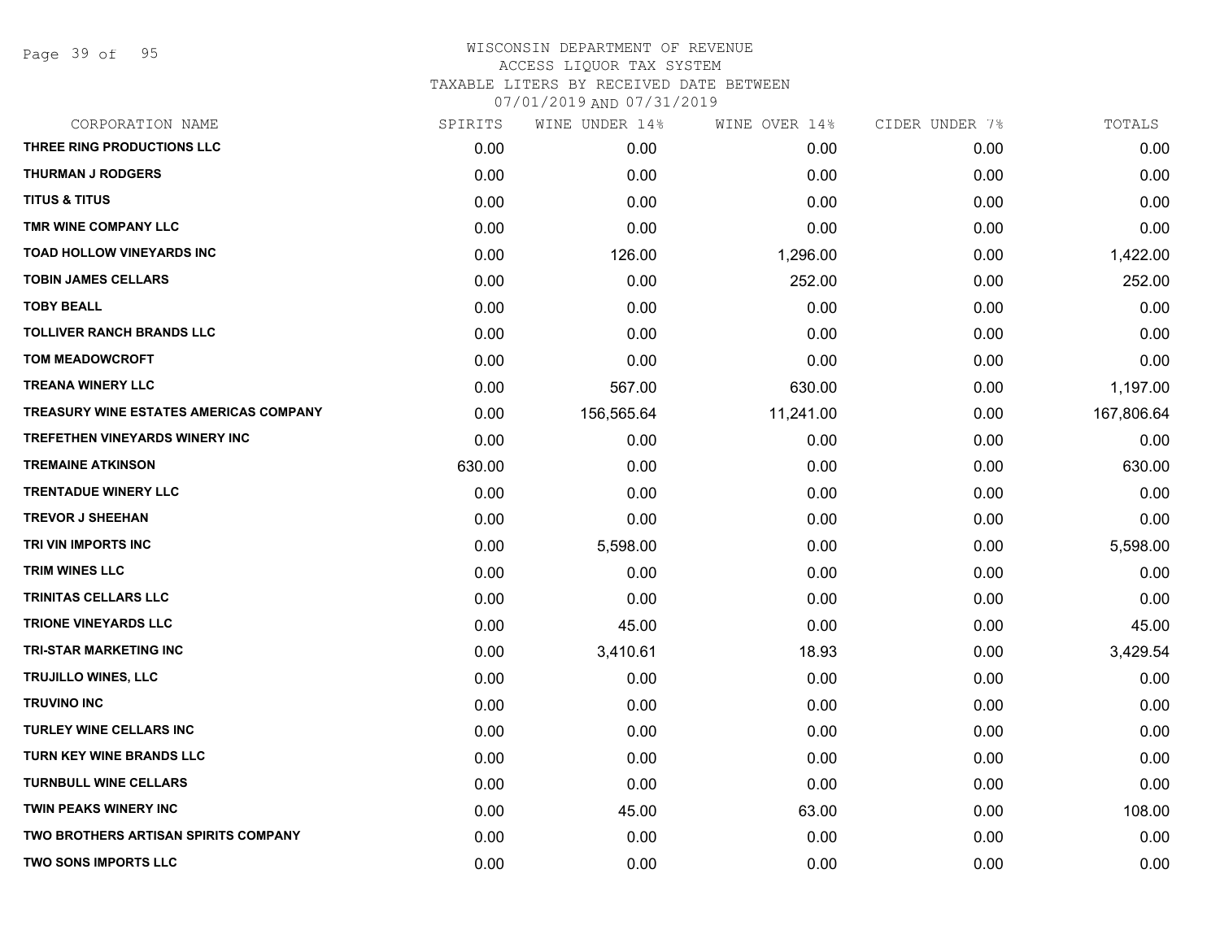# WISCONSIN DEPARTMENT OF REVENUE
## ACCESS LIQUOR TAX SYSTEM
### TAXABLE LITERS BY RECEIVED DATE BETWEEN 07/01/2019 AND 07/31/2019

| CORPORATION NAME | SPIRITS | WINE UNDER 14% | WINE OVER 14% | CIDER UNDER 7% | TOTALS |
|---|---|---|---|---|---|
| THREE RING PRODUCTIONS LLC | 0.00 | 0.00 | 0.00 | 0.00 | 0.00 |
| THURMAN J RODGERS | 0.00 | 0.00 | 0.00 | 0.00 | 0.00 |
| TITUS & TITUS | 0.00 | 0.00 | 0.00 | 0.00 | 0.00 |
| TMR WINE COMPANY LLC | 0.00 | 0.00 | 0.00 | 0.00 | 0.00 |
| TOAD HOLLOW VINEYARDS INC | 0.00 | 126.00 | 1,296.00 | 0.00 | 1,422.00 |
| TOBIN JAMES CELLARS | 0.00 | 0.00 | 252.00 | 0.00 | 252.00 |
| TOBY BEALL | 0.00 | 0.00 | 0.00 | 0.00 | 0.00 |
| TOLLIVER RANCH BRANDS LLC | 0.00 | 0.00 | 0.00 | 0.00 | 0.00 |
| TOM MEADOWCROFT | 0.00 | 0.00 | 0.00 | 0.00 | 0.00 |
| TREANA WINERY LLC | 0.00 | 567.00 | 630.00 | 0.00 | 1,197.00 |
| TREASURY WINE ESTATES AMERICAS COMPANY | 0.00 | 156,565.64 | 11,241.00 | 0.00 | 167,806.64 |
| TREFETHEN VINEYARDS WINERY INC | 0.00 | 0.00 | 0.00 | 0.00 | 0.00 |
| TREMAINE ATKINSON | 630.00 | 0.00 | 0.00 | 0.00 | 630.00 |
| TRENTADUE WINERY LLC | 0.00 | 0.00 | 0.00 | 0.00 | 0.00 |
| TREVOR J SHEEHAN | 0.00 | 0.00 | 0.00 | 0.00 | 0.00 |
| TRI VIN IMPORTS INC | 0.00 | 5,598.00 | 0.00 | 0.00 | 5,598.00 |
| TRIM WINES LLC | 0.00 | 0.00 | 0.00 | 0.00 | 0.00 |
| TRINITAS CELLARS LLC | 0.00 | 0.00 | 0.00 | 0.00 | 0.00 |
| TRIONE VINEYARDS LLC | 0.00 | 45.00 | 0.00 | 0.00 | 45.00 |
| TRI-STAR MARKETING INC | 0.00 | 3,410.61 | 18.93 | 0.00 | 3,429.54 |
| TRUJILLO WINES, LLC | 0.00 | 0.00 | 0.00 | 0.00 | 0.00 |
| TRUVINO INC | 0.00 | 0.00 | 0.00 | 0.00 | 0.00 |
| TURLEY WINE CELLARS INC | 0.00 | 0.00 | 0.00 | 0.00 | 0.00 |
| TURN KEY WINE BRANDS LLC | 0.00 | 0.00 | 0.00 | 0.00 | 0.00 |
| TURNBULL WINE CELLARS | 0.00 | 0.00 | 0.00 | 0.00 | 0.00 |
| TWIN PEAKS WINERY INC | 0.00 | 45.00 | 63.00 | 0.00 | 108.00 |
| TWO BROTHERS ARTISAN SPIRITS COMPANY | 0.00 | 0.00 | 0.00 | 0.00 | 0.00 |
| TWO SONS IMPORTS LLC | 0.00 | 0.00 | 0.00 | 0.00 | 0.00 |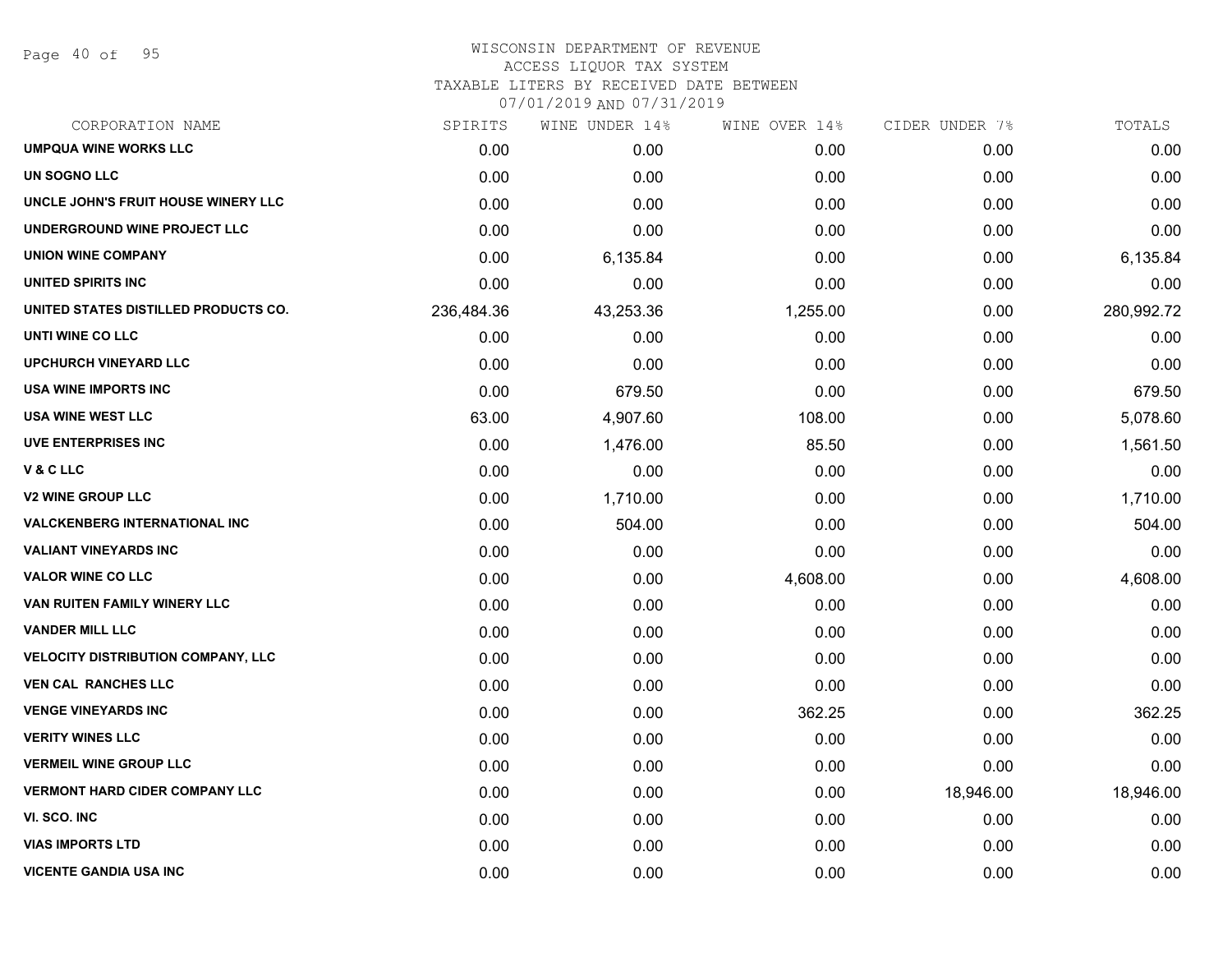WISCONSIN DEPARTMENT OF REVENUE
ACCESS LIQUOR TAX SYSTEM
TAXABLE LITERS BY RECEIVED DATE BETWEEN
07/01/2019 AND 07/31/2019

| CORPORATION NAME | SPIRITS | WINE UNDER 14% | WINE OVER 14% | CIDER UNDER 7% | TOTALS |
|---|---|---|---|---|---|
| UMPQUA WINE WORKS LLC | 0.00 | 0.00 | 0.00 | 0.00 | 0.00 |
| UN SOGNO LLC | 0.00 | 0.00 | 0.00 | 0.00 | 0.00 |
| UNCLE JOHN'S FRUIT HOUSE WINERY LLC | 0.00 | 0.00 | 0.00 | 0.00 | 0.00 |
| UNDERGROUND WINE PROJECT LLC | 0.00 | 0.00 | 0.00 | 0.00 | 0.00 |
| UNION WINE COMPANY | 0.00 | 6,135.84 | 0.00 | 0.00 | 6,135.84 |
| UNITED SPIRITS INC | 0.00 | 0.00 | 0.00 | 0.00 | 0.00 |
| UNITED STATES DISTILLED PRODUCTS CO. | 236,484.36 | 43,253.36 | 1,255.00 | 0.00 | 280,992.72 |
| UNTI WINE CO LLC | 0.00 | 0.00 | 0.00 | 0.00 | 0.00 |
| UPCHURCH VINEYARD LLC | 0.00 | 0.00 | 0.00 | 0.00 | 0.00 |
| USA WINE IMPORTS INC | 0.00 | 679.50 | 0.00 | 0.00 | 679.50 |
| USA WINE WEST LLC | 63.00 | 4,907.60 | 108.00 | 0.00 | 5,078.60 |
| UVE ENTERPRISES INC | 0.00 | 1,476.00 | 85.50 | 0.00 | 1,561.50 |
| V & C LLC | 0.00 | 0.00 | 0.00 | 0.00 | 0.00 |
| V2 WINE GROUP LLC | 0.00 | 1,710.00 | 0.00 | 0.00 | 1,710.00 |
| VALCKENBERG INTERNATIONAL INC | 0.00 | 504.00 | 0.00 | 0.00 | 504.00 |
| VALIANT VINEYARDS INC | 0.00 | 0.00 | 0.00 | 0.00 | 0.00 |
| VALOR WINE CO LLC | 0.00 | 0.00 | 4,608.00 | 0.00 | 4,608.00 |
| VAN RUITEN FAMILY WINERY LLC | 0.00 | 0.00 | 0.00 | 0.00 | 0.00 |
| VANDER MILL LLC | 0.00 | 0.00 | 0.00 | 0.00 | 0.00 |
| VELOCITY DISTRIBUTION COMPANY, LLC | 0.00 | 0.00 | 0.00 | 0.00 | 0.00 |
| VEN CAL RANCHES LLC | 0.00 | 0.00 | 0.00 | 0.00 | 0.00 |
| VENGE VINEYARDS INC | 0.00 | 0.00 | 362.25 | 0.00 | 362.25 |
| VERITY WINES LLC | 0.00 | 0.00 | 0.00 | 0.00 | 0.00 |
| VERMEIL WINE GROUP LLC | 0.00 | 0.00 | 0.00 | 0.00 | 0.00 |
| VERMONT HARD CIDER COMPANY LLC | 0.00 | 0.00 | 0.00 | 18,946.00 | 18,946.00 |
| VI. SCO. INC | 0.00 | 0.00 | 0.00 | 0.00 | 0.00 |
| VIAS IMPORTS LTD | 0.00 | 0.00 | 0.00 | 0.00 | 0.00 |
| VICENTE GANDIA USA INC | 0.00 | 0.00 | 0.00 | 0.00 | 0.00 |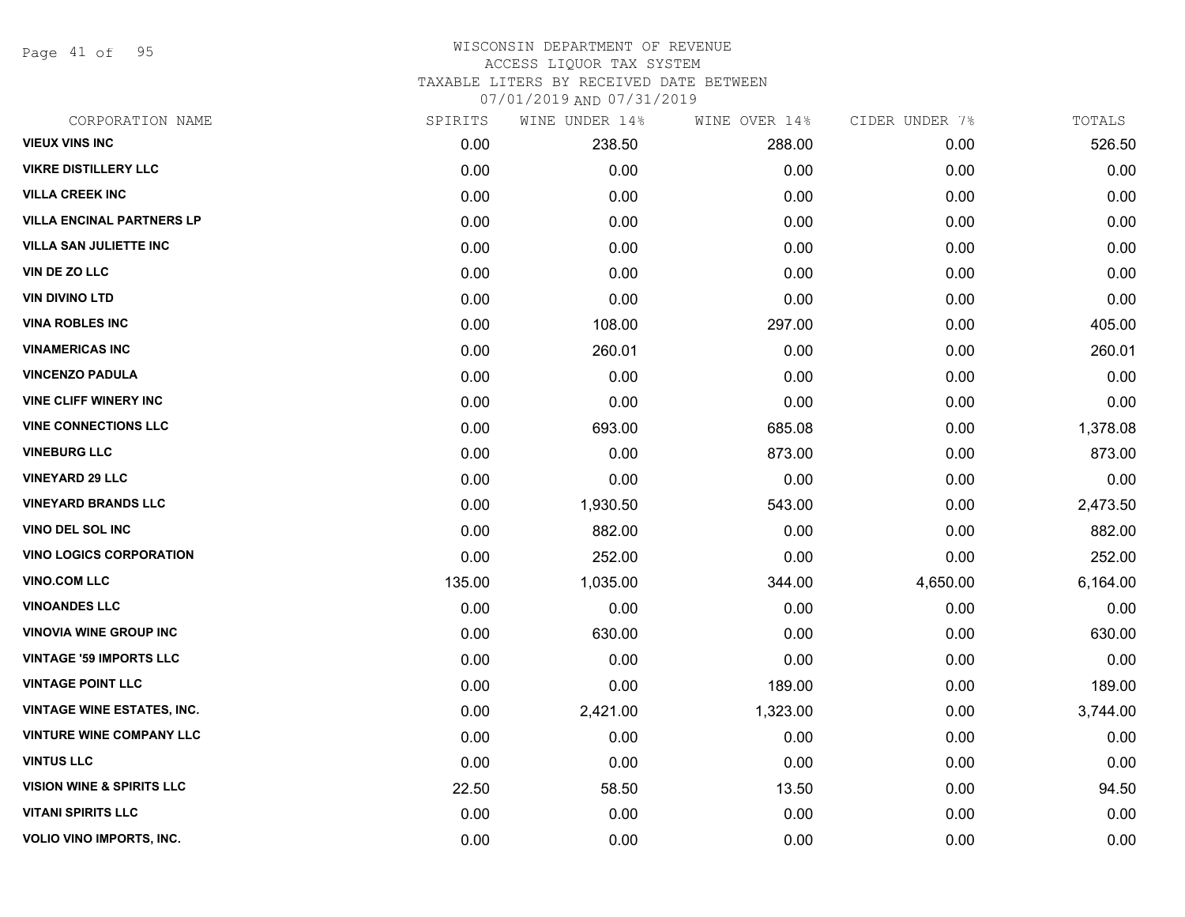# WISCONSIN DEPARTMENT OF REVENUE
ACCESS LIQUOR TAX SYSTEM
TAXABLE LITERS BY RECEIVED DATE BETWEEN
07/01/2019 AND 07/31/2019

| CORPORATION NAME | SPIRITS | WINE UNDER 14% | WINE OVER 14% | CIDER UNDER 7% | TOTALS |
|---|---|---|---|---|---|
| VIEUX VINS INC | 0.00 | 238.50 | 288.00 | 0.00 | 526.50 |
| VIKRE DISTILLERY LLC | 0.00 | 0.00 | 0.00 | 0.00 | 0.00 |
| VILLA CREEK INC | 0.00 | 0.00 | 0.00 | 0.00 | 0.00 |
| VILLA ENCINAL PARTNERS LP | 0.00 | 0.00 | 0.00 | 0.00 | 0.00 |
| VILLA SAN JULIETTE INC | 0.00 | 0.00 | 0.00 | 0.00 | 0.00 |
| VIN DE ZO LLC | 0.00 | 0.00 | 0.00 | 0.00 | 0.00 |
| VIN DIVINO LTD | 0.00 | 0.00 | 0.00 | 0.00 | 0.00 |
| VINA ROBLES INC | 0.00 | 108.00 | 297.00 | 0.00 | 405.00 |
| VINAMERICAS INC | 0.00 | 260.01 | 0.00 | 0.00 | 260.01 |
| VINCENZO PADULA | 0.00 | 0.00 | 0.00 | 0.00 | 0.00 |
| VINE CLIFF WINERY INC | 0.00 | 0.00 | 0.00 | 0.00 | 0.00 |
| VINE CONNECTIONS LLC | 0.00 | 693.00 | 685.08 | 0.00 | 1,378.08 |
| VINEBURG LLC | 0.00 | 0.00 | 873.00 | 0.00 | 873.00 |
| VINEYARD 29 LLC | 0.00 | 0.00 | 0.00 | 0.00 | 0.00 |
| VINEYARD BRANDS LLC | 0.00 | 1,930.50 | 543.00 | 0.00 | 2,473.50 |
| VINO DEL SOL INC | 0.00 | 882.00 | 0.00 | 0.00 | 882.00 |
| VINO LOGICS CORPORATION | 0.00 | 252.00 | 0.00 | 0.00 | 252.00 |
| VINO.COM LLC | 135.00 | 1,035.00 | 344.00 | 4,650.00 | 6,164.00 |
| VINOANDES LLC | 0.00 | 0.00 | 0.00 | 0.00 | 0.00 |
| VINOVIA WINE GROUP INC | 0.00 | 630.00 | 0.00 | 0.00 | 630.00 |
| VINTAGE '59 IMPORTS LLC | 0.00 | 0.00 | 0.00 | 0.00 | 0.00 |
| VINTAGE POINT LLC | 0.00 | 0.00 | 189.00 | 0.00 | 189.00 |
| VINTAGE WINE ESTATES, INC. | 0.00 | 2,421.00 | 1,323.00 | 0.00 | 3,744.00 |
| VINTURE WINE COMPANY LLC | 0.00 | 0.00 | 0.00 | 0.00 | 0.00 |
| VINTUS LLC | 0.00 | 0.00 | 0.00 | 0.00 | 0.00 |
| VISION WINE & SPIRITS LLC | 22.50 | 58.50 | 13.50 | 0.00 | 94.50 |
| VITANI SPIRITS LLC | 0.00 | 0.00 | 0.00 | 0.00 | 0.00 |
| VOLIO VINO IMPORTS, INC. | 0.00 | 0.00 | 0.00 | 0.00 | 0.00 |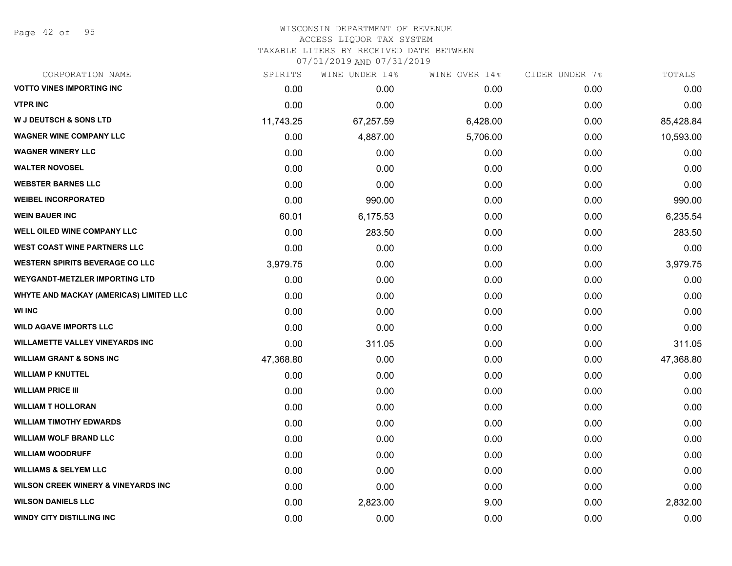WISCONSIN DEPARTMENT OF REVENUE
ACCESS LIQUOR TAX SYSTEM
TAXABLE LITERS BY RECEIVED DATE BETWEEN
07/01/2019 AND 07/31/2019

| CORPORATION NAME | SPIRITS | WINE UNDER 14% | WINE OVER 14% | CIDER UNDER 7% | TOTALS |
|---|---|---|---|---|---|
| VOTTO VINES IMPORTING INC | 0.00 | 0.00 | 0.00 | 0.00 | 0.00 |
| VTPR INC | 0.00 | 0.00 | 0.00 | 0.00 | 0.00 |
| W J DEUTSCH & SONS LTD | 11,743.25 | 67,257.59 | 6,428.00 | 0.00 | 85,428.84 |
| WAGNER WINE COMPANY LLC | 0.00 | 4,887.00 | 5,706.00 | 0.00 | 10,593.00 |
| WAGNER WINERY LLC | 0.00 | 0.00 | 0.00 | 0.00 | 0.00 |
| WALTER NOVOSEL | 0.00 | 0.00 | 0.00 | 0.00 | 0.00 |
| WEBSTER BARNES LLC | 0.00 | 0.00 | 0.00 | 0.00 | 0.00 |
| WEIBEL INCORPORATED | 0.00 | 990.00 | 0.00 | 0.00 | 990.00 |
| WEIN BAUER INC | 60.01 | 6,175.53 | 0.00 | 0.00 | 6,235.54 |
| WELL OILED WINE COMPANY LLC | 0.00 | 283.50 | 0.00 | 0.00 | 283.50 |
| WEST COAST WINE PARTNERS LLC | 0.00 | 0.00 | 0.00 | 0.00 | 0.00 |
| WESTERN SPIRITS BEVERAGE CO LLC | 3,979.75 | 0.00 | 0.00 | 0.00 | 3,979.75 |
| WEYGANDT-METZLER IMPORTING LTD | 0.00 | 0.00 | 0.00 | 0.00 | 0.00 |
| WHYTE AND MACKAY (AMERICAS) LIMITED LLC | 0.00 | 0.00 | 0.00 | 0.00 | 0.00 |
| WI INC | 0.00 | 0.00 | 0.00 | 0.00 | 0.00 |
| WILD AGAVE IMPORTS LLC | 0.00 | 0.00 | 0.00 | 0.00 | 0.00 |
| WILLAMETTE VALLEY VINEYARDS INC | 0.00 | 311.05 | 0.00 | 0.00 | 311.05 |
| WILLIAM GRANT & SONS INC | 47,368.80 | 0.00 | 0.00 | 0.00 | 47,368.80 |
| WILLIAM P KNUTTEL | 0.00 | 0.00 | 0.00 | 0.00 | 0.00 |
| WILLIAM PRICE III | 0.00 | 0.00 | 0.00 | 0.00 | 0.00 |
| WILLIAM T HOLLORAN | 0.00 | 0.00 | 0.00 | 0.00 | 0.00 |
| WILLIAM TIMOTHY EDWARDS | 0.00 | 0.00 | 0.00 | 0.00 | 0.00 |
| WILLIAM WOLF BRAND LLC | 0.00 | 0.00 | 0.00 | 0.00 | 0.00 |
| WILLIAM WOODRUFF | 0.00 | 0.00 | 0.00 | 0.00 | 0.00 |
| WILLIAMS & SELYEM LLC | 0.00 | 0.00 | 0.00 | 0.00 | 0.00 |
| WILSON CREEK WINERY & VINEYARDS INC | 0.00 | 0.00 | 0.00 | 0.00 | 0.00 |
| WILSON DANIELS LLC | 0.00 | 2,823.00 | 9.00 | 0.00 | 2,832.00 |
| WINDY CITY DISTILLING INC | 0.00 | 0.00 | 0.00 | 0.00 | 0.00 |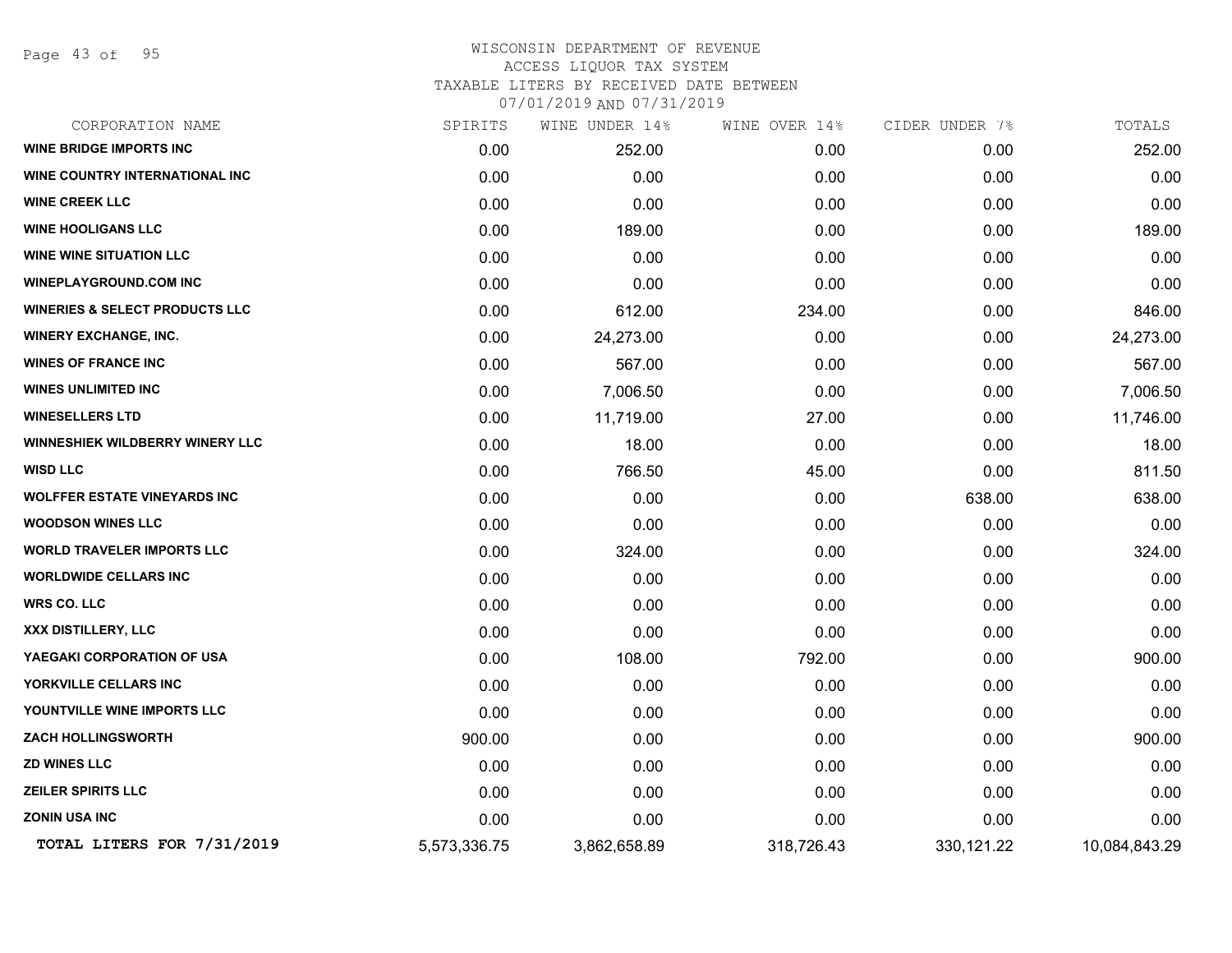WISCONSIN DEPARTMENT OF REVENUE
ACCESS LIQUOR TAX SYSTEM
TAXABLE LITERS BY RECEIVED DATE BETWEEN
07/01/2019 AND 07/31/2019

| CORPORATION NAME | SPIRITS | WINE UNDER 14% | WINE OVER 14% | CIDER UNDER 7% | TOTALS |
|---|---|---|---|---|---|
| WINE BRIDGE IMPORTS INC | 0.00 | 252.00 | 0.00 | 0.00 | 252.00 |
| WINE COUNTRY INTERNATIONAL INC | 0.00 | 0.00 | 0.00 | 0.00 | 0.00 |
| WINE CREEK LLC | 0.00 | 0.00 | 0.00 | 0.00 | 0.00 |
| WINE HOOLIGANS LLC | 0.00 | 189.00 | 0.00 | 0.00 | 189.00 |
| WINE WINE SITUATION LLC | 0.00 | 0.00 | 0.00 | 0.00 | 0.00 |
| WINEPLAYGROUND.COM INC | 0.00 | 0.00 | 0.00 | 0.00 | 0.00 |
| WINERIES & SELECT PRODUCTS LLC | 0.00 | 612.00 | 234.00 | 0.00 | 846.00 |
| WINERY EXCHANGE, INC. | 0.00 | 24,273.00 | 0.00 | 0.00 | 24,273.00 |
| WINES OF FRANCE INC | 0.00 | 567.00 | 0.00 | 0.00 | 567.00 |
| WINES UNLIMITED INC | 0.00 | 7,006.50 | 0.00 | 0.00 | 7,006.50 |
| WINESELLERS LTD | 0.00 | 11,719.00 | 27.00 | 0.00 | 11,746.00 |
| WINNESHIEK WILDBERRY WINERY LLC | 0.00 | 18.00 | 0.00 | 0.00 | 18.00 |
| WISD LLC | 0.00 | 766.50 | 45.00 | 0.00 | 811.50 |
| WOLFFER ESTATE VINEYARDS INC | 0.00 | 0.00 | 0.00 | 638.00 | 638.00 |
| WOODSON WINES LLC | 0.00 | 0.00 | 0.00 | 0.00 | 0.00 |
| WORLD TRAVELER IMPORTS LLC | 0.00 | 324.00 | 0.00 | 0.00 | 324.00 |
| WORLDWIDE CELLARS INC | 0.00 | 0.00 | 0.00 | 0.00 | 0.00 |
| WRS CO. LLC | 0.00 | 0.00 | 0.00 | 0.00 | 0.00 |
| XXX DISTILLERY, LLC | 0.00 | 0.00 | 0.00 | 0.00 | 0.00 |
| YAEGAKI CORPORATION OF USA | 0.00 | 108.00 | 792.00 | 0.00 | 900.00 |
| YORKVILLE CELLARS INC | 0.00 | 0.00 | 0.00 | 0.00 | 0.00 |
| YOUNTVILLE WINE IMPORTS LLC | 0.00 | 0.00 | 0.00 | 0.00 | 0.00 |
| ZACH HOLLINGSWORTH | 900.00 | 0.00 | 0.00 | 0.00 | 900.00 |
| ZD WINES LLC | 0.00 | 0.00 | 0.00 | 0.00 | 0.00 |
| ZEILER SPIRITS LLC | 0.00 | 0.00 | 0.00 | 0.00 | 0.00 |
| ZONIN USA INC | 0.00 | 0.00 | 0.00 | 0.00 | 0.00 |
| **TOTAL LITERS FOR 7/31/2019** | 5,573,336.75 | 3,862,658.89 | 318,726.43 | 330,121.22 | 10,084,843.29 |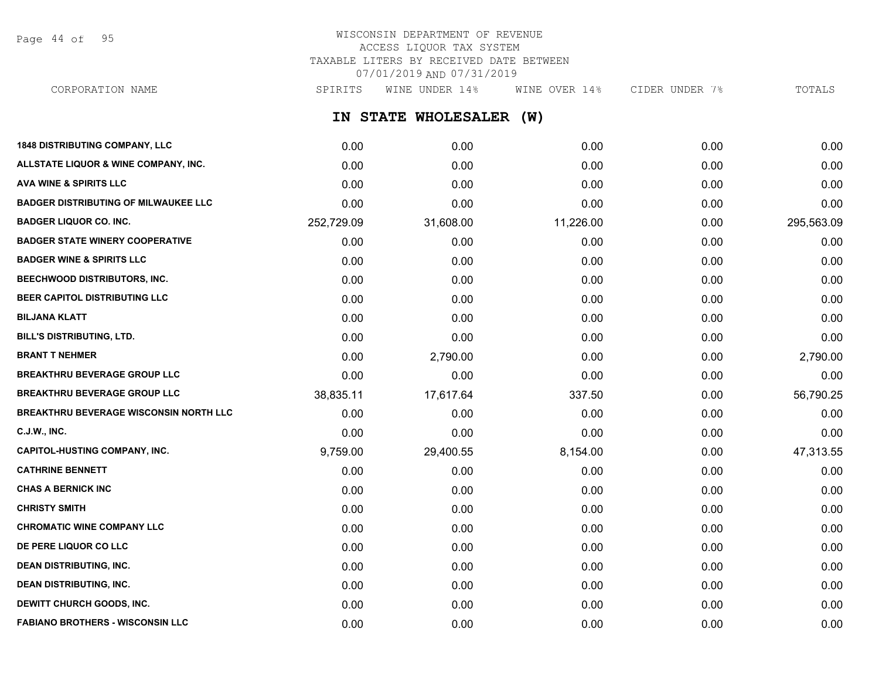WISCONSIN DEPARTMENT OF REVENUE
ACCESS LIQUOR TAX SYSTEM
TAXABLE LITERS BY RECEIVED DATE BETWEEN
07/01/2019 AND 07/31/2019

## IN STATE WHOLESALER (W)

| CORPORATION NAME | SPIRITS | WINE UNDER 14% | WINE OVER 14% | CIDER UNDER 7% | TOTALS |
|---|---|---|---|---|---|
| 1848 DISTRIBUTING COMPANY, LLC | 0.00 | 0.00 | 0.00 | 0.00 | 0.00 |
| ALLSTATE LIQUOR & WINE COMPANY, INC. | 0.00 | 0.00 | 0.00 | 0.00 | 0.00 |
| AVA WINE & SPIRITS LLC | 0.00 | 0.00 | 0.00 | 0.00 | 0.00 |
| BADGER DISTRIBUTING OF MILWAUKEE LLC | 0.00 | 0.00 | 0.00 | 0.00 | 0.00 |
| BADGER LIQUOR CO. INC. | 252,729.09 | 31,608.00 | 11,226.00 | 0.00 | 295,563.09 |
| BADGER STATE WINERY COOPERATIVE | 0.00 | 0.00 | 0.00 | 0.00 | 0.00 |
| BADGER WINE & SPIRITS LLC | 0.00 | 0.00 | 0.00 | 0.00 | 0.00 |
| BEECHWOOD DISTRIBUTORS, INC. | 0.00 | 0.00 | 0.00 | 0.00 | 0.00 |
| BEER CAPITOL DISTRIBUTING LLC | 0.00 | 0.00 | 0.00 | 0.00 | 0.00 |
| BILJANA KLATT | 0.00 | 0.00 | 0.00 | 0.00 | 0.00 |
| BILL'S DISTRIBUTING, LTD. | 0.00 | 0.00 | 0.00 | 0.00 | 0.00 |
| BRANT T NEHMER | 0.00 | 2,790.00 | 0.00 | 0.00 | 2,790.00 |
| BREAKTHRU BEVERAGE GROUP LLC | 0.00 | 0.00 | 0.00 | 0.00 | 0.00 |
| BREAKTHRU BEVERAGE GROUP LLC | 38,835.11 | 17,617.64 | 337.50 | 0.00 | 56,790.25 |
| BREAKTHRU BEVERAGE WISCONSIN NORTH LLC | 0.00 | 0.00 | 0.00 | 0.00 | 0.00 |
| C.J.W., INC. | 0.00 | 0.00 | 0.00 | 0.00 | 0.00 |
| CAPITOL-HUSTING COMPANY, INC. | 9,759.00 | 29,400.55 | 8,154.00 | 0.00 | 47,313.55 |
| CATHRINE BENNETT | 0.00 | 0.00 | 0.00 | 0.00 | 0.00 |
| CHAS A BERNICK INC | 0.00 | 0.00 | 0.00 | 0.00 | 0.00 |
| CHRISTY SMITH | 0.00 | 0.00 | 0.00 | 0.00 | 0.00 |
| CHROMATIC WINE COMPANY LLC | 0.00 | 0.00 | 0.00 | 0.00 | 0.00 |
| DE PERE LIQUOR CO LLC | 0.00 | 0.00 | 0.00 | 0.00 | 0.00 |
| DEAN DISTRIBUTING, INC. | 0.00 | 0.00 | 0.00 | 0.00 | 0.00 |
| DEAN DISTRIBUTING, INC. | 0.00 | 0.00 | 0.00 | 0.00 | 0.00 |
| DEWITT CHURCH GOODS, INC. | 0.00 | 0.00 | 0.00 | 0.00 | 0.00 |
| FABIANO BROTHERS - WISCONSIN LLC | 0.00 | 0.00 | 0.00 | 0.00 | 0.00 |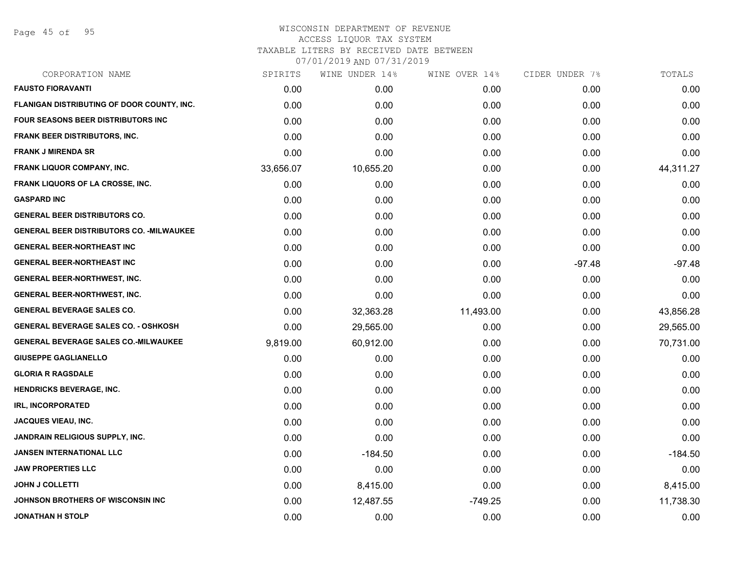WISCONSIN DEPARTMENT OF REVENUE
ACCESS LIQUOR TAX SYSTEM
TAXABLE LITERS BY RECEIVED DATE BETWEEN
07/01/2019 AND 07/31/2019

| CORPORATION NAME | SPIRITS | WINE UNDER 14% | WINE OVER 14% | CIDER UNDER 7% | TOTALS |
|---|---|---|---|---|---|
| **FAUSTO FIORAVANTI** | 0.00 | 0.00 | 0.00 | 0.00 | 0.00 |
| **FLANIGAN DISTRIBUTING OF DOOR COUNTY, INC.** | 0.00 | 0.00 | 0.00 | 0.00 | 0.00 |
| **FOUR SEASONS BEER DISTRIBUTORS INC** | 0.00 | 0.00 | 0.00 | 0.00 | 0.00 |
| **FRANK BEER DISTRIBUTORS, INC.** | 0.00 | 0.00 | 0.00 | 0.00 | 0.00 |
| **FRANK J MIRENDA SR** | 0.00 | 0.00 | 0.00 | 0.00 | 0.00 |
| **FRANK LIQUOR COMPANY, INC.** | 33,656.07 | 10,655.20 | 0.00 | 0.00 | 44,311.27 |
| **FRANK LIQUORS OF LA CROSSE, INC.** | 0.00 | 0.00 | 0.00 | 0.00 | 0.00 |
| **GASPARD INC** | 0.00 | 0.00 | 0.00 | 0.00 | 0.00 |
| **GENERAL BEER DISTRIBUTORS CO.** | 0.00 | 0.00 | 0.00 | 0.00 | 0.00 |
| **GENERAL BEER DISTRIBUTORS CO. -MILWAUKEE** | 0.00 | 0.00 | 0.00 | 0.00 | 0.00 |
| **GENERAL BEER-NORTHEAST INC** | 0.00 | 0.00 | 0.00 | 0.00 | 0.00 |
| **GENERAL BEER-NORTHEAST INC** | 0.00 | 0.00 | 0.00 | -97.48 | -97.48 |
| **GENERAL BEER-NORTHWEST, INC.** | 0.00 | 0.00 | 0.00 | 0.00 | 0.00 |
| **GENERAL BEER-NORTHWEST, INC.** | 0.00 | 0.00 | 0.00 | 0.00 | 0.00 |
| **GENERAL BEVERAGE SALES CO.** | 0.00 | 32,363.28 | 11,493.00 | 0.00 | 43,856.28 |
| **GENERAL BEVERAGE SALES CO. - OSHKOSH** | 0.00 | 29,565.00 | 0.00 | 0.00 | 29,565.00 |
| **GENERAL BEVERAGE SALES CO.-MILWAUKEE** | 9,819.00 | 60,912.00 | 0.00 | 0.00 | 70,731.00 |
| **GIUSEPPE GAGLIANELLO** | 0.00 | 0.00 | 0.00 | 0.00 | 0.00 |
| **GLORIA R RAGSDALE** | 0.00 | 0.00 | 0.00 | 0.00 | 0.00 |
| **HENDRICKS BEVERAGE, INC.** | 0.00 | 0.00 | 0.00 | 0.00 | 0.00 |
| **IRL, INCORPORATED** | 0.00 | 0.00 | 0.00 | 0.00 | 0.00 |
| **JACQUES VIEAU, INC.** | 0.00 | 0.00 | 0.00 | 0.00 | 0.00 |
| **JANDRAIN RELIGIOUS SUPPLY, INC.** | 0.00 | 0.00 | 0.00 | 0.00 | 0.00 |
| **JANSEN INTERNATIONAL LLC** | 0.00 | -184.50 | 0.00 | 0.00 | -184.50 |
| **JAW PROPERTIES LLC** | 0.00 | 0.00 | 0.00 | 0.00 | 0.00 |
| **JOHN J COLLETTI** | 0.00 | 8,415.00 | 0.00 | 0.00 | 8,415.00 |
| **JOHNSON BROTHERS OF WISCONSIN INC** | 0.00 | 12,487.55 | -749.25 | 0.00 | 11,738.30 |
| **JONATHAN H STOLP** | 0.00 | 0.00 | 0.00 | 0.00 | 0.00 |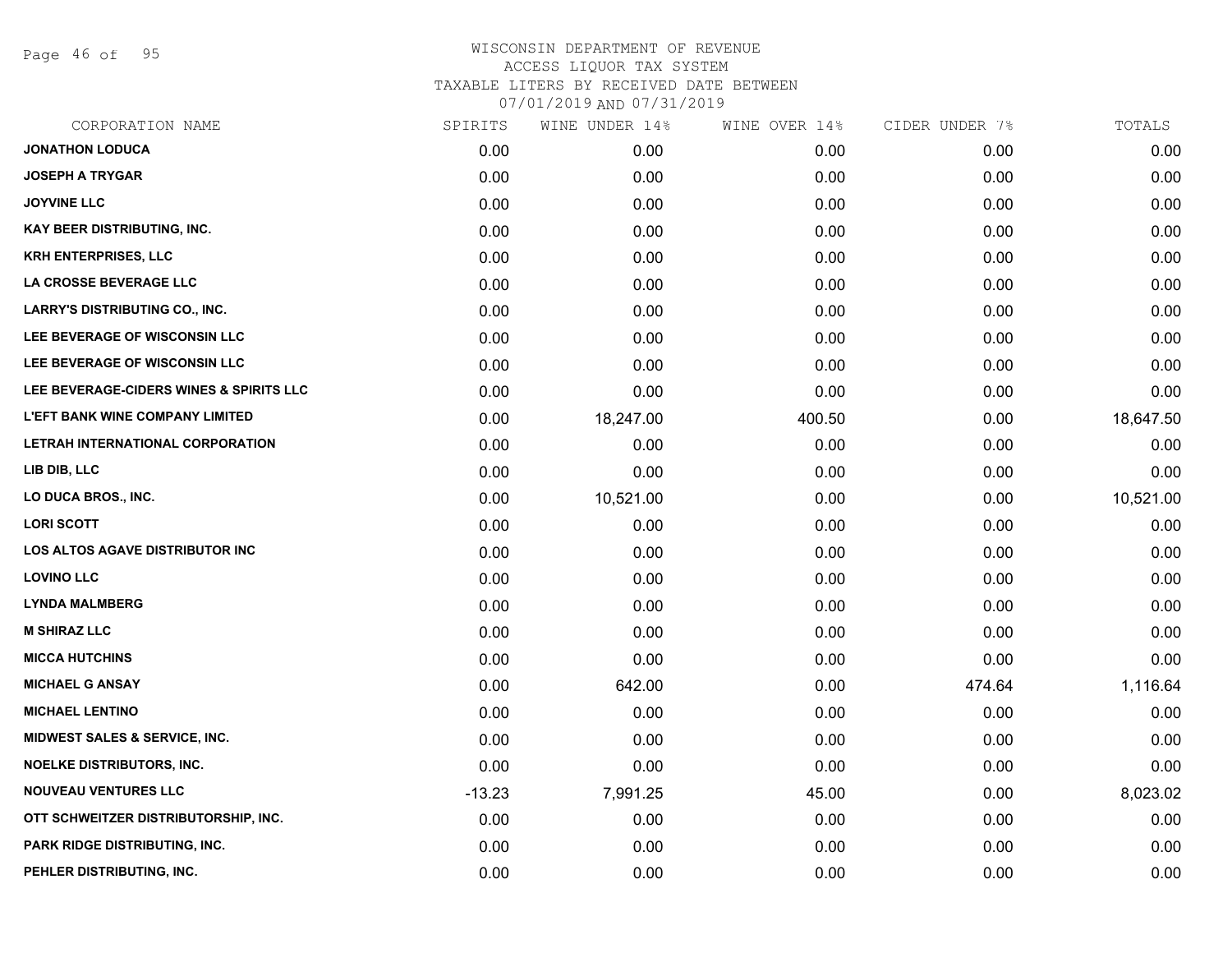# WISCONSIN DEPARTMENT OF REVENUE
## ACCESS LIQUOR TAX SYSTEM
## TAXABLE LITERS BY RECEIVED DATE BETWEEN 07/01/2019 AND 07/31/2019

| CORPORATION NAME | SPIRITS | WINE UNDER 14% | WINE OVER 14% | CIDER UNDER 7% | TOTALS |
|---|---|---|---|---|---|
| JONATHON LODUCA | 0.00 | 0.00 | 0.00 | 0.00 | 0.00 |
| JOSEPH A TRYGAR | 0.00 | 0.00 | 0.00 | 0.00 | 0.00 |
| JOYVINE LLC | 0.00 | 0.00 | 0.00 | 0.00 | 0.00 |
| KAY BEER DISTRIBUTING, INC. | 0.00 | 0.00 | 0.00 | 0.00 | 0.00 |
| KRH ENTERPRISES, LLC | 0.00 | 0.00 | 0.00 | 0.00 | 0.00 |
| LA CROSSE BEVERAGE LLC | 0.00 | 0.00 | 0.00 | 0.00 | 0.00 |
| LARRY'S DISTRIBUTING CO., INC. | 0.00 | 0.00 | 0.00 | 0.00 | 0.00 |
| LEE BEVERAGE OF WISCONSIN LLC | 0.00 | 0.00 | 0.00 | 0.00 | 0.00 |
| LEE BEVERAGE OF WISCONSIN LLC | 0.00 | 0.00 | 0.00 | 0.00 | 0.00 |
| LEE BEVERAGE-CIDERS WINES & SPIRITS LLC | 0.00 | 0.00 | 0.00 | 0.00 | 0.00 |
| L'EFT BANK WINE COMPANY LIMITED | 0.00 | 18,247.00 | 400.50 | 0.00 | 18,647.50 |
| LETRAH INTERNATIONAL CORPORATION | 0.00 | 0.00 | 0.00 | 0.00 | 0.00 |
| LIB DIB, LLC | 0.00 | 0.00 | 0.00 | 0.00 | 0.00 |
| LO DUCA BROS., INC. | 0.00 | 10,521.00 | 0.00 | 0.00 | 10,521.00 |
| LORI SCOTT | 0.00 | 0.00 | 0.00 | 0.00 | 0.00 |
| LOS ALTOS AGAVE DISTRIBUTOR INC | 0.00 | 0.00 | 0.00 | 0.00 | 0.00 |
| LOVINO LLC | 0.00 | 0.00 | 0.00 | 0.00 | 0.00 |
| LYNDA MALMBERG | 0.00 | 0.00 | 0.00 | 0.00 | 0.00 |
| M SHIRAZ LLC | 0.00 | 0.00 | 0.00 | 0.00 | 0.00 |
| MICCA HUTCHINS | 0.00 | 0.00 | 0.00 | 0.00 | 0.00 |
| MICHAEL G ANSAY | 0.00 | 642.00 | 0.00 | 474.64 | 1,116.64 |
| MICHAEL LENTINO | 0.00 | 0.00 | 0.00 | 0.00 | 0.00 |
| MIDWEST SALES & SERVICE, INC. | 0.00 | 0.00 | 0.00 | 0.00 | 0.00 |
| NOELKE DISTRIBUTORS, INC. | 0.00 | 0.00 | 0.00 | 0.00 | 0.00 |
| NOUVEAU VENTURES LLC | -13.23 | 7,991.25 | 45.00 | 0.00 | 8,023.02 |
| OTT SCHWEITZER DISTRIBUTORSHIP, INC. | 0.00 | 0.00 | 0.00 | 0.00 | 0.00 |
| PARK RIDGE DISTRIBUTING, INC. | 0.00 | 0.00 | 0.00 | 0.00 | 0.00 |
| PEHLER DISTRIBUTING, INC. | 0.00 | 0.00 | 0.00 | 0.00 | 0.00 |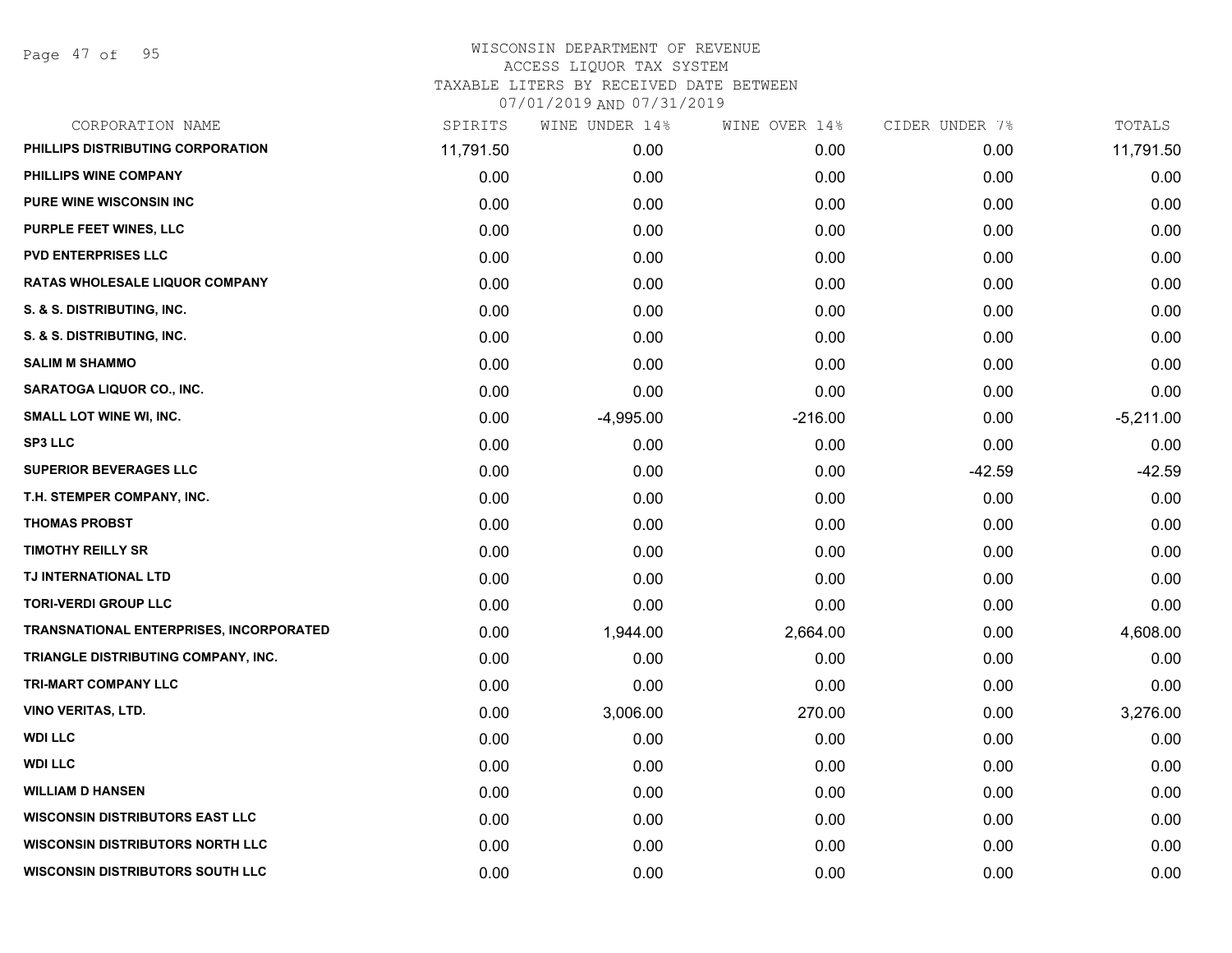WISCONSIN DEPARTMENT OF REVENUE
ACCESS LIQUOR TAX SYSTEM
TAXABLE LITERS BY RECEIVED DATE BETWEEN
07/01/2019 AND 07/31/2019

| CORPORATION NAME | SPIRITS | WINE UNDER 14% | WINE OVER 14% | CIDER UNDER 7% | TOTALS |
|---|---|---|---|---|---|
| PHILLIPS DISTRIBUTING CORPORATION | 11,791.50 | 0.00 | 0.00 | 0.00 | 11,791.50 |
| PHILLIPS WINE COMPANY | 0.00 | 0.00 | 0.00 | 0.00 | 0.00 |
| PURE WINE WISCONSIN INC | 0.00 | 0.00 | 0.00 | 0.00 | 0.00 |
| PURPLE FEET WINES, LLC | 0.00 | 0.00 | 0.00 | 0.00 | 0.00 |
| PVD ENTERPRISES LLC | 0.00 | 0.00 | 0.00 | 0.00 | 0.00 |
| RATAS WHOLESALE LIQUOR COMPANY | 0.00 | 0.00 | 0.00 | 0.00 | 0.00 |
| S. & S. DISTRIBUTING, INC. | 0.00 | 0.00 | 0.00 | 0.00 | 0.00 |
| S. & S. DISTRIBUTING, INC. | 0.00 | 0.00 | 0.00 | 0.00 | 0.00 |
| SALIM M SHAMMO | 0.00 | 0.00 | 0.00 | 0.00 | 0.00 |
| SARATOGA LIQUOR CO., INC. | 0.00 | 0.00 | 0.00 | 0.00 | 0.00 |
| SMALL LOT WINE WI, INC. | 0.00 | -4,995.00 | -216.00 | 0.00 | -5,211.00 |
| SP3 LLC | 0.00 | 0.00 | 0.00 | 0.00 | 0.00 |
| SUPERIOR BEVERAGES LLC | 0.00 | 0.00 | 0.00 | -42.59 | -42.59 |
| T.H. STEMPER COMPANY, INC. | 0.00 | 0.00 | 0.00 | 0.00 | 0.00 |
| THOMAS PROBST | 0.00 | 0.00 | 0.00 | 0.00 | 0.00 |
| TIMOTHY REILLY SR | 0.00 | 0.00 | 0.00 | 0.00 | 0.00 |
| TJ INTERNATIONAL LTD | 0.00 | 0.00 | 0.00 | 0.00 | 0.00 |
| TORI-VERDI GROUP LLC | 0.00 | 0.00 | 0.00 | 0.00 | 0.00 |
| TRANSNATIONAL ENTERPRISES, INCORPORATED | 0.00 | 1,944.00 | 2,664.00 | 0.00 | 4,608.00 |
| TRIANGLE DISTRIBUTING COMPANY, INC. | 0.00 | 0.00 | 0.00 | 0.00 | 0.00 |
| TRI-MART COMPANY LLC | 0.00 | 0.00 | 0.00 | 0.00 | 0.00 |
| VINO VERITAS, LTD. | 0.00 | 3,006.00 | 270.00 | 0.00 | 3,276.00 |
| WDI LLC | 0.00 | 0.00 | 0.00 | 0.00 | 0.00 |
| WDI LLC | 0.00 | 0.00 | 0.00 | 0.00 | 0.00 |
| WILLIAM D HANSEN | 0.00 | 0.00 | 0.00 | 0.00 | 0.00 |
| WISCONSIN DISTRIBUTORS EAST LLC | 0.00 | 0.00 | 0.00 | 0.00 | 0.00 |
| WISCONSIN DISTRIBUTORS NORTH LLC | 0.00 | 0.00 | 0.00 | 0.00 | 0.00 |
| WISCONSIN DISTRIBUTORS SOUTH LLC | 0.00 | 0.00 | 0.00 | 0.00 | 0.00 |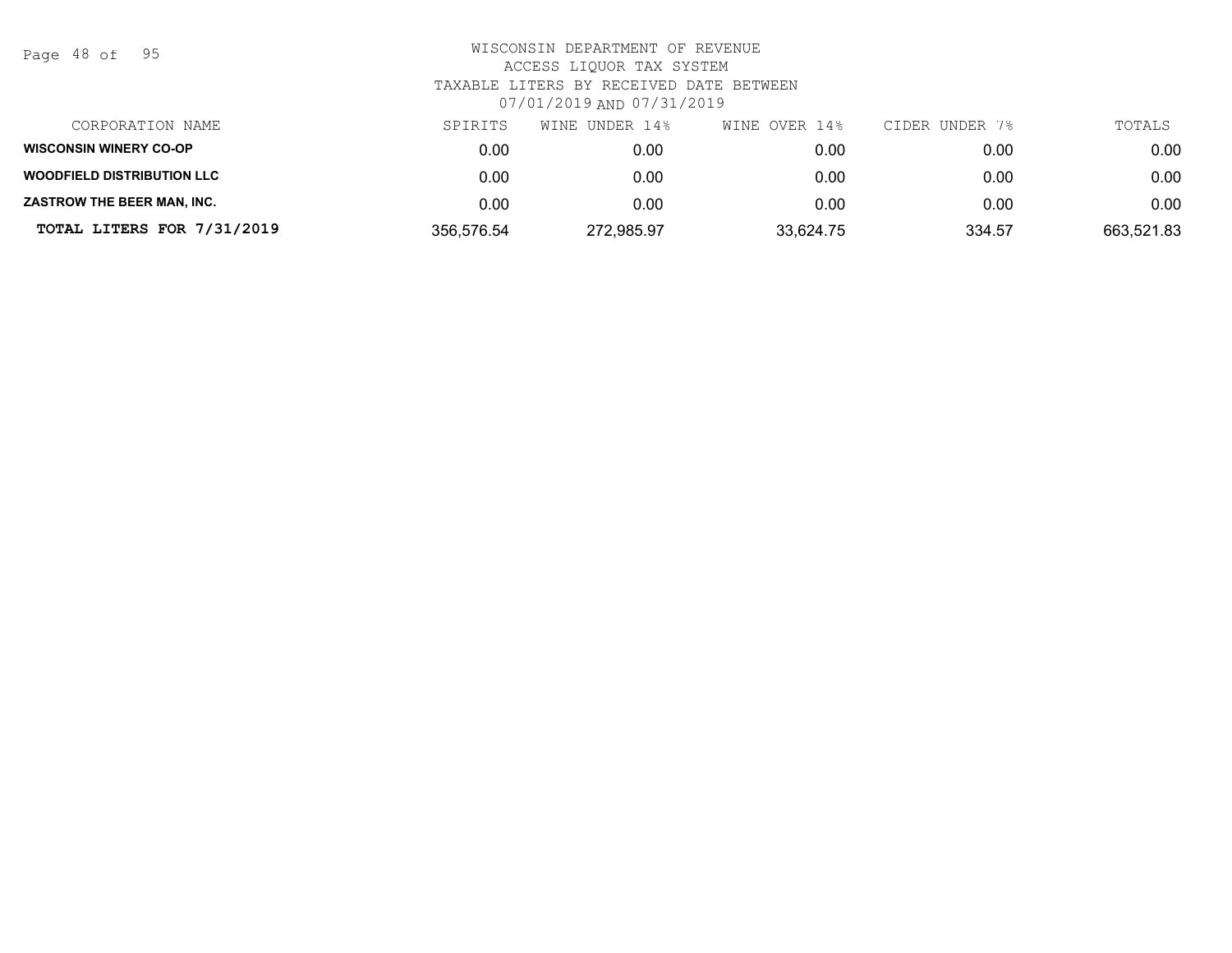WISCONSIN DEPARTMENT OF REVENUE
ACCESS LIQUOR TAX SYSTEM
TAXABLE LITERS BY RECEIVED DATE BETWEEN
07/01/2019 AND 07/31/2019

| CORPORATION NAME | SPIRITS | WINE UNDER 14% | WINE OVER 14% | CIDER UNDER 7% | TOTALS |
|---|---|---|---|---|---|
| **WISCONSIN WINERY CO-OP** | 0.00 | 0.00 | 0.00 | 0.00 | 0.00 |
| **WOODFIELD DISTRIBUTION LLC** | 0.00 | 0.00 | 0.00 | 0.00 | 0.00 |
| **ZASTROW THE BEER MAN, INC.** | 0.00 | 0.00 | 0.00 | 0.00 | 0.00 |
| **TOTAL LITERS FOR 7/31/2019** | 356,576.54 | 272,985.97 | 33,624.75 | 334.57 | 663,521.83 |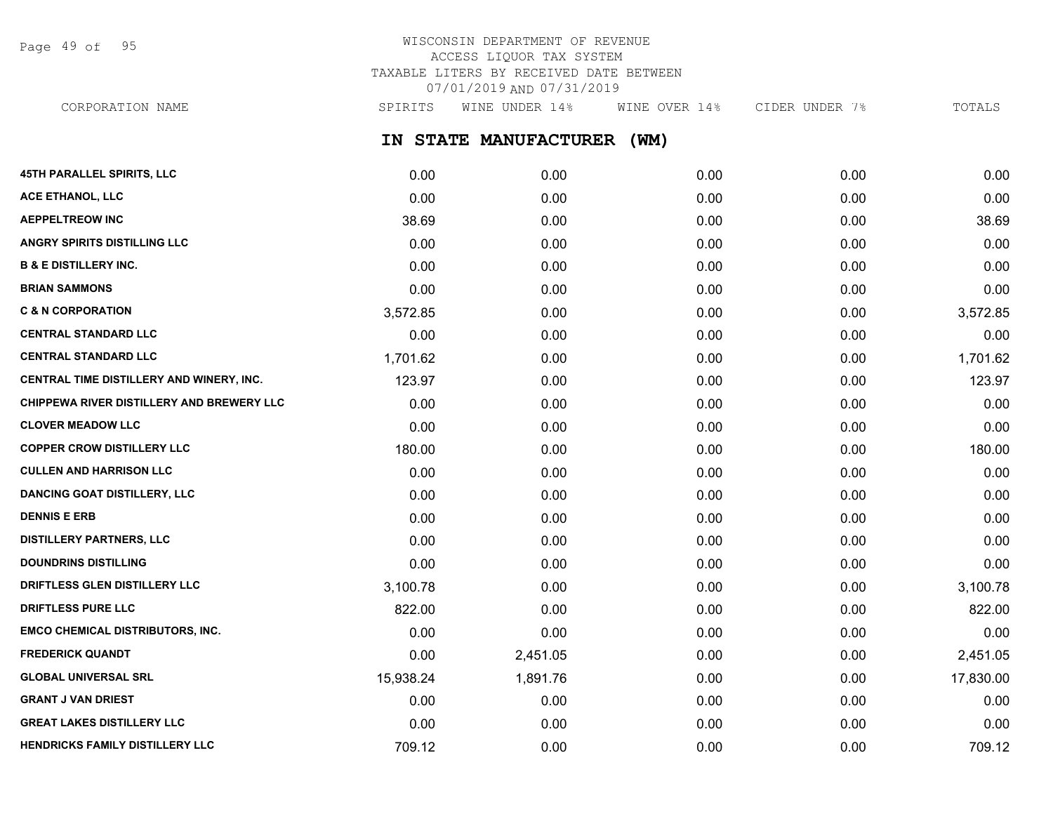WISCONSIN DEPARTMENT OF REVENUE
ACCESS LIQUOR TAX SYSTEM
TAXABLE LITERS BY RECEIVED DATE BETWEEN
07/01/2019 AND 07/31/2019

## IN STATE MANUFACTURER (WM)

| CORPORATION NAME | SPIRITS | WINE UNDER 14% | WINE OVER 14% | CIDER UNDER 7% | TOTALS |
|---|---|---|---|---|---|
| 45TH PARALLEL SPIRITS, LLC | 0.00 | 0.00 | 0.00 | 0.00 | 0.00 |
| ACE ETHANOL, LLC | 0.00 | 0.00 | 0.00 | 0.00 | 0.00 |
| AEPPELTREOW INC | 38.69 | 0.00 | 0.00 | 0.00 | 38.69 |
| ANGRY SPIRITS DISTILLING LLC | 0.00 | 0.00 | 0.00 | 0.00 | 0.00 |
| B & E DISTILLERY INC. | 0.00 | 0.00 | 0.00 | 0.00 | 0.00 |
| BRIAN SAMMONS | 0.00 | 0.00 | 0.00 | 0.00 | 0.00 |
| C & N CORPORATION | 3,572.85 | 0.00 | 0.00 | 0.00 | 3,572.85 |
| CENTRAL STANDARD LLC | 0.00 | 0.00 | 0.00 | 0.00 | 0.00 |
| CENTRAL STANDARD LLC | 1,701.62 | 0.00 | 0.00 | 0.00 | 1,701.62 |
| CENTRAL TIME DISTILLERY AND WINERY, INC. | 123.97 | 0.00 | 0.00 | 0.00 | 123.97 |
| CHIPPEWA RIVER DISTILLERY AND BREWERY LLC | 0.00 | 0.00 | 0.00 | 0.00 | 0.00 |
| CLOVER MEADOW LLC | 0.00 | 0.00 | 0.00 | 0.00 | 0.00 |
| COPPER CROW DISTILLERY LLC | 180.00 | 0.00 | 0.00 | 0.00 | 180.00 |
| CULLEN AND HARRISON LLC | 0.00 | 0.00 | 0.00 | 0.00 | 0.00 |
| DANCING GOAT DISTILLERY, LLC | 0.00 | 0.00 | 0.00 | 0.00 | 0.00 |
| DENNIS E ERB | 0.00 | 0.00 | 0.00 | 0.00 | 0.00 |
| DISTILLERY PARTNERS, LLC | 0.00 | 0.00 | 0.00 | 0.00 | 0.00 |
| DOUNDRINS DISTILLING | 0.00 | 0.00 | 0.00 | 0.00 | 0.00 |
| DRIFTLESS GLEN DISTILLERY LLC | 3,100.78 | 0.00 | 0.00 | 0.00 | 3,100.78 |
| DRIFTLESS PURE LLC | 822.00 | 0.00 | 0.00 | 0.00 | 822.00 |
| EMCO CHEMICAL DISTRIBUTORS, INC. | 0.00 | 0.00 | 0.00 | 0.00 | 0.00 |
| FREDERICK QUANDT | 0.00 | 2,451.05 | 0.00 | 0.00 | 2,451.05 |
| GLOBAL UNIVERSAL SRL | 15,938.24 | 1,891.76 | 0.00 | 0.00 | 17,830.00 |
| GRANT J VAN DRIEST | 0.00 | 0.00 | 0.00 | 0.00 | 0.00 |
| GREAT LAKES DISTILLERY LLC | 0.00 | 0.00 | 0.00 | 0.00 | 0.00 |
| HENDRICKS FAMILY DISTILLERY LLC | 709.12 | 0.00 | 0.00 | 0.00 | 709.12 |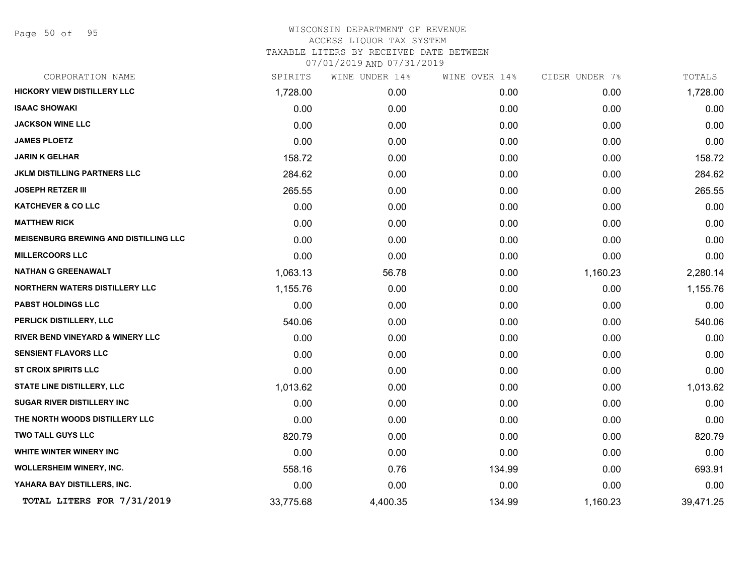# WISCONSIN DEPARTMENT OF REVENUE
## ACCESS LIQUOR TAX SYSTEM
### TAXABLE LITERS BY RECEIVED DATE BETWEEN 07/01/2019 AND 07/31/2019

| CORPORATION NAME | SPIRITS | WINE UNDER 14% | WINE OVER 14% | CIDER UNDER 7% | TOTALS |
|---|---|---|---|---|---|
| HICKORY VIEW DISTILLERY LLC | 1,728.00 | 0.00 | 0.00 | 0.00 | 1,728.00 |
| ISAAC SHOWAKI | 0.00 | 0.00 | 0.00 | 0.00 | 0.00 |
| JACKSON WINE LLC | 0.00 | 0.00 | 0.00 | 0.00 | 0.00 |
| JAMES PLOETZ | 0.00 | 0.00 | 0.00 | 0.00 | 0.00 |
| JARIN K GELHAR | 158.72 | 0.00 | 0.00 | 0.00 | 158.72 |
| JKLM DISTILLING PARTNERS LLC | 284.62 | 0.00 | 0.00 | 0.00 | 284.62 |
| JOSEPH RETZER III | 265.55 | 0.00 | 0.00 | 0.00 | 265.55 |
| KATCHEVER & CO LLC | 0.00 | 0.00 | 0.00 | 0.00 | 0.00 |
| MATTHEW RICK | 0.00 | 0.00 | 0.00 | 0.00 | 0.00 |
| MEISENBURG BREWING AND DISTILLING LLC | 0.00 | 0.00 | 0.00 | 0.00 | 0.00 |
| MILLERCOORS LLC | 0.00 | 0.00 | 0.00 | 0.00 | 0.00 |
| NATHAN G GREENAWALT | 1,063.13 | 56.78 | 0.00 | 1,160.23 | 2,280.14 |
| NORTHERN WATERS DISTILLERY LLC | 1,155.76 | 0.00 | 0.00 | 0.00 | 1,155.76 |
| PABST HOLDINGS LLC | 0.00 | 0.00 | 0.00 | 0.00 | 0.00 |
| PERLICK DISTILLERY, LLC | 540.06 | 0.00 | 0.00 | 0.00 | 540.06 |
| RIVER BEND VINEYARD & WINERY LLC | 0.00 | 0.00 | 0.00 | 0.00 | 0.00 |
| SENSIENT FLAVORS LLC | 0.00 | 0.00 | 0.00 | 0.00 | 0.00 |
| ST CROIX SPIRITS LLC | 0.00 | 0.00 | 0.00 | 0.00 | 0.00 |
| STATE LINE DISTILLERY, LLC | 1,013.62 | 0.00 | 0.00 | 0.00 | 1,013.62 |
| SUGAR RIVER DISTILLERY INC | 0.00 | 0.00 | 0.00 | 0.00 | 0.00 |
| THE NORTH WOODS DISTILLERY LLC | 0.00 | 0.00 | 0.00 | 0.00 | 0.00 |
| TWO TALL GUYS LLC | 820.79 | 0.00 | 0.00 | 0.00 | 820.79 |
| WHITE WINTER WINERY INC | 0.00 | 0.00 | 0.00 | 0.00 | 0.00 |
| WOLLERSHEIM WINERY, INC. | 558.16 | 0.76 | 134.99 | 0.00 | 693.91 |
| YAHARA BAY DISTILLERS, INC. | 0.00 | 0.00 | 0.00 | 0.00 | 0.00 |
| **TOTAL LITERS FOR 7/31/2019** | 33,775.68 | 4,400.35 | 134.99 | 1,160.23 | 39,471.25 |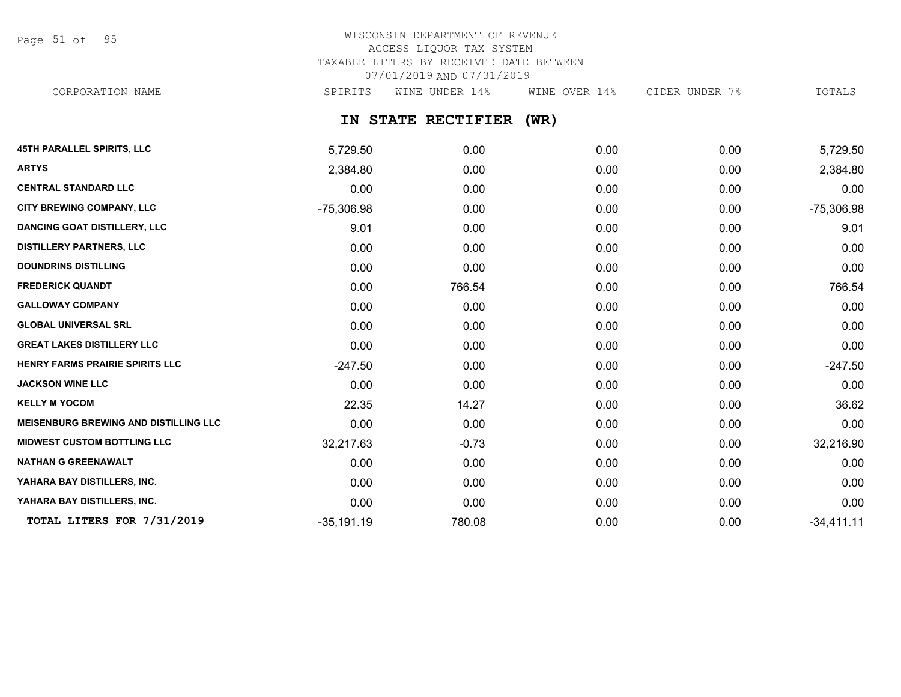WISCONSIN DEPARTMENT OF REVENUE
ACCESS LIQUOR TAX SYSTEM
TAXABLE LITERS BY RECEIVED DATE BETWEEN
07/01/2019 AND 07/31/2019

## IN STATE RECTIFIER (WR)

| CORPORATION NAME | SPIRITS | WINE UNDER 14% | WINE OVER 14% | CIDER UNDER 7% | TOTALS |
|---|---|---|---|---|---|
| 45TH PARALLEL SPIRITS, LLC | 5,729.50 | 0.00 | 0.00 | 0.00 | 5,729.50 |
| ARTYS | 2,384.80 | 0.00 | 0.00 | 0.00 | 2,384.80 |
| CENTRAL STANDARD LLC | 0.00 | 0.00 | 0.00 | 0.00 | 0.00 |
| CITY BREWING COMPANY, LLC | -75,306.98 | 0.00 | 0.00 | 0.00 | -75,306.98 |
| DANCING GOAT DISTILLERY, LLC | 9.01 | 0.00 | 0.00 | 0.00 | 9.01 |
| DISTILLERY PARTNERS, LLC | 0.00 | 0.00 | 0.00 | 0.00 | 0.00 |
| DOUNDRINS DISTILLING | 0.00 | 0.00 | 0.00 | 0.00 | 0.00 |
| FREDERICK QUANDT | 0.00 | 766.54 | 0.00 | 0.00 | 766.54 |
| GALLOWAY COMPANY | 0.00 | 0.00 | 0.00 | 0.00 | 0.00 |
| GLOBAL UNIVERSAL SRL | 0.00 | 0.00 | 0.00 | 0.00 | 0.00 |
| GREAT LAKES DISTILLERY LLC | 0.00 | 0.00 | 0.00 | 0.00 | 0.00 |
| HENRY FARMS PRAIRIE SPIRITS LLC | -247.50 | 0.00 | 0.00 | 0.00 | -247.50 |
| JACKSON WINE LLC | 0.00 | 0.00 | 0.00 | 0.00 | 0.00 |
| KELLY M YOCOM | 22.35 | 14.27 | 0.00 | 0.00 | 36.62 |
| MEISENBURG BREWING AND DISTILLING LLC | 0.00 | 0.00 | 0.00 | 0.00 | 0.00 |
| MIDWEST CUSTOM BOTTLING LLC | 32,217.63 | -0.73 | 0.00 | 0.00 | 32,216.90 |
| NATHAN G GREENAWALT | 0.00 | 0.00 | 0.00 | 0.00 | 0.00 |
| YAHARA BAY DISTILLERS, INC. | 0.00 | 0.00 | 0.00 | 0.00 | 0.00 |
| YAHARA BAY DISTILLERS, INC. | 0.00 | 0.00 | 0.00 | 0.00 | 0.00 |
| **TOTAL LITERS FOR 7/31/2019** | -35,191.19 | 780.08 | 0.00 | 0.00 | -34,411.11 |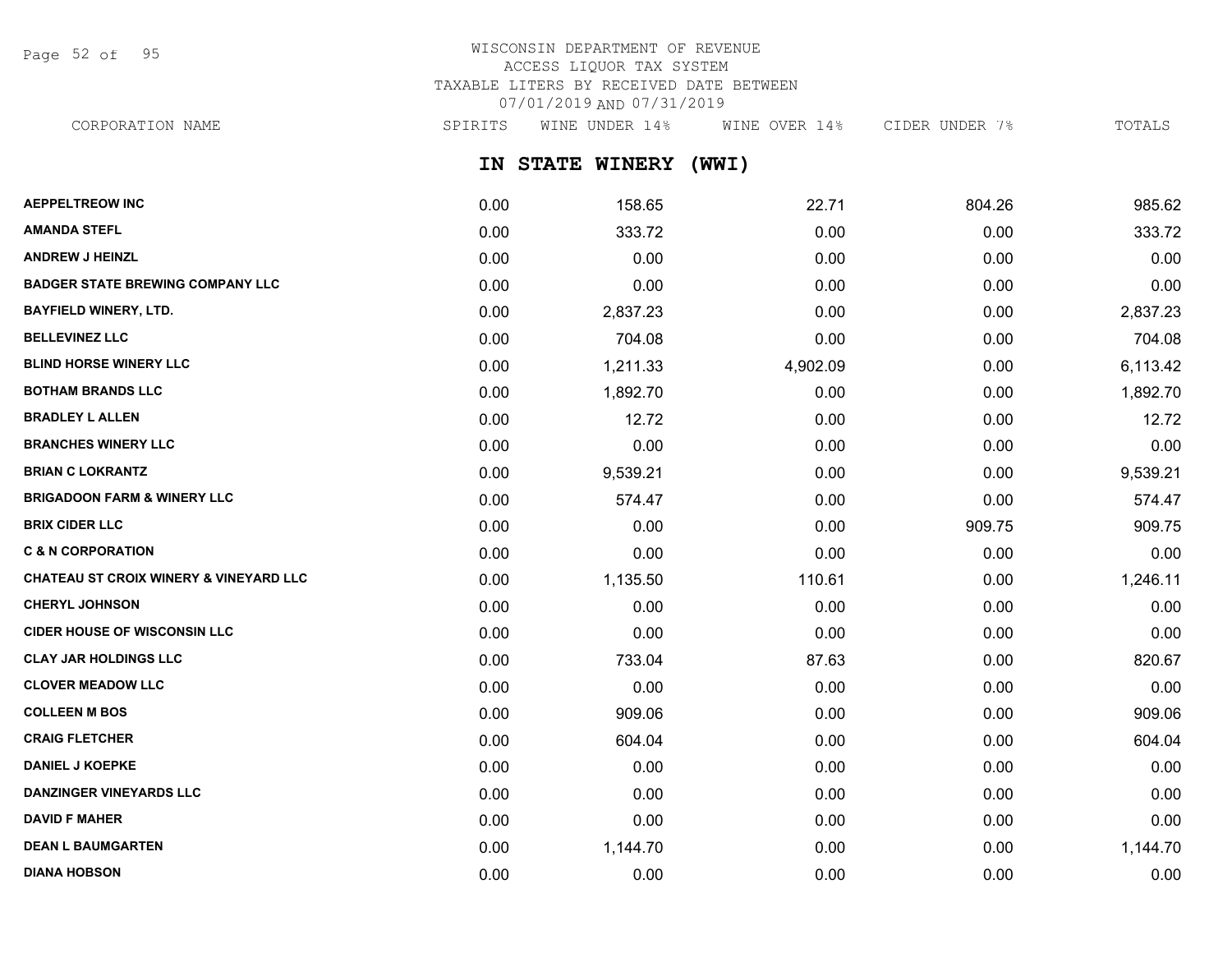WISCONSIN DEPARTMENT OF REVENUE
ACCESS LIQUOR TAX SYSTEM
TAXABLE LITERS BY RECEIVED DATE BETWEEN
07/01/2019 AND 07/31/2019

## IN STATE WINERY (WWI)

| CORPORATION NAME | SPIRITS | WINE UNDER 14% | WINE OVER 14% | CIDER UNDER 7% | TOTALS |
|---|---|---|---|---|---|
| AEPPELTREOW INC | 0.00 | 158.65 | 22.71 | 804.26 | 985.62 |
| AMANDA STEFL | 0.00 | 333.72 | 0.00 | 0.00 | 333.72 |
| ANDREW J HEINZL | 0.00 | 0.00 | 0.00 | 0.00 | 0.00 |
| BADGER STATE BREWING COMPANY LLC | 0.00 | 0.00 | 0.00 | 0.00 | 0.00 |
| BAYFIELD WINERY, LTD. | 0.00 | 2,837.23 | 0.00 | 0.00 | 2,837.23 |
| BELLEVINEZ LLC | 0.00 | 704.08 | 0.00 | 0.00 | 704.08 |
| BLIND HORSE WINERY LLC | 0.00 | 1,211.33 | 4,902.09 | 0.00 | 6,113.42 |
| BOTHAM BRANDS LLC | 0.00 | 1,892.70 | 0.00 | 0.00 | 1,892.70 |
| BRADLEY L ALLEN | 0.00 | 12.72 | 0.00 | 0.00 | 12.72 |
| BRANCHES WINERY LLC | 0.00 | 0.00 | 0.00 | 0.00 | 0.00 |
| BRIAN C LOKRANTZ | 0.00 | 9,539.21 | 0.00 | 0.00 | 9,539.21 |
| BRIGADOON FARM & WINERY LLC | 0.00 | 574.47 | 0.00 | 0.00 | 574.47 |
| BRIX CIDER LLC | 0.00 | 0.00 | 0.00 | 909.75 | 909.75 |
| C & N CORPORATION | 0.00 | 0.00 | 0.00 | 0.00 | 0.00 |
| CHATEAU ST CROIX WINERY & VINEYARD LLC | 0.00 | 1,135.50 | 110.61 | 0.00 | 1,246.11 |
| CHERYL JOHNSON | 0.00 | 0.00 | 0.00 | 0.00 | 0.00 |
| CIDER HOUSE OF WISCONSIN LLC | 0.00 | 0.00 | 0.00 | 0.00 | 0.00 |
| CLAY JAR HOLDINGS LLC | 0.00 | 733.04 | 87.63 | 0.00 | 820.67 |
| CLOVER MEADOW LLC | 0.00 | 0.00 | 0.00 | 0.00 | 0.00 |
| COLLEEN M BOS | 0.00 | 909.06 | 0.00 | 0.00 | 909.06 |
| CRAIG FLETCHER | 0.00 | 604.04 | 0.00 | 0.00 | 604.04 |
| DANIEL J KOEPKE | 0.00 | 0.00 | 0.00 | 0.00 | 0.00 |
| DANZINGER VINEYARDS LLC | 0.00 | 0.00 | 0.00 | 0.00 | 0.00 |
| DAVID F MAHER | 0.00 | 0.00 | 0.00 | 0.00 | 0.00 |
| DEAN L BAUMGARTEN | 0.00 | 1,144.70 | 0.00 | 0.00 | 1,144.70 |
| DIANA HOBSON | 0.00 | 0.00 | 0.00 | 0.00 | 0.00 |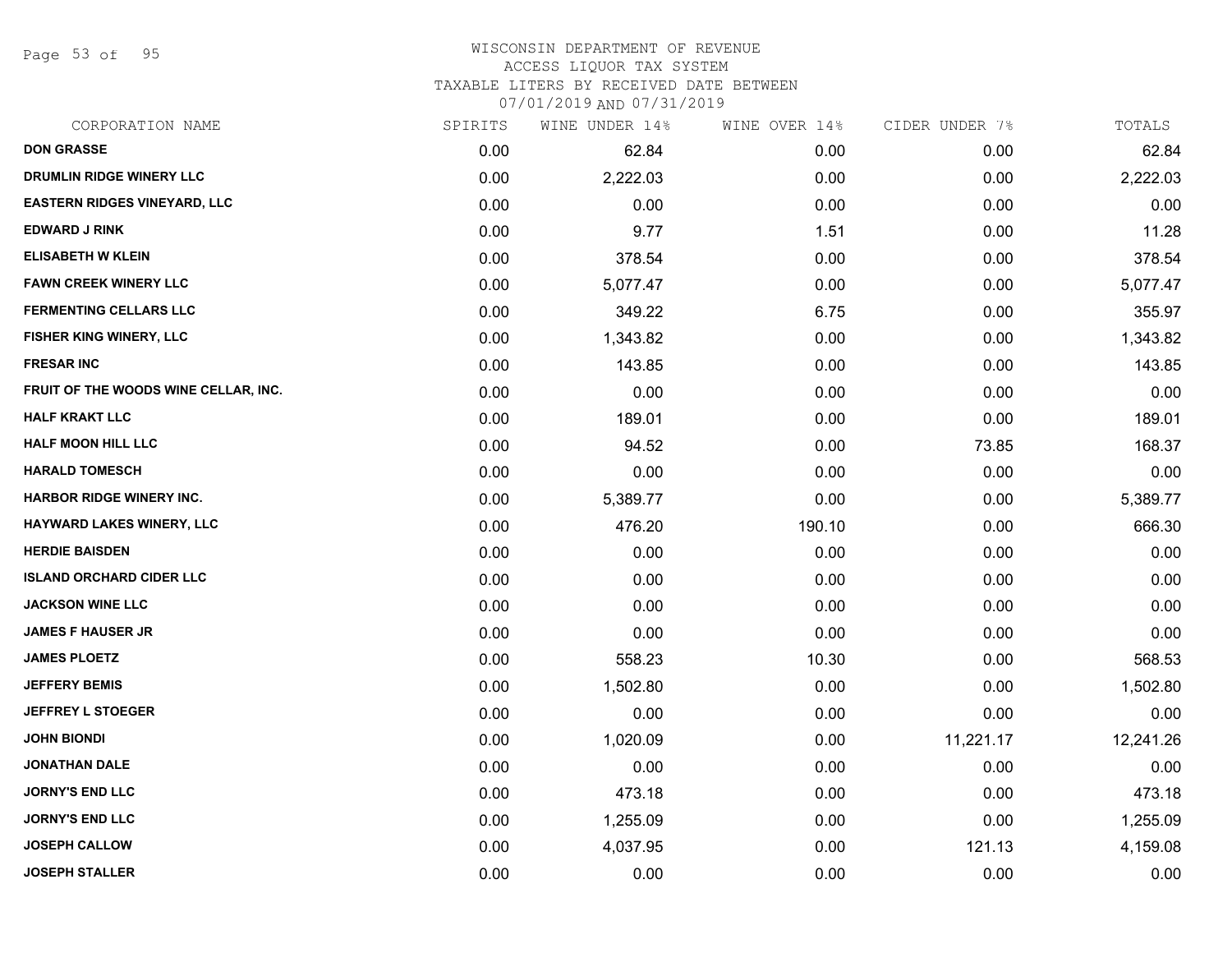# WISCONSIN DEPARTMENT OF REVENUE
ACCESS LIQUOR TAX SYSTEM
TAXABLE LITERS BY RECEIVED DATE BETWEEN
07/01/2019 AND 07/31/2019

| CORPORATION NAME | SPIRITS | WINE UNDER 14% | WINE OVER 14% | CIDER UNDER 7% | TOTALS |
|---|---|---|---|---|---|
| **DON GRASSE** | 0.00 | 62.84 | 0.00 | 0.00 | 62.84 |
| **DRUMLIN RIDGE WINERY LLC** | 0.00 | 2,222.03 | 0.00 | 0.00 | 2,222.03 |
| **EASTERN RIDGES VINEYARD, LLC** | 0.00 | 0.00 | 0.00 | 0.00 | 0.00 |
| **EDWARD J RINK** | 0.00 | 9.77 | 1.51 | 0.00 | 11.28 |
| **ELISABETH W KLEIN** | 0.00 | 378.54 | 0.00 | 0.00 | 378.54 |
| **FAWN CREEK WINERY LLC** | 0.00 | 5,077.47 | 0.00 | 0.00 | 5,077.47 |
| **FERMENTING CELLARS LLC** | 0.00 | 349.22 | 6.75 | 0.00 | 355.97 |
| **FISHER KING WINERY, LLC** | 0.00 | 1,343.82 | 0.00 | 0.00 | 1,343.82 |
| **FRESAR INC** | 0.00 | 143.85 | 0.00 | 0.00 | 143.85 |
| **FRUIT OF THE WOODS WINE CELLAR, INC.** | 0.00 | 0.00 | 0.00 | 0.00 | 0.00 |
| **HALF KRAKT LLC** | 0.00 | 189.01 | 0.00 | 0.00 | 189.01 |
| **HALF MOON HILL LLC** | 0.00 | 94.52 | 0.00 | 73.85 | 168.37 |
| **HARALD TOMESCH** | 0.00 | 0.00 | 0.00 | 0.00 | 0.00 |
| **HARBOR RIDGE WINERY INC.** | 0.00 | 5,389.77 | 0.00 | 0.00 | 5,389.77 |
| **HAYWARD LAKES WINERY, LLC** | 0.00 | 476.20 | 190.10 | 0.00 | 666.30 |
| **HERDIE BAISDEN** | 0.00 | 0.00 | 0.00 | 0.00 | 0.00 |
| **ISLAND ORCHARD CIDER LLC** | 0.00 | 0.00 | 0.00 | 0.00 | 0.00 |
| **JACKSON WINE LLC** | 0.00 | 0.00 | 0.00 | 0.00 | 0.00 |
| **JAMES F HAUSER JR** | 0.00 | 0.00 | 0.00 | 0.00 | 0.00 |
| **JAMES PLOETZ** | 0.00 | 558.23 | 10.30 | 0.00 | 568.53 |
| **JEFFERY BEMIS** | 0.00 | 1,502.80 | 0.00 | 0.00 | 1,502.80 |
| **JEFFREY L STOEGER** | 0.00 | 0.00 | 0.00 | 0.00 | 0.00 |
| **JOHN BIONDI** | 0.00 | 1,020.09 | 0.00 | 11,221.17 | 12,241.26 |
| **JONATHAN DALE** | 0.00 | 0.00 | 0.00 | 0.00 | 0.00 |
| **JORNY'S END LLC** | 0.00 | 473.18 | 0.00 | 0.00 | 473.18 |
| **JORNY'S END LLC** | 0.00 | 1,255.09 | 0.00 | 0.00 | 1,255.09 |
| **JOSEPH CALLOW** | 0.00 | 4,037.95 | 0.00 | 121.13 | 4,159.08 |
| **JOSEPH STALLER** | 0.00 | 0.00 | 0.00 | 0.00 | 0.00 |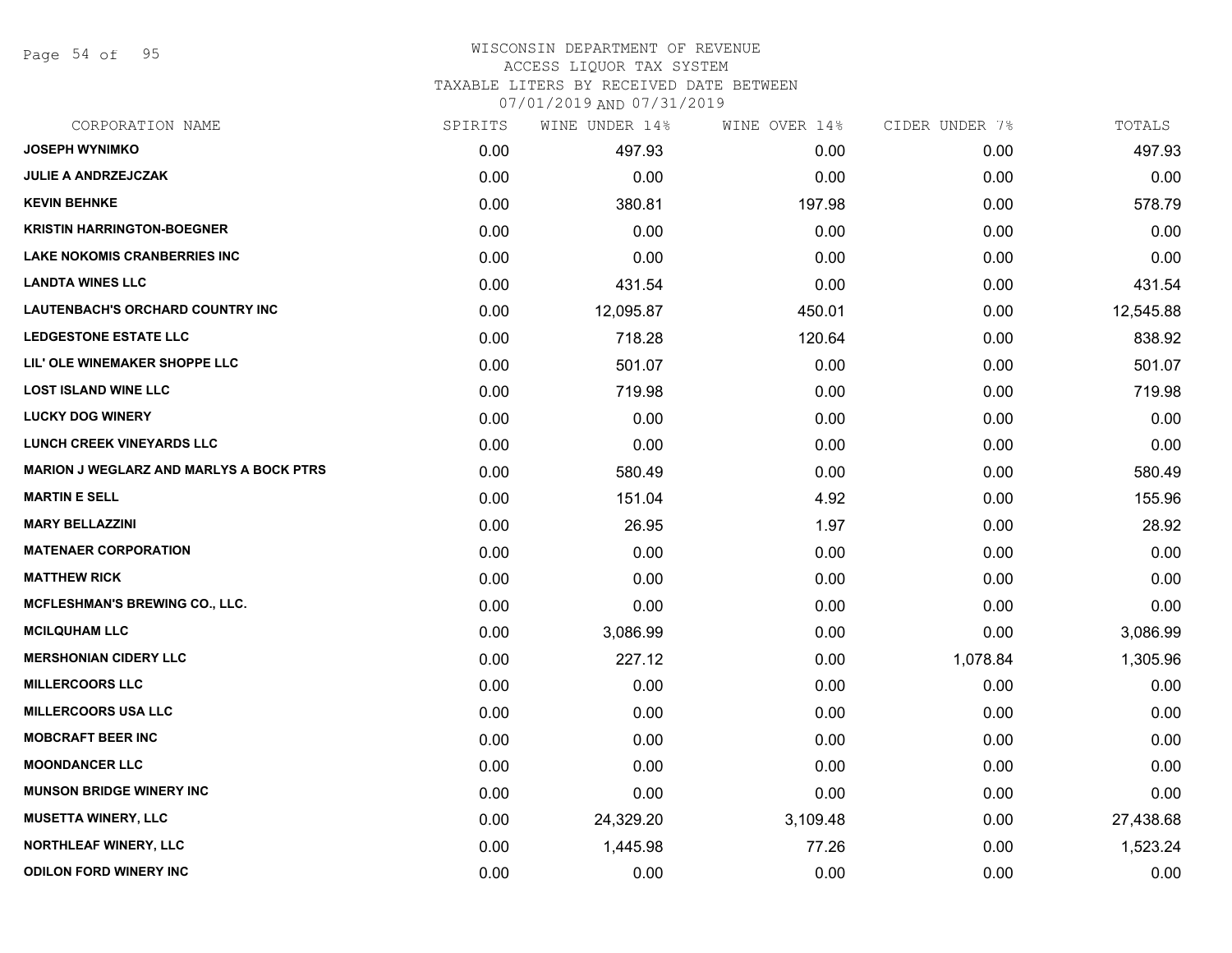WISCONSIN DEPARTMENT OF REVENUE
ACCESS LIQUOR TAX SYSTEM
TAXABLE LITERS BY RECEIVED DATE BETWEEN
07/01/2019 AND 07/31/2019

| CORPORATION NAME | SPIRITS | WINE UNDER 14% | WINE OVER 14% | CIDER UNDER 7% | TOTALS |
|---|---|---|---|---|---|
| JOSEPH WYNIMKO | 0.00 | 497.93 | 0.00 | 0.00 | 497.93 |
| JULIE A ANDRZEJCZAK | 0.00 | 0.00 | 0.00 | 0.00 | 0.00 |
| KEVIN BEHNKE | 0.00 | 380.81 | 197.98 | 0.00 | 578.79 |
| KRISTIN HARRINGTON-BOEGNER | 0.00 | 0.00 | 0.00 | 0.00 | 0.00 |
| LAKE NOKOMIS CRANBERRIES INC | 0.00 | 0.00 | 0.00 | 0.00 | 0.00 |
| LANDTA WINES LLC | 0.00 | 431.54 | 0.00 | 0.00 | 431.54 |
| LAUTENBACH'S ORCHARD COUNTRY INC | 0.00 | 12,095.87 | 450.01 | 0.00 | 12,545.88 |
| LEDGESTONE ESTATE LLC | 0.00 | 718.28 | 120.64 | 0.00 | 838.92 |
| LIL' OLE WINEMAKER SHOPPE LLC | 0.00 | 501.07 | 0.00 | 0.00 | 501.07 |
| LOST ISLAND WINE LLC | 0.00 | 719.98 | 0.00 | 0.00 | 719.98 |
| LUCKY DOG WINERY | 0.00 | 0.00 | 0.00 | 0.00 | 0.00 |
| LUNCH CREEK VINEYARDS LLC | 0.00 | 0.00 | 0.00 | 0.00 | 0.00 |
| MARION J WEGLARZ AND MARLYS A BOCK PTRS | 0.00 | 580.49 | 0.00 | 0.00 | 580.49 |
| MARTIN E SELL | 0.00 | 151.04 | 4.92 | 0.00 | 155.96 |
| MARY BELLAZZINI | 0.00 | 26.95 | 1.97 | 0.00 | 28.92 |
| MATENAER CORPORATION | 0.00 | 0.00 | 0.00 | 0.00 | 0.00 |
| MATTHEW RICK | 0.00 | 0.00 | 0.00 | 0.00 | 0.00 |
| MCFLESHMAN'S BREWING CO., LLC. | 0.00 | 0.00 | 0.00 | 0.00 | 0.00 |
| MCILQUHAM LLC | 0.00 | 3,086.99 | 0.00 | 0.00 | 3,086.99 |
| MERSHONIAN CIDERY LLC | 0.00 | 227.12 | 0.00 | 1,078.84 | 1,305.96 |
| MILLERCOORS LLC | 0.00 | 0.00 | 0.00 | 0.00 | 0.00 |
| MILLERCOORS USA LLC | 0.00 | 0.00 | 0.00 | 0.00 | 0.00 |
| MOBCRAFT BEER INC | 0.00 | 0.00 | 0.00 | 0.00 | 0.00 |
| MOONDANCER LLC | 0.00 | 0.00 | 0.00 | 0.00 | 0.00 |
| MUNSON BRIDGE WINERY INC | 0.00 | 0.00 | 0.00 | 0.00 | 0.00 |
| MUSETTA WINERY, LLC | 0.00 | 24,329.20 | 3,109.48 | 0.00 | 27,438.68 |
| NORTHLEAF WINERY, LLC | 0.00 | 1,445.98 | 77.26 | 0.00 | 1,523.24 |
| ODILON FORD WINERY INC | 0.00 | 0.00 | 0.00 | 0.00 | 0.00 |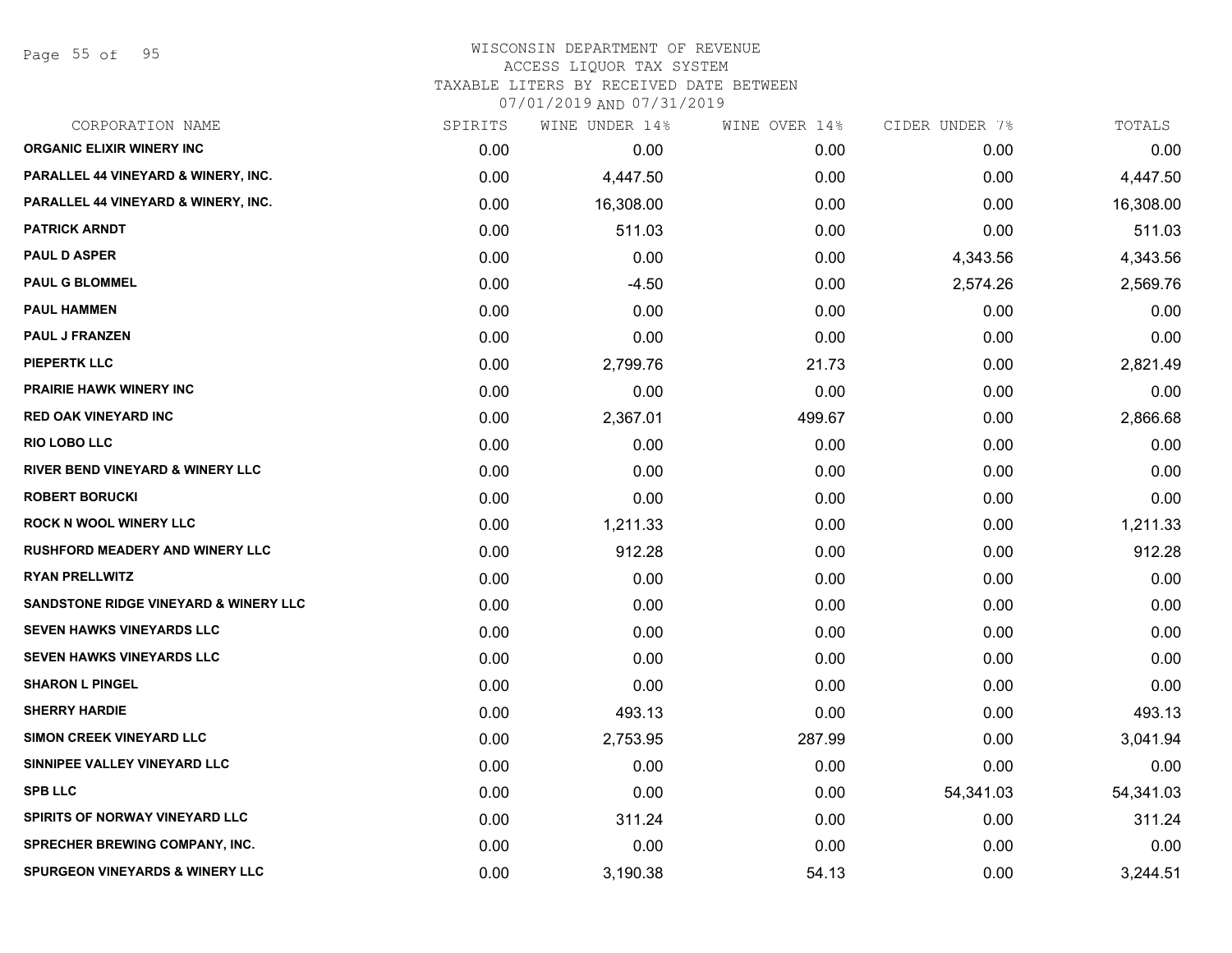# WISCONSIN DEPARTMENT OF REVENUE
## ACCESS LIQUOR TAX SYSTEM
### TAXABLE LITERS BY RECEIVED DATE BETWEEN 07/01/2019 AND 07/31/2019

| CORPORATION NAME | SPIRITS | WINE UNDER 14% | WINE OVER 14% | CIDER UNDER 7% | TOTALS |
|---|---|---|---|---|---|
| ORGANIC ELIXIR WINERY INC | 0.00 | 0.00 | 0.00 | 0.00 | 0.00 |
| PARALLEL 44 VINEYARD & WINERY, INC. | 0.00 | 4,447.50 | 0.00 | 0.00 | 4,447.50 |
| PARALLEL 44 VINEYARD & WINERY, INC. | 0.00 | 16,308.00 | 0.00 | 0.00 | 16,308.00 |
| PATRICK ARNDT | 0.00 | 511.03 | 0.00 | 0.00 | 511.03 |
| PAUL D ASPER | 0.00 | 0.00 | 0.00 | 4,343.56 | 4,343.56 |
| PAUL G BLOMMEL | 0.00 | -4.50 | 0.00 | 2,574.26 | 2,569.76 |
| PAUL HAMMEN | 0.00 | 0.00 | 0.00 | 0.00 | 0.00 |
| PAUL J FRANZEN | 0.00 | 0.00 | 0.00 | 0.00 | 0.00 |
| PIEPERTK LLC | 0.00 | 2,799.76 | 21.73 | 0.00 | 2,821.49 |
| PRAIRIE HAWK WINERY INC | 0.00 | 0.00 | 0.00 | 0.00 | 0.00 |
| RED OAK VINEYARD INC | 0.00 | 2,367.01 | 499.67 | 0.00 | 2,866.68 |
| RIO LOBO LLC | 0.00 | 0.00 | 0.00 | 0.00 | 0.00 |
| RIVER BEND VINEYARD & WINERY LLC | 0.00 | 0.00 | 0.00 | 0.00 | 0.00 |
| ROBERT BORUCKI | 0.00 | 0.00 | 0.00 | 0.00 | 0.00 |
| ROCK N WOOL WINERY LLC | 0.00 | 1,211.33 | 0.00 | 0.00 | 1,211.33 |
| RUSHFORD MEADERY AND WINERY LLC | 0.00 | 912.28 | 0.00 | 0.00 | 912.28 |
| RYAN PRELLWITZ | 0.00 | 0.00 | 0.00 | 0.00 | 0.00 |
| SANDSTONE RIDGE VINEYARD & WINERY LLC | 0.00 | 0.00 | 0.00 | 0.00 | 0.00 |
| SEVEN HAWKS VINEYARDS LLC | 0.00 | 0.00 | 0.00 | 0.00 | 0.00 |
| SEVEN HAWKS VINEYARDS LLC | 0.00 | 0.00 | 0.00 | 0.00 | 0.00 |
| SHARON L PINGEL | 0.00 | 0.00 | 0.00 | 0.00 | 0.00 |
| SHERRY HARDIE | 0.00 | 493.13 | 0.00 | 0.00 | 493.13 |
| SIMON CREEK VINEYARD LLC | 0.00 | 2,753.95 | 287.99 | 0.00 | 3,041.94 |
| SINNIPEE VALLEY VINEYARD LLC | 0.00 | 0.00 | 0.00 | 0.00 | 0.00 |
| SPB LLC | 0.00 | 0.00 | 0.00 | 54,341.03 | 54,341.03 |
| SPIRITS OF NORWAY VINEYARD LLC | 0.00 | 311.24 | 0.00 | 0.00 | 311.24 |
| SPRECHER BREWING COMPANY, INC. | 0.00 | 0.00 | 0.00 | 0.00 | 0.00 |
| SPURGEON VINEYARDS & WINERY LLC | 0.00 | 3,190.38 | 54.13 | 0.00 | 3,244.51 |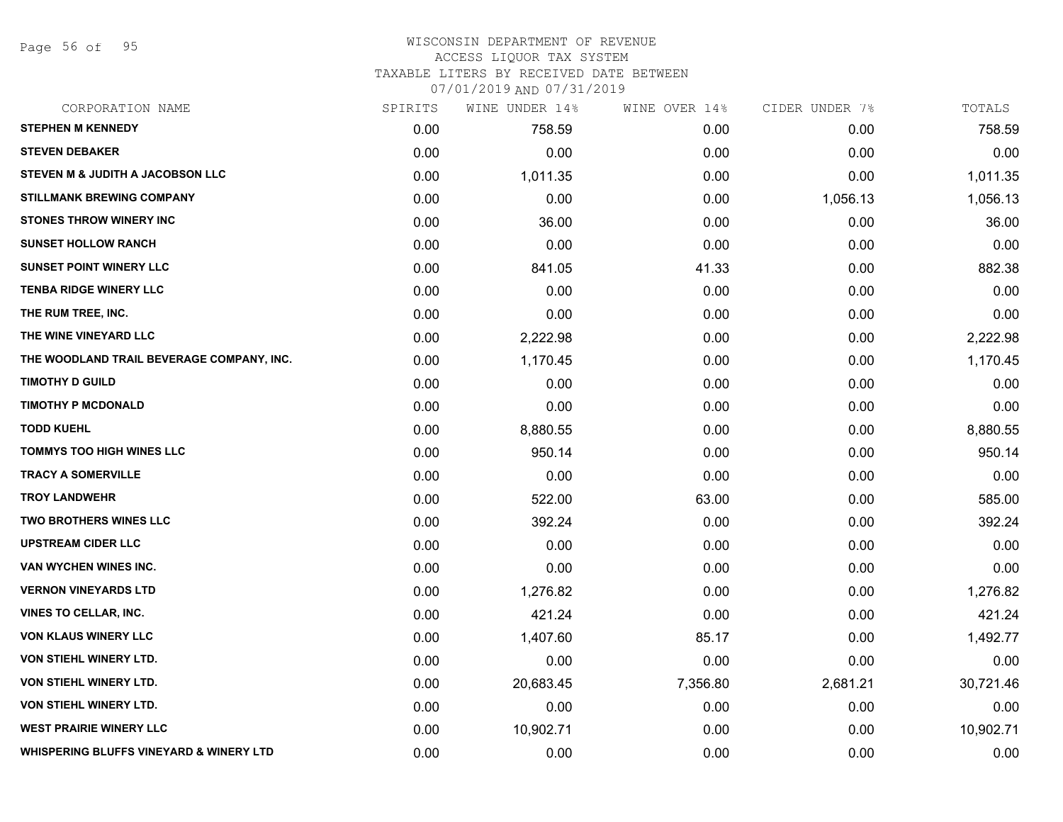# WISCONSIN DEPARTMENT OF REVENUE
ACCESS LIQUOR TAX SYSTEM
TAXABLE LITERS BY RECEIVED DATE BETWEEN
07/01/2019 AND 07/31/2019

| CORPORATION NAME | SPIRITS | WINE UNDER 14% | WINE OVER 14% | CIDER UNDER 7% | TOTALS |
|---|---|---|---|---|---|
| STEPHEN M KENNEDY | 0.00 | 758.59 | 0.00 | 0.00 | 758.59 |
| STEVEN DEBAKER | 0.00 | 0.00 | 0.00 | 0.00 | 0.00 |
| STEVEN M & JUDITH A JACOBSON LLC | 0.00 | 1,011.35 | 0.00 | 0.00 | 1,011.35 |
| STILLMANK BREWING COMPANY | 0.00 | 0.00 | 0.00 | 1,056.13 | 1,056.13 |
| STONES THROW WINERY INC | 0.00 | 36.00 | 0.00 | 0.00 | 36.00 |
| SUNSET HOLLOW RANCH | 0.00 | 0.00 | 0.00 | 0.00 | 0.00 |
| SUNSET POINT WINERY LLC | 0.00 | 841.05 | 41.33 | 0.00 | 882.38 |
| TENBA RIDGE WINERY LLC | 0.00 | 0.00 | 0.00 | 0.00 | 0.00 |
| THE RUM TREE, INC. | 0.00 | 0.00 | 0.00 | 0.00 | 0.00 |
| THE WINE VINEYARD LLC | 0.00 | 2,222.98 | 0.00 | 0.00 | 2,222.98 |
| THE WOODLAND TRAIL BEVERAGE COMPANY, INC. | 0.00 | 1,170.45 | 0.00 | 0.00 | 1,170.45 |
| TIMOTHY D GUILD | 0.00 | 0.00 | 0.00 | 0.00 | 0.00 |
| TIMOTHY P MCDONALD | 0.00 | 0.00 | 0.00 | 0.00 | 0.00 |
| TODD KUEHL | 0.00 | 8,880.55 | 0.00 | 0.00 | 8,880.55 |
| TOMMYS TOO HIGH WINES LLC | 0.00 | 950.14 | 0.00 | 0.00 | 950.14 |
| TRACY A SOMERVILLE | 0.00 | 0.00 | 0.00 | 0.00 | 0.00 |
| TROY LANDWEHR | 0.00 | 522.00 | 63.00 | 0.00 | 585.00 |
| TWO BROTHERS WINES LLC | 0.00 | 392.24 | 0.00 | 0.00 | 392.24 |
| UPSTREAM CIDER LLC | 0.00 | 0.00 | 0.00 | 0.00 | 0.00 |
| VAN WYCHEN WINES INC. | 0.00 | 0.00 | 0.00 | 0.00 | 0.00 |
| VERNON VINEYARDS LTD | 0.00 | 1,276.82 | 0.00 | 0.00 | 1,276.82 |
| VINES TO CELLAR, INC. | 0.00 | 421.24 | 0.00 | 0.00 | 421.24 |
| VON KLAUS WINERY LLC | 0.00 | 1,407.60 | 85.17 | 0.00 | 1,492.77 |
| VON STIEHL WINERY LTD. | 0.00 | 0.00 | 0.00 | 0.00 | 0.00 |
| VON STIEHL WINERY LTD. | 0.00 | 20,683.45 | 7,356.80 | 2,681.21 | 30,721.46 |
| VON STIEHL WINERY LTD. | 0.00 | 0.00 | 0.00 | 0.00 | 0.00 |
| WEST PRAIRIE WINERY LLC | 0.00 | 10,902.71 | 0.00 | 0.00 | 10,902.71 |
| WHISPERING BLUFFS VINEYARD & WINERY LTD | 0.00 | 0.00 | 0.00 | 0.00 | 0.00 |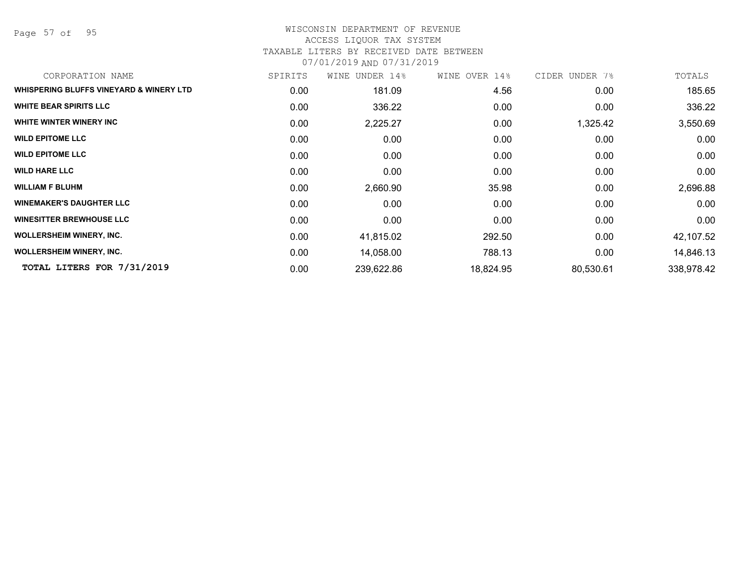WISCONSIN DEPARTMENT OF REVENUE
ACCESS LIQUOR TAX SYSTEM
TAXABLE LITERS BY RECEIVED DATE BETWEEN
07/01/2019 AND 07/31/2019

| CORPORATION NAME | SPIRITS | WINE UNDER 14% | WINE OVER 14% | CIDER UNDER 7% | TOTALS |
|---|---|---|---|---|---|
| **WHISPERING BLUFFS VINEYARD & WINERY LTD** | 0.00 | 181.09 | 4.56 | 0.00 | 185.65 |
| **WHITE BEAR SPIRITS LLC** | 0.00 | 336.22 | 0.00 | 0.00 | 336.22 |
| **WHITE WINTER WINERY INC** | 0.00 | 2,225.27 | 0.00 | 1,325.42 | 3,550.69 |
| **WILD EPITOME LLC** | 0.00 | 0.00 | 0.00 | 0.00 | 0.00 |
| **WILD EPITOME LLC** | 0.00 | 0.00 | 0.00 | 0.00 | 0.00 |
| **WILD HARE LLC** | 0.00 | 0.00 | 0.00 | 0.00 | 0.00 |
| **WILLIAM F BLUHM** | 0.00 | 2,660.90 | 35.98 | 0.00 | 2,696.88 |
| **WINEMAKER'S DAUGHTER LLC** | 0.00 | 0.00 | 0.00 | 0.00 | 0.00 |
| **WINESITTER BREWHOUSE LLC** | 0.00 | 0.00 | 0.00 | 0.00 | 0.00 |
| **WOLLERSHEIM WINERY, INC.** | 0.00 | 41,815.02 | 292.50 | 0.00 | 42,107.52 |
| **WOLLERSHEIM WINERY, INC.** | 0.00 | 14,058.00 | 788.13 | 0.00 | 14,846.13 |
| **TOTAL LITERS FOR 7/31/2019** | 0.00 | 239,622.86 | 18,824.95 | 80,530.61 | 338,978.42 |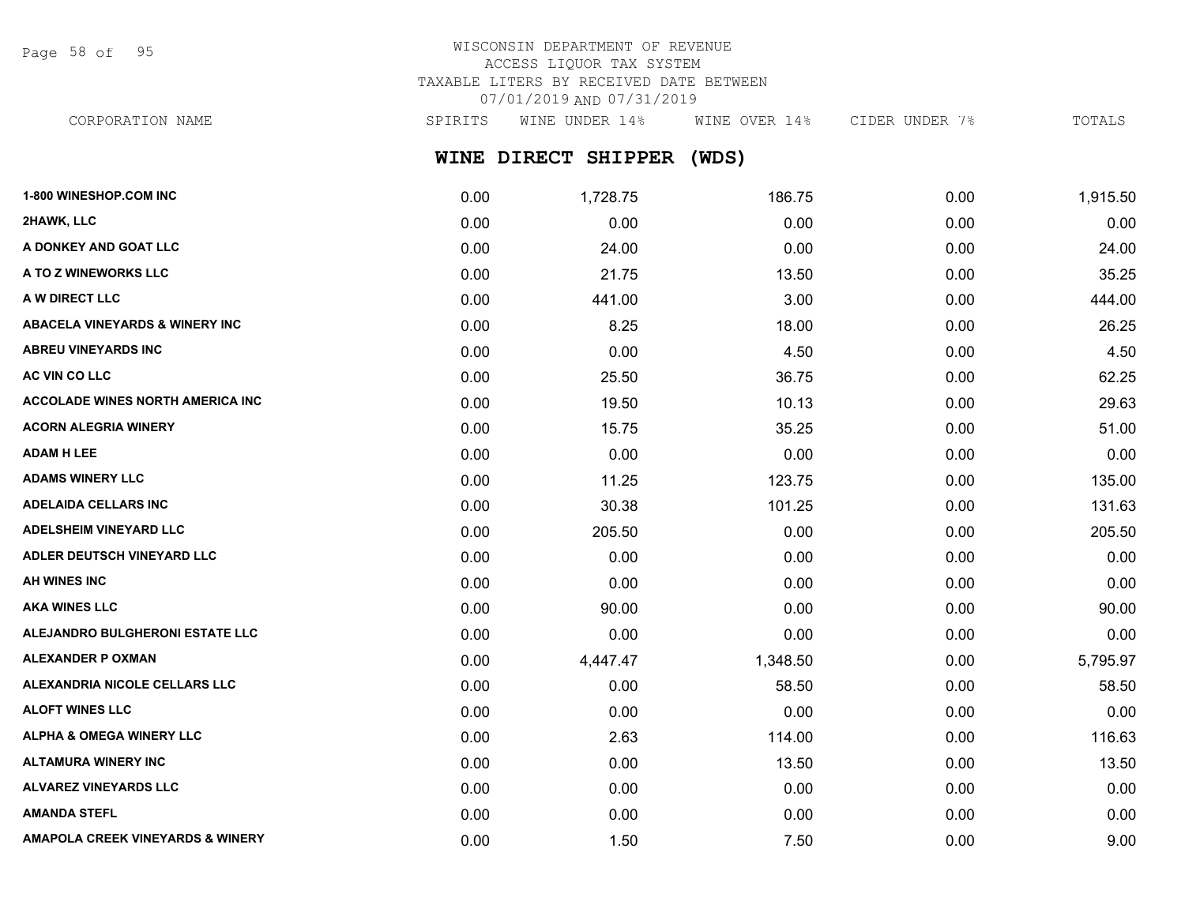WISCONSIN DEPARTMENT OF REVENUE
ACCESS LIQUOR TAX SYSTEM
TAXABLE LITERS BY RECEIVED DATE BETWEEN
07/01/2019 AND 07/31/2019

## WINE DIRECT SHIPPER (WDS)

| CORPORATION NAME | SPIRITS | WINE UNDER 14% | WINE OVER 14% | CIDER UNDER 7% | TOTALS |
|---|---|---|---|---|---|
| 1-800 WINESHOP.COM INC | 0.00 | 1,728.75 | 186.75 | 0.00 | 1,915.50 |
| 2HAWK, LLC | 0.00 | 0.00 | 0.00 | 0.00 | 0.00 |
| A DONKEY AND GOAT LLC | 0.00 | 24.00 | 0.00 | 0.00 | 24.00 |
| A TO Z WINEWORKS LLC | 0.00 | 21.75 | 13.50 | 0.00 | 35.25 |
| A W DIRECT LLC | 0.00 | 441.00 | 3.00 | 0.00 | 444.00 |
| ABACELA VINEYARDS & WINERY INC | 0.00 | 8.25 | 18.00 | 0.00 | 26.25 |
| ABREU VINEYARDS INC | 0.00 | 0.00 | 4.50 | 0.00 | 4.50 |
| AC VIN CO LLC | 0.00 | 25.50 | 36.75 | 0.00 | 62.25 |
| ACCOLADE WINES NORTH AMERICA INC | 0.00 | 19.50 | 10.13 | 0.00 | 29.63 |
| ACORN ALEGRIA WINERY | 0.00 | 15.75 | 35.25 | 0.00 | 51.00 |
| ADAM H LEE | 0.00 | 0.00 | 0.00 | 0.00 | 0.00 |
| ADAMS WINERY LLC | 0.00 | 11.25 | 123.75 | 0.00 | 135.00 |
| ADELAIDA CELLARS INC | 0.00 | 30.38 | 101.25 | 0.00 | 131.63 |
| ADELSHEIM VINEYARD LLC | 0.00 | 205.50 | 0.00 | 0.00 | 205.50 |
| ADLER DEUTSCH VINEYARD LLC | 0.00 | 0.00 | 0.00 | 0.00 | 0.00 |
| AH WINES INC | 0.00 | 0.00 | 0.00 | 0.00 | 0.00 |
| AKA WINES LLC | 0.00 | 90.00 | 0.00 | 0.00 | 90.00 |
| ALEJANDRO BULGHERONI ESTATE LLC | 0.00 | 0.00 | 0.00 | 0.00 | 0.00 |
| ALEXANDER P OXMAN | 0.00 | 4,447.47 | 1,348.50 | 0.00 | 5,795.97 |
| ALEXANDRIA NICOLE CELLARS LLC | 0.00 | 0.00 | 58.50 | 0.00 | 58.50 |
| ALOFT WINES LLC | 0.00 | 0.00 | 0.00 | 0.00 | 0.00 |
| ALPHA & OMEGA WINERY LLC | 0.00 | 2.63 | 114.00 | 0.00 | 116.63 |
| ALTAMURA WINERY INC | 0.00 | 0.00 | 13.50 | 0.00 | 13.50 |
| ALVAREZ VINEYARDS LLC | 0.00 | 0.00 | 0.00 | 0.00 | 0.00 |
| AMANDA STEFL | 0.00 | 0.00 | 0.00 | 0.00 | 0.00 |
| AMAPOLA CREEK VINEYARDS & WINERY | 0.00 | 1.50 | 7.50 | 0.00 | 9.00 |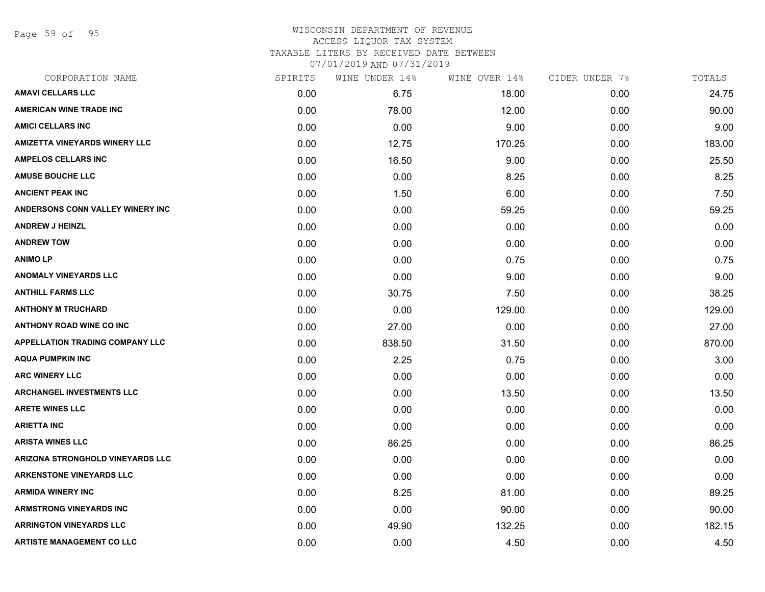WISCONSIN DEPARTMENT OF REVENUE
ACCESS LIQUOR TAX SYSTEM
TAXABLE LITERS BY RECEIVED DATE BETWEEN
07/01/2019 AND 07/31/2019

| CORPORATION NAME | SPIRITS | WINE UNDER 14% | WINE OVER 14% | CIDER UNDER 7% | TOTALS |
|---|---|---|---|---|---|
| AMAVI CELLARS LLC | 0.00 | 6.75 | 18.00 | 0.00 | 24.75 |
| AMERICAN WINE TRADE INC | 0.00 | 78.00 | 12.00 | 0.00 | 90.00 |
| AMICI CELLARS INC | 0.00 | 0.00 | 9.00 | 0.00 | 9.00 |
| AMIZETTA VINEYARDS WINERY LLC | 0.00 | 12.75 | 170.25 | 0.00 | 183.00 |
| AMPELOS CELLARS INC | 0.00 | 16.50 | 9.00 | 0.00 | 25.50 |
| AMUSE BOUCHE LLC | 0.00 | 0.00 | 8.25 | 0.00 | 8.25 |
| ANCIENT PEAK INC | 0.00 | 1.50 | 6.00 | 0.00 | 7.50 |
| ANDERSONS CONN VALLEY WINERY INC | 0.00 | 0.00 | 59.25 | 0.00 | 59.25 |
| ANDREW J HEINZL | 0.00 | 0.00 | 0.00 | 0.00 | 0.00 |
| ANDREW TOW | 0.00 | 0.00 | 0.00 | 0.00 | 0.00 |
| ANIMO LP | 0.00 | 0.00 | 0.75 | 0.00 | 0.75 |
| ANOMALY VINEYARDS LLC | 0.00 | 0.00 | 9.00 | 0.00 | 9.00 |
| ANTHILL FARMS LLC | 0.00 | 30.75 | 7.50 | 0.00 | 38.25 |
| ANTHONY M TRUCHARD | 0.00 | 0.00 | 129.00 | 0.00 | 129.00 |
| ANTHONY ROAD WINE CO INC | 0.00 | 27.00 | 0.00 | 0.00 | 27.00 |
| APPELLATION TRADING COMPANY LLC | 0.00 | 838.50 | 31.50 | 0.00 | 870.00 |
| AQUA PUMPKIN INC | 0.00 | 2.25 | 0.75 | 0.00 | 3.00 |
| ARC WINERY LLC | 0.00 | 0.00 | 0.00 | 0.00 | 0.00 |
| ARCHANGEL INVESTMENTS LLC | 0.00 | 0.00 | 13.50 | 0.00 | 13.50 |
| ARETE WINES LLC | 0.00 | 0.00 | 0.00 | 0.00 | 0.00 |
| ARIETTA INC | 0.00 | 0.00 | 0.00 | 0.00 | 0.00 |
| ARISTA WINES LLC | 0.00 | 86.25 | 0.00 | 0.00 | 86.25 |
| ARIZONA STRONGHOLD VINEYARDS LLC | 0.00 | 0.00 | 0.00 | 0.00 | 0.00 |
| ARKENSTONE VINEYARDS LLC | 0.00 | 0.00 | 0.00 | 0.00 | 0.00 |
| ARMIDA WINERY INC | 0.00 | 8.25 | 81.00 | 0.00 | 89.25 |
| ARMSTRONG VINEYARDS INC | 0.00 | 0.00 | 90.00 | 0.00 | 90.00 |
| ARRINGTON VINEYARDS LLC | 0.00 | 49.90 | 132.25 | 0.00 | 182.15 |
| ARTISTE MANAGEMENT CO LLC | 0.00 | 0.00 | 4.50 | 0.00 | 4.50 |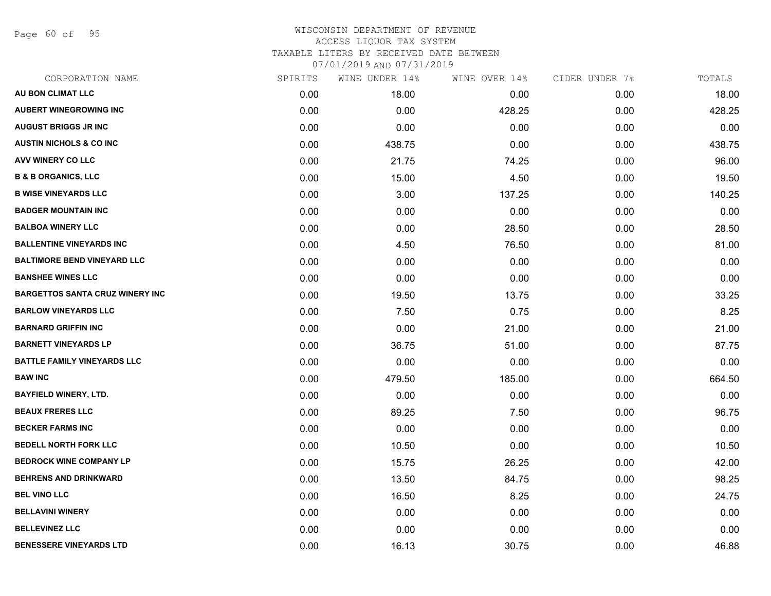# WISCONSIN DEPARTMENT OF REVENUE
## ACCESS LIQUOR TAX SYSTEM
### TAXABLE LITERS BY RECEIVED DATE BETWEEN 07/01/2019 AND 07/31/2019

| CORPORATION NAME | SPIRITS | WINE UNDER 14% | WINE OVER 14% | CIDER UNDER 7% | TOTALS |
|---|---|---|---|---|---|
| AU BON CLIMAT LLC | 0.00 | 18.00 | 0.00 | 0.00 | 18.00 |
| AUBERT WINEGROWING INC | 0.00 | 0.00 | 428.25 | 0.00 | 428.25 |
| AUGUST BRIGGS JR INC | 0.00 | 0.00 | 0.00 | 0.00 | 0.00 |
| AUSTIN NICHOLS & CO INC | 0.00 | 438.75 | 0.00 | 0.00 | 438.75 |
| AVV WINERY CO LLC | 0.00 | 21.75 | 74.25 | 0.00 | 96.00 |
| B & B ORGANICS, LLC | 0.00 | 15.00 | 4.50 | 0.00 | 19.50 |
| B WISE VINEYARDS LLC | 0.00 | 3.00 | 137.25 | 0.00 | 140.25 |
| BADGER MOUNTAIN INC | 0.00 | 0.00 | 0.00 | 0.00 | 0.00 |
| BALBOA WINERY LLC | 0.00 | 0.00 | 28.50 | 0.00 | 28.50 |
| BALLENTINE VINEYARDS INC | 0.00 | 4.50 | 76.50 | 0.00 | 81.00 |
| BALTIMORE BEND VINEYARD LLC | 0.00 | 0.00 | 0.00 | 0.00 | 0.00 |
| BANSHEE WINES LLC | 0.00 | 0.00 | 0.00 | 0.00 | 0.00 |
| BARGETTOS SANTA CRUZ WINERY INC | 0.00 | 19.50 | 13.75 | 0.00 | 33.25 |
| BARLOW VINEYARDS LLC | 0.00 | 7.50 | 0.75 | 0.00 | 8.25 |
| BARNARD GRIFFIN INC | 0.00 | 0.00 | 21.00 | 0.00 | 21.00 |
| BARNETT VINEYARDS LP | 0.00 | 36.75 | 51.00 | 0.00 | 87.75 |
| BATTLE FAMILY VINEYARDS LLC | 0.00 | 0.00 | 0.00 | 0.00 | 0.00 |
| BAW INC | 0.00 | 479.50 | 185.00 | 0.00 | 664.50 |
| BAYFIELD WINERY, LTD. | 0.00 | 0.00 | 0.00 | 0.00 | 0.00 |
| BEAUX FRERES LLC | 0.00 | 89.25 | 7.50 | 0.00 | 96.75 |
| BECKER FARMS INC | 0.00 | 0.00 | 0.00 | 0.00 | 0.00 |
| BEDELL NORTH FORK LLC | 0.00 | 10.50 | 0.00 | 0.00 | 10.50 |
| BEDROCK WINE COMPANY LP | 0.00 | 15.75 | 26.25 | 0.00 | 42.00 |
| BEHRENS AND DRINKWARD | 0.00 | 13.50 | 84.75 | 0.00 | 98.25 |
| BEL VINO LLC | 0.00 | 16.50 | 8.25 | 0.00 | 24.75 |
| BELLAVINI WINERY | 0.00 | 0.00 | 0.00 | 0.00 | 0.00 |
| BELLEVINEZ LLC | 0.00 | 0.00 | 0.00 | 0.00 | 0.00 |
| BENESSERE VINEYARDS LTD | 0.00 | 16.13 | 30.75 | 0.00 | 46.88 |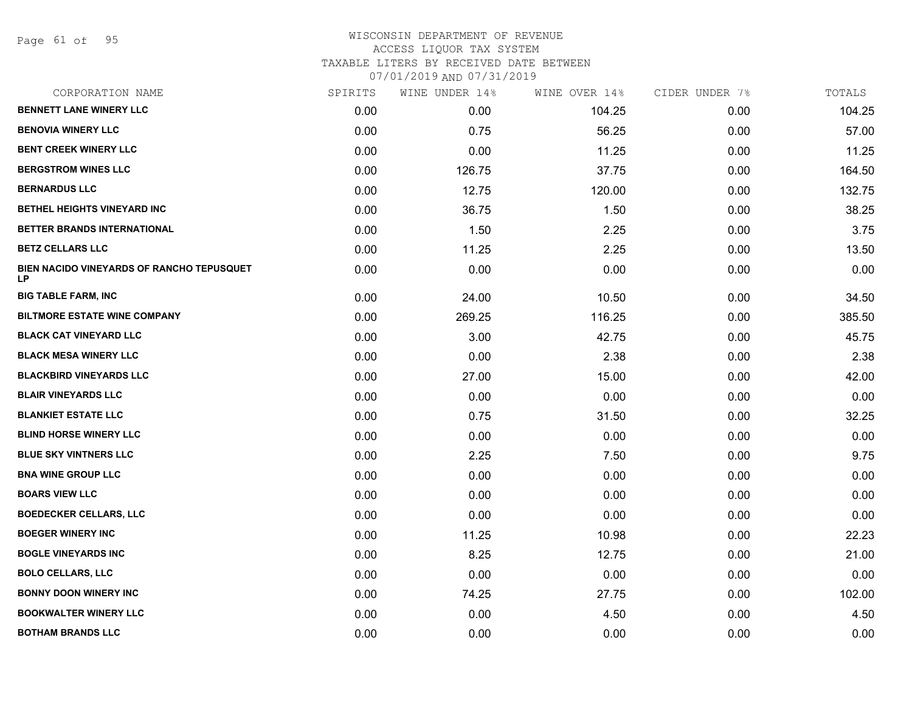# WISCONSIN DEPARTMENT OF REVENUE
ACCESS LIQUOR TAX SYSTEM
TAXABLE LITERS BY RECEIVED DATE BETWEEN
07/01/2019 AND 07/31/2019

| CORPORATION NAME | SPIRITS | WINE UNDER 14% | WINE OVER 14% | CIDER UNDER 7% | TOTALS |
|---|---|---|---|---|---|
| BENNETT LANE WINERY LLC | 0.00 | 0.00 | 104.25 | 0.00 | 104.25 |
| BENOVIA WINERY LLC | 0.00 | 0.75 | 56.25 | 0.00 | 57.00 |
| BENT CREEK WINERY LLC | 0.00 | 0.00 | 11.25 | 0.00 | 11.25 |
| BERGSTROM WINES LLC | 0.00 | 126.75 | 37.75 | 0.00 | 164.50 |
| BERNARDUS LLC | 0.00 | 12.75 | 120.00 | 0.00 | 132.75 |
| BETHEL HEIGHTS VINEYARD INC | 0.00 | 36.75 | 1.50 | 0.00 | 38.25 |
| BETTER BRANDS INTERNATIONAL | 0.00 | 1.50 | 2.25 | 0.00 | 3.75 |
| BETZ CELLARS LLC | 0.00 | 11.25 | 2.25 | 0.00 | 13.50 |
| BIEN NACIDO VINEYARDS OF RANCHO TEPUSQUET LP | 0.00 | 0.00 | 0.00 | 0.00 | 0.00 |
| BIG TABLE FARM, INC | 0.00 | 24.00 | 10.50 | 0.00 | 34.50 |
| BILTMORE ESTATE WINE COMPANY | 0.00 | 269.25 | 116.25 | 0.00 | 385.50 |
| BLACK CAT VINEYARD LLC | 0.00 | 3.00 | 42.75 | 0.00 | 45.75 |
| BLACK MESA WINERY LLC | 0.00 | 0.00 | 2.38 | 0.00 | 2.38 |
| BLACKBIRD VINEYARDS LLC | 0.00 | 27.00 | 15.00 | 0.00 | 42.00 |
| BLAIR VINEYARDS LLC | 0.00 | 0.00 | 0.00 | 0.00 | 0.00 |
| BLANKIET ESTATE LLC | 0.00 | 0.75 | 31.50 | 0.00 | 32.25 |
| BLIND HORSE WINERY LLC | 0.00 | 0.00 | 0.00 | 0.00 | 0.00 |
| BLUE SKY VINTNERS LLC | 0.00 | 2.25 | 7.50 | 0.00 | 9.75 |
| BNA WINE GROUP LLC | 0.00 | 0.00 | 0.00 | 0.00 | 0.00 |
| BOARS VIEW LLC | 0.00 | 0.00 | 0.00 | 0.00 | 0.00 |
| BOEDECKER CELLARS, LLC | 0.00 | 0.00 | 0.00 | 0.00 | 0.00 |
| BOEGER WINERY INC | 0.00 | 11.25 | 10.98 | 0.00 | 22.23 |
| BOGLE VINEYARDS INC | 0.00 | 8.25 | 12.75 | 0.00 | 21.00 |
| BOLO CELLARS, LLC | 0.00 | 0.00 | 0.00 | 0.00 | 0.00 |
| BONNY DOON WINERY INC | 0.00 | 74.25 | 27.75 | 0.00 | 102.00 |
| BOOKWALTER WINERY LLC | 0.00 | 0.00 | 4.50 | 0.00 | 4.50 |
| BOTHAM BRANDS LLC | 0.00 | 0.00 | 0.00 | 0.00 | 0.00 |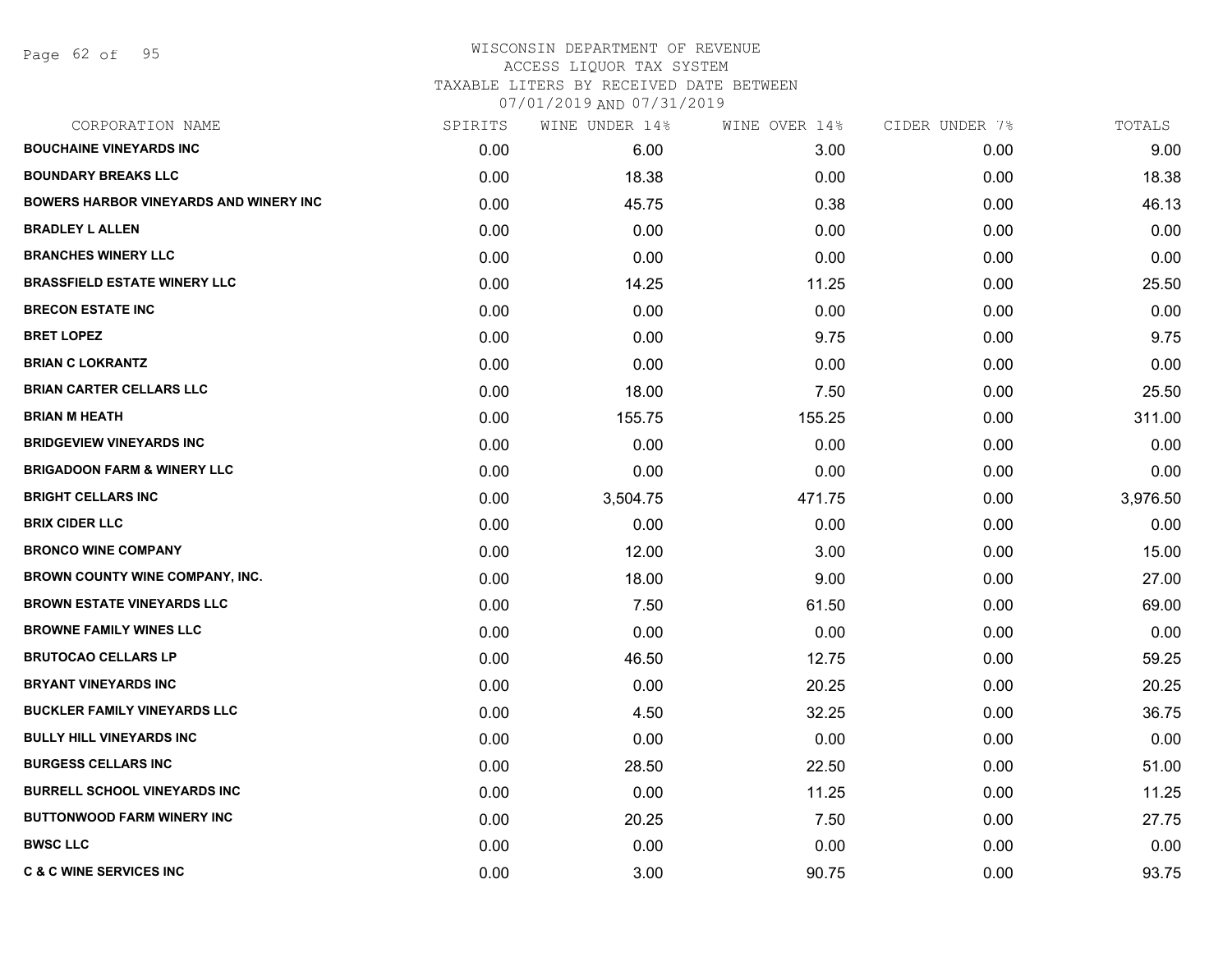WISCONSIN DEPARTMENT OF REVENUE
ACCESS LIQUOR TAX SYSTEM
TAXABLE LITERS BY RECEIVED DATE BETWEEN
07/01/2019 AND 07/31/2019

| CORPORATION NAME | SPIRITS | WINE UNDER 14% | WINE OVER 14% | CIDER UNDER 7% | TOTALS |
|---|---|---|---|---|---|
| **BOUCHAINE VINEYARDS INC** | 0.00 | 6.00 | 3.00 | 0.00 | 9.00 |
| **BOUNDARY BREAKS LLC** | 0.00 | 18.38 | 0.00 | 0.00 | 18.38 |
| **BOWERS HARBOR VINEYARDS AND WINERY INC** | 0.00 | 45.75 | 0.38 | 0.00 | 46.13 |
| **BRADLEY L ALLEN** | 0.00 | 0.00 | 0.00 | 0.00 | 0.00 |
| **BRANCHES WINERY LLC** | 0.00 | 0.00 | 0.00 | 0.00 | 0.00 |
| **BRASSFIELD ESTATE WINERY LLC** | 0.00 | 14.25 | 11.25 | 0.00 | 25.50 |
| **BRECON ESTATE INC** | 0.00 | 0.00 | 0.00 | 0.00 | 0.00 |
| **BRET LOPEZ** | 0.00 | 0.00 | 9.75 | 0.00 | 9.75 |
| **BRIAN C LOKRANTZ** | 0.00 | 0.00 | 0.00 | 0.00 | 0.00 |
| **BRIAN CARTER CELLARS LLC** | 0.00 | 18.00 | 7.50 | 0.00 | 25.50 |
| **BRIAN M HEATH** | 0.00 | 155.75 | 155.25 | 0.00 | 311.00 |
| **BRIDGEVIEW VINEYARDS INC** | 0.00 | 0.00 | 0.00 | 0.00 | 0.00 |
| **BRIGADOON FARM & WINERY LLC** | 0.00 | 0.00 | 0.00 | 0.00 | 0.00 |
| **BRIGHT CELLARS INC** | 0.00 | 3,504.75 | 471.75 | 0.00 | 3,976.50 |
| **BRIX CIDER LLC** | 0.00 | 0.00 | 0.00 | 0.00 | 0.00 |
| **BRONCO WINE COMPANY** | 0.00 | 12.00 | 3.00 | 0.00 | 15.00 |
| **BROWN COUNTY WINE COMPANY, INC.** | 0.00 | 18.00 | 9.00 | 0.00 | 27.00 |
| **BROWN ESTATE VINEYARDS LLC** | 0.00 | 7.50 | 61.50 | 0.00 | 69.00 |
| **BROWNE FAMILY WINES LLC** | 0.00 | 0.00 | 0.00 | 0.00 | 0.00 |
| **BRUTOCAO CELLARS LP** | 0.00 | 46.50 | 12.75 | 0.00 | 59.25 |
| **BRYANT VINEYARDS INC** | 0.00 | 0.00 | 20.25 | 0.00 | 20.25 |
| **BUCKLER FAMILY VINEYARDS LLC** | 0.00 | 4.50 | 32.25 | 0.00 | 36.75 |
| **BULLY HILL VINEYARDS INC** | 0.00 | 0.00 | 0.00 | 0.00 | 0.00 |
| **BURGESS CELLARS INC** | 0.00 | 28.50 | 22.50 | 0.00 | 51.00 |
| **BURRELL SCHOOL VINEYARDS INC** | 0.00 | 0.00 | 11.25 | 0.00 | 11.25 |
| **BUTTONWOOD FARM WINERY INC** | 0.00 | 20.25 | 7.50 | 0.00 | 27.75 |
| **BWSC LLC** | 0.00 | 0.00 | 0.00 | 0.00 | 0.00 |
| **C & C WINE SERVICES INC** | 0.00 | 3.00 | 90.75 | 0.00 | 93.75 |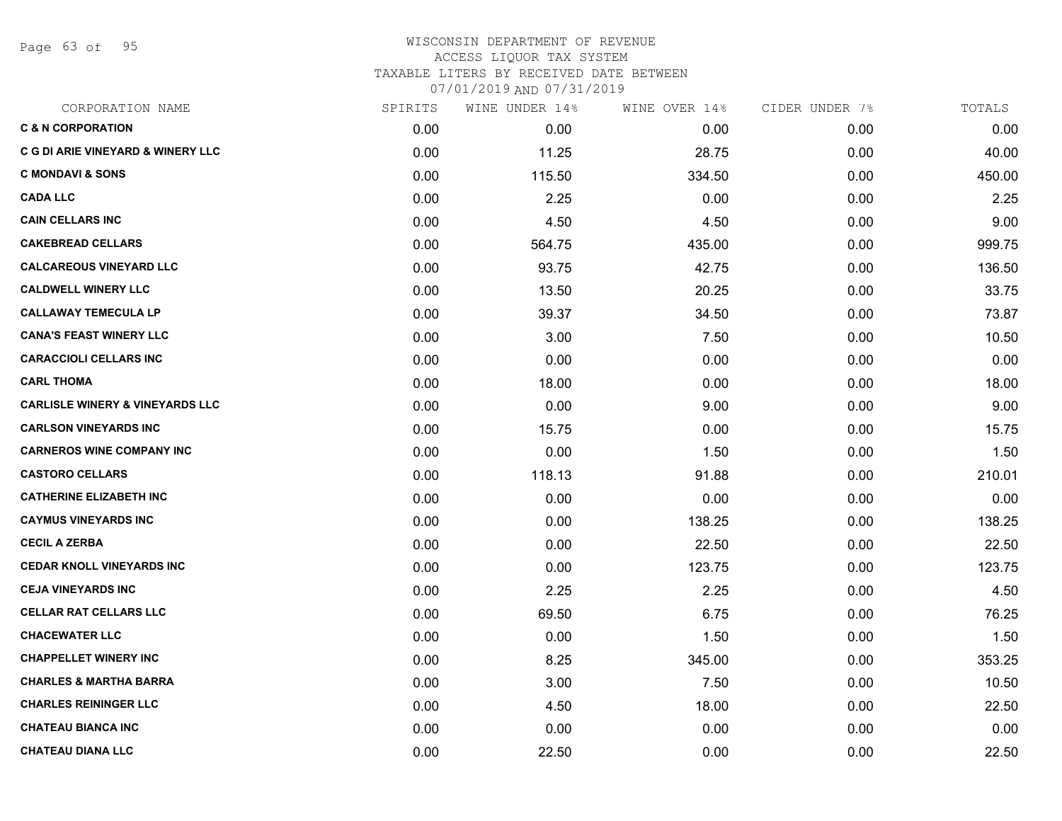# WISCONSIN DEPARTMENT OF REVENUE
## ACCESS LIQUOR TAX SYSTEM
## TAXABLE LITERS BY RECEIVED DATE BETWEEN 07/01/2019 AND 07/31/2019

| CORPORATION NAME | SPIRITS | WINE UNDER 14% | WINE OVER 14% | CIDER UNDER 7% | TOTALS |
|---|---|---|---|---|---|
| C & N CORPORATION | 0.00 | 0.00 | 0.00 | 0.00 | 0.00 |
| C G DI ARIE VINEYARD & WINERY LLC | 0.00 | 11.25 | 28.75 | 0.00 | 40.00 |
| C MONDAVI & SONS | 0.00 | 115.50 | 334.50 | 0.00 | 450.00 |
| CADA LLC | 0.00 | 2.25 | 0.00 | 0.00 | 2.25 |
| CAIN CELLARS INC | 0.00 | 4.50 | 4.50 | 0.00 | 9.00 |
| CAKEBREAD CELLARS | 0.00 | 564.75 | 435.00 | 0.00 | 999.75 |
| CALCAREOUS VINEYARD LLC | 0.00 | 93.75 | 42.75 | 0.00 | 136.50 |
| CALDWELL WINERY LLC | 0.00 | 13.50 | 20.25 | 0.00 | 33.75 |
| CALLAWAY TEMECULA LP | 0.00 | 39.37 | 34.50 | 0.00 | 73.87 |
| CANA'S FEAST WINERY LLC | 0.00 | 3.00 | 7.50 | 0.00 | 10.50 |
| CARACCIOLI CELLARS INC | 0.00 | 0.00 | 0.00 | 0.00 | 0.00 |
| CARL THOMA | 0.00 | 18.00 | 0.00 | 0.00 | 18.00 |
| CARLISLE WINERY & VINEYARDS LLC | 0.00 | 0.00 | 9.00 | 0.00 | 9.00 |
| CARLSON VINEYARDS INC | 0.00 | 15.75 | 0.00 | 0.00 | 15.75 |
| CARNEROS WINE COMPANY INC | 0.00 | 0.00 | 1.50 | 0.00 | 1.50 |
| CASTORO CELLARS | 0.00 | 118.13 | 91.88 | 0.00 | 210.01 |
| CATHERINE ELIZABETH INC | 0.00 | 0.00 | 0.00 | 0.00 | 0.00 |
| CAYMUS VINEYARDS INC | 0.00 | 0.00 | 138.25 | 0.00 | 138.25 |
| CECIL A ZERBA | 0.00 | 0.00 | 22.50 | 0.00 | 22.50 |
| CEDAR KNOLL VINEYARDS INC | 0.00 | 0.00 | 123.75 | 0.00 | 123.75 |
| CEJA VINEYARDS INC | 0.00 | 2.25 | 2.25 | 0.00 | 4.50 |
| CELLAR RAT CELLARS LLC | 0.00 | 69.50 | 6.75 | 0.00 | 76.25 |
| CHACEWATER LLC | 0.00 | 0.00 | 1.50 | 0.00 | 1.50 |
| CHAPPELLET WINERY INC | 0.00 | 8.25 | 345.00 | 0.00 | 353.25 |
| CHARLES & MARTHA BARRA | 0.00 | 3.00 | 7.50 | 0.00 | 10.50 |
| CHARLES REININGER LLC | 0.00 | 4.50 | 18.00 | 0.00 | 22.50 |
| CHATEAU BIANCA INC | 0.00 | 0.00 | 0.00 | 0.00 | 0.00 |
| CHATEAU DIANA LLC | 0.00 | 22.50 | 0.00 | 0.00 | 22.50 |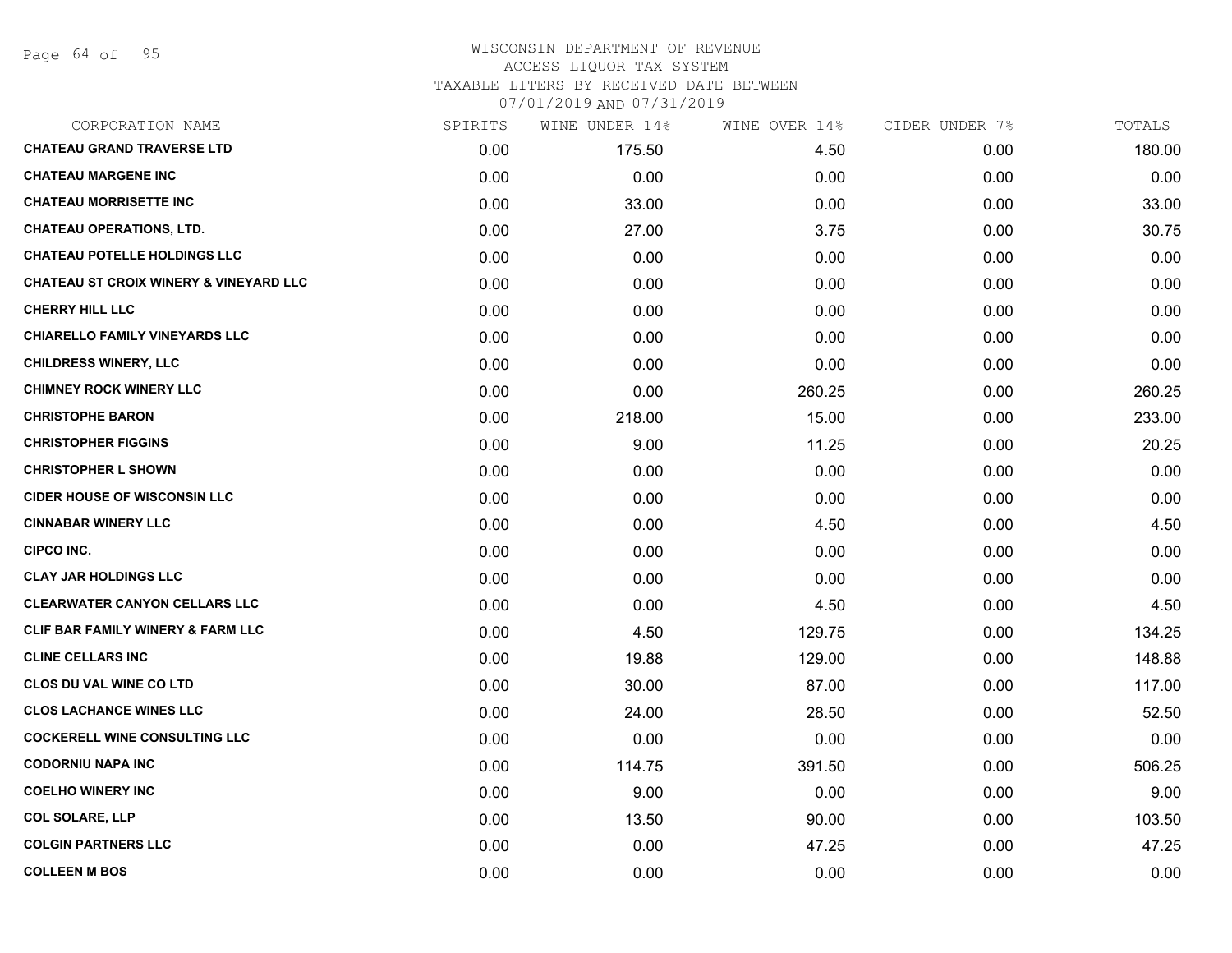WISCONSIN DEPARTMENT OF REVENUE
ACCESS LIQUOR TAX SYSTEM
TAXABLE LITERS BY RECEIVED DATE BETWEEN
07/01/2019 AND 07/31/2019

| CORPORATION NAME | SPIRITS | WINE UNDER 14% | WINE OVER 14% | CIDER UNDER 7% | TOTALS |
|---|---|---|---|---|---|
| CHATEAU GRAND TRAVERSE LTD | 0.00 | 175.50 | 4.50 | 0.00 | 180.00 |
| CHATEAU MARGENE INC | 0.00 | 0.00 | 0.00 | 0.00 | 0.00 |
| CHATEAU MORRISETTE INC | 0.00 | 33.00 | 0.00 | 0.00 | 33.00 |
| CHATEAU OPERATIONS, LTD. | 0.00 | 27.00 | 3.75 | 0.00 | 30.75 |
| CHATEAU POTELLE HOLDINGS LLC | 0.00 | 0.00 | 0.00 | 0.00 | 0.00 |
| CHATEAU ST CROIX WINERY & VINEYARD LLC | 0.00 | 0.00 | 0.00 | 0.00 | 0.00 |
| CHERRY HILL LLC | 0.00 | 0.00 | 0.00 | 0.00 | 0.00 |
| CHIARELLO FAMILY VINEYARDS LLC | 0.00 | 0.00 | 0.00 | 0.00 | 0.00 |
| CHILDRESS WINERY, LLC | 0.00 | 0.00 | 0.00 | 0.00 | 0.00 |
| CHIMNEY ROCK WINERY LLC | 0.00 | 0.00 | 260.25 | 0.00 | 260.25 |
| CHRISTOPHE BARON | 0.00 | 218.00 | 15.00 | 0.00 | 233.00 |
| CHRISTOPHER FIGGINS | 0.00 | 9.00 | 11.25 | 0.00 | 20.25 |
| CHRISTOPHER L SHOWN | 0.00 | 0.00 | 0.00 | 0.00 | 0.00 |
| CIDER HOUSE OF WISCONSIN LLC | 0.00 | 0.00 | 0.00 | 0.00 | 0.00 |
| CINNABAR WINERY LLC | 0.00 | 0.00 | 4.50 | 0.00 | 4.50 |
| CIPCO INC. | 0.00 | 0.00 | 0.00 | 0.00 | 0.00 |
| CLAY JAR HOLDINGS LLC | 0.00 | 0.00 | 0.00 | 0.00 | 0.00 |
| CLEARWATER CANYON CELLARS LLC | 0.00 | 0.00 | 4.50 | 0.00 | 4.50 |
| CLIF BAR FAMILY WINERY & FARM LLC | 0.00 | 4.50 | 129.75 | 0.00 | 134.25 |
| CLINE CELLARS INC | 0.00 | 19.88 | 129.00 | 0.00 | 148.88 |
| CLOS DU VAL WINE CO LTD | 0.00 | 30.00 | 87.00 | 0.00 | 117.00 |
| CLOS LACHANCE WINES LLC | 0.00 | 24.00 | 28.50 | 0.00 | 52.50 |
| COCKERELL WINE CONSULTING LLC | 0.00 | 0.00 | 0.00 | 0.00 | 0.00 |
| CODORNIU NAPA INC | 0.00 | 114.75 | 391.50 | 0.00 | 506.25 |
| COELHO WINERY INC | 0.00 | 9.00 | 0.00 | 0.00 | 9.00 |
| COL SOLARE, LLP | 0.00 | 13.50 | 90.00 | 0.00 | 103.50 |
| COLGIN PARTNERS LLC | 0.00 | 0.00 | 47.25 | 0.00 | 47.25 |
| COLLEEN M BOS | 0.00 | 0.00 | 0.00 | 0.00 | 0.00 |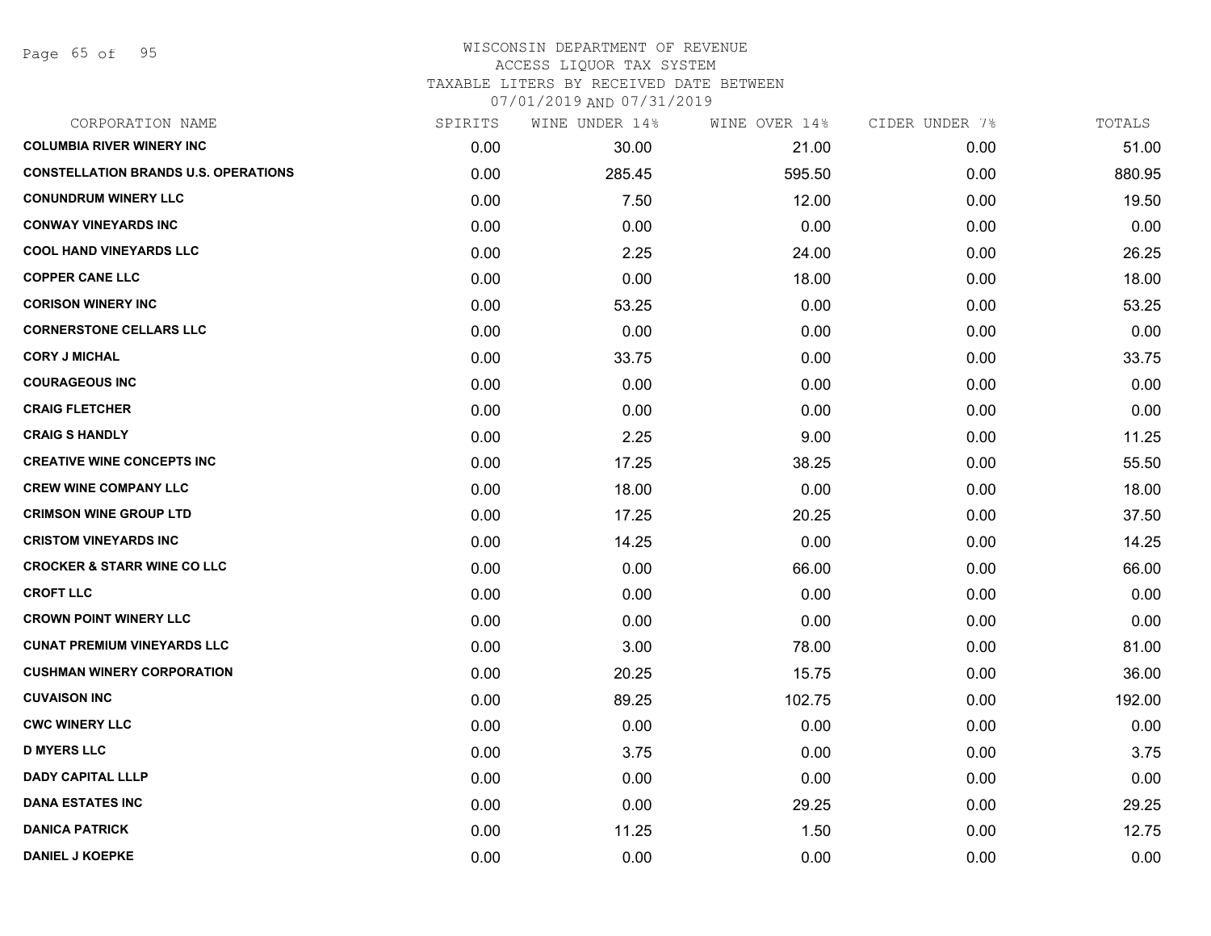WISCONSIN DEPARTMENT OF REVENUE
ACCESS LIQUOR TAX SYSTEM
TAXABLE LITERS BY RECEIVED DATE BETWEEN
07/01/2019 AND 07/31/2019

| CORPORATION NAME | SPIRITS | WINE UNDER 14% | WINE OVER 14% | CIDER UNDER 7% | TOTALS |
|---|---|---|---|---|---|
| COLUMBIA RIVER WINERY INC | 0.00 | 30.00 | 21.00 | 0.00 | 51.00 |
| CONSTELLATION BRANDS U.S. OPERATIONS | 0.00 | 285.45 | 595.50 | 0.00 | 880.95 |
| CONUNDRUM WINERY LLC | 0.00 | 7.50 | 12.00 | 0.00 | 19.50 |
| CONWAY VINEYARDS INC | 0.00 | 0.00 | 0.00 | 0.00 | 0.00 |
| COOL HAND VINEYARDS LLC | 0.00 | 2.25 | 24.00 | 0.00 | 26.25 |
| COPPER CANE LLC | 0.00 | 0.00 | 18.00 | 0.00 | 18.00 |
| CORISON WINERY INC | 0.00 | 53.25 | 0.00 | 0.00 | 53.25 |
| CORNERSTONE CELLARS LLC | 0.00 | 0.00 | 0.00 | 0.00 | 0.00 |
| CORY J MICHAL | 0.00 | 33.75 | 0.00 | 0.00 | 33.75 |
| COURAGEOUS INC | 0.00 | 0.00 | 0.00 | 0.00 | 0.00 |
| CRAIG FLETCHER | 0.00 | 0.00 | 0.00 | 0.00 | 0.00 |
| CRAIG S HANDLY | 0.00 | 2.25 | 9.00 | 0.00 | 11.25 |
| CREATIVE WINE CONCEPTS INC | 0.00 | 17.25 | 38.25 | 0.00 | 55.50 |
| CREW WINE COMPANY LLC | 0.00 | 18.00 | 0.00 | 0.00 | 18.00 |
| CRIMSON WINE GROUP LTD | 0.00 | 17.25 | 20.25 | 0.00 | 37.50 |
| CRISTOM VINEYARDS INC | 0.00 | 14.25 | 0.00 | 0.00 | 14.25 |
| CROCKER & STARR WINE CO LLC | 0.00 | 0.00 | 66.00 | 0.00 | 66.00 |
| CROFT LLC | 0.00 | 0.00 | 0.00 | 0.00 | 0.00 |
| CROWN POINT WINERY LLC | 0.00 | 0.00 | 0.00 | 0.00 | 0.00 |
| CUNAT PREMIUM VINEYARDS LLC | 0.00 | 3.00 | 78.00 | 0.00 | 81.00 |
| CUSHMAN WINERY CORPORATION | 0.00 | 20.25 | 15.75 | 0.00 | 36.00 |
| CUVAISON INC | 0.00 | 89.25 | 102.75 | 0.00 | 192.00 |
| CWC WINERY LLC | 0.00 | 0.00 | 0.00 | 0.00 | 0.00 |
| D MYERS LLC | 0.00 | 3.75 | 0.00 | 0.00 | 3.75 |
| DADY CAPITAL LLLP | 0.00 | 0.00 | 0.00 | 0.00 | 0.00 |
| DANA ESTATES INC | 0.00 | 0.00 | 29.25 | 0.00 | 29.25 |
| DANICA PATRICK | 0.00 | 11.25 | 1.50 | 0.00 | 12.75 |
| DANIEL J KOEPKE | 0.00 | 0.00 | 0.00 | 0.00 | 0.00 |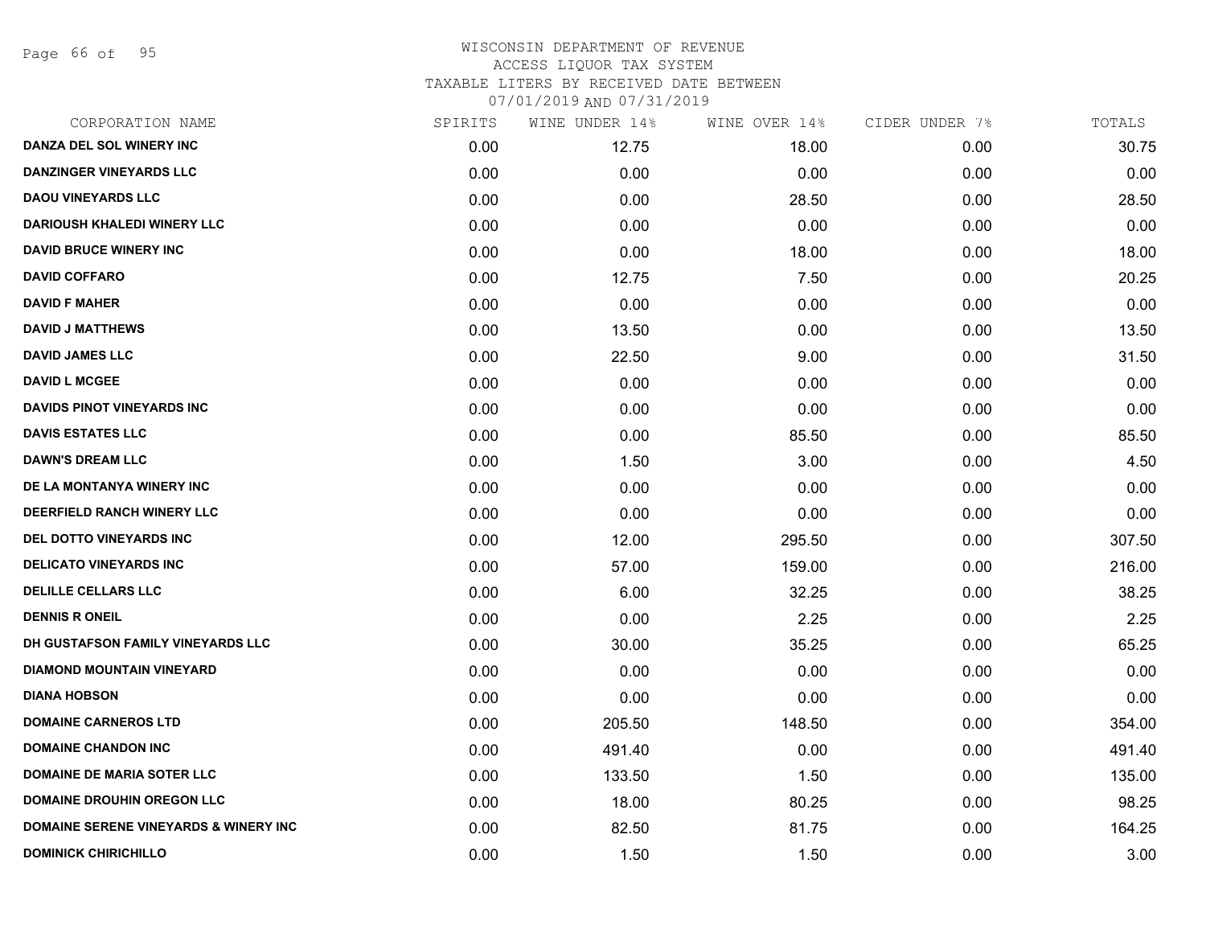WISCONSIN DEPARTMENT OF REVENUE
ACCESS LIQUOR TAX SYSTEM
TAXABLE LITERS BY RECEIVED DATE BETWEEN
07/01/2019 AND 07/31/2019

| CORPORATION NAME | SPIRITS | WINE UNDER 14% | WINE OVER 14% | CIDER UNDER 7% | TOTALS |
|---|---|---|---|---|---|
| DANZA DEL SOL WINERY INC | 0.00 | 12.75 | 18.00 | 0.00 | 30.75 |
| DANZINGER VINEYARDS LLC | 0.00 | 0.00 | 0.00 | 0.00 | 0.00 |
| DAOU VINEYARDS LLC | 0.00 | 0.00 | 28.50 | 0.00 | 28.50 |
| DARIOUSH KHALEDI WINERY LLC | 0.00 | 0.00 | 0.00 | 0.00 | 0.00 |
| DAVID BRUCE WINERY INC | 0.00 | 0.00 | 18.00 | 0.00 | 18.00 |
| DAVID COFFARO | 0.00 | 12.75 | 7.50 | 0.00 | 20.25 |
| DAVID F MAHER | 0.00 | 0.00 | 0.00 | 0.00 | 0.00 |
| DAVID J MATTHEWS | 0.00 | 13.50 | 0.00 | 0.00 | 13.50 |
| DAVID JAMES LLC | 0.00 | 22.50 | 9.00 | 0.00 | 31.50 |
| DAVID L MCGEE | 0.00 | 0.00 | 0.00 | 0.00 | 0.00 |
| DAVIDS PINOT VINEYARDS INC | 0.00 | 0.00 | 0.00 | 0.00 | 0.00 |
| DAVIS ESTATES LLC | 0.00 | 0.00 | 85.50 | 0.00 | 85.50 |
| DAWN'S DREAM LLC | 0.00 | 1.50 | 3.00 | 0.00 | 4.50 |
| DE LA MONTANYA WINERY INC | 0.00 | 0.00 | 0.00 | 0.00 | 0.00 |
| DEERFIELD RANCH WINERY LLC | 0.00 | 0.00 | 0.00 | 0.00 | 0.00 |
| DEL DOTTO VINEYARDS INC | 0.00 | 12.00 | 295.50 | 0.00 | 307.50 |
| DELICATO VINEYARDS INC | 0.00 | 57.00 | 159.00 | 0.00 | 216.00 |
| DELILLE CELLARS LLC | 0.00 | 6.00 | 32.25 | 0.00 | 38.25 |
| DENNIS R ONEIL | 0.00 | 0.00 | 2.25 | 0.00 | 2.25 |
| DH GUSTAFSON FAMILY VINEYARDS LLC | 0.00 | 30.00 | 35.25 | 0.00 | 65.25 |
| DIAMOND MOUNTAIN VINEYARD | 0.00 | 0.00 | 0.00 | 0.00 | 0.00 |
| DIANA HOBSON | 0.00 | 0.00 | 0.00 | 0.00 | 0.00 |
| DOMAINE CARNEROS LTD | 0.00 | 205.50 | 148.50 | 0.00 | 354.00 |
| DOMAINE CHANDON INC | 0.00 | 491.40 | 0.00 | 0.00 | 491.40 |
| DOMAINE DE MARIA SOTER LLC | 0.00 | 133.50 | 1.50 | 0.00 | 135.00 |
| DOMAINE DROUHIN OREGON LLC | 0.00 | 18.00 | 80.25 | 0.00 | 98.25 |
| DOMAINE SERENE VINEYARDS & WINERY INC | 0.00 | 82.50 | 81.75 | 0.00 | 164.25 |
| DOMINICK CHIRICHILLO | 0.00 | 1.50 | 1.50 | 0.00 | 3.00 |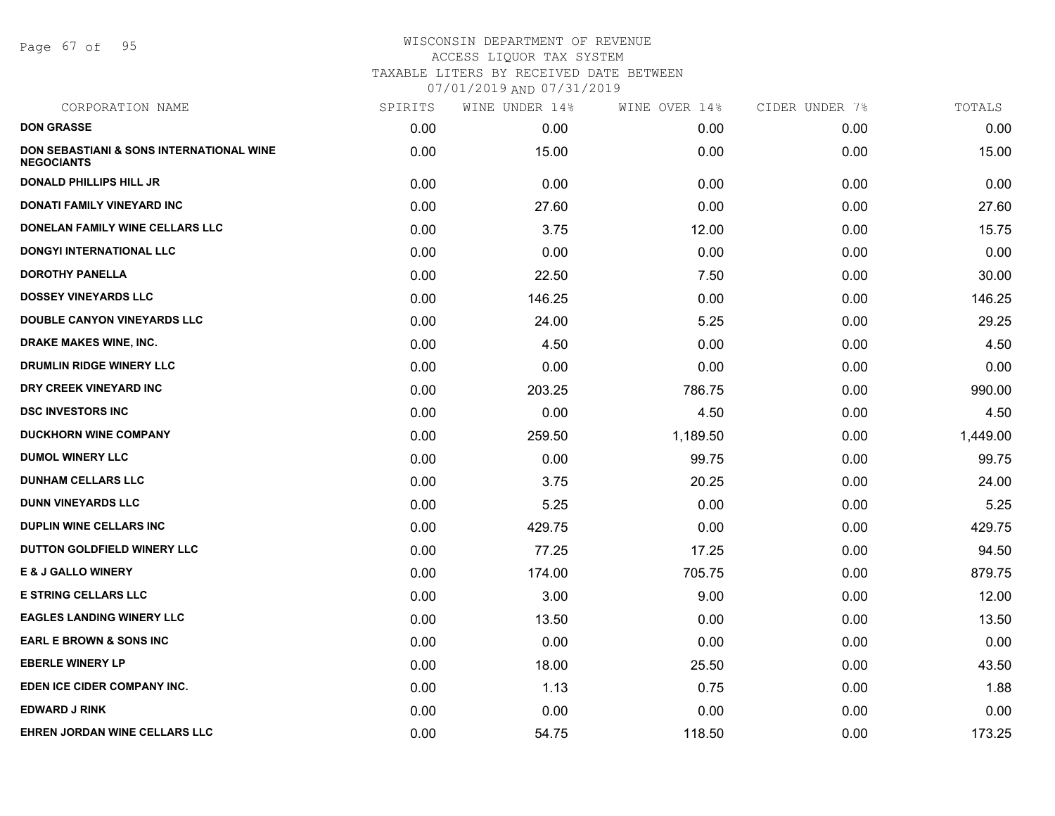# WISCONSIN DEPARTMENT OF REVENUE
ACCESS LIQUOR TAX SYSTEM
TAXABLE LITERS BY RECEIVED DATE BETWEEN
07/01/2019 AND 07/31/2019

| CORPORATION NAME | SPIRITS | WINE UNDER 14% | WINE OVER 14% | CIDER UNDER 7% | TOTALS |
|---|---|---|---|---|---|
| **DON GRASSE** | 0.00 | 0.00 | 0.00 | 0.00 | 0.00 |
| **DON SEBASTIANI & SONS INTERNATIONAL WINE NEGOCIANTS** | 0.00 | 15.00 | 0.00 | 0.00 | 15.00 |
| **DONALD PHILLIPS HILL JR** | 0.00 | 0.00 | 0.00 | 0.00 | 0.00 |
| **DONATI FAMILY VINEYARD INC** | 0.00 | 27.60 | 0.00 | 0.00 | 27.60 |
| **DONELAN FAMILY WINE CELLARS LLC** | 0.00 | 3.75 | 12.00 | 0.00 | 15.75 |
| **DONGYI INTERNATIONAL LLC** | 0.00 | 0.00 | 0.00 | 0.00 | 0.00 |
| **DOROTHY PANELLA** | 0.00 | 22.50 | 7.50 | 0.00 | 30.00 |
| **DOSSEY VINEYARDS LLC** | 0.00 | 146.25 | 0.00 | 0.00 | 146.25 |
| **DOUBLE CANYON VINEYARDS LLC** | 0.00 | 24.00 | 5.25 | 0.00 | 29.25 |
| **DRAKE MAKES WINE, INC.** | 0.00 | 4.50 | 0.00 | 0.00 | 4.50 |
| **DRUMLIN RIDGE WINERY LLC** | 0.00 | 0.00 | 0.00 | 0.00 | 0.00 |
| **DRY CREEK VINEYARD INC** | 0.00 | 203.25 | 786.75 | 0.00 | 990.00 |
| **DSC INVESTORS INC** | 0.00 | 0.00 | 4.50 | 0.00 | 4.50 |
| **DUCKHORN WINE COMPANY** | 0.00 | 259.50 | 1,189.50 | 0.00 | 1,449.00 |
| **DUMOL WINERY LLC** | 0.00 | 0.00 | 99.75 | 0.00 | 99.75 |
| **DUNHAM CELLARS LLC** | 0.00 | 3.75 | 20.25 | 0.00 | 24.00 |
| **DUNN VINEYARDS LLC** | 0.00 | 5.25 | 0.00 | 0.00 | 5.25 |
| **DUPLIN WINE CELLARS INC** | 0.00 | 429.75 | 0.00 | 0.00 | 429.75 |
| **DUTTON GOLDFIELD WINERY LLC** | 0.00 | 77.25 | 17.25 | 0.00 | 94.50 |
| **E & J GALLO WINERY** | 0.00 | 174.00 | 705.75 | 0.00 | 879.75 |
| **E STRING CELLARS LLC** | 0.00 | 3.00 | 9.00 | 0.00 | 12.00 |
| **EAGLES LANDING WINERY LLC** | 0.00 | 13.50 | 0.00 | 0.00 | 13.50 |
| **EARL E BROWN & SONS INC** | 0.00 | 0.00 | 0.00 | 0.00 | 0.00 |
| **EBERLE WINERY LP** | 0.00 | 18.00 | 25.50 | 0.00 | 43.50 |
| **EDEN ICE CIDER COMPANY INC.** | 0.00 | 1.13 | 0.75 | 0.00 | 1.88 |
| **EDWARD J RINK** | 0.00 | 0.00 | 0.00 | 0.00 | 0.00 |
| **EHREN JORDAN WINE CELLARS LLC** | 0.00 | 54.75 | 118.50 | 0.00 | 173.25 |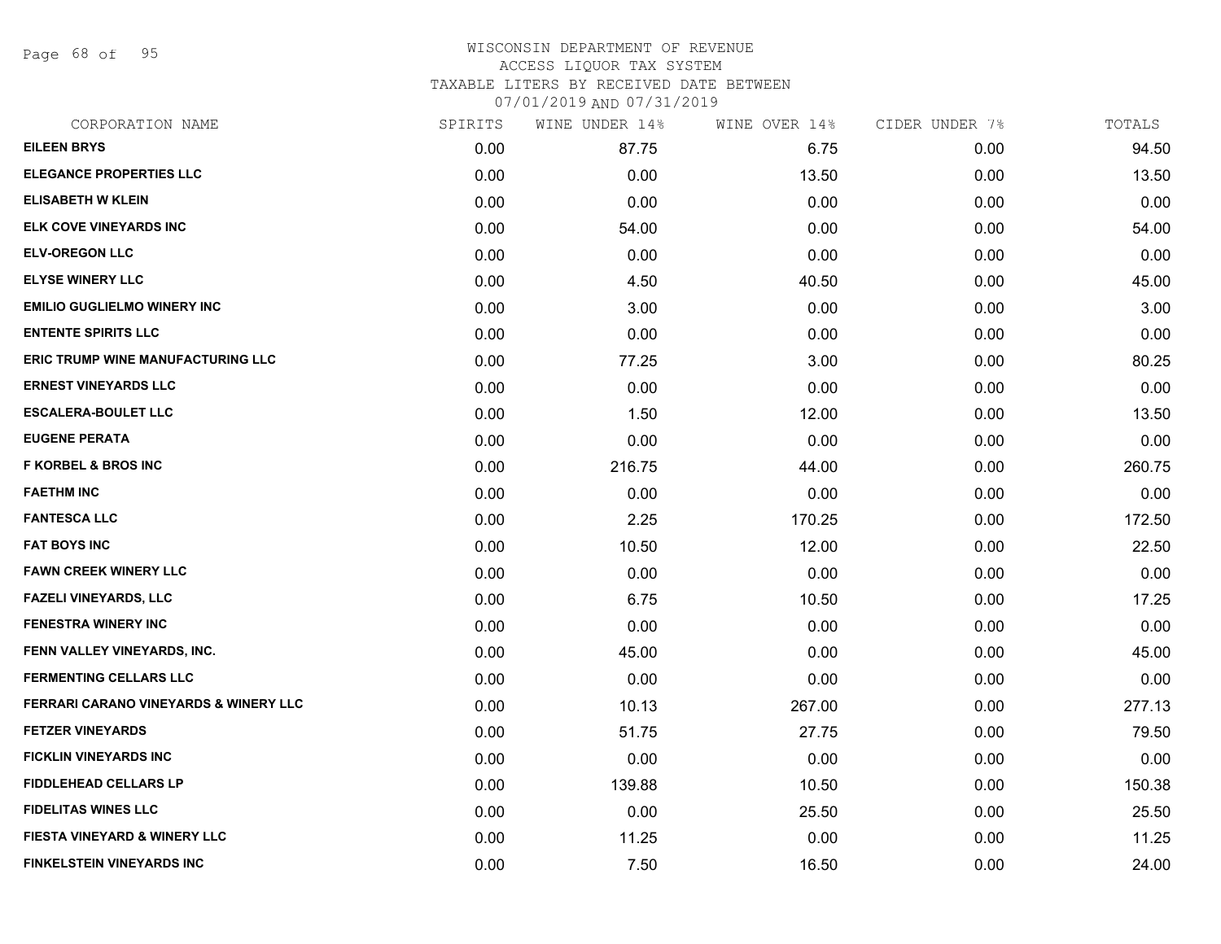# WISCONSIN DEPARTMENT OF REVENUE
## ACCESS LIQUOR TAX SYSTEM
### TAXABLE LITERS BY RECEIVED DATE BETWEEN 07/01/2019 AND 07/31/2019

| CORPORATION NAME | SPIRITS | WINE UNDER 14% | WINE OVER 14% | CIDER UNDER 7% | TOTALS |
|---|---|---|---|---|---|
| EILEEN BRYS | 0.00 | 87.75 | 6.75 | 0.00 | 94.50 |
| ELEGANCE PROPERTIES LLC | 0.00 | 0.00 | 13.50 | 0.00 | 13.50 |
| ELISABETH W KLEIN | 0.00 | 0.00 | 0.00 | 0.00 | 0.00 |
| ELK COVE VINEYARDS INC | 0.00 | 54.00 | 0.00 | 0.00 | 54.00 |
| ELV-OREGON LLC | 0.00 | 0.00 | 0.00 | 0.00 | 0.00 |
| ELYSE WINERY LLC | 0.00 | 4.50 | 40.50 | 0.00 | 45.00 |
| EMILIO GUGLIELMO WINERY INC | 0.00 | 3.00 | 0.00 | 0.00 | 3.00 |
| ENTENTE SPIRITS LLC | 0.00 | 0.00 | 0.00 | 0.00 | 0.00 |
| ERIC TRUMP WINE MANUFACTURING LLC | 0.00 | 77.25 | 3.00 | 0.00 | 80.25 |
| ERNEST VINEYARDS LLC | 0.00 | 0.00 | 0.00 | 0.00 | 0.00 |
| ESCALERA-BOULET LLC | 0.00 | 1.50 | 12.00 | 0.00 | 13.50 |
| EUGENE PERATA | 0.00 | 0.00 | 0.00 | 0.00 | 0.00 |
| F KORBEL & BROS INC | 0.00 | 216.75 | 44.00 | 0.00 | 260.75 |
| FAETHM INC | 0.00 | 0.00 | 0.00 | 0.00 | 0.00 |
| FANTESCA LLC | 0.00 | 2.25 | 170.25 | 0.00 | 172.50 |
| FAT BOYS INC | 0.00 | 10.50 | 12.00 | 0.00 | 22.50 |
| FAWN CREEK WINERY LLC | 0.00 | 0.00 | 0.00 | 0.00 | 0.00 |
| FAZELI VINEYARDS, LLC | 0.00 | 6.75 | 10.50 | 0.00 | 17.25 |
| FENESTRA WINERY INC | 0.00 | 0.00 | 0.00 | 0.00 | 0.00 |
| FENN VALLEY VINEYARDS, INC. | 0.00 | 45.00 | 0.00 | 0.00 | 45.00 |
| FERMENTING CELLARS LLC | 0.00 | 0.00 | 0.00 | 0.00 | 0.00 |
| FERRARI CARANO VINEYARDS & WINERY LLC | 0.00 | 10.13 | 267.00 | 0.00 | 277.13 |
| FETZER VINEYARDS | 0.00 | 51.75 | 27.75 | 0.00 | 79.50 |
| FICKLIN VINEYARDS INC | 0.00 | 0.00 | 0.00 | 0.00 | 0.00 |
| FIDDLEHEAD CELLARS LP | 0.00 | 139.88 | 10.50 | 0.00 | 150.38 |
| FIDELITAS WINES LLC | 0.00 | 0.00 | 25.50 | 0.00 | 25.50 |
| FIESTA VINEYARD & WINERY LLC | 0.00 | 11.25 | 0.00 | 0.00 | 11.25 |
| FINKELSTEIN VINEYARDS INC | 0.00 | 7.50 | 16.50 | 0.00 | 24.00 |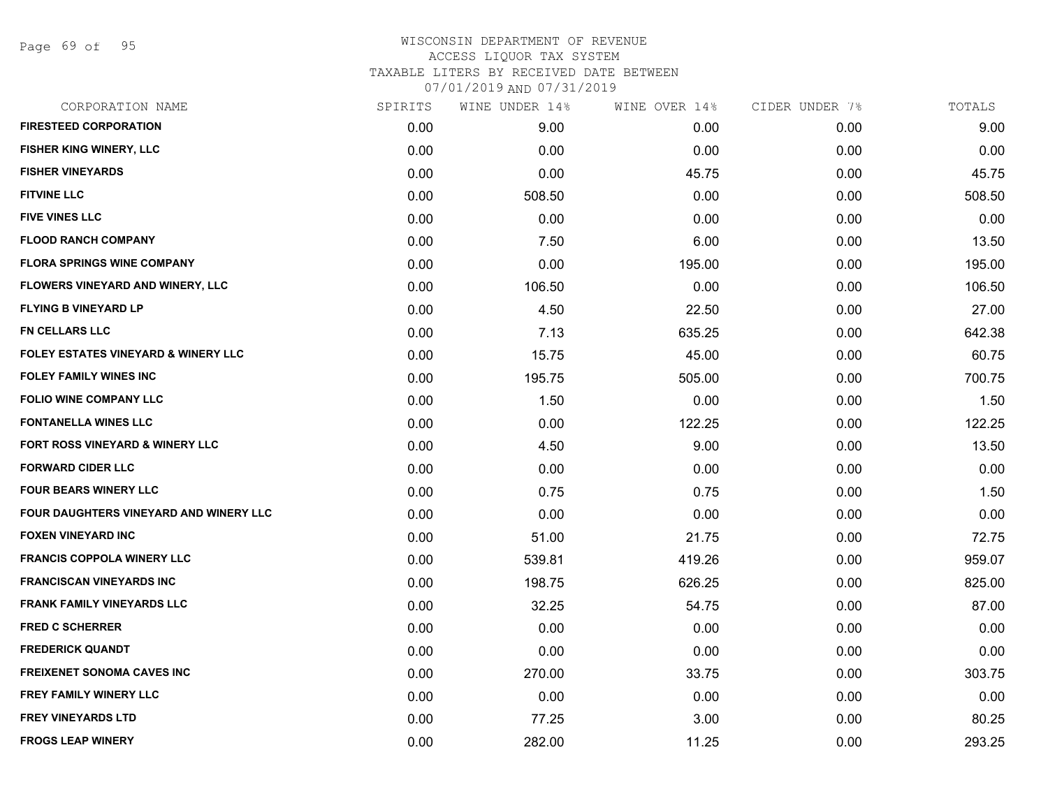WISCONSIN DEPARTMENT OF REVENUE
ACCESS LIQUOR TAX SYSTEM
TAXABLE LITERS BY RECEIVED DATE BETWEEN
07/01/2019 AND 07/31/2019

| CORPORATION NAME | SPIRITS | WINE UNDER 14% | WINE OVER 14% | CIDER UNDER 7% | TOTALS |
|---|---|---|---|---|---|
| FIRESTEED CORPORATION | 0.00 | 9.00 | 0.00 | 0.00 | 9.00 |
| FISHER KING WINERY, LLC | 0.00 | 0.00 | 0.00 | 0.00 | 0.00 |
| FISHER VINEYARDS | 0.00 | 0.00 | 45.75 | 0.00 | 45.75 |
| FITVINE LLC | 0.00 | 508.50 | 0.00 | 0.00 | 508.50 |
| FIVE VINES LLC | 0.00 | 0.00 | 0.00 | 0.00 | 0.00 |
| FLOOD RANCH COMPANY | 0.00 | 7.50 | 6.00 | 0.00 | 13.50 |
| FLORA SPRINGS WINE COMPANY | 0.00 | 0.00 | 195.00 | 0.00 | 195.00 |
| FLOWERS VINEYARD AND WINERY, LLC | 0.00 | 106.50 | 0.00 | 0.00 | 106.50 |
| FLYING B VINEYARD LP | 0.00 | 4.50 | 22.50 | 0.00 | 27.00 |
| FN CELLARS LLC | 0.00 | 7.13 | 635.25 | 0.00 | 642.38 |
| FOLEY ESTATES VINEYARD & WINERY LLC | 0.00 | 15.75 | 45.00 | 0.00 | 60.75 |
| FOLEY FAMILY WINES INC | 0.00 | 195.75 | 505.00 | 0.00 | 700.75 |
| FOLIO WINE COMPANY LLC | 0.00 | 1.50 | 0.00 | 0.00 | 1.50 |
| FONTANELLA WINES LLC | 0.00 | 0.00 | 122.25 | 0.00 | 122.25 |
| FORT ROSS VINEYARD & WINERY LLC | 0.00 | 4.50 | 9.00 | 0.00 | 13.50 |
| FORWARD CIDER LLC | 0.00 | 0.00 | 0.00 | 0.00 | 0.00 |
| FOUR BEARS WINERY LLC | 0.00 | 0.75 | 0.75 | 0.00 | 1.50 |
| FOUR DAUGHTERS VINEYARD AND WINERY LLC | 0.00 | 0.00 | 0.00 | 0.00 | 0.00 |
| FOXEN VINEYARD INC | 0.00 | 51.00 | 21.75 | 0.00 | 72.75 |
| FRANCIS COPPOLA WINERY LLC | 0.00 | 539.81 | 419.26 | 0.00 | 959.07 |
| FRANCISCAN VINEYARDS INC | 0.00 | 198.75 | 626.25 | 0.00 | 825.00 |
| FRANK FAMILY VINEYARDS LLC | 0.00 | 32.25 | 54.75 | 0.00 | 87.00 |
| FRED C SCHERRER | 0.00 | 0.00 | 0.00 | 0.00 | 0.00 |
| FREDERICK QUANDT | 0.00 | 0.00 | 0.00 | 0.00 | 0.00 |
| FREIXENET SONOMA CAVES INC | 0.00 | 270.00 | 33.75 | 0.00 | 303.75 |
| FREY FAMILY WINERY LLC | 0.00 | 0.00 | 0.00 | 0.00 | 0.00 |
| FREY VINEYARDS LTD | 0.00 | 77.25 | 3.00 | 0.00 | 80.25 |
| FROGS LEAP WINERY | 0.00 | 282.00 | 11.25 | 0.00 | 293.25 |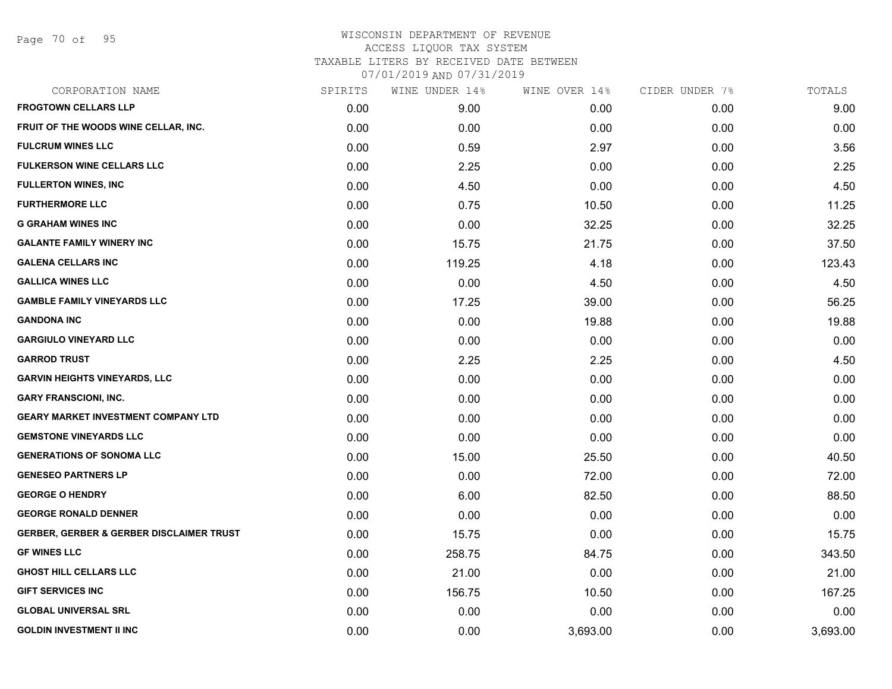# WISCONSIN DEPARTMENT OF REVENUE
## ACCESS LIQUOR TAX SYSTEM
### TAXABLE LITERS BY RECEIVED DATE BETWEEN 07/01/2019 AND 07/31/2019

| CORPORATION NAME | SPIRITS | WINE UNDER 14% | WINE OVER 14% | CIDER UNDER 7% | TOTALS |
|---|---|---|---|---|---|
| FROGTOWN CELLARS LLP | 0.00 | 9.00 | 0.00 | 0.00 | 9.00 |
| FRUIT OF THE WOODS WINE CELLAR, INC. | 0.00 | 0.00 | 0.00 | 0.00 | 0.00 |
| FULCRUM WINES LLC | 0.00 | 0.59 | 2.97 | 0.00 | 3.56 |
| FULKERSON WINE CELLARS LLC | 0.00 | 2.25 | 0.00 | 0.00 | 2.25 |
| FULLERTON WINES, INC | 0.00 | 4.50 | 0.00 | 0.00 | 4.50 |
| FURTHERMORE LLC | 0.00 | 0.75 | 10.50 | 0.00 | 11.25 |
| G GRAHAM WINES INC | 0.00 | 0.00 | 32.25 | 0.00 | 32.25 |
| GALANTE FAMILY WINERY INC | 0.00 | 15.75 | 21.75 | 0.00 | 37.50 |
| GALENA CELLARS INC | 0.00 | 119.25 | 4.18 | 0.00 | 123.43 |
| GALLICA WINES LLC | 0.00 | 0.00 | 4.50 | 0.00 | 4.50 |
| GAMBLE FAMILY VINEYARDS LLC | 0.00 | 17.25 | 39.00 | 0.00 | 56.25 |
| GANDONA INC | 0.00 | 0.00 | 19.88 | 0.00 | 19.88 |
| GARGIULO VINEYARD LLC | 0.00 | 0.00 | 0.00 | 0.00 | 0.00 |
| GARROD TRUST | 0.00 | 2.25 | 2.25 | 0.00 | 4.50 |
| GARVIN HEIGHTS VINEYARDS, LLC | 0.00 | 0.00 | 0.00 | 0.00 | 0.00 |
| GARY FRANSCIONI, INC. | 0.00 | 0.00 | 0.00 | 0.00 | 0.00 |
| GEARY MARKET INVESTMENT COMPANY LTD | 0.00 | 0.00 | 0.00 | 0.00 | 0.00 |
| GEMSTONE VINEYARDS LLC | 0.00 | 0.00 | 0.00 | 0.00 | 0.00 |
| GENERATIONS OF SONOMA LLC | 0.00 | 15.00 | 25.50 | 0.00 | 40.50 |
| GENESEO PARTNERS LP | 0.00 | 0.00 | 72.00 | 0.00 | 72.00 |
| GEORGE O HENDRY | 0.00 | 6.00 | 82.50 | 0.00 | 88.50 |
| GEORGE RONALD DENNER | 0.00 | 0.00 | 0.00 | 0.00 | 0.00 |
| GERBER, GERBER & GERBER DISCLAIMER TRUST | 0.00 | 15.75 | 0.00 | 0.00 | 15.75 |
| GF WINES LLC | 0.00 | 258.75 | 84.75 | 0.00 | 343.50 |
| GHOST HILL CELLARS LLC | 0.00 | 21.00 | 0.00 | 0.00 | 21.00 |
| GIFT SERVICES INC | 0.00 | 156.75 | 10.50 | 0.00 | 167.25 |
| GLOBAL UNIVERSAL SRL | 0.00 | 0.00 | 0.00 | 0.00 | 0.00 |
| GOLDIN INVESTMENT II INC | 0.00 | 0.00 | 3,693.00 | 0.00 | 3,693.00 |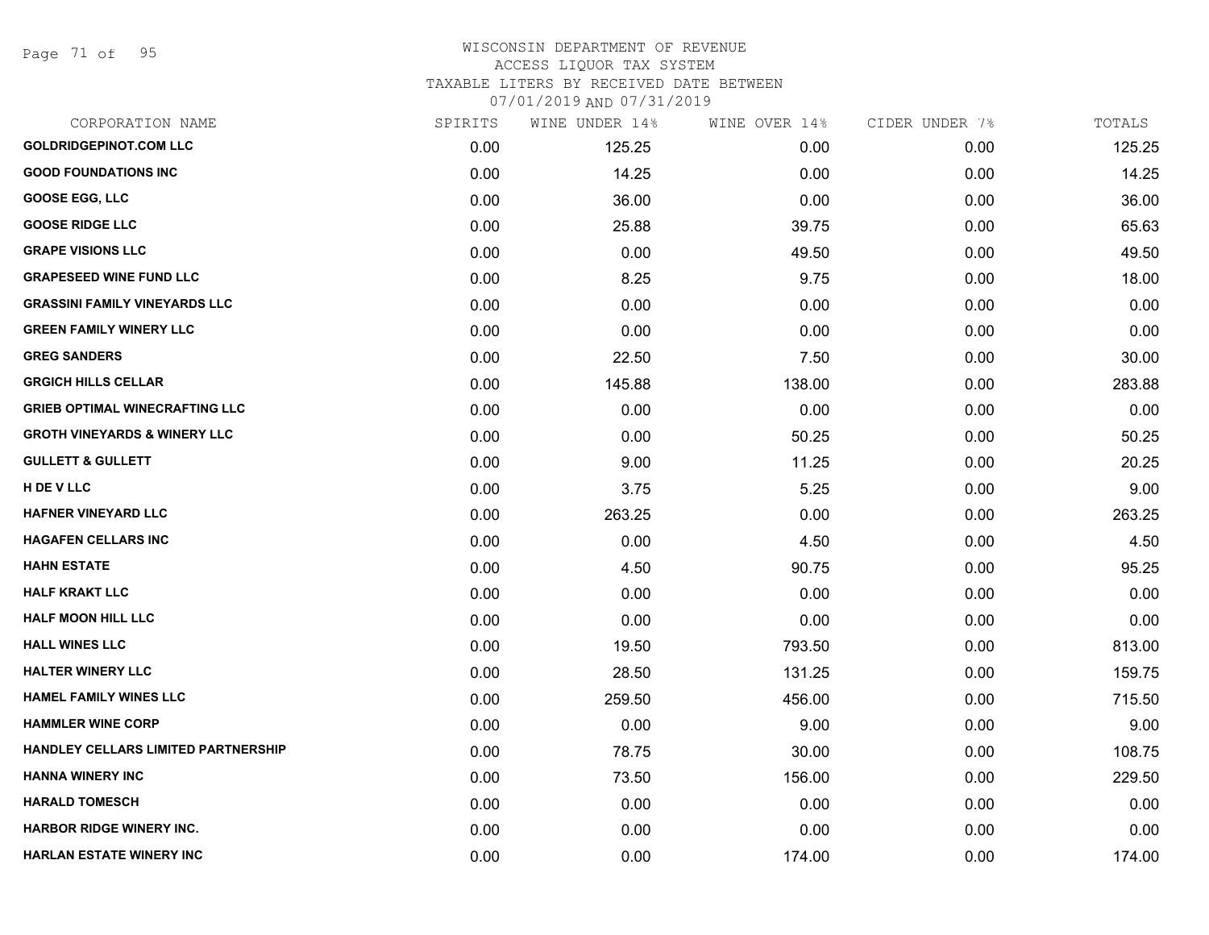WISCONSIN DEPARTMENT OF REVENUE
ACCESS LIQUOR TAX SYSTEM
TAXABLE LITERS BY RECEIVED DATE BETWEEN
07/01/2019 AND 07/31/2019

| CORPORATION NAME | SPIRITS | WINE UNDER 14% | WINE OVER 14% | CIDER UNDER 7% | TOTALS |
|---|---|---|---|---|---|
| GOLDRIDGEPINOT.COM LLC | 0.00 | 125.25 | 0.00 | 0.00 | 125.25 |
| GOOD FOUNDATIONS INC | 0.00 | 14.25 | 0.00 | 0.00 | 14.25 |
| GOOSE EGG, LLC | 0.00 | 36.00 | 0.00 | 0.00 | 36.00 |
| GOOSE RIDGE LLC | 0.00 | 25.88 | 39.75 | 0.00 | 65.63 |
| GRAPE VISIONS LLC | 0.00 | 0.00 | 49.50 | 0.00 | 49.50 |
| GRAPESEED WINE FUND LLC | 0.00 | 8.25 | 9.75 | 0.00 | 18.00 |
| GRASSINI FAMILY VINEYARDS LLC | 0.00 | 0.00 | 0.00 | 0.00 | 0.00 |
| GREEN FAMILY WINERY LLC | 0.00 | 0.00 | 0.00 | 0.00 | 0.00 |
| GREG SANDERS | 0.00 | 22.50 | 7.50 | 0.00 | 30.00 |
| GRGICH HILLS CELLAR | 0.00 | 145.88 | 138.00 | 0.00 | 283.88 |
| GRIEB OPTIMAL WINECRAFTING LLC | 0.00 | 0.00 | 0.00 | 0.00 | 0.00 |
| GROTH VINEYARDS & WINERY LLC | 0.00 | 0.00 | 50.25 | 0.00 | 50.25 |
| GULLETT & GULLETT | 0.00 | 9.00 | 11.25 | 0.00 | 20.25 |
| H DE V LLC | 0.00 | 3.75 | 5.25 | 0.00 | 9.00 |
| HAFNER VINEYARD LLC | 0.00 | 263.25 | 0.00 | 0.00 | 263.25 |
| HAGAFEN CELLARS INC | 0.00 | 0.00 | 4.50 | 0.00 | 4.50 |
| HAHN ESTATE | 0.00 | 4.50 | 90.75 | 0.00 | 95.25 |
| HALF KRAKT LLC | 0.00 | 0.00 | 0.00 | 0.00 | 0.00 |
| HALF MOON HILL LLC | 0.00 | 0.00 | 0.00 | 0.00 | 0.00 |
| HALL WINES LLC | 0.00 | 19.50 | 793.50 | 0.00 | 813.00 |
| HALTER WINERY LLC | 0.00 | 28.50 | 131.25 | 0.00 | 159.75 |
| HAMEL FAMILY WINES LLC | 0.00 | 259.50 | 456.00 | 0.00 | 715.50 |
| HAMMLER WINE CORP | 0.00 | 0.00 | 9.00 | 0.00 | 9.00 |
| HANDLEY CELLARS LIMITED PARTNERSHIP | 0.00 | 78.75 | 30.00 | 0.00 | 108.75 |
| HANNA WINERY INC | 0.00 | 73.50 | 156.00 | 0.00 | 229.50 |
| HARALD TOMESCH | 0.00 | 0.00 | 0.00 | 0.00 | 0.00 |
| HARBOR RIDGE WINERY INC. | 0.00 | 0.00 | 0.00 | 0.00 | 0.00 |
| HARLAN ESTATE WINERY INC | 0.00 | 0.00 | 174.00 | 0.00 | 174.00 |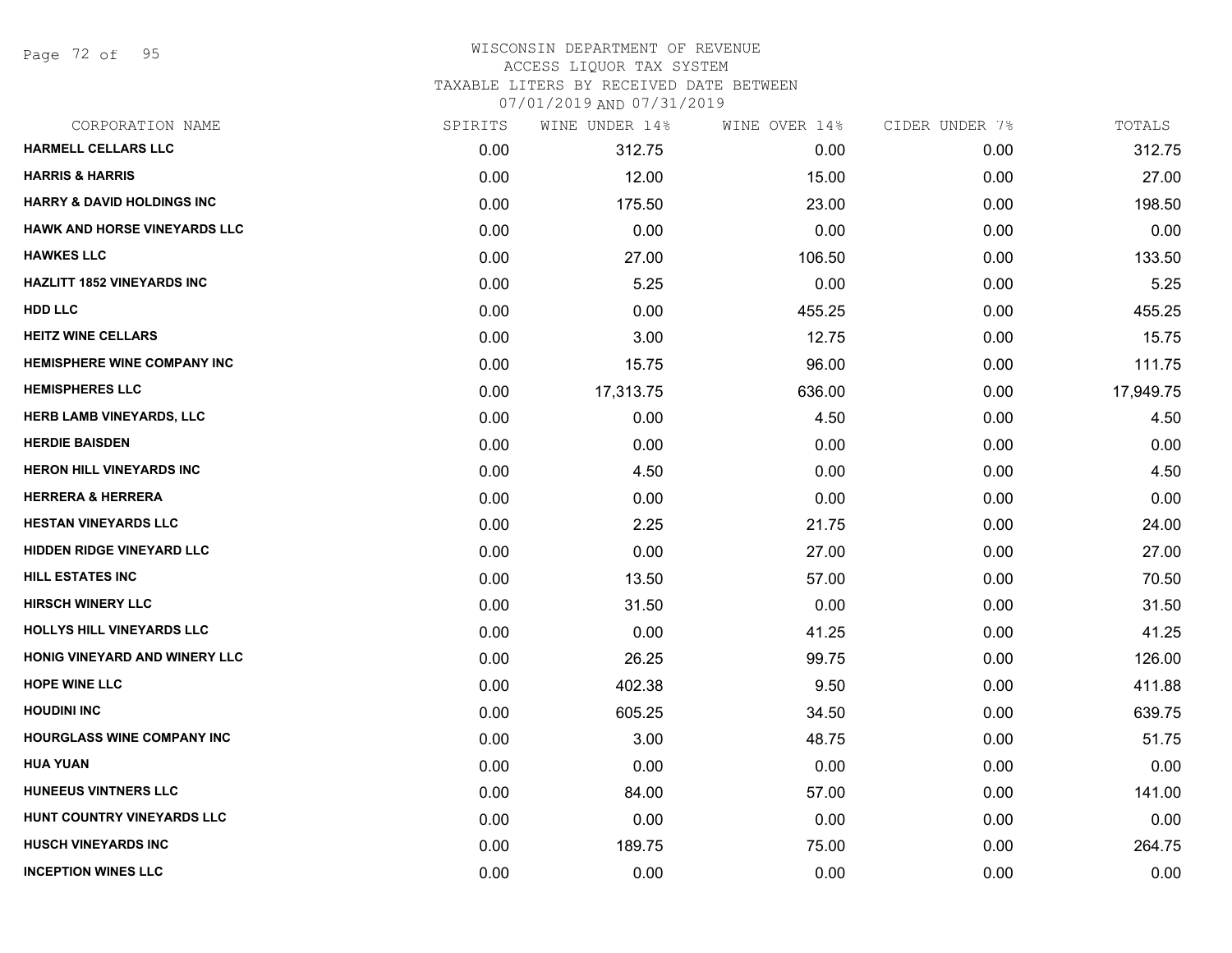WISCONSIN DEPARTMENT OF REVENUE
ACCESS LIQUOR TAX SYSTEM
TAXABLE LITERS BY RECEIVED DATE BETWEEN
07/01/2019 AND 07/31/2019

| CORPORATION NAME | SPIRITS | WINE UNDER 14% | WINE OVER 14% | CIDER UNDER 7% | TOTALS |
|---|---|---|---|---|---|
| HARMELL CELLARS LLC | 0.00 | 312.75 | 0.00 | 0.00 | 312.75 |
| HARRIS & HARRIS | 0.00 | 12.00 | 15.00 | 0.00 | 27.00 |
| HARRY & DAVID HOLDINGS INC | 0.00 | 175.50 | 23.00 | 0.00 | 198.50 |
| HAWK AND HORSE VINEYARDS LLC | 0.00 | 0.00 | 0.00 | 0.00 | 0.00 |
| HAWKES LLC | 0.00 | 27.00 | 106.50 | 0.00 | 133.50 |
| HAZLITT 1852 VINEYARDS INC | 0.00 | 5.25 | 0.00 | 0.00 | 5.25 |
| HDD LLC | 0.00 | 0.00 | 455.25 | 0.00 | 455.25 |
| HEITZ WINE CELLARS | 0.00 | 3.00 | 12.75 | 0.00 | 15.75 |
| HEMISPHERE WINE COMPANY INC | 0.00 | 15.75 | 96.00 | 0.00 | 111.75 |
| HEMISPHERES LLC | 0.00 | 17,313.75 | 636.00 | 0.00 | 17,949.75 |
| HERB LAMB VINEYARDS, LLC | 0.00 | 0.00 | 4.50 | 0.00 | 4.50 |
| HERDIE BAISDEN | 0.00 | 0.00 | 0.00 | 0.00 | 0.00 |
| HERON HILL VINEYARDS INC | 0.00 | 4.50 | 0.00 | 0.00 | 4.50 |
| HERRERA & HERRERA | 0.00 | 0.00 | 0.00 | 0.00 | 0.00 |
| HESTAN VINEYARDS LLC | 0.00 | 2.25 | 21.75 | 0.00 | 24.00 |
| HIDDEN RIDGE VINEYARD LLC | 0.00 | 0.00 | 27.00 | 0.00 | 27.00 |
| HILL ESTATES INC | 0.00 | 13.50 | 57.00 | 0.00 | 70.50 |
| HIRSCH WINERY LLC | 0.00 | 31.50 | 0.00 | 0.00 | 31.50 |
| HOLLYS HILL VINEYARDS LLC | 0.00 | 0.00 | 41.25 | 0.00 | 41.25 |
| HONIG VINEYARD AND WINERY LLC | 0.00 | 26.25 | 99.75 | 0.00 | 126.00 |
| HOPE WINE LLC | 0.00 | 402.38 | 9.50 | 0.00 | 411.88 |
| HOUDINI INC | 0.00 | 605.25 | 34.50 | 0.00 | 639.75 |
| HOURGLASS WINE COMPANY INC | 0.00 | 3.00 | 48.75 | 0.00 | 51.75 |
| HUA YUAN | 0.00 | 0.00 | 0.00 | 0.00 | 0.00 |
| HUNEEUS VINTNERS LLC | 0.00 | 84.00 | 57.00 | 0.00 | 141.00 |
| HUNT COUNTRY VINEYARDS LLC | 0.00 | 0.00 | 0.00 | 0.00 | 0.00 |
| HUSCH VINEYARDS INC | 0.00 | 189.75 | 75.00 | 0.00 | 264.75 |
| INCEPTION WINES LLC | 0.00 | 0.00 | 0.00 | 0.00 | 0.00 |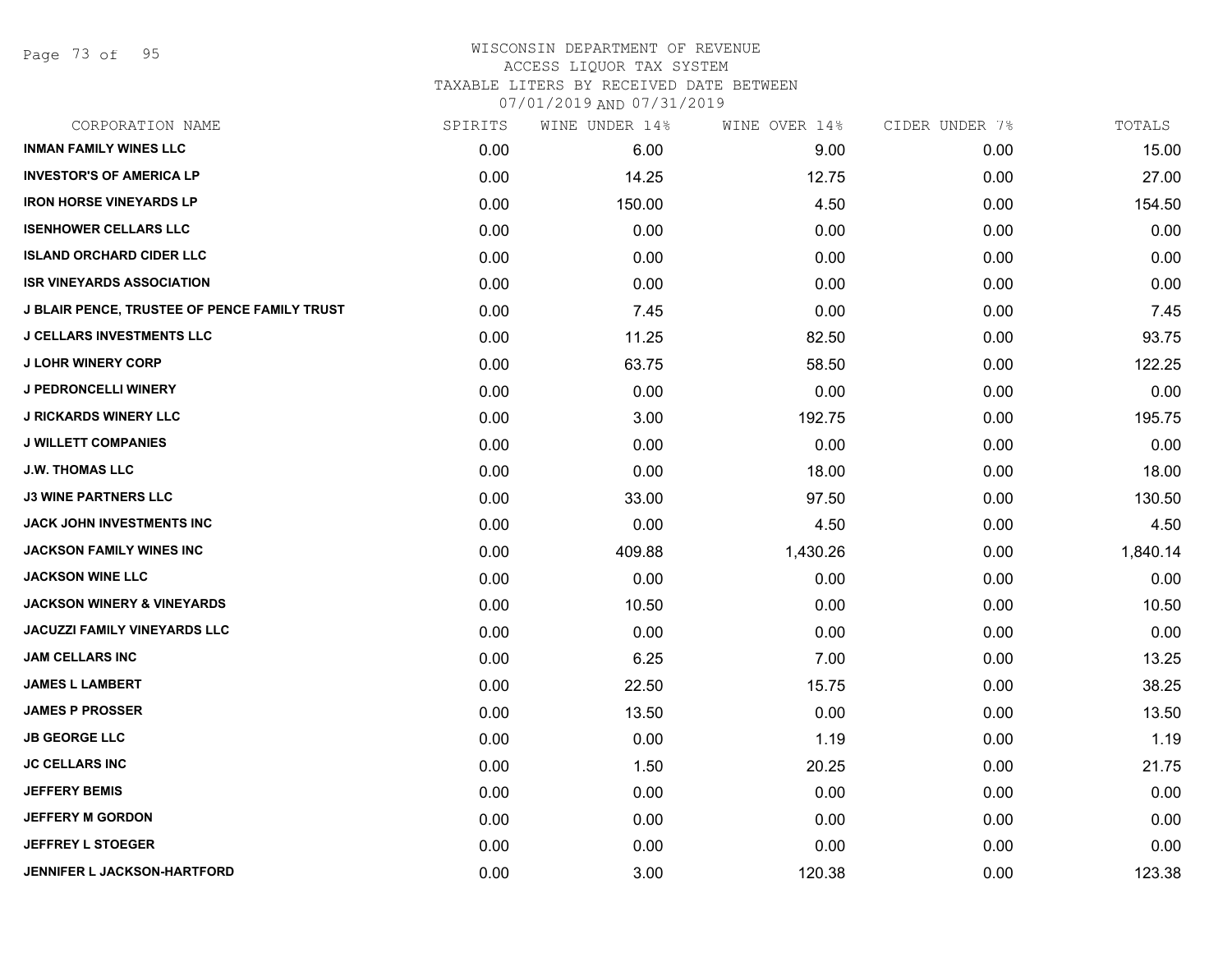# WISCONSIN DEPARTMENT OF REVENUE
## ACCESS LIQUOR TAX SYSTEM
### TAXABLE LITERS BY RECEIVED DATE BETWEEN 07/01/2019 AND 07/31/2019

| CORPORATION NAME | SPIRITS | WINE UNDER 14% | WINE OVER 14% | CIDER UNDER 7% | TOTALS |
|---|---|---|---|---|---|
| **INMAN FAMILY WINES LLC** | 0.00 | 6.00 | 9.00 | 0.00 | 15.00 |
| **INVESTOR'S OF AMERICA LP** | 0.00 | 14.25 | 12.75 | 0.00 | 27.00 |
| **IRON HORSE VINEYARDS LP** | 0.00 | 150.00 | 4.50 | 0.00 | 154.50 |
| **ISENHOWER CELLARS LLC** | 0.00 | 0.00 | 0.00 | 0.00 | 0.00 |
| **ISLAND ORCHARD CIDER LLC** | 0.00 | 0.00 | 0.00 | 0.00 | 0.00 |
| **ISR VINEYARDS ASSOCIATION** | 0.00 | 0.00 | 0.00 | 0.00 | 0.00 |
| **J BLAIR PENCE, TRUSTEE OF PENCE FAMILY TRUST** | 0.00 | 7.45 | 0.00 | 0.00 | 7.45 |
| **J CELLARS INVESTMENTS LLC** | 0.00 | 11.25 | 82.50 | 0.00 | 93.75 |
| **J LOHR WINERY CORP** | 0.00 | 63.75 | 58.50 | 0.00 | 122.25 |
| **J PEDRONCELLI WINERY** | 0.00 | 0.00 | 0.00 | 0.00 | 0.00 |
| **J RICKARDS WINERY LLC** | 0.00 | 3.00 | 192.75 | 0.00 | 195.75 |
| **J WILLETT COMPANIES** | 0.00 | 0.00 | 0.00 | 0.00 | 0.00 |
| **J.W. THOMAS LLC** | 0.00 | 0.00 | 18.00 | 0.00 | 18.00 |
| **J3 WINE PARTNERS LLC** | 0.00 | 33.00 | 97.50 | 0.00 | 130.50 |
| **JACK JOHN INVESTMENTS INC** | 0.00 | 0.00 | 4.50 | 0.00 | 4.50 |
| **JACKSON FAMILY WINES INC** | 0.00 | 409.88 | 1,430.26 | 0.00 | 1,840.14 |
| **JACKSON WINE LLC** | 0.00 | 0.00 | 0.00 | 0.00 | 0.00 |
| **JACKSON WINERY & VINEYARDS** | 0.00 | 10.50 | 0.00 | 0.00 | 10.50 |
| **JACUZZI FAMILY VINEYARDS LLC** | 0.00 | 0.00 | 0.00 | 0.00 | 0.00 |
| **JAM CELLARS INC** | 0.00 | 6.25 | 7.00 | 0.00 | 13.25 |
| **JAMES L LAMBERT** | 0.00 | 22.50 | 15.75 | 0.00 | 38.25 |
| **JAMES P PROSSER** | 0.00 | 13.50 | 0.00 | 0.00 | 13.50 |
| **JB GEORGE LLC** | 0.00 | 0.00 | 1.19 | 0.00 | 1.19 |
| **JC CELLARS INC** | 0.00 | 1.50 | 20.25 | 0.00 | 21.75 |
| **JEFFERY BEMIS** | 0.00 | 0.00 | 0.00 | 0.00 | 0.00 |
| **JEFFERY M GORDON** | 0.00 | 0.00 | 0.00 | 0.00 | 0.00 |
| **JEFFREY L STOEGER** | 0.00 | 0.00 | 0.00 | 0.00 | 0.00 |
| **JENNIFER L JACKSON-HARTFORD** | 0.00 | 3.00 | 120.38 | 0.00 | 123.38 |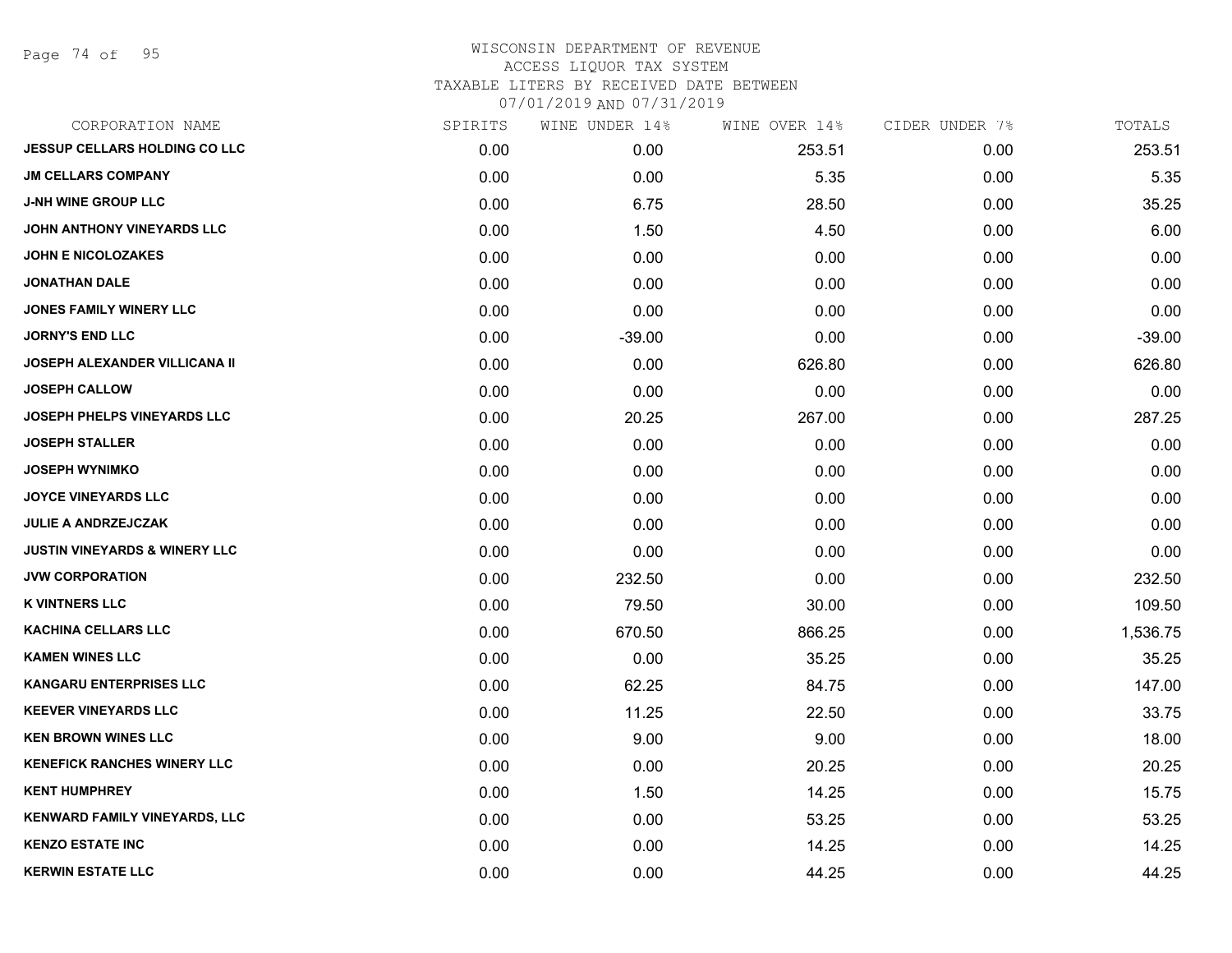WISCONSIN DEPARTMENT OF REVENUE
ACCESS LIQUOR TAX SYSTEM
TAXABLE LITERS BY RECEIVED DATE BETWEEN
07/01/2019 AND 07/31/2019

| CORPORATION NAME | SPIRITS | WINE UNDER 14% | WINE OVER 14% | CIDER UNDER 7% | TOTALS |
|---|---|---|---|---|---|
| JESSUP CELLARS HOLDING CO LLC | 0.00 | 0.00 | 253.51 | 0.00 | 253.51 |
| JM CELLARS COMPANY | 0.00 | 0.00 | 5.35 | 0.00 | 5.35 |
| J-NH WINE GROUP LLC | 0.00 | 6.75 | 28.50 | 0.00 | 35.25 |
| JOHN ANTHONY VINEYARDS LLC | 0.00 | 1.50 | 4.50 | 0.00 | 6.00 |
| JOHN E NICOLOZAKES | 0.00 | 0.00 | 0.00 | 0.00 | 0.00 |
| JONATHAN DALE | 0.00 | 0.00 | 0.00 | 0.00 | 0.00 |
| JONES FAMILY WINERY LLC | 0.00 | 0.00 | 0.00 | 0.00 | 0.00 |
| JORNY'S END LLC | 0.00 | -39.00 | 0.00 | 0.00 | -39.00 |
| JOSEPH ALEXANDER VILLICANA II | 0.00 | 0.00 | 626.80 | 0.00 | 626.80 |
| JOSEPH CALLOW | 0.00 | 0.00 | 0.00 | 0.00 | 0.00 |
| JOSEPH PHELPS VINEYARDS LLC | 0.00 | 20.25 | 267.00 | 0.00 | 287.25 |
| JOSEPH STALLER | 0.00 | 0.00 | 0.00 | 0.00 | 0.00 |
| JOSEPH WYNIMKO | 0.00 | 0.00 | 0.00 | 0.00 | 0.00 |
| JOYCE VINEYARDS LLC | 0.00 | 0.00 | 0.00 | 0.00 | 0.00 |
| JULIE A ANDRZEJCZAK | 0.00 | 0.00 | 0.00 | 0.00 | 0.00 |
| JUSTIN VINEYARDS & WINERY LLC | 0.00 | 0.00 | 0.00 | 0.00 | 0.00 |
| JVW CORPORATION | 0.00 | 232.50 | 0.00 | 0.00 | 232.50 |
| K VINTNERS LLC | 0.00 | 79.50 | 30.00 | 0.00 | 109.50 |
| KACHINA CELLARS LLC | 0.00 | 670.50 | 866.25 | 0.00 | 1,536.75 |
| KAMEN WINES LLC | 0.00 | 0.00 | 35.25 | 0.00 | 35.25 |
| KANGARU ENTERPRISES LLC | 0.00 | 62.25 | 84.75 | 0.00 | 147.00 |
| KEEVER VINEYARDS LLC | 0.00 | 11.25 | 22.50 | 0.00 | 33.75 |
| KEN BROWN WINES LLC | 0.00 | 9.00 | 9.00 | 0.00 | 18.00 |
| KENEFICK RANCHES WINERY LLC | 0.00 | 0.00 | 20.25 | 0.00 | 20.25 |
| KENT HUMPHREY | 0.00 | 1.50 | 14.25 | 0.00 | 15.75 |
| KENWARD FAMILY VINEYARDS, LLC | 0.00 | 0.00 | 53.25 | 0.00 | 53.25 |
| KENZO ESTATE INC | 0.00 | 0.00 | 14.25 | 0.00 | 14.25 |
| KERWIN ESTATE LLC | 0.00 | 0.00 | 44.25 | 0.00 | 44.25 |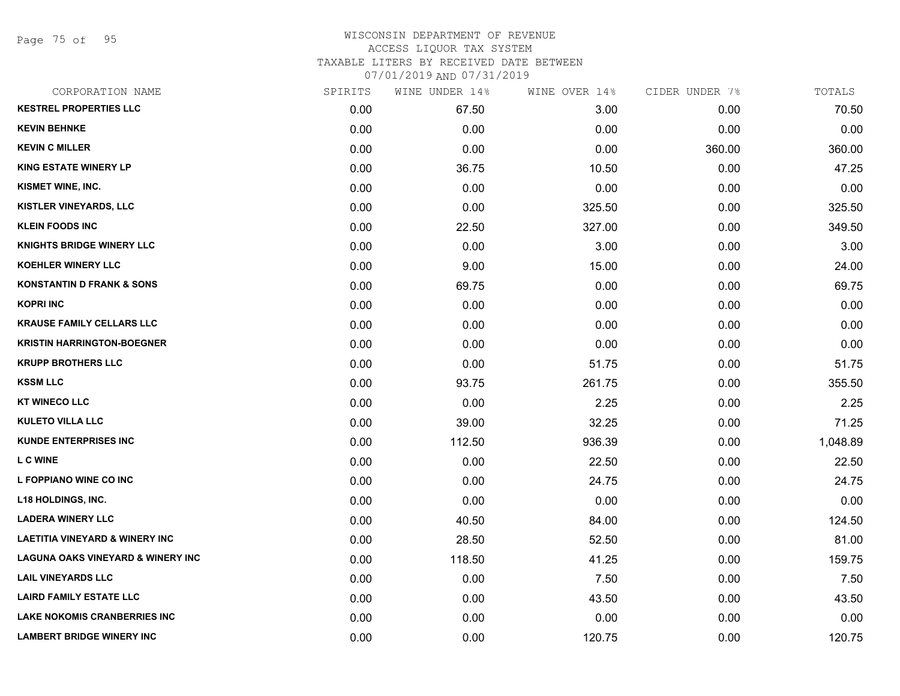# WISCONSIN DEPARTMENT OF REVENUE
## ACCESS LIQUOR TAX SYSTEM
### TAXABLE LITERS BY RECEIVED DATE BETWEEN 07/01/2019 AND 07/31/2019

| CORPORATION NAME | SPIRITS | WINE UNDER 14% | WINE OVER 14% | CIDER UNDER 7% | TOTALS |
|---|---|---|---|---|---|
| KESTREL PROPERTIES LLC | 0.00 | 67.50 | 3.00 | 0.00 | 70.50 |
| KEVIN BEHNKE | 0.00 | 0.00 | 0.00 | 0.00 | 0.00 |
| KEVIN C MILLER | 0.00 | 0.00 | 0.00 | 360.00 | 360.00 |
| KING ESTATE WINERY LP | 0.00 | 36.75 | 10.50 | 0.00 | 47.25 |
| KISMET WINE, INC. | 0.00 | 0.00 | 0.00 | 0.00 | 0.00 |
| KISTLER VINEYARDS, LLC | 0.00 | 0.00 | 325.50 | 0.00 | 325.50 |
| KLEIN FOODS INC | 0.00 | 22.50 | 327.00 | 0.00 | 349.50 |
| KNIGHTS BRIDGE WINERY LLC | 0.00 | 0.00 | 3.00 | 0.00 | 3.00 |
| KOEHLER WINERY LLC | 0.00 | 9.00 | 15.00 | 0.00 | 24.00 |
| KONSTANTIN D FRANK & SONS | 0.00 | 69.75 | 0.00 | 0.00 | 69.75 |
| KOPRI INC | 0.00 | 0.00 | 0.00 | 0.00 | 0.00 |
| KRAUSE FAMILY CELLARS LLC | 0.00 | 0.00 | 0.00 | 0.00 | 0.00 |
| KRISTIN HARRINGTON-BOEGNER | 0.00 | 0.00 | 0.00 | 0.00 | 0.00 |
| KRUPP BROTHERS LLC | 0.00 | 0.00 | 51.75 | 0.00 | 51.75 |
| KSSM LLC | 0.00 | 93.75 | 261.75 | 0.00 | 355.50 |
| KT WINECO LLC | 0.00 | 0.00 | 2.25 | 0.00 | 2.25 |
| KULETO VILLA LLC | 0.00 | 39.00 | 32.25 | 0.00 | 71.25 |
| KUNDE ENTERPRISES INC | 0.00 | 112.50 | 936.39 | 0.00 | 1,048.89 |
| L C WINE | 0.00 | 0.00 | 22.50 | 0.00 | 22.50 |
| L FOPPIANO WINE CO INC | 0.00 | 0.00 | 24.75 | 0.00 | 24.75 |
| L18 HOLDINGS, INC. | 0.00 | 0.00 | 0.00 | 0.00 | 0.00 |
| LADERA WINERY LLC | 0.00 | 40.50 | 84.00 | 0.00 | 124.50 |
| LAETITIA VINEYARD & WINERY INC | 0.00 | 28.50 | 52.50 | 0.00 | 81.00 |
| LAGUNA OAKS VINEYARD & WINERY INC | 0.00 | 118.50 | 41.25 | 0.00 | 159.75 |
| LAIL VINEYARDS LLC | 0.00 | 0.00 | 7.50 | 0.00 | 7.50 |
| LAIRD FAMILY ESTATE LLC | 0.00 | 0.00 | 43.50 | 0.00 | 43.50 |
| LAKE NOKOMIS CRANBERRIES INC | 0.00 | 0.00 | 0.00 | 0.00 | 0.00 |
| LAMBERT BRIDGE WINERY INC | 0.00 | 0.00 | 120.75 | 0.00 | 120.75 |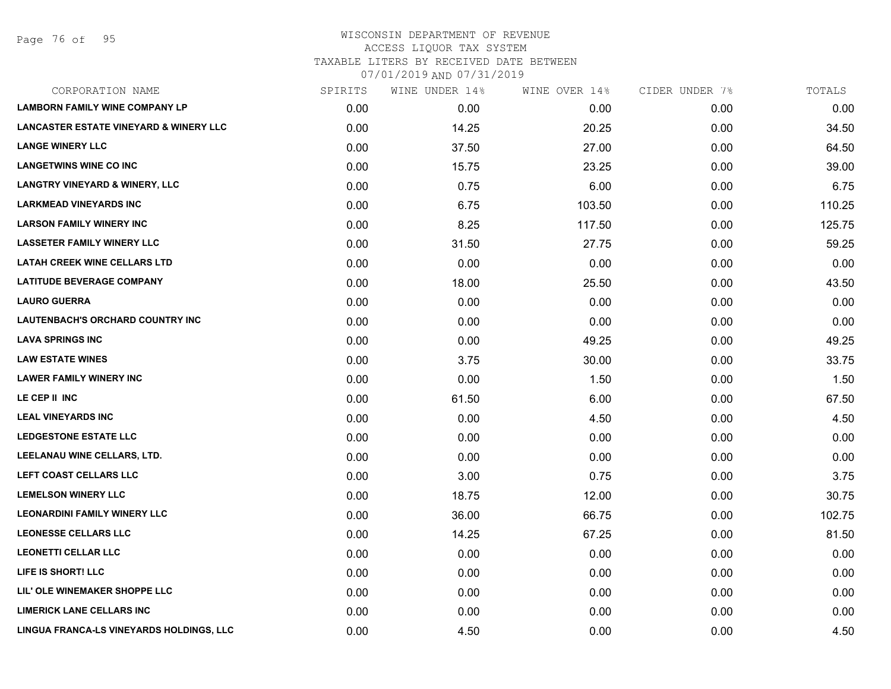WISCONSIN DEPARTMENT OF REVENUE
ACCESS LIQUOR TAX SYSTEM
TAXABLE LITERS BY RECEIVED DATE BETWEEN
07/01/2019 AND 07/31/2019

| CORPORATION NAME | SPIRITS | WINE UNDER 14% | WINE OVER 14% | CIDER UNDER 7% | TOTALS |
|---|---|---|---|---|---|
| LAMBORN FAMILY WINE COMPANY LP | 0.00 | 0.00 | 0.00 | 0.00 | 0.00 |
| LANCASTER ESTATE VINEYARD & WINERY LLC | 0.00 | 14.25 | 20.25 | 0.00 | 34.50 |
| LANGE WINERY LLC | 0.00 | 37.50 | 27.00 | 0.00 | 64.50 |
| LANGETWINS WINE CO INC | 0.00 | 15.75 | 23.25 | 0.00 | 39.00 |
| LANGTRY VINEYARD & WINERY, LLC | 0.00 | 0.75 | 6.00 | 0.00 | 6.75 |
| LARKMEAD VINEYARDS INC | 0.00 | 6.75 | 103.50 | 0.00 | 110.25 |
| LARSON FAMILY WINERY INC | 0.00 | 8.25 | 117.50 | 0.00 | 125.75 |
| LASSETER FAMILY WINERY LLC | 0.00 | 31.50 | 27.75 | 0.00 | 59.25 |
| LATAH CREEK WINE CELLARS LTD | 0.00 | 0.00 | 0.00 | 0.00 | 0.00 |
| LATITUDE BEVERAGE COMPANY | 0.00 | 18.00 | 25.50 | 0.00 | 43.50 |
| LAURO GUERRA | 0.00 | 0.00 | 0.00 | 0.00 | 0.00 |
| LAUTENBACH'S ORCHARD COUNTRY INC | 0.00 | 0.00 | 0.00 | 0.00 | 0.00 |
| LAVA SPRINGS INC | 0.00 | 0.00 | 49.25 | 0.00 | 49.25 |
| LAW ESTATE WINES | 0.00 | 3.75 | 30.00 | 0.00 | 33.75 |
| LAWER FAMILY WINERY INC | 0.00 | 0.00 | 1.50 | 0.00 | 1.50 |
| LE CEP II INC | 0.00 | 61.50 | 6.00 | 0.00 | 67.50 |
| LEAL VINEYARDS INC | 0.00 | 0.00 | 4.50 | 0.00 | 4.50 |
| LEDGESTONE ESTATE LLC | 0.00 | 0.00 | 0.00 | 0.00 | 0.00 |
| LEELANAU WINE CELLARS, LTD. | 0.00 | 0.00 | 0.00 | 0.00 | 0.00 |
| LEFT COAST CELLARS LLC | 0.00 | 3.00 | 0.75 | 0.00 | 3.75 |
| LEMELSON WINERY LLC | 0.00 | 18.75 | 12.00 | 0.00 | 30.75 |
| LEONARDINI FAMILY WINERY LLC | 0.00 | 36.00 | 66.75 | 0.00 | 102.75 |
| LEONESSE CELLARS LLC | 0.00 | 14.25 | 67.25 | 0.00 | 81.50 |
| LEONETTI CELLAR LLC | 0.00 | 0.00 | 0.00 | 0.00 | 0.00 |
| LIFE IS SHORT! LLC | 0.00 | 0.00 | 0.00 | 0.00 | 0.00 |
| LIL' OLE WINEMAKER SHOPPE LLC | 0.00 | 0.00 | 0.00 | 0.00 | 0.00 |
| LIMERICK LANE CELLARS INC | 0.00 | 0.00 | 0.00 | 0.00 | 0.00 |
| LINGUA FRANCA-LS VINEYARDS HOLDINGS, LLC | 0.00 | 4.50 | 0.00 | 0.00 | 4.50 |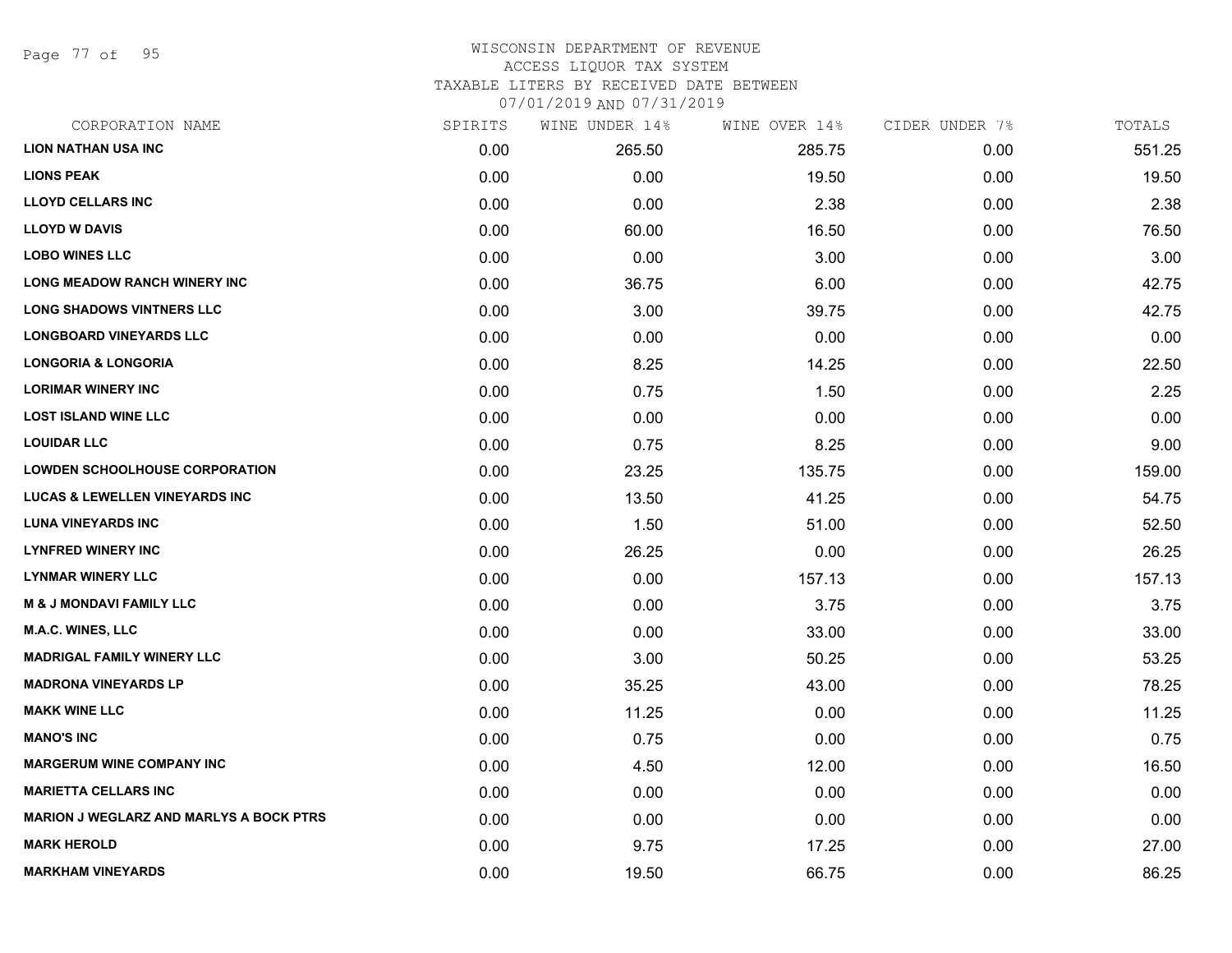# WISCONSIN DEPARTMENT OF REVENUE
ACCESS LIQUOR TAX SYSTEM
TAXABLE LITERS BY RECEIVED DATE BETWEEN
07/01/2019 AND 07/31/2019

| CORPORATION NAME | SPIRITS | WINE UNDER 14% | WINE OVER 14% | CIDER UNDER 7% | TOTALS |
|---|---|---|---|---|---|
| **LION NATHAN USA INC** | 0.00 | 265.50 | 285.75 | 0.00 | 551.25 |
| **LIONS PEAK** | 0.00 | 0.00 | 19.50 | 0.00 | 19.50 |
| **LLOYD CELLARS INC** | 0.00 | 0.00 | 2.38 | 0.00 | 2.38 |
| **LLOYD W DAVIS** | 0.00 | 60.00 | 16.50 | 0.00 | 76.50 |
| **LOBO WINES LLC** | 0.00 | 0.00 | 3.00 | 0.00 | 3.00 |
| **LONG MEADOW RANCH WINERY INC** | 0.00 | 36.75 | 6.00 | 0.00 | 42.75 |
| **LONG SHADOWS VINTNERS LLC** | 0.00 | 3.00 | 39.75 | 0.00 | 42.75 |
| **LONGBOARD VINEYARDS LLC** | 0.00 | 0.00 | 0.00 | 0.00 | 0.00 |
| **LONGORIA & LONGORIA** | 0.00 | 8.25 | 14.25 | 0.00 | 22.50 |
| **LORIMAR WINERY INC** | 0.00 | 0.75 | 1.50 | 0.00 | 2.25 |
| **LOST ISLAND WINE LLC** | 0.00 | 0.00 | 0.00 | 0.00 | 0.00 |
| **LOUIDAR LLC** | 0.00 | 0.75 | 8.25 | 0.00 | 9.00 |
| **LOWDEN SCHOOLHOUSE CORPORATION** | 0.00 | 23.25 | 135.75 | 0.00 | 159.00 |
| **LUCAS & LEWELLEN VINEYARDS INC** | 0.00 | 13.50 | 41.25 | 0.00 | 54.75 |
| **LUNA VINEYARDS INC** | 0.00 | 1.50 | 51.00 | 0.00 | 52.50 |
| **LYNFRED WINERY INC** | 0.00 | 26.25 | 0.00 | 0.00 | 26.25 |
| **LYNMAR WINERY LLC** | 0.00 | 0.00 | 157.13 | 0.00 | 157.13 |
| **M & J MONDAVI FAMILY LLC** | 0.00 | 0.00 | 3.75 | 0.00 | 3.75 |
| **M.A.C. WINES, LLC** | 0.00 | 0.00 | 33.00 | 0.00 | 33.00 |
| **MADRIGAL FAMILY WINERY LLC** | 0.00 | 3.00 | 50.25 | 0.00 | 53.25 |
| **MADRONA VINEYARDS LP** | 0.00 | 35.25 | 43.00 | 0.00 | 78.25 |
| **MAKK WINE LLC** | 0.00 | 11.25 | 0.00 | 0.00 | 11.25 |
| **MANO'S INC** | 0.00 | 0.75 | 0.00 | 0.00 | 0.75 |
| **MARGERUM WINE COMPANY INC** | 0.00 | 4.50 | 12.00 | 0.00 | 16.50 |
| **MARIETTA CELLARS INC** | 0.00 | 0.00 | 0.00 | 0.00 | 0.00 |
| **MARION J WEGLARZ AND MARLYS A BOCK PTRS** | 0.00 | 0.00 | 0.00 | 0.00 | 0.00 |
| **MARK HEROLD** | 0.00 | 9.75 | 17.25 | 0.00 | 27.00 |
| **MARKHAM VINEYARDS** | 0.00 | 19.50 | 66.75 | 0.00 | 86.25 |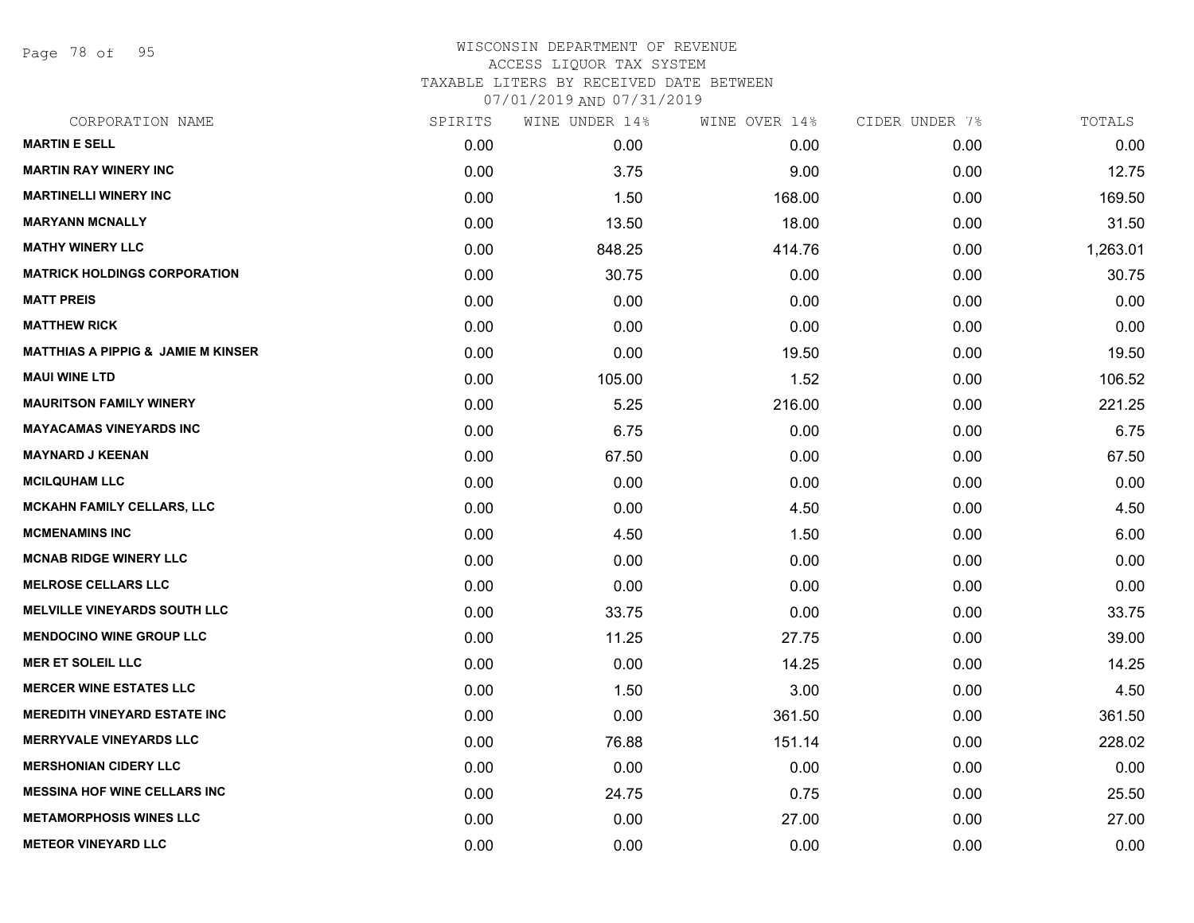# WISCONSIN DEPARTMENT OF REVENUE

ACCESS LIQUOR TAX SYSTEM

TAXABLE LITERS BY RECEIVED DATE BETWEEN

07/01/2019 AND 07/31/2019

| CORPORATION NAME | SPIRITS | WINE UNDER 14% | WINE OVER 14% | CIDER UNDER 7% | TOTALS |
|---|---|---|---|---|---|
| **MARTIN E SELL** | 0.00 | 0.00 | 0.00 | 0.00 | 0.00 |
| **MARTIN RAY WINERY INC** | 0.00 | 3.75 | 9.00 | 0.00 | 12.75 |
| **MARTINELLI WINERY INC** | 0.00 | 1.50 | 168.00 | 0.00 | 169.50 |
| **MARYANN MCNALLY** | 0.00 | 13.50 | 18.00 | 0.00 | 31.50 |
| **MATHY WINERY LLC** | 0.00 | 848.25 | 414.76 | 0.00 | 1,263.01 |
| **MATRICK HOLDINGS CORPORATION** | 0.00 | 30.75 | 0.00 | 0.00 | 30.75 |
| **MATT PREIS** | 0.00 | 0.00 | 0.00 | 0.00 | 0.00 |
| **MATTHEW RICK** | 0.00 | 0.00 | 0.00 | 0.00 | 0.00 |
| **MATTHIAS A PIPPIG & JAMIE M KINSER** | 0.00 | 0.00 | 19.50 | 0.00 | 19.50 |
| **MAUI WINE LTD** | 0.00 | 105.00 | 1.52 | 0.00 | 106.52 |
| **MAURITSON FAMILY WINERY** | 0.00 | 5.25 | 216.00 | 0.00 | 221.25 |
| **MAYACAMAS VINEYARDS INC** | 0.00 | 6.75 | 0.00 | 0.00 | 6.75 |
| **MAYNARD J KEENAN** | 0.00 | 67.50 | 0.00 | 0.00 | 67.50 |
| **MCILQUHAM LLC** | 0.00 | 0.00 | 0.00 | 0.00 | 0.00 |
| **MCKAHN FAMILY CELLARS, LLC** | 0.00 | 0.00 | 4.50 | 0.00 | 4.50 |
| **MCMENAMINS INC** | 0.00 | 4.50 | 1.50 | 0.00 | 6.00 |
| **MCNAB RIDGE WINERY LLC** | 0.00 | 0.00 | 0.00 | 0.00 | 0.00 |
| **MELROSE CELLARS LLC** | 0.00 | 0.00 | 0.00 | 0.00 | 0.00 |
| **MELVILLE VINEYARDS SOUTH LLC** | 0.00 | 33.75 | 0.00 | 0.00 | 33.75 |
| **MENDOCINO WINE GROUP LLC** | 0.00 | 11.25 | 27.75 | 0.00 | 39.00 |
| **MER ET SOLEIL LLC** | 0.00 | 0.00 | 14.25 | 0.00 | 14.25 |
| **MERCER WINE ESTATES LLC** | 0.00 | 1.50 | 3.00 | 0.00 | 4.50 |
| **MEREDITH VINEYARD ESTATE INC** | 0.00 | 0.00 | 361.50 | 0.00 | 361.50 |
| **MERRYVALE VINEYARDS LLC** | 0.00 | 76.88 | 151.14 | 0.00 | 228.02 |
| **MERSHONIAN CIDERY LLC** | 0.00 | 0.00 | 0.00 | 0.00 | 0.00 |
| **MESSINA HOF WINE CELLARS INC** | 0.00 | 24.75 | 0.75 | 0.00 | 25.50 |
| **METAMORPHOSIS WINES LLC** | 0.00 | 0.00 | 27.00 | 0.00 | 27.00 |
| **METEOR VINEYARD LLC** | 0.00 | 0.00 | 0.00 | 0.00 | 0.00 |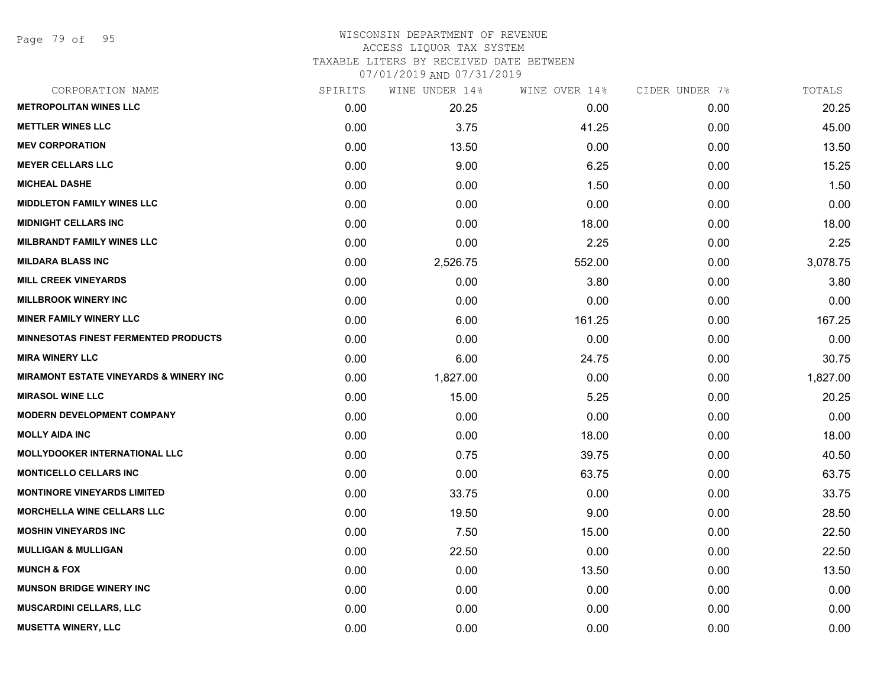WISCONSIN DEPARTMENT OF REVENUE
ACCESS LIQUOR TAX SYSTEM
TAXABLE LITERS BY RECEIVED DATE BETWEEN
07/01/2019 AND 07/31/2019

| CORPORATION NAME | SPIRITS | WINE UNDER 14% | WINE OVER 14% | CIDER UNDER 7% | TOTALS |
|---|---|---|---|---|---|
| METROPOLITAN WINES LLC | 0.00 | 20.25 | 0.00 | 0.00 | 20.25 |
| METTLER WINES LLC | 0.00 | 3.75 | 41.25 | 0.00 | 45.00 |
| MEV CORPORATION | 0.00 | 13.50 | 0.00 | 0.00 | 13.50 |
| MEYER CELLARS LLC | 0.00 | 9.00 | 6.25 | 0.00 | 15.25 |
| MICHEAL DASHE | 0.00 | 0.00 | 1.50 | 0.00 | 1.50 |
| MIDDLETON FAMILY WINES LLC | 0.00 | 0.00 | 0.00 | 0.00 | 0.00 |
| MIDNIGHT CELLARS INC | 0.00 | 0.00 | 18.00 | 0.00 | 18.00 |
| MILBRANDT FAMILY WINES LLC | 0.00 | 0.00 | 2.25 | 0.00 | 2.25 |
| MILDARA BLASS INC | 0.00 | 2,526.75 | 552.00 | 0.00 | 3,078.75 |
| MILL CREEK VINEYARDS | 0.00 | 0.00 | 3.80 | 0.00 | 3.80 |
| MILLBROOK WINERY INC | 0.00 | 0.00 | 0.00 | 0.00 | 0.00 |
| MINER FAMILY WINERY LLC | 0.00 | 6.00 | 161.25 | 0.00 | 167.25 |
| MINNESOTAS FINEST FERMENTED PRODUCTS | 0.00 | 0.00 | 0.00 | 0.00 | 0.00 |
| MIRA WINERY LLC | 0.00 | 6.00 | 24.75 | 0.00 | 30.75 |
| MIRAMONT ESTATE VINEYARDS & WINERY INC | 0.00 | 1,827.00 | 0.00 | 0.00 | 1,827.00 |
| MIRASOL WINE LLC | 0.00 | 15.00 | 5.25 | 0.00 | 20.25 |
| MODERN DEVELOPMENT COMPANY | 0.00 | 0.00 | 0.00 | 0.00 | 0.00 |
| MOLLY AIDA INC | 0.00 | 0.00 | 18.00 | 0.00 | 18.00 |
| MOLLYDOOKER INTERNATIONAL LLC | 0.00 | 0.75 | 39.75 | 0.00 | 40.50 |
| MONTICELLO CELLARS INC | 0.00 | 0.00 | 63.75 | 0.00 | 63.75 |
| MONTINORE VINEYARDS LIMITED | 0.00 | 33.75 | 0.00 | 0.00 | 33.75 |
| MORCHELLA WINE CELLARS LLC | 0.00 | 19.50 | 9.00 | 0.00 | 28.50 |
| MOSHIN VINEYARDS INC | 0.00 | 7.50 | 15.00 | 0.00 | 22.50 |
| MULLIGAN & MULLIGAN | 0.00 | 22.50 | 0.00 | 0.00 | 22.50 |
| MUNCH & FOX | 0.00 | 0.00 | 13.50 | 0.00 | 13.50 |
| MUNSON BRIDGE WINERY INC | 0.00 | 0.00 | 0.00 | 0.00 | 0.00 |
| MUSCARDINI CELLARS, LLC | 0.00 | 0.00 | 0.00 | 0.00 | 0.00 |
| MUSETTA WINERY, LLC | 0.00 | 0.00 | 0.00 | 0.00 | 0.00 |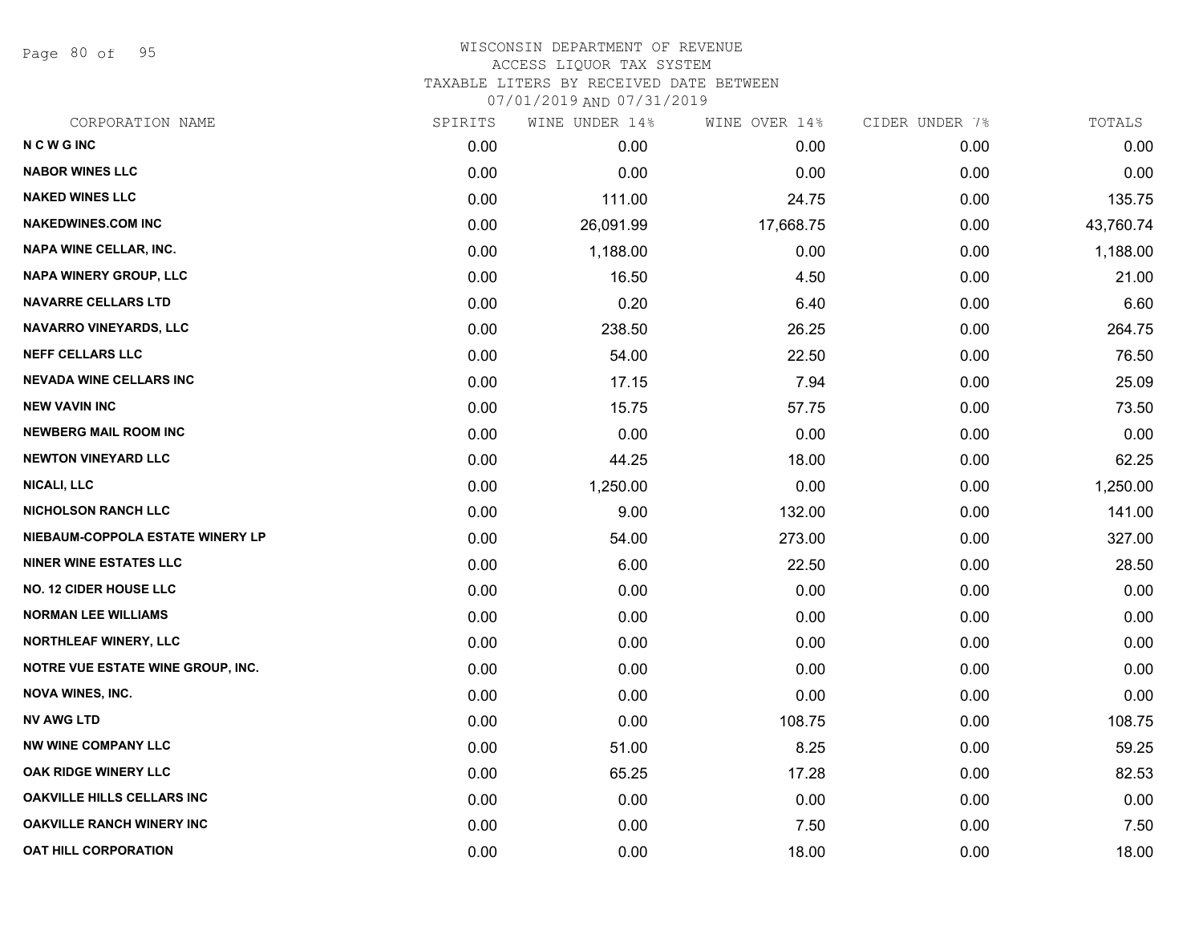WISCONSIN DEPARTMENT OF REVENUE
ACCESS LIQUOR TAX SYSTEM
TAXABLE LITERS BY RECEIVED DATE BETWEEN
07/01/2019 AND 07/31/2019

| CORPORATION NAME | SPIRITS | WINE UNDER 14% | WINE OVER 14% | CIDER UNDER 7% | TOTALS |
|---|---|---|---|---|---|
| N C W G INC | 0.00 | 0.00 | 0.00 | 0.00 | 0.00 |
| NABOR WINES LLC | 0.00 | 0.00 | 0.00 | 0.00 | 0.00 |
| NAKED WINES LLC | 0.00 | 111.00 | 24.75 | 0.00 | 135.75 |
| NAKEDWINES.COM INC | 0.00 | 26,091.99 | 17,668.75 | 0.00 | 43,760.74 |
| NAPA WINE CELLAR, INC. | 0.00 | 1,188.00 | 0.00 | 0.00 | 1,188.00 |
| NAPA WINERY GROUP, LLC | 0.00 | 16.50 | 4.50 | 0.00 | 21.00 |
| NAVARRE CELLARS LTD | 0.00 | 0.20 | 6.40 | 0.00 | 6.60 |
| NAVARRO VINEYARDS, LLC | 0.00 | 238.50 | 26.25 | 0.00 | 264.75 |
| NEFF CELLARS LLC | 0.00 | 54.00 | 22.50 | 0.00 | 76.50 |
| NEVADA WINE CELLARS INC | 0.00 | 17.15 | 7.94 | 0.00 | 25.09 |
| NEW VAVIN INC | 0.00 | 15.75 | 57.75 | 0.00 | 73.50 |
| NEWBERG MAIL ROOM INC | 0.00 | 0.00 | 0.00 | 0.00 | 0.00 |
| NEWTON VINEYARD LLC | 0.00 | 44.25 | 18.00 | 0.00 | 62.25 |
| NICALI, LLC | 0.00 | 1,250.00 | 0.00 | 0.00 | 1,250.00 |
| NICHOLSON RANCH LLC | 0.00 | 9.00 | 132.00 | 0.00 | 141.00 |
| NIEBAUM-COPPOLA ESTATE WINERY LP | 0.00 | 54.00 | 273.00 | 0.00 | 327.00 |
| NINER WINE ESTATES LLC | 0.00 | 6.00 | 22.50 | 0.00 | 28.50 |
| NO. 12 CIDER HOUSE LLC | 0.00 | 0.00 | 0.00 | 0.00 | 0.00 |
| NORMAN LEE WILLIAMS | 0.00 | 0.00 | 0.00 | 0.00 | 0.00 |
| NORTHLEAF WINERY, LLC | 0.00 | 0.00 | 0.00 | 0.00 | 0.00 |
| NOTRE VUE ESTATE WINE GROUP, INC. | 0.00 | 0.00 | 0.00 | 0.00 | 0.00 |
| NOVA WINES, INC. | 0.00 | 0.00 | 0.00 | 0.00 | 0.00 |
| NV AWG LTD | 0.00 | 0.00 | 108.75 | 0.00 | 108.75 |
| NW WINE COMPANY LLC | 0.00 | 51.00 | 8.25 | 0.00 | 59.25 |
| OAK RIDGE WINERY LLC | 0.00 | 65.25 | 17.28 | 0.00 | 82.53 |
| OAKVILLE HILLS CELLARS INC | 0.00 | 0.00 | 0.00 | 0.00 | 0.00 |
| OAKVILLE RANCH WINERY INC | 0.00 | 0.00 | 7.50 | 0.00 | 7.50 |
| OAT HILL CORPORATION | 0.00 | 0.00 | 18.00 | 0.00 | 18.00 |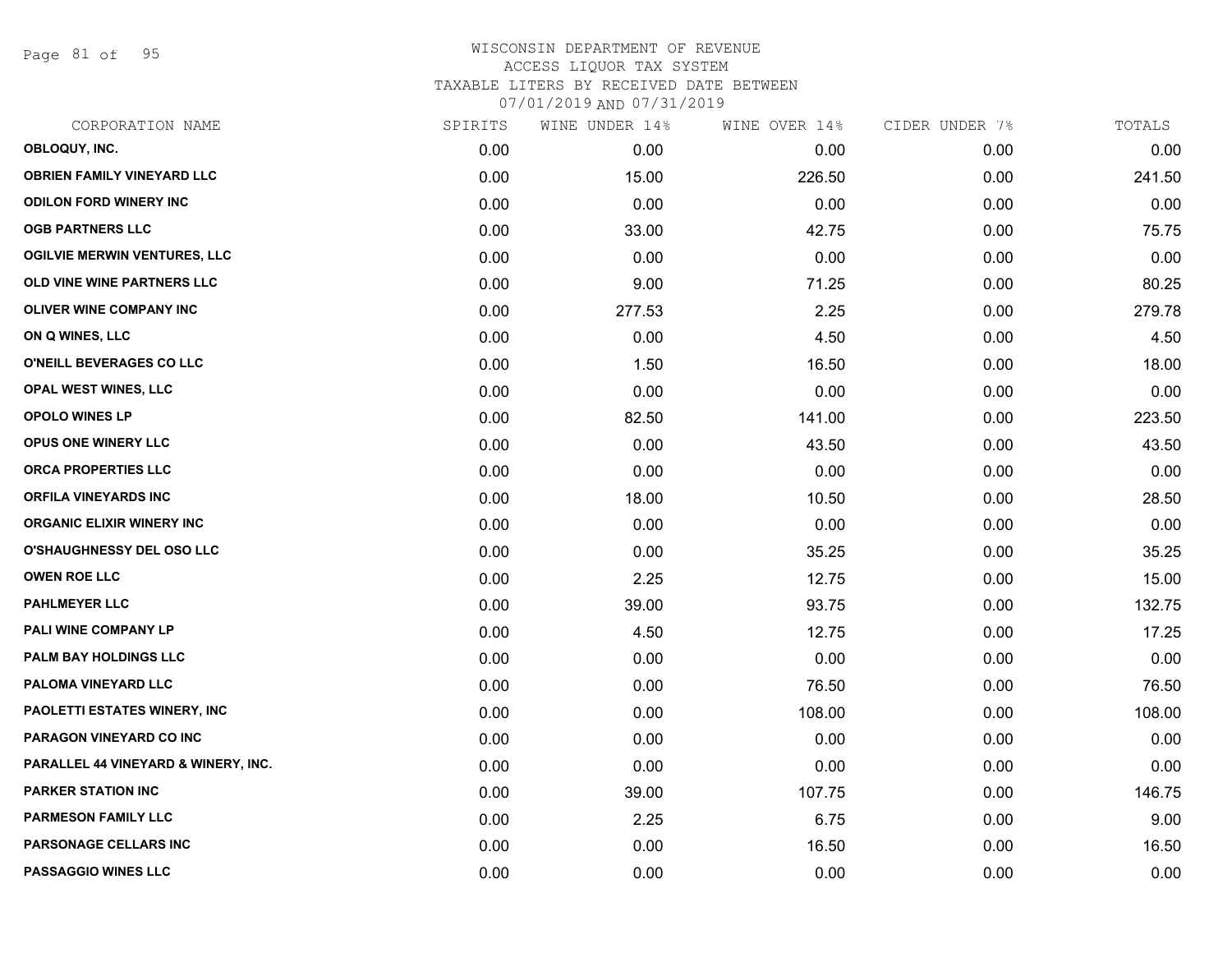# WISCONSIN DEPARTMENT OF REVENUE
## ACCESS LIQUOR TAX SYSTEM
### TAXABLE LITERS BY RECEIVED DATE BETWEEN 07/01/2019 AND 07/31/2019

| CORPORATION NAME | SPIRITS | WINE UNDER 14% | WINE OVER 14% | CIDER UNDER 7% | TOTALS |
|---|---|---|---|---|---|
| OBLOQUY, INC. | 0.00 | 0.00 | 0.00 | 0.00 | 0.00 |
| OBRIEN FAMILY VINEYARD LLC | 0.00 | 15.00 | 226.50 | 0.00 | 241.50 |
| ODILON FORD WINERY INC | 0.00 | 0.00 | 0.00 | 0.00 | 0.00 |
| OGB PARTNERS LLC | 0.00 | 33.00 | 42.75 | 0.00 | 75.75 |
| OGILVIE MERWIN VENTURES, LLC | 0.00 | 0.00 | 0.00 | 0.00 | 0.00 |
| OLD VINE WINE PARTNERS LLC | 0.00 | 9.00 | 71.25 | 0.00 | 80.25 |
| OLIVER WINE COMPANY INC | 0.00 | 277.53 | 2.25 | 0.00 | 279.78 |
| ON Q WINES, LLC | 0.00 | 0.00 | 4.50 | 0.00 | 4.50 |
| O'NEILL BEVERAGES CO LLC | 0.00 | 1.50 | 16.50 | 0.00 | 18.00 |
| OPAL WEST WINES, LLC | 0.00 | 0.00 | 0.00 | 0.00 | 0.00 |
| OPOLO WINES LP | 0.00 | 82.50 | 141.00 | 0.00 | 223.50 |
| OPUS ONE WINERY LLC | 0.00 | 0.00 | 43.50 | 0.00 | 43.50 |
| ORCA PROPERTIES LLC | 0.00 | 0.00 | 0.00 | 0.00 | 0.00 |
| ORFILA VINEYARDS INC | 0.00 | 18.00 | 10.50 | 0.00 | 28.50 |
| ORGANIC ELIXIR WINERY INC | 0.00 | 0.00 | 0.00 | 0.00 | 0.00 |
| O'SHAUGHNESSY DEL OSO LLC | 0.00 | 0.00 | 35.25 | 0.00 | 35.25 |
| OWEN ROE LLC | 0.00 | 2.25 | 12.75 | 0.00 | 15.00 |
| PAHLMEYER LLC | 0.00 | 39.00 | 93.75 | 0.00 | 132.75 |
| PALI WINE COMPANY LP | 0.00 | 4.50 | 12.75 | 0.00 | 17.25 |
| PALM BAY HOLDINGS LLC | 0.00 | 0.00 | 0.00 | 0.00 | 0.00 |
| PALOMA VINEYARD LLC | 0.00 | 0.00 | 76.50 | 0.00 | 76.50 |
| PAOLETTI ESTATES WINERY, INC | 0.00 | 0.00 | 108.00 | 0.00 | 108.00 |
| PARAGON VINEYARD CO INC | 0.00 | 0.00 | 0.00 | 0.00 | 0.00 |
| PARALLEL 44 VINEYARD & WINERY, INC. | 0.00 | 0.00 | 0.00 | 0.00 | 0.00 |
| PARKER STATION INC | 0.00 | 39.00 | 107.75 | 0.00 | 146.75 |
| PARMESON FAMILY LLC | 0.00 | 2.25 | 6.75 | 0.00 | 9.00 |
| PARSONAGE CELLARS INC | 0.00 | 0.00 | 16.50 | 0.00 | 16.50 |
| PASSAGGIO WINES LLC | 0.00 | 0.00 | 0.00 | 0.00 | 0.00 |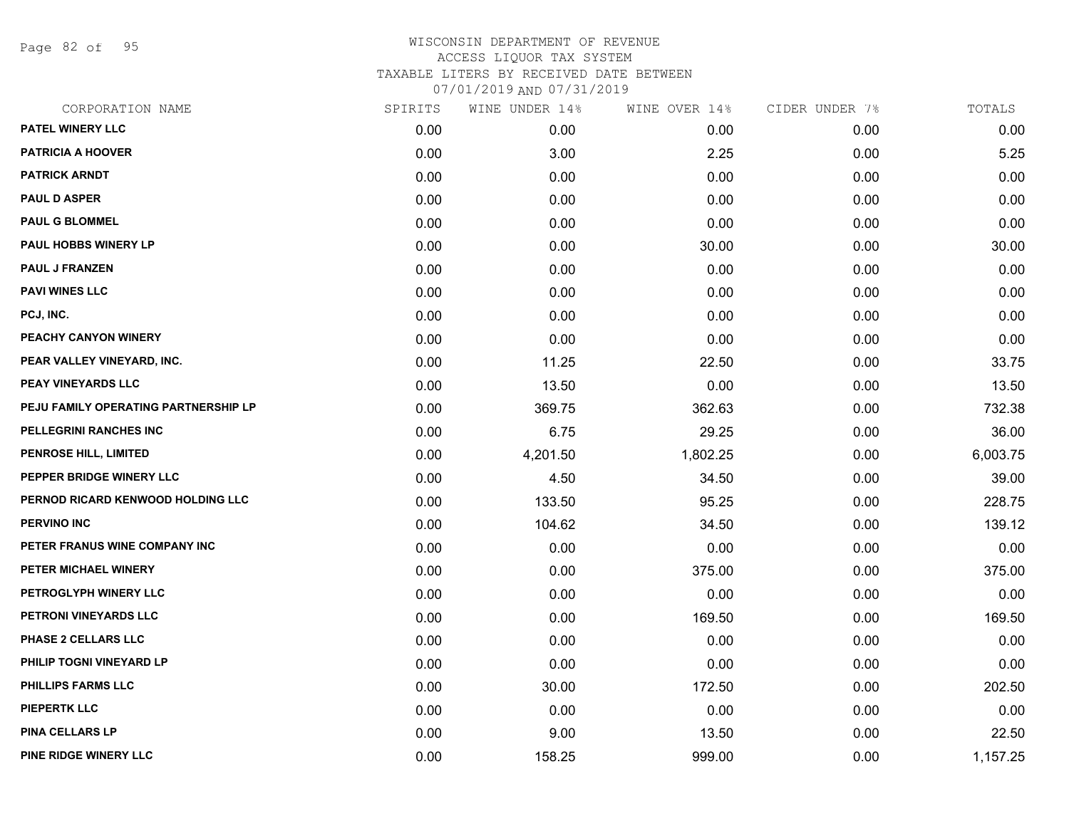WISCONSIN DEPARTMENT OF REVENUE
ACCESS LIQUOR TAX SYSTEM
TAXABLE LITERS BY RECEIVED DATE BETWEEN
07/01/2019 AND 07/31/2019

| CORPORATION NAME | SPIRITS | WINE UNDER 14% | WINE OVER 14% | CIDER UNDER 7% | TOTALS |
|---|---|---|---|---|---|
| PATEL WINERY LLC | 0.00 | 0.00 | 0.00 | 0.00 | 0.00 |
| PATRICIA A HOOVER | 0.00 | 3.00 | 2.25 | 0.00 | 5.25 |
| PATRICK ARNDT | 0.00 | 0.00 | 0.00 | 0.00 | 0.00 |
| PAUL D ASPER | 0.00 | 0.00 | 0.00 | 0.00 | 0.00 |
| PAUL G BLOMMEL | 0.00 | 0.00 | 0.00 | 0.00 | 0.00 |
| PAUL HOBBS WINERY LP | 0.00 | 0.00 | 30.00 | 0.00 | 30.00 |
| PAUL J FRANZEN | 0.00 | 0.00 | 0.00 | 0.00 | 0.00 |
| PAVI WINES LLC | 0.00 | 0.00 | 0.00 | 0.00 | 0.00 |
| PCJ, INC. | 0.00 | 0.00 | 0.00 | 0.00 | 0.00 |
| PEACHY CANYON WINERY | 0.00 | 0.00 | 0.00 | 0.00 | 0.00 |
| PEAR VALLEY VINEYARD, INC. | 0.00 | 11.25 | 22.50 | 0.00 | 33.75 |
| PEAY VINEYARDS LLC | 0.00 | 13.50 | 0.00 | 0.00 | 13.50 |
| PEJU FAMILY OPERATING PARTNERSHIP LP | 0.00 | 369.75 | 362.63 | 0.00 | 732.38 |
| PELLEGRINI RANCHES INC | 0.00 | 6.75 | 29.25 | 0.00 | 36.00 |
| PENROSE HILL, LIMITED | 0.00 | 4,201.50 | 1,802.25 | 0.00 | 6,003.75 |
| PEPPER BRIDGE WINERY LLC | 0.00 | 4.50 | 34.50 | 0.00 | 39.00 |
| PERNOD RICARD KENWOOD HOLDING LLC | 0.00 | 133.50 | 95.25 | 0.00 | 228.75 |
| PERVINO INC | 0.00 | 104.62 | 34.50 | 0.00 | 139.12 |
| PETER FRANUS WINE COMPANY INC | 0.00 | 0.00 | 0.00 | 0.00 | 0.00 |
| PETER MICHAEL WINERY | 0.00 | 0.00 | 375.00 | 0.00 | 375.00 |
| PETROGLYPH WINERY LLC | 0.00 | 0.00 | 0.00 | 0.00 | 0.00 |
| PETRONI VINEYARDS LLC | 0.00 | 0.00 | 169.50 | 0.00 | 169.50 |
| PHASE 2 CELLARS LLC | 0.00 | 0.00 | 0.00 | 0.00 | 0.00 |
| PHILIP TOGNI VINEYARD LP | 0.00 | 0.00 | 0.00 | 0.00 | 0.00 |
| PHILLIPS FARMS LLC | 0.00 | 30.00 | 172.50 | 0.00 | 202.50 |
| PIEPERTK LLC | 0.00 | 0.00 | 0.00 | 0.00 | 0.00 |
| PINA CELLARS LP | 0.00 | 9.00 | 13.50 | 0.00 | 22.50 |
| PINE RIDGE WINERY LLC | 0.00 | 158.25 | 999.00 | 0.00 | 1,157.25 |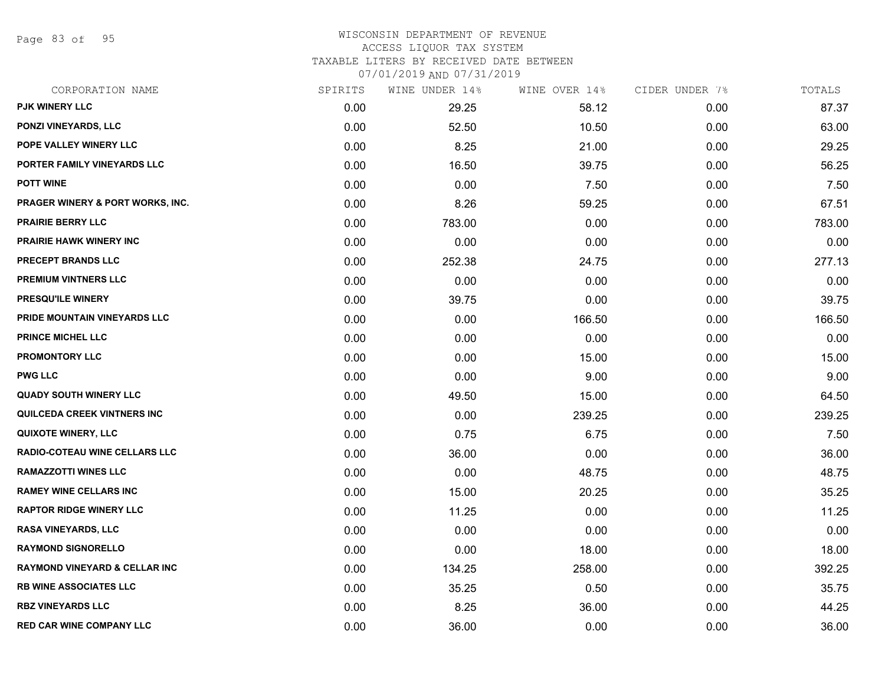# WISCONSIN DEPARTMENT OF REVENUE
## ACCESS LIQUOR TAX SYSTEM
### TAXABLE LITERS BY RECEIVED DATE BETWEEN 07/01/2019 AND 07/31/2019

| CORPORATION NAME | SPIRITS | WINE UNDER 14% | WINE OVER 14% | CIDER UNDER 7% | TOTALS |
|---|---|---|---|---|---|
| PJK WINERY LLC | 0.00 | 29.25 | 58.12 | 0.00 | 87.37 |
| PONZI VINEYARDS, LLC | 0.00 | 52.50 | 10.50 | 0.00 | 63.00 |
| POPE VALLEY WINERY LLC | 0.00 | 8.25 | 21.00 | 0.00 | 29.25 |
| PORTER FAMILY VINEYARDS LLC | 0.00 | 16.50 | 39.75 | 0.00 | 56.25 |
| POTT WINE | 0.00 | 0.00 | 7.50 | 0.00 | 7.50 |
| PRAGER WINERY & PORT WORKS, INC. | 0.00 | 8.26 | 59.25 | 0.00 | 67.51 |
| PRAIRIE BERRY LLC | 0.00 | 783.00 | 0.00 | 0.00 | 783.00 |
| PRAIRIE HAWK WINERY INC | 0.00 | 0.00 | 0.00 | 0.00 | 0.00 |
| PRECEPT BRANDS LLC | 0.00 | 252.38 | 24.75 | 0.00 | 277.13 |
| PREMIUM VINTNERS LLC | 0.00 | 0.00 | 0.00 | 0.00 | 0.00 |
| PRESQU'ILE WINERY | 0.00 | 39.75 | 0.00 | 0.00 | 39.75 |
| PRIDE MOUNTAIN VINEYARDS LLC | 0.00 | 0.00 | 166.50 | 0.00 | 166.50 |
| PRINCE MICHEL LLC | 0.00 | 0.00 | 0.00 | 0.00 | 0.00 |
| PROMONTORY LLC | 0.00 | 0.00 | 15.00 | 0.00 | 15.00 |
| PWG LLC | 0.00 | 0.00 | 9.00 | 0.00 | 9.00 |
| QUADY SOUTH WINERY LLC | 0.00 | 49.50 | 15.00 | 0.00 | 64.50 |
| QUILCEDA CREEK VINTNERS INC | 0.00 | 0.00 | 239.25 | 0.00 | 239.25 |
| QUIXOTE WINERY, LLC | 0.00 | 0.75 | 6.75 | 0.00 | 7.50 |
| RADIO-COTEAU WINE CELLARS LLC | 0.00 | 36.00 | 0.00 | 0.00 | 36.00 |
| RAMAZZOTTI WINES LLC | 0.00 | 0.00 | 48.75 | 0.00 | 48.75 |
| RAMEY WINE CELLARS INC | 0.00 | 15.00 | 20.25 | 0.00 | 35.25 |
| RAPTOR RIDGE WINERY LLC | 0.00 | 11.25 | 0.00 | 0.00 | 11.25 |
| RASA VINEYARDS, LLC | 0.00 | 0.00 | 0.00 | 0.00 | 0.00 |
| RAYMOND SIGNORELLO | 0.00 | 0.00 | 18.00 | 0.00 | 18.00 |
| RAYMOND VINEYARD & CELLAR INC | 0.00 | 134.25 | 258.00 | 0.00 | 392.25 |
| RB WINE ASSOCIATES LLC | 0.00 | 35.25 | 0.50 | 0.00 | 35.75 |
| RBZ VINEYARDS LLC | 0.00 | 8.25 | 36.00 | 0.00 | 44.25 |
| RED CAR WINE COMPANY LLC | 0.00 | 36.00 | 0.00 | 0.00 | 36.00 |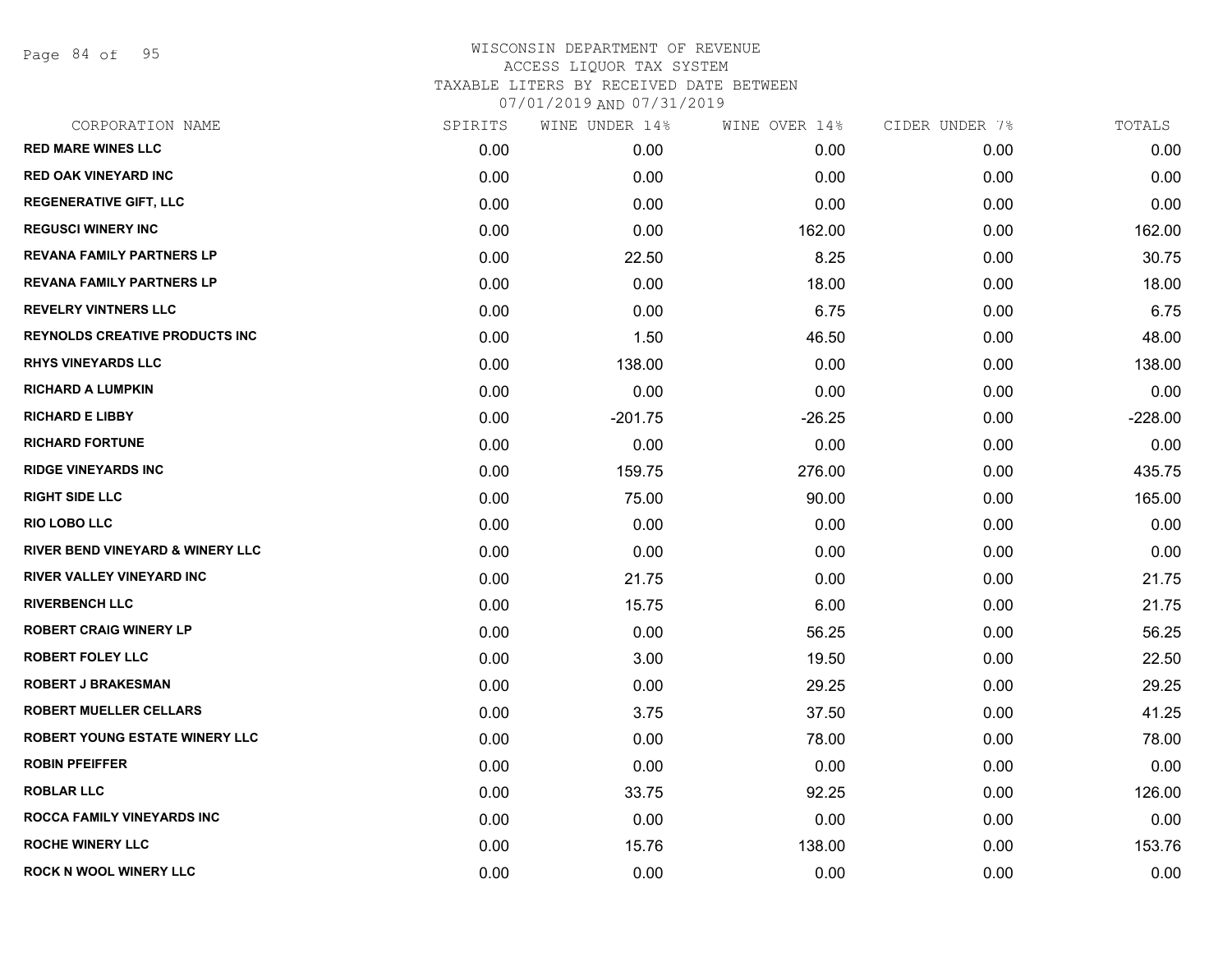# WISCONSIN DEPARTMENT OF REVENUE
## ACCESS LIQUOR TAX SYSTEM
## TAXABLE LITERS BY RECEIVED DATE BETWEEN 07/01/2019 AND 07/31/2019

| CORPORATION NAME | SPIRITS | WINE UNDER 14% | WINE OVER 14% | CIDER UNDER 7% | TOTALS |
|---|---|---|---|---|---|
| RED MARE WINES LLC | 0.00 | 0.00 | 0.00 | 0.00 | 0.00 |
| RED OAK VINEYARD INC | 0.00 | 0.00 | 0.00 | 0.00 | 0.00 |
| REGENERATIVE GIFT, LLC | 0.00 | 0.00 | 0.00 | 0.00 | 0.00 |
| REGUSCI WINERY INC | 0.00 | 0.00 | 162.00 | 0.00 | 162.00 |
| REVANA FAMILY PARTNERS LP | 0.00 | 22.50 | 8.25 | 0.00 | 30.75 |
| REVANA FAMILY PARTNERS LP | 0.00 | 0.00 | 18.00 | 0.00 | 18.00 |
| REVELRY VINTNERS LLC | 0.00 | 0.00 | 6.75 | 0.00 | 6.75 |
| REYNOLDS CREATIVE PRODUCTS INC | 0.00 | 1.50 | 46.50 | 0.00 | 48.00 |
| RHYS VINEYARDS LLC | 0.00 | 138.00 | 0.00 | 0.00 | 138.00 |
| RICHARD A LUMPKIN | 0.00 | 0.00 | 0.00 | 0.00 | 0.00 |
| RICHARD E LIBBY | 0.00 | -201.75 | -26.25 | 0.00 | -228.00 |
| RICHARD FORTUNE | 0.00 | 0.00 | 0.00 | 0.00 | 0.00 |
| RIDGE VINEYARDS INC | 0.00 | 159.75 | 276.00 | 0.00 | 435.75 |
| RIGHT SIDE LLC | 0.00 | 75.00 | 90.00 | 0.00 | 165.00 |
| RIO LOBO LLC | 0.00 | 0.00 | 0.00 | 0.00 | 0.00 |
| RIVER BEND VINEYARD & WINERY LLC | 0.00 | 0.00 | 0.00 | 0.00 | 0.00 |
| RIVER VALLEY VINEYARD INC | 0.00 | 21.75 | 0.00 | 0.00 | 21.75 |
| RIVERBENCH LLC | 0.00 | 15.75 | 6.00 | 0.00 | 21.75 |
| ROBERT CRAIG WINERY LP | 0.00 | 0.00 | 56.25 | 0.00 | 56.25 |
| ROBERT FOLEY LLC | 0.00 | 3.00 | 19.50 | 0.00 | 22.50 |
| ROBERT J BRAKESMAN | 0.00 | 0.00 | 29.25 | 0.00 | 29.25 |
| ROBERT MUELLER CELLARS | 0.00 | 3.75 | 37.50 | 0.00 | 41.25 |
| ROBERT YOUNG ESTATE WINERY LLC | 0.00 | 0.00 | 78.00 | 0.00 | 78.00 |
| ROBIN PFEIFFER | 0.00 | 0.00 | 0.00 | 0.00 | 0.00 |
| ROBLAR LLC | 0.00 | 33.75 | 92.25 | 0.00 | 126.00 |
| ROCCA FAMILY VINEYARDS INC | 0.00 | 0.00 | 0.00 | 0.00 | 0.00 |
| ROCHE WINERY LLC | 0.00 | 15.76 | 138.00 | 0.00 | 153.76 |
| ROCK N WOOL WINERY LLC | 0.00 | 0.00 | 0.00 | 0.00 | 0.00 |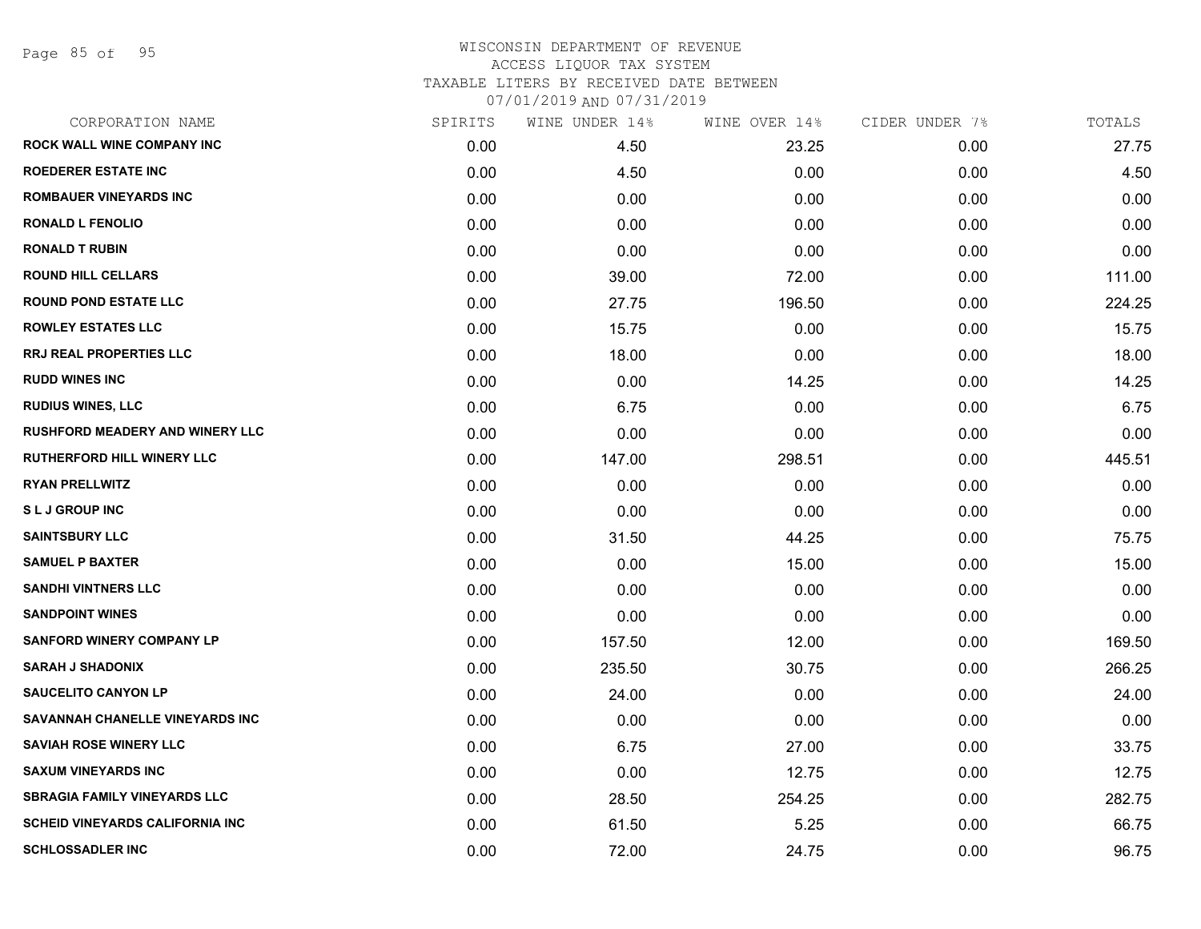WISCONSIN DEPARTMENT OF REVENUE
ACCESS LIQUOR TAX SYSTEM
TAXABLE LITERS BY RECEIVED DATE BETWEEN
07/01/2019 AND 07/31/2019

| CORPORATION NAME | SPIRITS | WINE UNDER 14% | WINE OVER 14% | CIDER UNDER 7% | TOTALS |
|---|---|---|---|---|---|
| ROCK WALL WINE COMPANY INC | 0.00 | 4.50 | 23.25 | 0.00 | 27.75 |
| ROEDERER ESTATE INC | 0.00 | 4.50 | 0.00 | 0.00 | 4.50 |
| ROMBAUER VINEYARDS INC | 0.00 | 0.00 | 0.00 | 0.00 | 0.00 |
| RONALD L FENOLIO | 0.00 | 0.00 | 0.00 | 0.00 | 0.00 |
| RONALD T RUBIN | 0.00 | 0.00 | 0.00 | 0.00 | 0.00 |
| ROUND HILL CELLARS | 0.00 | 39.00 | 72.00 | 0.00 | 111.00 |
| ROUND POND ESTATE LLC | 0.00 | 27.75 | 196.50 | 0.00 | 224.25 |
| ROWLEY ESTATES LLC | 0.00 | 15.75 | 0.00 | 0.00 | 15.75 |
| RRJ REAL PROPERTIES LLC | 0.00 | 18.00 | 0.00 | 0.00 | 18.00 |
| RUDD WINES INC | 0.00 | 0.00 | 14.25 | 0.00 | 14.25 |
| RUDIUS WINES, LLC | 0.00 | 6.75 | 0.00 | 0.00 | 6.75 |
| RUSHFORD MEADERY AND WINERY LLC | 0.00 | 0.00 | 0.00 | 0.00 | 0.00 |
| RUTHERFORD HILL WINERY LLC | 0.00 | 147.00 | 298.51 | 0.00 | 445.51 |
| RYAN PRELLWITZ | 0.00 | 0.00 | 0.00 | 0.00 | 0.00 |
| S L J GROUP INC | 0.00 | 0.00 | 0.00 | 0.00 | 0.00 |
| SAINTSBURY LLC | 0.00 | 31.50 | 44.25 | 0.00 | 75.75 |
| SAMUEL P BAXTER | 0.00 | 0.00 | 15.00 | 0.00 | 15.00 |
| SANDHI VINTNERS LLC | 0.00 | 0.00 | 0.00 | 0.00 | 0.00 |
| SANDPOINT WINES | 0.00 | 0.00 | 0.00 | 0.00 | 0.00 |
| SANFORD WINERY COMPANY LP | 0.00 | 157.50 | 12.00 | 0.00 | 169.50 |
| SARAH J SHADONIX | 0.00 | 235.50 | 30.75 | 0.00 | 266.25 |
| SAUCELITO CANYON LP | 0.00 | 24.00 | 0.00 | 0.00 | 24.00 |
| SAVANNAH CHANELLE VINEYARDS INC | 0.00 | 0.00 | 0.00 | 0.00 | 0.00 |
| SAVIAH ROSE WINERY LLC | 0.00 | 6.75 | 27.00 | 0.00 | 33.75 |
| SAXUM VINEYARDS INC | 0.00 | 0.00 | 12.75 | 0.00 | 12.75 |
| SBRAGIA FAMILY VINEYARDS LLC | 0.00 | 28.50 | 254.25 | 0.00 | 282.75 |
| SCHEID VINEYARDS CALIFORNIA INC | 0.00 | 61.50 | 5.25 | 0.00 | 66.75 |
| SCHLOSSADLER INC | 0.00 | 72.00 | 24.75 | 0.00 | 96.75 |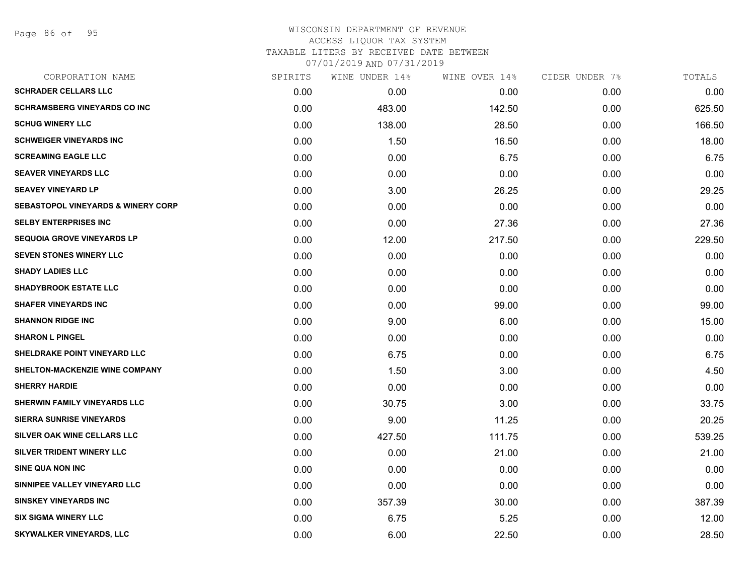WISCONSIN DEPARTMENT OF REVENUE
ACCESS LIQUOR TAX SYSTEM
TAXABLE LITERS BY RECEIVED DATE BETWEEN
07/01/2019 AND 07/31/2019

| CORPORATION NAME | SPIRITS | WINE UNDER 14% | WINE OVER 14% | CIDER UNDER 7% | TOTALS |
|---|---|---|---|---|---|
| SCHRADER CELLARS LLC | 0.00 | 0.00 | 0.00 | 0.00 | 0.00 |
| SCHRAMSBERG VINEYARDS CO INC | 0.00 | 483.00 | 142.50 | 0.00 | 625.50 |
| SCHUG WINERY LLC | 0.00 | 138.00 | 28.50 | 0.00 | 166.50 |
| SCHWEIGER VINEYARDS INC | 0.00 | 1.50 | 16.50 | 0.00 | 18.00 |
| SCREAMING EAGLE LLC | 0.00 | 0.00 | 6.75 | 0.00 | 6.75 |
| SEAVER VINEYARDS LLC | 0.00 | 0.00 | 0.00 | 0.00 | 0.00 |
| SEAVEY VINEYARD LP | 0.00 | 3.00 | 26.25 | 0.00 | 29.25 |
| SEBASTOPOL VINEYARDS & WINERY CORP | 0.00 | 0.00 | 0.00 | 0.00 | 0.00 |
| SELBY ENTERPRISES INC | 0.00 | 0.00 | 27.36 | 0.00 | 27.36 |
| SEQUOIA GROVE VINEYARDS LP | 0.00 | 12.00 | 217.50 | 0.00 | 229.50 |
| SEVEN STONES WINERY LLC | 0.00 | 0.00 | 0.00 | 0.00 | 0.00 |
| SHADY LADIES LLC | 0.00 | 0.00 | 0.00 | 0.00 | 0.00 |
| SHADYBROOK ESTATE LLC | 0.00 | 0.00 | 0.00 | 0.00 | 0.00 |
| SHAFER VINEYARDS INC | 0.00 | 0.00 | 99.00 | 0.00 | 99.00 |
| SHANNON RIDGE INC | 0.00 | 9.00 | 6.00 | 0.00 | 15.00 |
| SHARON L PINGEL | 0.00 | 0.00 | 0.00 | 0.00 | 0.00 |
| SHELDRAKE POINT VINEYARD LLC | 0.00 | 6.75 | 0.00 | 0.00 | 6.75 |
| SHELTON-MACKENZIE WINE COMPANY | 0.00 | 1.50 | 3.00 | 0.00 | 4.50 |
| SHERRY HARDIE | 0.00 | 0.00 | 0.00 | 0.00 | 0.00 |
| SHERWIN FAMILY VINEYARDS LLC | 0.00 | 30.75 | 3.00 | 0.00 | 33.75 |
| SIERRA SUNRISE VINEYARDS | 0.00 | 9.00 | 11.25 | 0.00 | 20.25 |
| SILVER OAK WINE CELLARS LLC | 0.00 | 427.50 | 111.75 | 0.00 | 539.25 |
| SILVER TRIDENT WINERY LLC | 0.00 | 0.00 | 21.00 | 0.00 | 21.00 |
| SINE QUA NON INC | 0.00 | 0.00 | 0.00 | 0.00 | 0.00 |
| SINNIPEE VALLEY VINEYARD LLC | 0.00 | 0.00 | 0.00 | 0.00 | 0.00 |
| SINSKEY VINEYARDS INC | 0.00 | 357.39 | 30.00 | 0.00 | 387.39 |
| SIX SIGMA WINERY LLC | 0.00 | 6.75 | 5.25 | 0.00 | 12.00 |
| SKYWALKER VINEYARDS, LLC | 0.00 | 6.00 | 22.50 | 0.00 | 28.50 |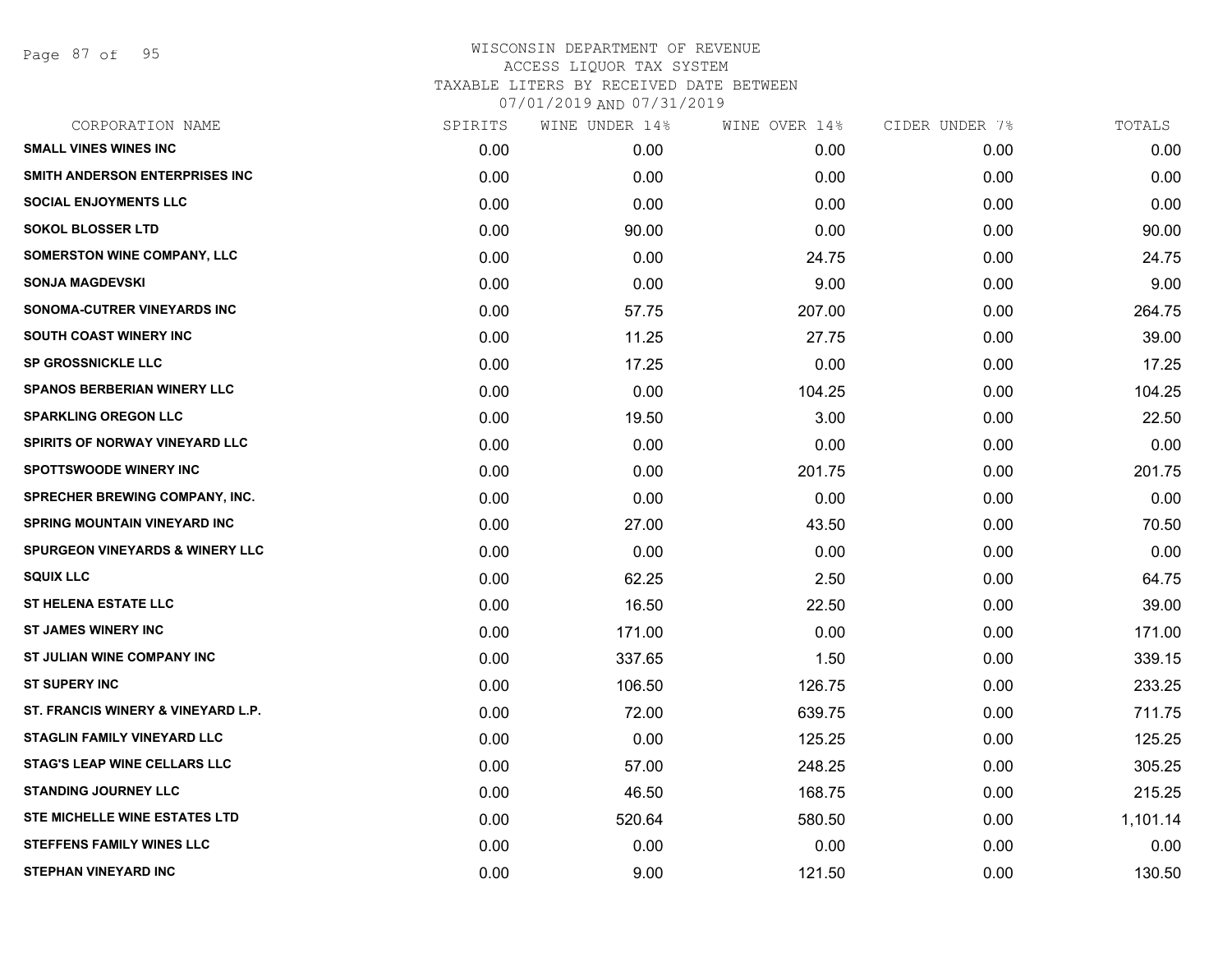WISCONSIN DEPARTMENT OF REVENUE
ACCESS LIQUOR TAX SYSTEM
TAXABLE LITERS BY RECEIVED DATE BETWEEN
07/01/2019 AND 07/31/2019

| CORPORATION NAME | SPIRITS | WINE UNDER 14% | WINE OVER 14% | CIDER UNDER 7% | TOTALS |
|---|---|---|---|---|---|
| SMALL VINES WINES INC | 0.00 | 0.00 | 0.00 | 0.00 | 0.00 |
| SMITH ANDERSON ENTERPRISES INC | 0.00 | 0.00 | 0.00 | 0.00 | 0.00 |
| SOCIAL ENJOYMENTS LLC | 0.00 | 0.00 | 0.00 | 0.00 | 0.00 |
| SOKOL BLOSSER LTD | 0.00 | 90.00 | 0.00 | 0.00 | 90.00 |
| SOMERSTON WINE COMPANY, LLC | 0.00 | 0.00 | 24.75 | 0.00 | 24.75 |
| SONJA MAGDEVSKI | 0.00 | 0.00 | 9.00 | 0.00 | 9.00 |
| SONOMA-CUTRER VINEYARDS INC | 0.00 | 57.75 | 207.00 | 0.00 | 264.75 |
| SOUTH COAST WINERY INC | 0.00 | 11.25 | 27.75 | 0.00 | 39.00 |
| SP GROSSNICKLE LLC | 0.00 | 17.25 | 0.00 | 0.00 | 17.25 |
| SPANOS BERBERIAN WINERY LLC | 0.00 | 0.00 | 104.25 | 0.00 | 104.25 |
| SPARKLING OREGON LLC | 0.00 | 19.50 | 3.00 | 0.00 | 22.50 |
| SPIRITS OF NORWAY VINEYARD LLC | 0.00 | 0.00 | 0.00 | 0.00 | 0.00 |
| SPOTTSWOODE WINERY INC | 0.00 | 0.00 | 201.75 | 0.00 | 201.75 |
| SPRECHER BREWING COMPANY, INC. | 0.00 | 0.00 | 0.00 | 0.00 | 0.00 |
| SPRING MOUNTAIN VINEYARD INC | 0.00 | 27.00 | 43.50 | 0.00 | 70.50 |
| SPURGEON VINEYARDS & WINERY LLC | 0.00 | 0.00 | 0.00 | 0.00 | 0.00 |
| SQUIX LLC | 0.00 | 62.25 | 2.50 | 0.00 | 64.75 |
| ST HELENA ESTATE LLC | 0.00 | 16.50 | 22.50 | 0.00 | 39.00 |
| ST JAMES WINERY INC | 0.00 | 171.00 | 0.00 | 0.00 | 171.00 |
| ST JULIAN WINE COMPANY INC | 0.00 | 337.65 | 1.50 | 0.00 | 339.15 |
| ST SUPERY INC | 0.00 | 106.50 | 126.75 | 0.00 | 233.25 |
| ST. FRANCIS WINERY & VINEYARD L.P. | 0.00 | 72.00 | 639.75 | 0.00 | 711.75 |
| STAGLIN FAMILY VINEYARD LLC | 0.00 | 0.00 | 125.25 | 0.00 | 125.25 |
| STAG'S LEAP WINE CELLARS LLC | 0.00 | 57.00 | 248.25 | 0.00 | 305.25 |
| STANDING JOURNEY LLC | 0.00 | 46.50 | 168.75 | 0.00 | 215.25 |
| STE MICHELLE WINE ESTATES LTD | 0.00 | 520.64 | 580.50 | 0.00 | 1,101.14 |
| STEFFENS FAMILY WINES LLC | 0.00 | 0.00 | 0.00 | 0.00 | 0.00 |
| STEPHAN VINEYARD INC | 0.00 | 9.00 | 121.50 | 0.00 | 130.50 |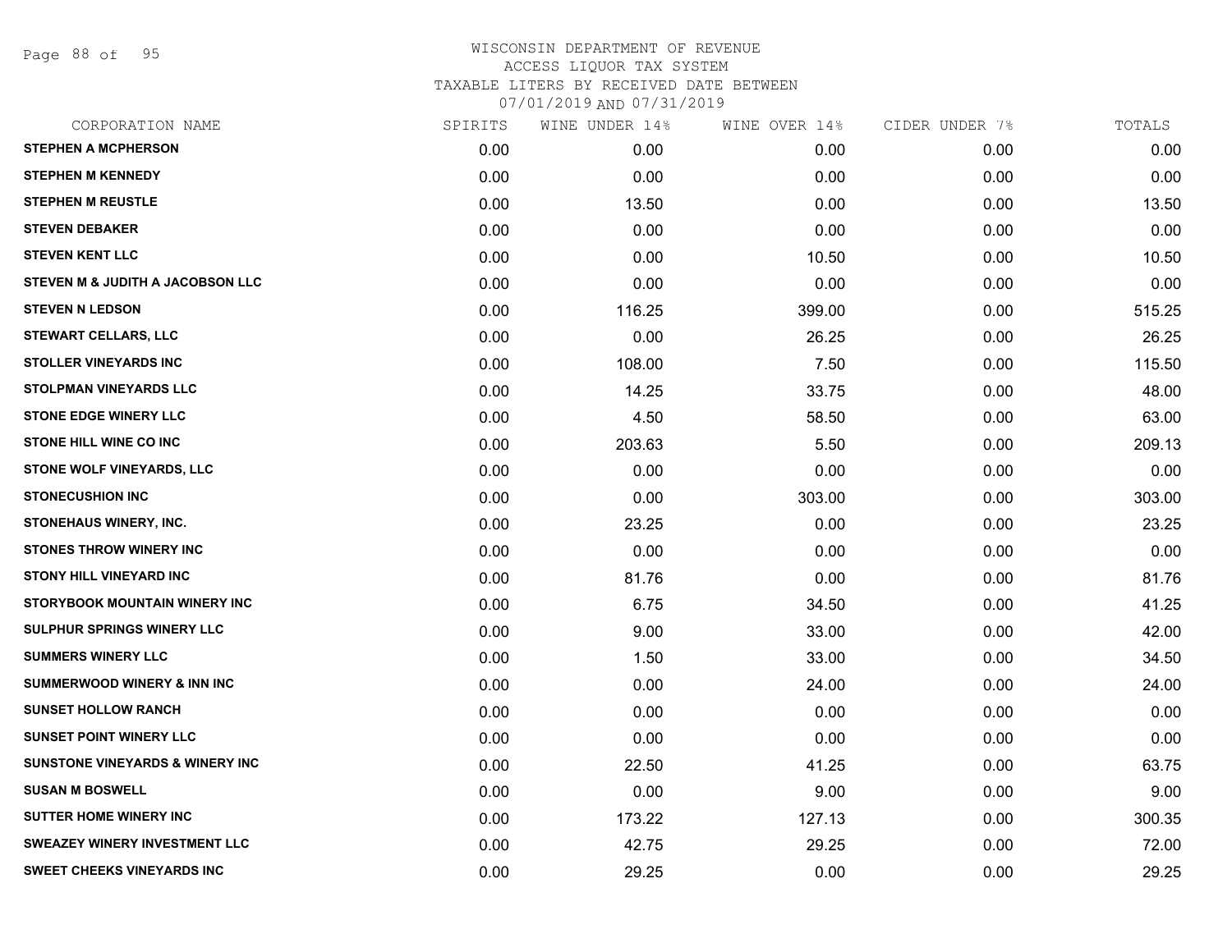# WISCONSIN DEPARTMENT OF REVENUE
## ACCESS LIQUOR TAX SYSTEM
### TAXABLE LITERS BY RECEIVED DATE BETWEEN 07/01/2019 AND 07/31/2019

| CORPORATION NAME | SPIRITS | WINE UNDER 14% | WINE OVER 14% | CIDER UNDER 7% | TOTALS |
|---|---|---|---|---|---|
| STEPHEN A MCPHERSON | 0.00 | 0.00 | 0.00 | 0.00 | 0.00 |
| STEPHEN M KENNEDY | 0.00 | 0.00 | 0.00 | 0.00 | 0.00 |
| STEPHEN M REUSTLE | 0.00 | 13.50 | 0.00 | 0.00 | 13.50 |
| STEVEN DEBAKER | 0.00 | 0.00 | 0.00 | 0.00 | 0.00 |
| STEVEN KENT LLC | 0.00 | 0.00 | 10.50 | 0.00 | 10.50 |
| STEVEN M & JUDITH A JACOBSON LLC | 0.00 | 0.00 | 0.00 | 0.00 | 0.00 |
| STEVEN N LEDSON | 0.00 | 116.25 | 399.00 | 0.00 | 515.25 |
| STEWART CELLARS, LLC | 0.00 | 0.00 | 26.25 | 0.00 | 26.25 |
| STOLLER VINEYARDS INC | 0.00 | 108.00 | 7.50 | 0.00 | 115.50 |
| STOLPMAN VINEYARDS LLC | 0.00 | 14.25 | 33.75 | 0.00 | 48.00 |
| STONE EDGE WINERY LLC | 0.00 | 4.50 | 58.50 | 0.00 | 63.00 |
| STONE HILL WINE CO INC | 0.00 | 203.63 | 5.50 | 0.00 | 209.13 |
| STONE WOLF VINEYARDS, LLC | 0.00 | 0.00 | 0.00 | 0.00 | 0.00 |
| STONECUSHION INC | 0.00 | 0.00 | 303.00 | 0.00 | 303.00 |
| STONEHAUS WINERY, INC. | 0.00 | 23.25 | 0.00 | 0.00 | 23.25 |
| STONES THROW WINERY INC | 0.00 | 0.00 | 0.00 | 0.00 | 0.00 |
| STONY HILL VINEYARD INC | 0.00 | 81.76 | 0.00 | 0.00 | 81.76 |
| STORYBOOK MOUNTAIN WINERY INC | 0.00 | 6.75 | 34.50 | 0.00 | 41.25 |
| SULPHUR SPRINGS WINERY LLC | 0.00 | 9.00 | 33.00 | 0.00 | 42.00 |
| SUMMERS WINERY LLC | 0.00 | 1.50 | 33.00 | 0.00 | 34.50 |
| SUMMERWOOD WINERY & INN INC | 0.00 | 0.00 | 24.00 | 0.00 | 24.00 |
| SUNSET HOLLOW RANCH | 0.00 | 0.00 | 0.00 | 0.00 | 0.00 |
| SUNSET POINT WINERY LLC | 0.00 | 0.00 | 0.00 | 0.00 | 0.00 |
| SUNSTONE VINEYARDS & WINERY INC | 0.00 | 22.50 | 41.25 | 0.00 | 63.75 |
| SUSAN M BOSWELL | 0.00 | 0.00 | 9.00 | 0.00 | 9.00 |
| SUTTER HOME WINERY INC | 0.00 | 173.22 | 127.13 | 0.00 | 300.35 |
| SWEAZEY WINERY INVESTMENT LLC | 0.00 | 42.75 | 29.25 | 0.00 | 72.00 |
| SWEET CHEEKS VINEYARDS INC | 0.00 | 29.25 | 0.00 | 0.00 | 29.25 |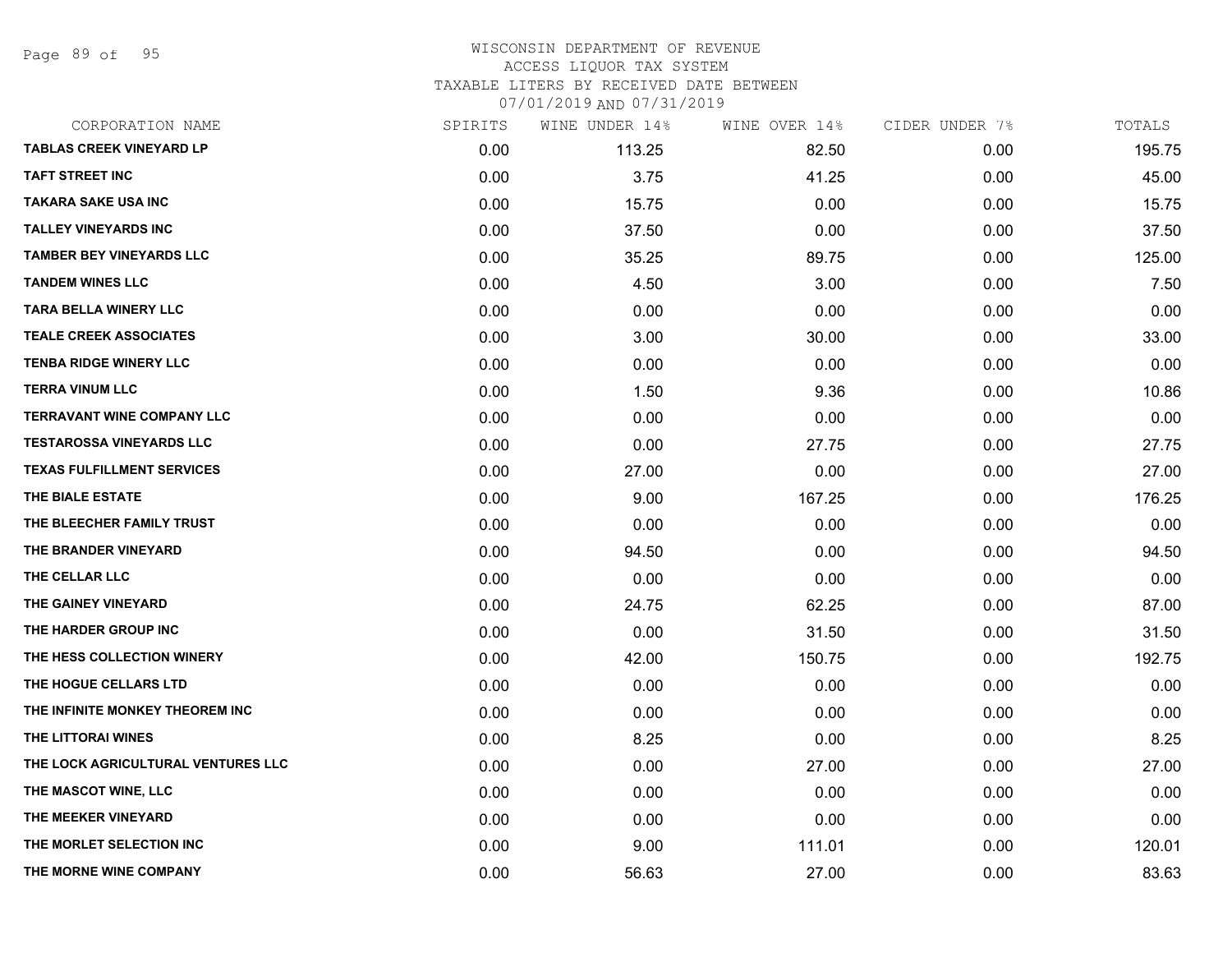# WISCONSIN DEPARTMENT OF REVENUE
## ACCESS LIQUOR TAX SYSTEM
### TAXABLE LITERS BY RECEIVED DATE BETWEEN 07/01/2019 AND 07/31/2019

| CORPORATION NAME | SPIRITS | WINE UNDER 14% | WINE OVER 14% | CIDER UNDER 7% | TOTALS |
|---|---|---|---|---|---|
| TABLAS CREEK VINEYARD LP | 0.00 | 113.25 | 82.50 | 0.00 | 195.75 |
| TAFT STREET INC | 0.00 | 3.75 | 41.25 | 0.00 | 45.00 |
| TAKARA SAKE USA INC | 0.00 | 15.75 | 0.00 | 0.00 | 15.75 |
| TALLEY VINEYARDS INC | 0.00 | 37.50 | 0.00 | 0.00 | 37.50 |
| TAMBER BEY VINEYARDS LLC | 0.00 | 35.25 | 89.75 | 0.00 | 125.00 |
| TANDEM WINES LLC | 0.00 | 4.50 | 3.00 | 0.00 | 7.50 |
| TARA BELLA WINERY LLC | 0.00 | 0.00 | 0.00 | 0.00 | 0.00 |
| TEALE CREEK ASSOCIATES | 0.00 | 3.00 | 30.00 | 0.00 | 33.00 |
| TENBA RIDGE WINERY LLC | 0.00 | 0.00 | 0.00 | 0.00 | 0.00 |
| TERRA VINUM LLC | 0.00 | 1.50 | 9.36 | 0.00 | 10.86 |
| TERRAVANT WINE COMPANY LLC | 0.00 | 0.00 | 0.00 | 0.00 | 0.00 |
| TESTAROSSA VINEYARDS LLC | 0.00 | 0.00 | 27.75 | 0.00 | 27.75 |
| TEXAS FULFILLMENT SERVICES | 0.00 | 27.00 | 0.00 | 0.00 | 27.00 |
| THE BIALE ESTATE | 0.00 | 9.00 | 167.25 | 0.00 | 176.25 |
| THE BLEECHER FAMILY TRUST | 0.00 | 0.00 | 0.00 | 0.00 | 0.00 |
| THE BRANDER VINEYARD | 0.00 | 94.50 | 0.00 | 0.00 | 94.50 |
| THE CELLAR LLC | 0.00 | 0.00 | 0.00 | 0.00 | 0.00 |
| THE GAINEY VINEYARD | 0.00 | 24.75 | 62.25 | 0.00 | 87.00 |
| THE HARDER GROUP INC | 0.00 | 0.00 | 31.50 | 0.00 | 31.50 |
| THE HESS COLLECTION WINERY | 0.00 | 42.00 | 150.75 | 0.00 | 192.75 |
| THE HOGUE CELLARS LTD | 0.00 | 0.00 | 0.00 | 0.00 | 0.00 |
| THE INFINITE MONKEY THEOREM INC | 0.00 | 0.00 | 0.00 | 0.00 | 0.00 |
| THE LITTORAI WINES | 0.00 | 8.25 | 0.00 | 0.00 | 8.25 |
| THE LOCK AGRICULTURAL VENTURES LLC | 0.00 | 0.00 | 27.00 | 0.00 | 27.00 |
| THE MASCOT WINE, LLC | 0.00 | 0.00 | 0.00 | 0.00 | 0.00 |
| THE MEEKER VINEYARD | 0.00 | 0.00 | 0.00 | 0.00 | 0.00 |
| THE MORLET SELECTION INC | 0.00 | 9.00 | 111.01 | 0.00 | 120.01 |
| THE MORNE WINE COMPANY | 0.00 | 56.63 | 27.00 | 0.00 | 83.63 |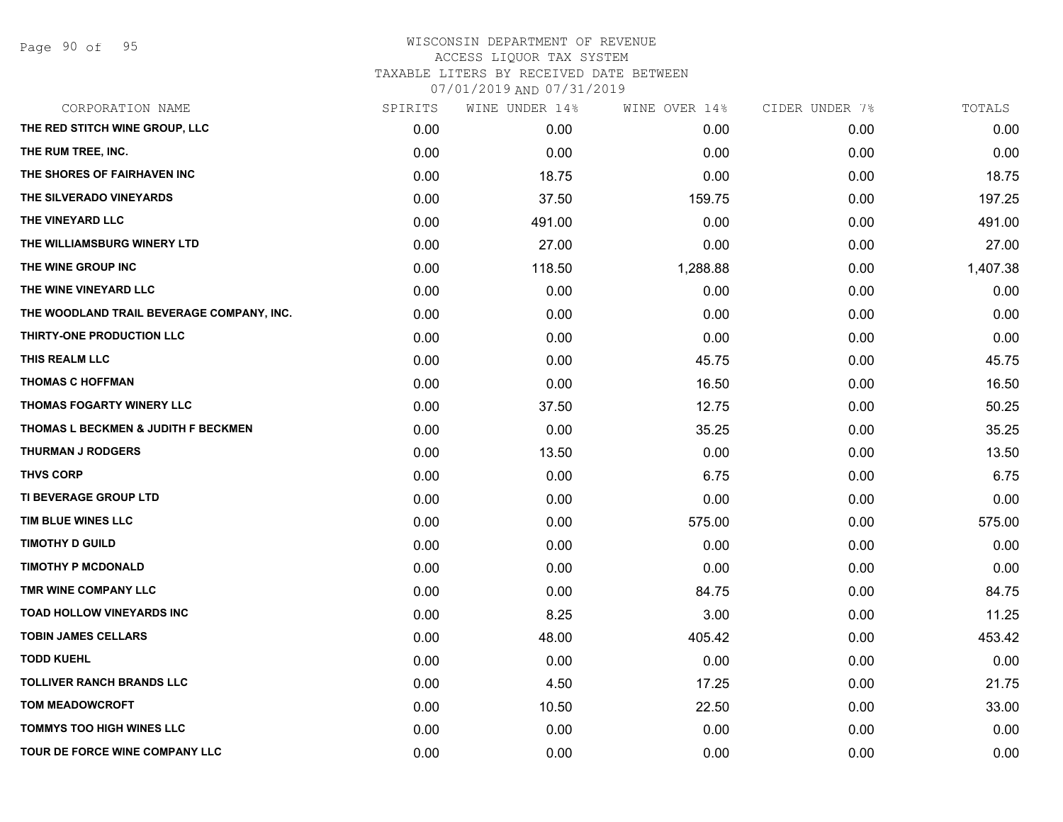WISCONSIN DEPARTMENT OF REVENUE
ACCESS LIQUOR TAX SYSTEM
TAXABLE LITERS BY RECEIVED DATE BETWEEN
07/01/2019 AND 07/31/2019

| CORPORATION NAME | SPIRITS | WINE UNDER 14% | WINE OVER 14% | CIDER UNDER 7% | TOTALS |
|---|---|---|---|---|---|
| THE RED STITCH WINE GROUP, LLC | 0.00 | 0.00 | 0.00 | 0.00 | 0.00 |
| THE RUM TREE, INC. | 0.00 | 0.00 | 0.00 | 0.00 | 0.00 |
| THE SHORES OF FAIRHAVEN INC | 0.00 | 18.75 | 0.00 | 0.00 | 18.75 |
| THE SILVERADO VINEYARDS | 0.00 | 37.50 | 159.75 | 0.00 | 197.25 |
| THE VINEYARD LLC | 0.00 | 491.00 | 0.00 | 0.00 | 491.00 |
| THE WILLIAMSBURG WINERY LTD | 0.00 | 27.00 | 0.00 | 0.00 | 27.00 |
| THE WINE GROUP INC | 0.00 | 118.50 | 1,288.88 | 0.00 | 1,407.38 |
| THE WINE VINEYARD LLC | 0.00 | 0.00 | 0.00 | 0.00 | 0.00 |
| THE WOODLAND TRAIL BEVERAGE COMPANY, INC. | 0.00 | 0.00 | 0.00 | 0.00 | 0.00 |
| THIRTY-ONE PRODUCTION LLC | 0.00 | 0.00 | 0.00 | 0.00 | 0.00 |
| THIS REALM LLC | 0.00 | 0.00 | 45.75 | 0.00 | 45.75 |
| THOMAS C HOFFMAN | 0.00 | 0.00 | 16.50 | 0.00 | 16.50 |
| THOMAS FOGARTY WINERY LLC | 0.00 | 37.50 | 12.75 | 0.00 | 50.25 |
| THOMAS L BECKMEN & JUDITH F BECKMEN | 0.00 | 0.00 | 35.25 | 0.00 | 35.25 |
| THURMAN J RODGERS | 0.00 | 13.50 | 0.00 | 0.00 | 13.50 |
| THVS CORP | 0.00 | 0.00 | 6.75 | 0.00 | 6.75 |
| TI BEVERAGE GROUP LTD | 0.00 | 0.00 | 0.00 | 0.00 | 0.00 |
| TIM BLUE WINES LLC | 0.00 | 0.00 | 575.00 | 0.00 | 575.00 |
| TIMOTHY D GUILD | 0.00 | 0.00 | 0.00 | 0.00 | 0.00 |
| TIMOTHY P MCDONALD | 0.00 | 0.00 | 0.00 | 0.00 | 0.00 |
| TMR WINE COMPANY LLC | 0.00 | 0.00 | 84.75 | 0.00 | 84.75 |
| TOAD HOLLOW VINEYARDS INC | 0.00 | 8.25 | 3.00 | 0.00 | 11.25 |
| TOBIN JAMES CELLARS | 0.00 | 48.00 | 405.42 | 0.00 | 453.42 |
| TODD KUEHL | 0.00 | 0.00 | 0.00 | 0.00 | 0.00 |
| TOLLIVER RANCH BRANDS LLC | 0.00 | 4.50 | 17.25 | 0.00 | 21.75 |
| TOM MEADOWCROFT | 0.00 | 10.50 | 22.50 | 0.00 | 33.00 |
| TOMMYS TOO HIGH WINES LLC | 0.00 | 0.00 | 0.00 | 0.00 | 0.00 |
| TOUR DE FORCE WINE COMPANY LLC | 0.00 | 0.00 | 0.00 | 0.00 | 0.00 |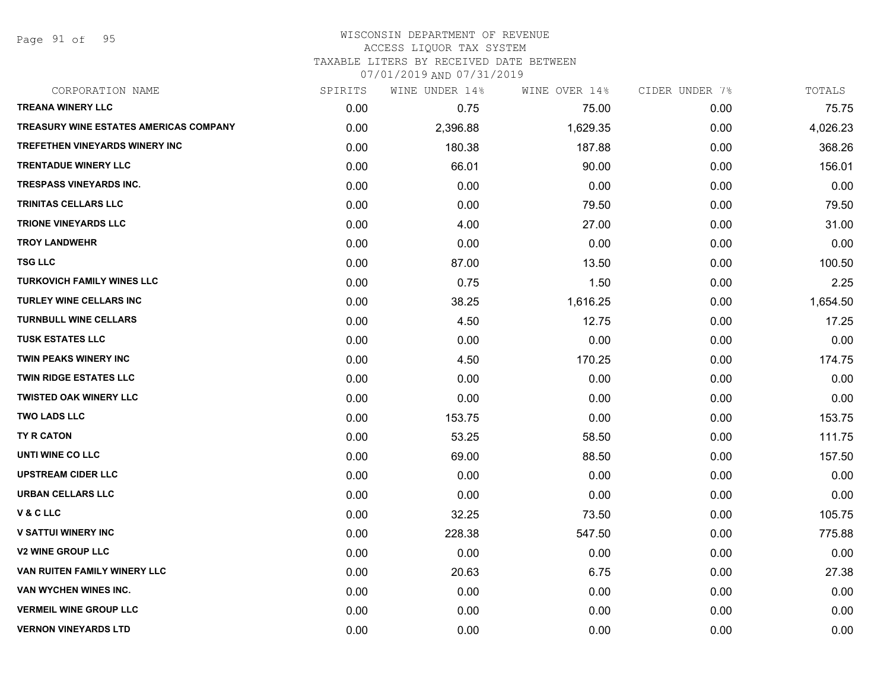# WISCONSIN DEPARTMENT OF REVENUE
## ACCESS LIQUOR TAX SYSTEM
### TAXABLE LITERS BY RECEIVED DATE BETWEEN 07/01/2019 AND 07/31/2019

| CORPORATION NAME | SPIRITS | WINE UNDER 14% | WINE OVER 14% | CIDER UNDER 7% | TOTALS |
|---|---|---|---|---|---|
| TREANA WINERY LLC | 0.00 | 0.75 | 75.00 | 0.00 | 75.75 |
| TREASURY WINE ESTATES AMERICAS COMPANY | 0.00 | 2,396.88 | 1,629.35 | 0.00 | 4,026.23 |
| TREFETHEN VINEYARDS WINERY INC | 0.00 | 180.38 | 187.88 | 0.00 | 368.26 |
| TRENTADUE WINERY LLC | 0.00 | 66.01 | 90.00 | 0.00 | 156.01 |
| TRESPASS VINEYARDS INC. | 0.00 | 0.00 | 0.00 | 0.00 | 0.00 |
| TRINITAS CELLARS LLC | 0.00 | 0.00 | 79.50 | 0.00 | 79.50 |
| TRIONE VINEYARDS LLC | 0.00 | 4.00 | 27.00 | 0.00 | 31.00 |
| TROY LANDWEHR | 0.00 | 0.00 | 0.00 | 0.00 | 0.00 |
| TSG LLC | 0.00 | 87.00 | 13.50 | 0.00 | 100.50 |
| TURKOVICH FAMILY WINES LLC | 0.00 | 0.75 | 1.50 | 0.00 | 2.25 |
| TURLEY WINE CELLARS INC | 0.00 | 38.25 | 1,616.25 | 0.00 | 1,654.50 |
| TURNBULL WINE CELLARS | 0.00 | 4.50 | 12.75 | 0.00 | 17.25 |
| TUSK ESTATES LLC | 0.00 | 0.00 | 0.00 | 0.00 | 0.00 |
| TWIN PEAKS WINERY INC | 0.00 | 4.50 | 170.25 | 0.00 | 174.75 |
| TWIN RIDGE ESTATES LLC | 0.00 | 0.00 | 0.00 | 0.00 | 0.00 |
| TWISTED OAK WINERY LLC | 0.00 | 0.00 | 0.00 | 0.00 | 0.00 |
| TWO LADS LLC | 0.00 | 153.75 | 0.00 | 0.00 | 153.75 |
| TY R CATON | 0.00 | 53.25 | 58.50 | 0.00 | 111.75 |
| UNTI WINE CO LLC | 0.00 | 69.00 | 88.50 | 0.00 | 157.50 |
| UPSTREAM CIDER LLC | 0.00 | 0.00 | 0.00 | 0.00 | 0.00 |
| URBAN CELLARS LLC | 0.00 | 0.00 | 0.00 | 0.00 | 0.00 |
| V & C LLC | 0.00 | 32.25 | 73.50 | 0.00 | 105.75 |
| V SATTUI WINERY INC | 0.00 | 228.38 | 547.50 | 0.00 | 775.88 |
| V2 WINE GROUP LLC | 0.00 | 0.00 | 0.00 | 0.00 | 0.00 |
| VAN RUITEN FAMILY WINERY LLC | 0.00 | 20.63 | 6.75 | 0.00 | 27.38 |
| VAN WYCHEN WINES INC. | 0.00 | 0.00 | 0.00 | 0.00 | 0.00 |
| VERMEIL WINE GROUP LLC | 0.00 | 0.00 | 0.00 | 0.00 | 0.00 |
| VERNON VINEYARDS LTD | 0.00 | 0.00 | 0.00 | 0.00 | 0.00 |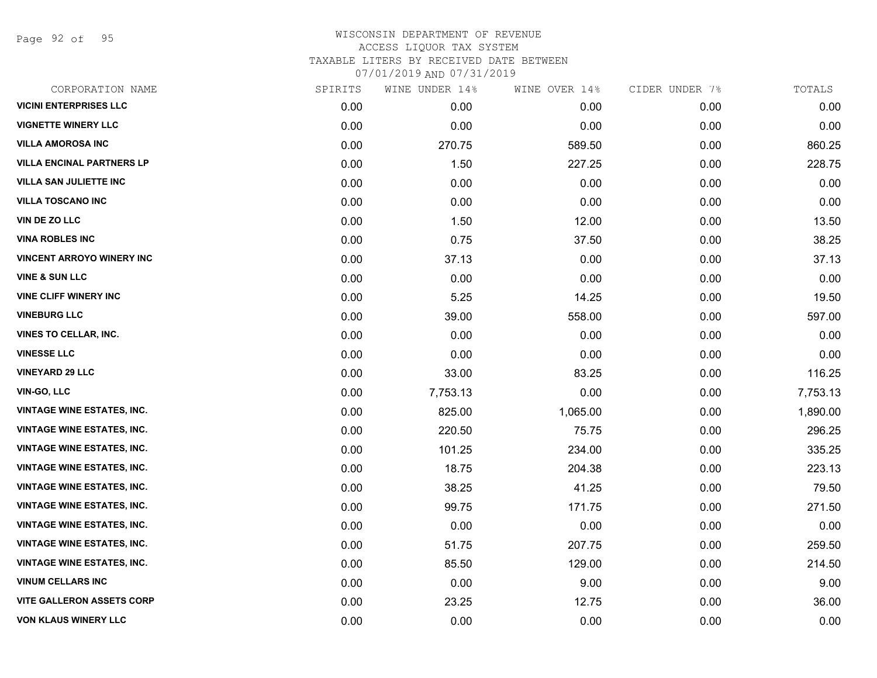# WISCONSIN DEPARTMENT OF REVENUE
## ACCESS LIQUOR TAX SYSTEM
## TAXABLE LITERS BY RECEIVED DATE BETWEEN 07/01/2019 AND 07/31/2019

| CORPORATION NAME | SPIRITS | WINE UNDER 14% | WINE OVER 14% | CIDER UNDER 7% | TOTALS |
|---|---|---|---|---|---|
| VICINI ENTERPRISES LLC | 0.00 | 0.00 | 0.00 | 0.00 | 0.00 |
| VIGNETTE WINERY LLC | 0.00 | 0.00 | 0.00 | 0.00 | 0.00 |
| VILLA AMOROSA INC | 0.00 | 270.75 | 589.50 | 0.00 | 860.25 |
| VILLA ENCINAL PARTNERS LP | 0.00 | 1.50 | 227.25 | 0.00 | 228.75 |
| VILLA SAN JULIETTE INC | 0.00 | 0.00 | 0.00 | 0.00 | 0.00 |
| VILLA TOSCANO INC | 0.00 | 0.00 | 0.00 | 0.00 | 0.00 |
| VIN DE ZO LLC | 0.00 | 1.50 | 12.00 | 0.00 | 13.50 |
| VINA ROBLES INC | 0.00 | 0.75 | 37.50 | 0.00 | 38.25 |
| VINCENT ARROYO WINERY INC | 0.00 | 37.13 | 0.00 | 0.00 | 37.13 |
| VINE & SUN LLC | 0.00 | 0.00 | 0.00 | 0.00 | 0.00 |
| VINE CLIFF WINERY INC | 0.00 | 5.25 | 14.25 | 0.00 | 19.50 |
| VINEBURG LLC | 0.00 | 39.00 | 558.00 | 0.00 | 597.00 |
| VINES TO CELLAR, INC. | 0.00 | 0.00 | 0.00 | 0.00 | 0.00 |
| VINESSE LLC | 0.00 | 0.00 | 0.00 | 0.00 | 0.00 |
| VINEYARD 29 LLC | 0.00 | 33.00 | 83.25 | 0.00 | 116.25 |
| VIN-GO, LLC | 0.00 | 7,753.13 | 0.00 | 0.00 | 7,753.13 |
| VINTAGE WINE ESTATES, INC. | 0.00 | 825.00 | 1,065.00 | 0.00 | 1,890.00 |
| VINTAGE WINE ESTATES, INC. | 0.00 | 220.50 | 75.75 | 0.00 | 296.25 |
| VINTAGE WINE ESTATES, INC. | 0.00 | 101.25 | 234.00 | 0.00 | 335.25 |
| VINTAGE WINE ESTATES, INC. | 0.00 | 18.75 | 204.38 | 0.00 | 223.13 |
| VINTAGE WINE ESTATES, INC. | 0.00 | 38.25 | 41.25 | 0.00 | 79.50 |
| VINTAGE WINE ESTATES, INC. | 0.00 | 99.75 | 171.75 | 0.00 | 271.50 |
| VINTAGE WINE ESTATES, INC. | 0.00 | 0.00 | 0.00 | 0.00 | 0.00 |
| VINTAGE WINE ESTATES, INC. | 0.00 | 51.75 | 207.75 | 0.00 | 259.50 |
| VINTAGE WINE ESTATES, INC. | 0.00 | 85.50 | 129.00 | 0.00 | 214.50 |
| VINUM CELLARS INC | 0.00 | 0.00 | 9.00 | 0.00 | 9.00 |
| VITE GALLERON ASSETS CORP | 0.00 | 23.25 | 12.75 | 0.00 | 36.00 |
| VON KLAUS WINERY LLC | 0.00 | 0.00 | 0.00 | 0.00 | 0.00 |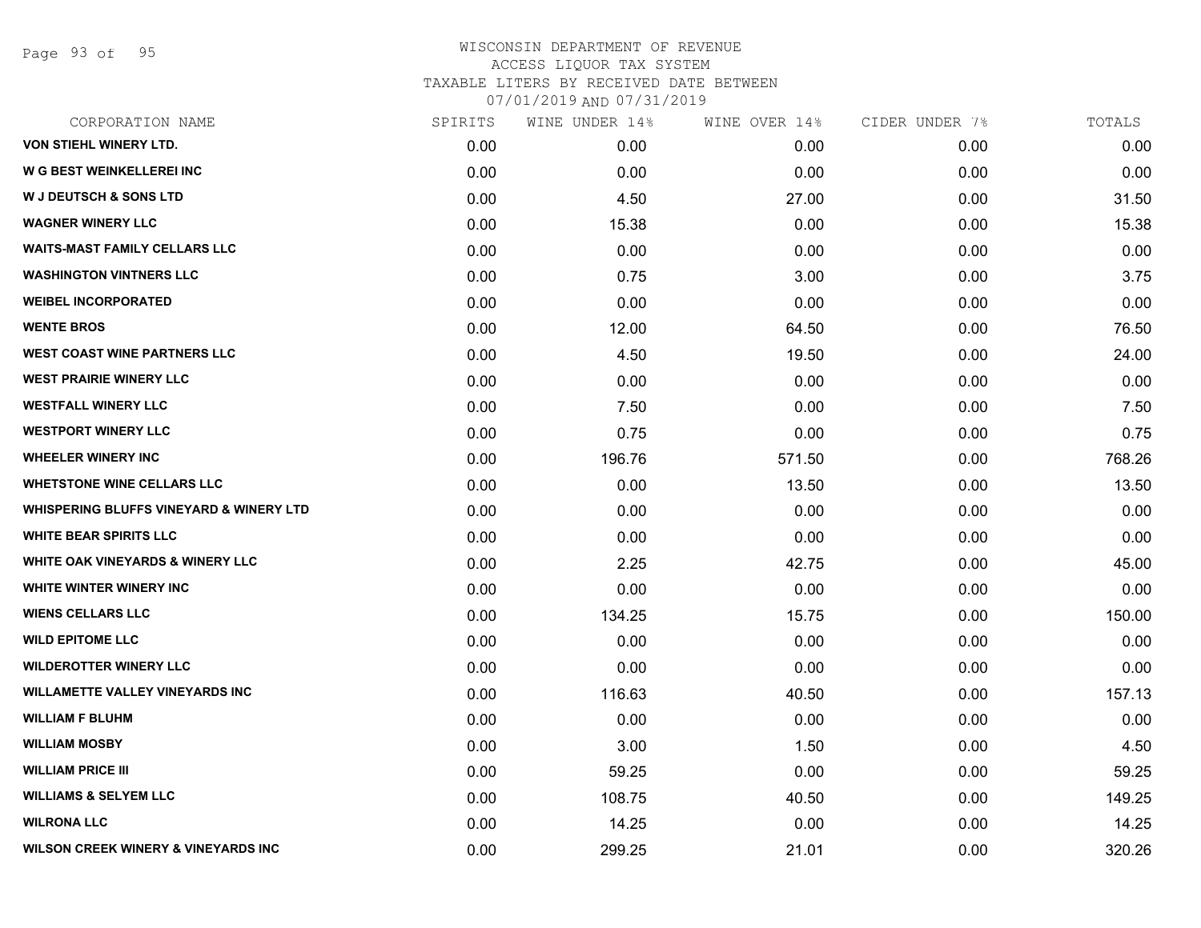WISCONSIN DEPARTMENT OF REVENUE
ACCESS LIQUOR TAX SYSTEM
TAXABLE LITERS BY RECEIVED DATE BETWEEN
07/01/2019 AND 07/31/2019

| CORPORATION NAME | SPIRITS | WINE UNDER 14% | WINE OVER 14% | CIDER UNDER 7% | TOTALS |
|---|---|---|---|---|---|
| VON STIEHL WINERY LTD. | 0.00 | 0.00 | 0.00 | 0.00 | 0.00 |
| W G BEST WEINKELLEREI INC | 0.00 | 0.00 | 0.00 | 0.00 | 0.00 |
| W J DEUTSCH & SONS LTD | 0.00 | 4.50 | 27.00 | 0.00 | 31.50 |
| WAGNER WINERY LLC | 0.00 | 15.38 | 0.00 | 0.00 | 15.38 |
| WAITS-MAST FAMILY CELLARS LLC | 0.00 | 0.00 | 0.00 | 0.00 | 0.00 |
| WASHINGTON VINTNERS LLC | 0.00 | 0.75 | 3.00 | 0.00 | 3.75 |
| WEIBEL INCORPORATED | 0.00 | 0.00 | 0.00 | 0.00 | 0.00 |
| WENTE BROS | 0.00 | 12.00 | 64.50 | 0.00 | 76.50 |
| WEST COAST WINE PARTNERS LLC | 0.00 | 4.50 | 19.50 | 0.00 | 24.00 |
| WEST PRAIRIE WINERY LLC | 0.00 | 0.00 | 0.00 | 0.00 | 0.00 |
| WESTFALL WINERY LLC | 0.00 | 7.50 | 0.00 | 0.00 | 7.50 |
| WESTPORT WINERY LLC | 0.00 | 0.75 | 0.00 | 0.00 | 0.75 |
| WHEELER WINERY INC | 0.00 | 196.76 | 571.50 | 0.00 | 768.26 |
| WHETSTONE WINE CELLARS LLC | 0.00 | 0.00 | 13.50 | 0.00 | 13.50 |
| WHISPERING BLUFFS VINEYARD & WINERY LTD | 0.00 | 0.00 | 0.00 | 0.00 | 0.00 |
| WHITE BEAR SPIRITS LLC | 0.00 | 0.00 | 0.00 | 0.00 | 0.00 |
| WHITE OAK VINEYARDS & WINERY LLC | 0.00 | 2.25 | 42.75 | 0.00 | 45.00 |
| WHITE WINTER WINERY INC | 0.00 | 0.00 | 0.00 | 0.00 | 0.00 |
| WIENS CELLARS LLC | 0.00 | 134.25 | 15.75 | 0.00 | 150.00 |
| WILD EPITOME LLC | 0.00 | 0.00 | 0.00 | 0.00 | 0.00 |
| WILDEROTTER WINERY LLC | 0.00 | 0.00 | 0.00 | 0.00 | 0.00 |
| WILLAMETTE VALLEY VINEYARDS INC | 0.00 | 116.63 | 40.50 | 0.00 | 157.13 |
| WILLIAM F BLUHM | 0.00 | 0.00 | 0.00 | 0.00 | 0.00 |
| WILLIAM MOSBY | 0.00 | 3.00 | 1.50 | 0.00 | 4.50 |
| WILLIAM PRICE III | 0.00 | 59.25 | 0.00 | 0.00 | 59.25 |
| WILLIAMS & SELYEM LLC | 0.00 | 108.75 | 40.50 | 0.00 | 149.25 |
| WILRONA LLC | 0.00 | 14.25 | 0.00 | 0.00 | 14.25 |
| WILSON CREEK WINERY & VINEYARDS INC | 0.00 | 299.25 | 21.01 | 0.00 | 320.26 |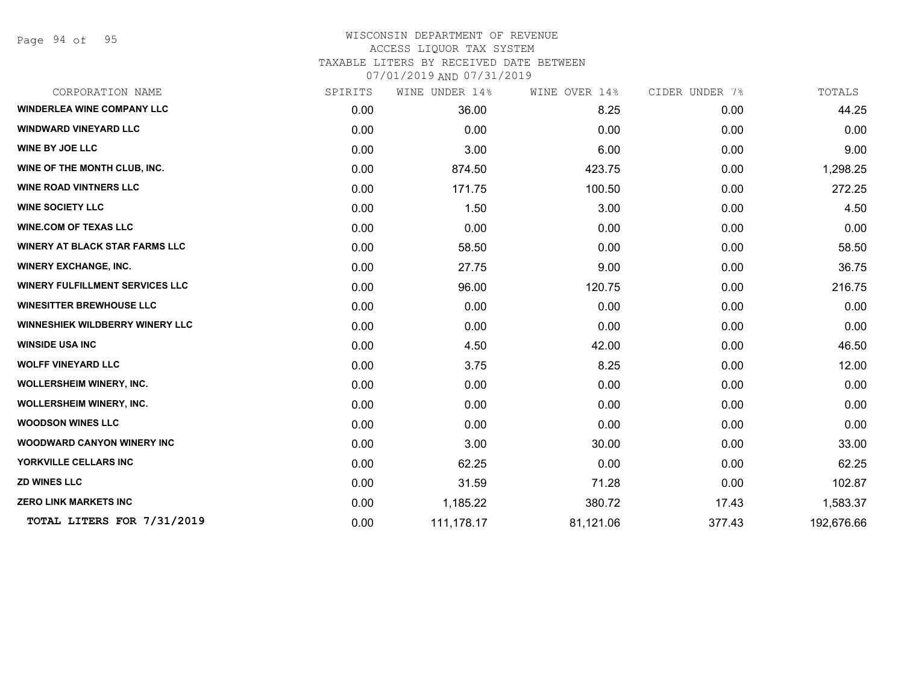WISCONSIN DEPARTMENT OF REVENUE
ACCESS LIQUOR TAX SYSTEM
TAXABLE LITERS BY RECEIVED DATE BETWEEN
07/01/2019 AND 07/31/2019

| CORPORATION NAME | SPIRITS | WINE UNDER 14% | WINE OVER 14% | CIDER UNDER 7% | TOTALS |
|---|---|---|---|---|---|
| **WINDERLEA WINE COMPANY LLC** | 0.00 | 36.00 | 8.25 | 0.00 | 44.25 |
| **WINDWARD VINEYARD LLC** | 0.00 | 0.00 | 0.00 | 0.00 | 0.00 |
| **WINE BY JOE LLC** | 0.00 | 3.00 | 6.00 | 0.00 | 9.00 |
| **WINE OF THE MONTH CLUB, INC.** | 0.00 | 874.50 | 423.75 | 0.00 | 1,298.25 |
| **WINE ROAD VINTNERS LLC** | 0.00 | 171.75 | 100.50 | 0.00 | 272.25 |
| **WINE SOCIETY LLC** | 0.00 | 1.50 | 3.00 | 0.00 | 4.50 |
| **WINE.COM OF TEXAS LLC** | 0.00 | 0.00 | 0.00 | 0.00 | 0.00 |
| **WINERY AT BLACK STAR FARMS LLC** | 0.00 | 58.50 | 0.00 | 0.00 | 58.50 |
| **WINERY EXCHANGE, INC.** | 0.00 | 27.75 | 9.00 | 0.00 | 36.75 |
| **WINERY FULFILLMENT SERVICES LLC** | 0.00 | 96.00 | 120.75 | 0.00 | 216.75 |
| **WINESITTER BREWHOUSE LLC** | 0.00 | 0.00 | 0.00 | 0.00 | 0.00 |
| **WINNESHIEK WILDBERRY WINERY LLC** | 0.00 | 0.00 | 0.00 | 0.00 | 0.00 |
| **WINSIDE USA INC** | 0.00 | 4.50 | 42.00 | 0.00 | 46.50 |
| **WOLFF VINEYARD LLC** | 0.00 | 3.75 | 8.25 | 0.00 | 12.00 |
| **WOLLERSHEIM WINERY, INC.** | 0.00 | 0.00 | 0.00 | 0.00 | 0.00 |
| **WOLLERSHEIM WINERY, INC.** | 0.00 | 0.00 | 0.00 | 0.00 | 0.00 |
| **WOODSON WINES LLC** | 0.00 | 0.00 | 0.00 | 0.00 | 0.00 |
| **WOODWARD CANYON WINERY INC** | 0.00 | 3.00 | 30.00 | 0.00 | 33.00 |
| **YORKVILLE CELLARS INC** | 0.00 | 62.25 | 0.00 | 0.00 | 62.25 |
| **ZD WINES LLC** | 0.00 | 31.59 | 71.28 | 0.00 | 102.87 |
| **ZERO LINK MARKETS INC** | 0.00 | 1,185.22 | 380.72 | 17.43 | 1,583.37 |
| **TOTAL LITERS FOR 7/31/2019** | 0.00 | 111,178.17 | 81,121.06 | 377.43 | 192,676.66 |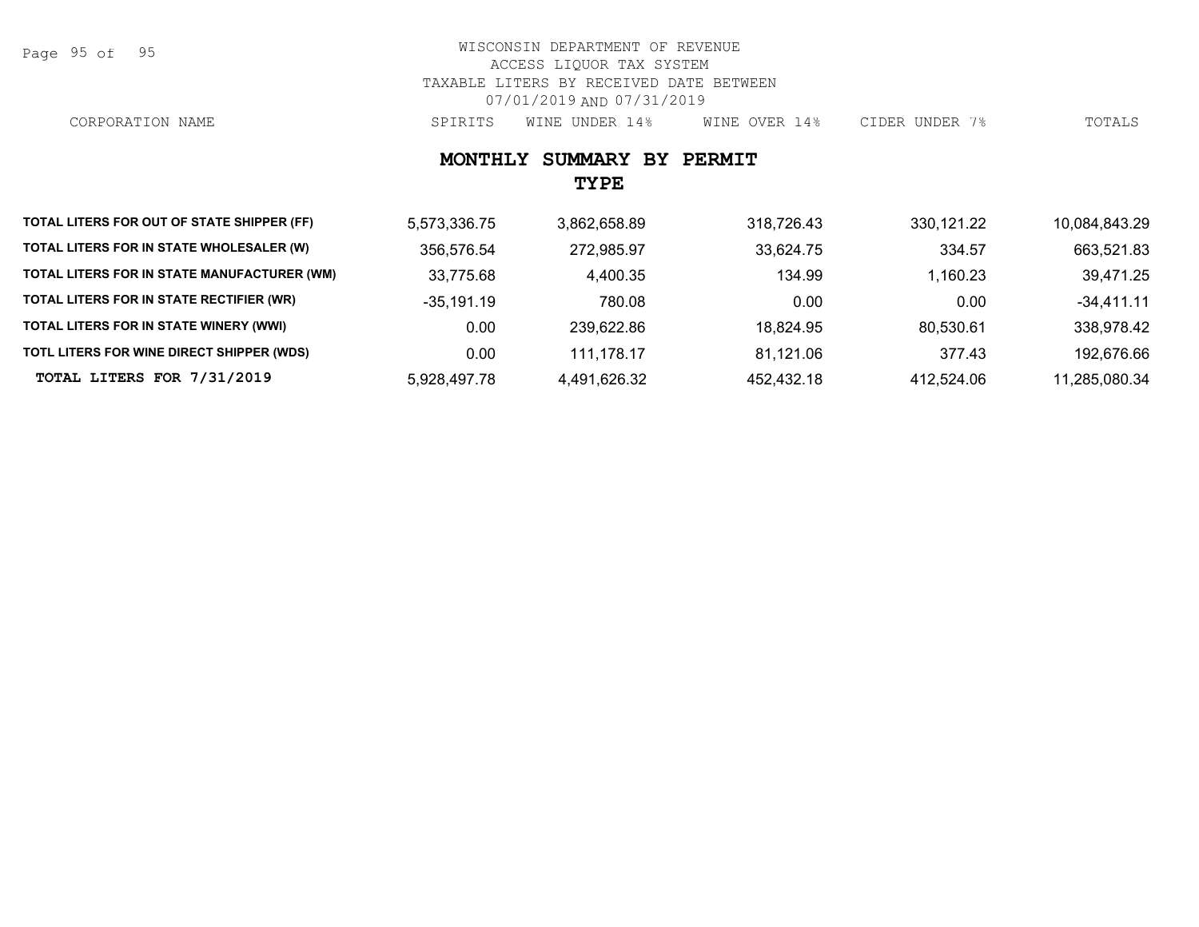WISCONSIN DEPARTMENT OF REVENUE
ACCESS LIQUOR TAX SYSTEM
TAXABLE LITERS BY RECEIVED DATE BETWEEN
07/01/2019 AND 07/31/2019

## MONTHLY SUMMARY BY PERMIT TYPE

| CORPORATION NAME | SPIRITS | WINE UNDER 14% | WINE OVER 14% | CIDER UNDER 7% | TOTALS |
|---|---|---|---|---|---|
| TOTAL LITERS FOR OUT OF STATE SHIPPER (FF) | 5,573,336.75 | 3,862,658.89 | 318,726.43 | 330,121.22 | 10,084,843.29 |
| TOTAL LITERS FOR IN STATE WHOLESALER (W) | 356,576.54 | 272,985.97 | 33,624.75 | 334.57 | 663,521.83 |
| TOTAL LITERS FOR IN STATE MANUFACTURER (WM) | 33,775.68 | 4,400.35 | 134.99 | 1,160.23 | 39,471.25 |
| TOTAL LITERS FOR IN STATE RECTIFIER (WR) | -35,191.19 | 780.08 | 0.00 | 0.00 | -34,411.11 |
| TOTAL LITERS FOR IN STATE WINERY (WWI) | 0.00 | 239,622.86 | 18,824.95 | 80,530.61 | 338,978.42 |
| TOTL LITERS FOR WINE DIRECT SHIPPER (WDS) | 0.00 | 111,178.17 | 81,121.06 | 377.43 | 192,676.66 |
| **TOTAL LITERS FOR 7/31/2019** | 5,928,497.78 | 4,491,626.32 | 452,432.18 | 412,524.06 | 11,285,080.34 |